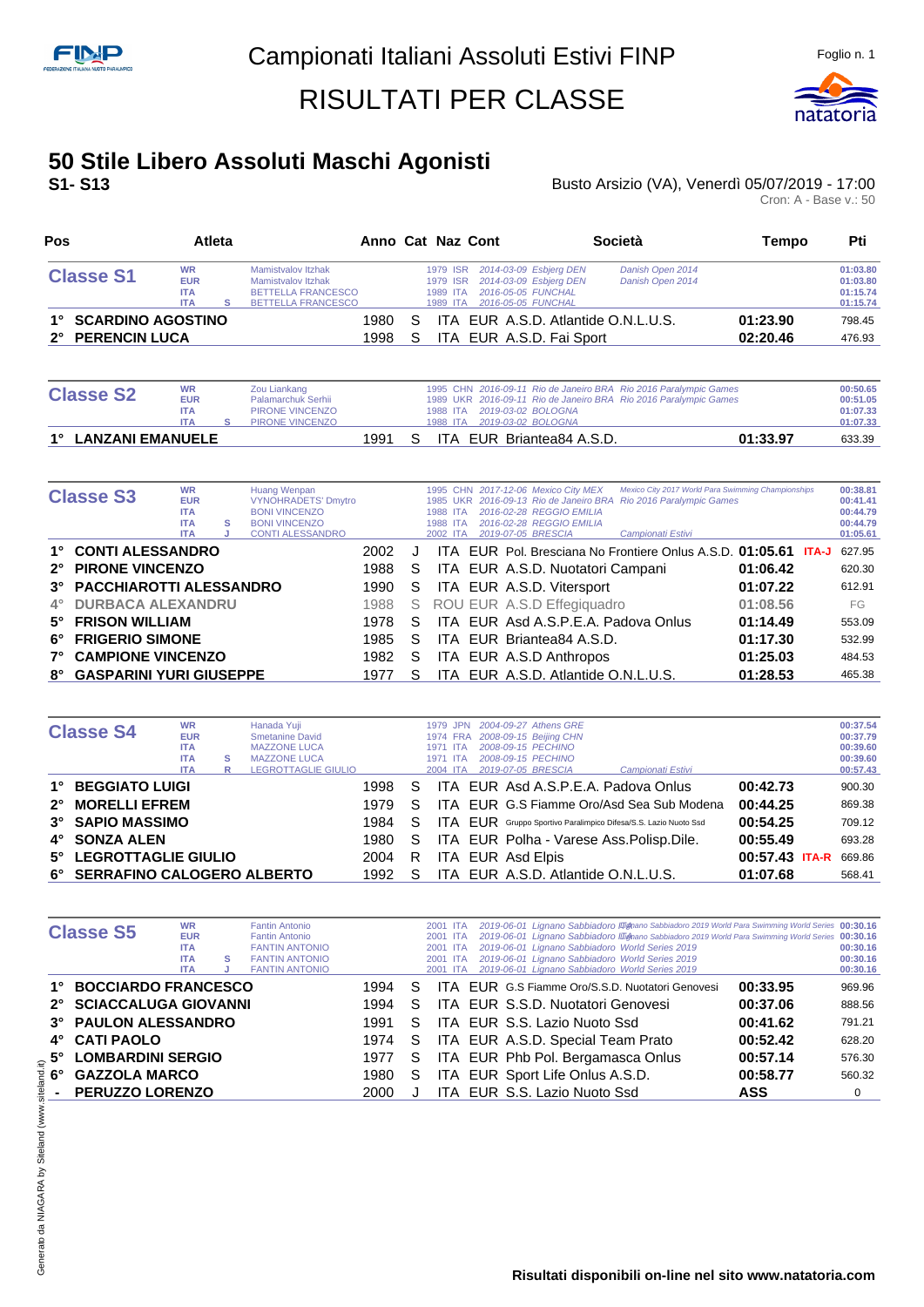# Campionati Italiani Assoluti Estivi FINP

# RISULTATI PER CLASSE

## 50 Stile Libero Assoluti Maschi Agonisti

**S1- S13**

Busto Arsizio (VA), Venerdì 05/07/2019 - 17:00

Cron: A - Base v.: 50

| Pos | Atleta | Anno | Cat | Naz | Cont | Società | Tempo | Pti |
|---|---|---|---|---|---|---|---|---|
| **Classe S1** | WR Mamistvalov Itzhak | | | 1979 ISR | | 2014-03-09 Esbjerg DEN Danish Open 2014 | | 01:03.80 |
| | EUR Mamistvalov Itzhak | | | 1979 ISR | | 2014-03-09 Esbjerg DEN Danish Open 2014 | | 01:03.80 |
| | ITA BETTELLA FRANCESCO | | | 1989 ITA | | 2016-05-05 FUNCHAL | | 01:15.74 |
| | ITA S BETTELLA FRANCESCO | | | 1989 ITA | | 2016-05-05 FUNCHAL | | 01:15.74 |
| 1° | SCARDINO AGOSTINO | 1980 | S | ITA | EUR | A.S.D. Atlantide O.N.L.U.S. | 01:23.90 | 798.45 |
| 2° | PERENCIN LUCA | 1998 | S | ITA | EUR | A.S.D. Fai Sport | 02:20.46 | 476.93 |
| **Classe S2** | WR Zou Liankang | | | 1995 CHN | | 2016-09-11 Rio de Janeiro BRA Rio 2016 Paralympic Games | | 00:50.65 |
| | EUR Palamarchuk Serhii | | | 1989 UKR | | 2016-09-11 Rio de Janeiro BRA Rio 2016 Paralympic Games | | 00:51.05 |
| | ITA PIRONE VINCENZO | | | 1988 ITA | | 2019-03-02 BOLOGNA | | 01:07.33 |
| | ITA S PIRONE VINCENZO | | | 1988 ITA | | 2019-03-02 BOLOGNA | | 01:07.33 |
| 1° | LANZANI EMANUELE | 1991 | S | ITA | EUR | Briantea84 A.S.D. | 01:33.97 | 633.39 |
| **Classe S3** | WR Huang Wenpan | | | 1995 CHN | | 2017-12-06 Mexico City MEX Mexico City 2017 World Para Swimming Championships | | 00:38.81 |
| | EUR VYNOHRADETS' Dmytro | | | 1985 UKR | | 2016-09-13 Rio de Janeiro BRA Rio 2016 Paralympic Games | | 00:41.41 |
| | ITA BONI VINCENZO | | | 1988 ITA | | 2016-02-28 REGGIO EMILIA | | 00:44.79 |
| | ITA S BONI VINCENZO | | | 1988 ITA | | 2016-02-28 REGGIO EMILIA | | 00:44.79 |
| | ITA J CONTI ALESSANDRO | | | 2002 ITA | | 2019-07-05 BRESCIA Campionati Estivi | | 01:05.61 |
| 1° | CONTI ALESSANDRO | 2002 | J | ITA | EUR | Pol. Bresciana No Frontiere Onlus A.S.D. | 01:05.61 ITA-J | 627.95 |
| 2° | PIRONE VINCENZO | 1988 | S | ITA | EUR | A.S.D. Nuotatori Campani | 01:06.42 | 620.30 |
| 3° | PACCHIAROTTI ALESSANDRO | 1990 | S | ITA | EUR | A.S.D. Vitersport | 01:07.22 | 612.91 |
| 4° | DURBACA ALEXANDRU | 1988 | S | ROU | EUR | A.S.D Effegiquadro | 01:08.56 | FG |
| 5° | FRISON WILLIAM | 1978 | S | ITA | EUR | Asd A.S.P.E.A. Padova Onlus | 01:14.49 | 553.09 |
| 6° | FRIGERIO SIMONE | 1985 | S | ITA | EUR | Briantea84 A.S.D. | 01:17.30 | 532.99 |
| 7° | CAMPIONE VINCENZO | 1982 | S | ITA | EUR | A.S.D Anthropos | 01:25.03 | 484.53 |
| 8° | GASPARINI YURI GIUSEPPE | 1977 | S | ITA | EUR | A.S.D. Atlantide O.N.L.U.S. | 01:28.53 | 465.38 |
| **Classe S4** | WR Hanada Yuji | | | 1979 JPN | | 2004-09-27 Athens GRE | | 00:37.54 |
| | EUR Smetanine David | | | 1974 FRA | | 2008-09-15 Beijing CHN | | 00:37.79 |
| | ITA MAZZONE LUCA | | | 1971 ITA | | 2008-09-15 PECHINO | | 00:39.60 |
| | ITA S MAZZONE LUCA | | | 1971 ITA | | 2008-09-15 PECHINO | | 00:39.60 |
| | ITA R LEGROTTAGLIE GIULIO | | | 2004 ITA | | 2019-07-05 BRESCIA Campionati Estivi | | 00:57.43 |
| 1° | BEGGIATO LUIGI | 1998 | S | ITA | EUR | Asd A.S.P.E.A. Padova Onlus | 00:42.73 | 900.30 |
| 2° | MORELLI EFREM | 1979 | S | ITA | EUR | G.S Fiamme Oro/Asd Sea Sub Modena | 00:44.25 | 869.38 |
| 3° | SAPIO MASSIMO | 1984 | S | ITA | EUR | Gruppo Sportivo Paralimpico Difesa/S.S. Lazio Nuoto Ssd | 00:54.25 | 709.12 |
| 4° | SONZA ALEN | 1980 | S | ITA | EUR | Polha - Varese Ass.Polisp.Dile. | 00:55.49 | 693.28 |
| 5° | LEGROTTAGLIE GIULIO | 2004 | R | ITA | EUR | Asd Elpis | 00:57.43 ITA-R | 669.86 |
| 6° | SERRAFINO CALOGERO ALBERTO | 1992 | S | ITA | EUR | A.S.D. Atlantide O.N.L.U.S. | 01:07.68 | 568.41 |
| **Classe S5** | WR Fantin Antonio | | | 2001 ITA | | 2019-06-01 Lignano Sabbiadoro ITA Lignano Sabbiadoro 2019 World Para Swimming World Series | | 00:30.16 |
| | EUR Fantin Antonio | | | 2001 ITA | | 2019-06-01 Lignano Sabbiadoro ITA Lignano Sabbiadoro 2019 World Para Swimming World Series | | 00:30.16 |
| | ITA FANTIN ANTONIO | | | 2001 ITA | | 2019-06-01 Lignano Sabbiadoro World Series 2019 | | 00:30.16 |
| | ITA S FANTIN ANTONIO | | | 2001 ITA | | 2019-06-01 Lignano Sabbiadoro World Series 2019 | | 00:30.16 |
| | ITA J FANTIN ANTONIO | | | 2001 ITA | | 2019-06-01 Lignano Sabbiadoro World Series 2019 | | 00:30.16 |
| 1° | BOCCIARDO FRANCESCO | 1994 | S | ITA | EUR | G.S Fiamme Oro/S.S.D. Nuotatori Genovesi | 00:33.95 | 969.96 |
| 2° | SCIACCALUGA GIOVANNI | 1994 | S | ITA | EUR | S.S.D. Nuotatori Genovesi | 00:37.06 | 888.56 |
| 3° | PAULON ALESSANDRO | 1991 | S | ITA | EUR | S.S. Lazio Nuoto Ssd | 00:41.62 | 791.21 |
| 4° | CATI PAOLO | 1974 | S | ITA | EUR | A.S.D. Special Team Prato | 00:52.42 | 628.20 |
| 5° | LOMBARDINI SERGIO | 1977 | S | ITA | EUR | Phb Pol. Bergamasca Onlus | 00:57.14 | 576.30 |
| 6° | GAZZOLA MARCO | 1980 | S | ITA | EUR | Sport Life Onlus A.S.D. | 00:58.77 | 560.32 |
| - | PERUZZO LORENZO | 2000 | J | ITA | EUR | S.S. Lazio Nuoto Ssd | ASS | 0 |

Risultati disponibili on-line nel sito www.natatoria.com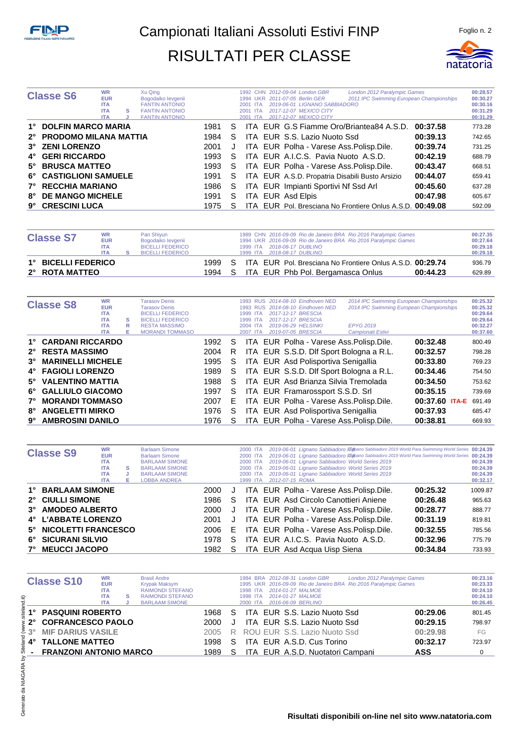# Campionati Italiani Assoluti Estivi FINP

# RISULTATI PER CLASSE

## Classe S6

| | | | | |
|---|---|---|---|---|
| WR | Xu Qing | 1992 CHN 2012-09-04 London GBR | London 2012 Paralympic Games | 00:28.57 |
| EUR | Bogodaiko Ievgenii | 1994 UKR 2011-07-05 Berlin GER | 2011 IPC Swimming European Championships | 00:30.27 |
| ITA | FANTIN ANTONIO | 2001 ITA 2019-06-01 LIGNANO SABBIADORO | | 00:30.16 |
| ITA S | FANTIN ANTONIO | 2001 ITA 2017-12-07 MEXICO CITY | | 00:31.29 |
| ITA J | FANTIN ANTONIO | 2001 ITA 2017-12-07 MEXICO CITY | | 00:31.29 |

| Pos. | Atleta | Anno | Cat. | Naz. | | Società | Tempo | Punti |
|---|---|---|---|---|---|---|---|---|
| 1° | DOLFIN MARCO MARIA | 1981 | S | ITA | EUR | G.S Fiamme Oro/Briantea84 A.S.D. | 00:37.58 | 773.28 |
| 2° | PRODOMO MILANA MATTIA | 1984 | S | ITA | EUR | S.S. Lazio Nuoto Ssd | 00:39.13 | 742.65 |
| 3° | ZENI LORENZO | 2001 | J | ITA | EUR | Polha - Varese Ass.Polisp.Dile. | 00:39.74 | 731.25 |
| 4° | GERI RICCARDO | 1993 | S | ITA | EUR | A.I.C.S. Pavia Nuoto A.S.D. | 00:42.19 | 688.79 |
| 5° | BRUSCA MATTEO | 1993 | S | ITA | EUR | Polha - Varese Ass.Polisp.Dile. | 00:43.47 | 668.51 |
| 6° | CASTIGLIONI SAMUELE | 1991 | S | ITA | EUR | A.S.D. Propatria Disabili Busto Arsizio | 00:44.07 | 659.41 |
| 7° | RECCHIA MARIANO | 1986 | S | ITA | EUR | Impianti Sportivi Nf Ssd Arl | 00:45.60 | 637.28 |
| 8° | DE MANGO MICHELE | 1991 | S | ITA | EUR | Asd Elpis | 00:47.98 | 605.67 |
| 9° | CRESCINI LUCA | 1975 | S | ITA | EUR | Pol. Bresciana No Frontiere Onlus A.S.D. | 00:49.08 | 592.09 |

## Classe S7

| | | | | |
|---|---|---|---|---|
| WR | Pan Shiyun | 1989 CHN 2016-09-09 Rio de Janeiro BRA | Rio 2016 Paralympic Games | 00:27.35 |
| EUR | Bogodaiko Ievgenii | 1994 UKR 2016-09-09 Rio de Janeiro BRA | Rio 2016 Paralympic Games | 00:27.64 |
| ITA | BICELLI FEDERICO | 1999 ITA 2018-08-17 DUBLINO | | 00:29.18 |
| ITA S | BICELLI FEDERICO | 1999 ITA 2018-08-17 DUBLINO | | 00:29.18 |

| Pos. | Atleta | Anno | Cat. | Naz. | | Società | Tempo | Punti |
|---|---|---|---|---|---|---|---|---|
| 1° | BICELLI FEDERICO | 1999 | S | ITA | EUR | Pol. Bresciana No Frontiere Onlus A.S.D. | 00:29.74 | 936.79 |
| 2° | ROTA MATTEO | 1994 | S | ITA | EUR | Phb Pol. Bergamasca Onlus | 00:44.23 | 629.89 |

## Classe S8

| | | | | |
|---|---|---|---|---|
| WR | Tarasov Denis | 1993 RUS 2014-08-10 Eindhoven NED | 2014 IPC Swimming European Championships | 00:25.32 |
| EUR | Tarasov Denis | 1993 RUS 2014-08-10 Eindhoven NED | 2014 IPC Swimming European Championships | 00:25.32 |
| ITA | BICELLI FEDERICO | 1999 ITA 2017-12-17 BRESCIA | | 00:29.64 |
| ITA S | BICELLI FEDERICO | 1999 ITA 2017-12-17 BRESCIA | | 00:29.64 |
| ITA R | RESTA MASSIMO | 2004 ITA 2019-06-29 HELSINKI | EPYG 2019 | 00:32.27 |
| ITA E | MORANDI TOMMASO | 2007 ITA 2019-07-05 BRESCIA | Campionati Estivi | 00:37.60 |

| Pos. | Atleta | Anno | Cat. | Naz. | | Società | Tempo | Punti |
|---|---|---|---|---|---|---|---|---|
| 1° | CARDANI RICCARDO | 1992 | S | ITA | EUR | Polha - Varese Ass.Polisp.Dile. | 00:32.48 | 800.49 |
| 2° | RESTA MASSIMO | 2004 | R | ITA | EUR | S.S.D. Dlf Sport Bologna a R.L. | 00:32.57 | 798.28 |
| 3° | MARINELLI MICHELE | 1995 | S | ITA | EUR | Asd Polisportiva Senigallia | 00:33.80 | 769.23 |
| 4° | FAGIOLI LORENZO | 1989 | S | ITA | EUR | S.S.D. Dlf Sport Bologna a R.L. | 00:34.46 | 754.50 |
| 5° | VALENTINO MATTIA | 1988 | S | ITA | EUR | Asd Brianza Silvia Tremolada | 00:34.50 | 753.62 |
| 6° | GALLIULO GIACOMO | 1997 | S | ITA | EUR | Framarossport S.S.D. Srl | 00:35.15 | 739.69 |
| 7° | MORANDI TOMMASO | 2007 | E | ITA | EUR | Polha - Varese Ass.Polisp.Dile. | 00:37.60 ITA-E | 691.49 |
| 8° | ANGELETTI MIRKO | 1976 | S | ITA | EUR | Asd Polisportiva Senigallia | 00:37.93 | 685.47 |
| 9° | AMBROSINI DANILO | 1976 | S | ITA | EUR | Polha - Varese Ass.Polisp.Dile. | 00:38.81 | 669.93 |

## Classe S9

| | | | | |
|---|---|---|---|---|
| WR | Barlaam Simone | 2000 ITA 2019-06-01 Lignano Sabbiadoro ITA | Lignano Sabbiadoro 2019 World Para Swimming World Series | 00:24.39 |
| EUR | Barlaam Simone | 2000 ITA 2019-06-01 Lignano Sabbiadoro ITA | Lignano Sabbiadoro 2019 World Para Swimming World Series | 00:24.39 |
| ITA | BARLAAM SIMONE | 2000 ITA 2019-06-01 Lignano Sabbiadoro | World Series 2019 | 00:24.39 |
| ITA S | BARLAAM SIMONE | 2000 ITA 2019-06-01 Lignano Sabbiadoro | World Series 2019 | 00:24.39 |
| ITA J | BARLAAM SIMONE | 2000 ITA 2019-06-01 Lignano Sabbiadoro | World Series 2019 | 00:24.39 |
| ITA E | LOBBA ANDREA | 1999 ITA 2012-07-15 ROMA | | 00:32.17 |

| Pos. | Atleta | Anno | Cat. | Naz. | | Società | Tempo | Punti |
|---|---|---|---|---|---|---|---|---|
| 1° | BARLAAM SIMONE | 2000 | J | ITA | EUR | Polha - Varese Ass.Polisp.Dile. | 00:25.32 | 1009.87 |
| 2° | CIULLI SIMONE | 1986 | S | ITA | EUR | Asd Circolo Canottieri Aniene | 00:26.48 | 965.63 |
| 3° | AMODEO ALBERTO | 2000 | J | ITA | EUR | Polha - Varese Ass.Polisp.Dile. | 00:28.77 | 888.77 |
| 4° | L'ABBATE LORENZO | 2001 | J | ITA | EUR | Polha - Varese Ass.Polisp.Dile. | 00:31.19 | 819.81 |
| 5° | NICOLETTI FRANCESCO | 2006 | E | ITA | EUR | Polha - Varese Ass.Polisp.Dile. | 00:32.55 | 785.56 |
| 6° | SICURANI SILVIO | 1978 | S | ITA | EUR | A.I.C.S. Pavia Nuoto A.S.D. | 00:32.96 | 775.79 |
| 7° | MEUCCI JACOPO | 1982 | S | ITA | EUR | Asd Acqua Uisp Siena | 00:34.84 | 733.93 |

## Classe S10

| | | | | |
|---|---|---|---|---|
| WR | Brasil Andre | 1984 BRA 2012-08-31 London GBR | London 2012 Paralympic Games | 00:23.16 |
| EUR | Krypak Maksym | 1995 UKR 2016-09-09 Rio de Janeiro BRA | Rio 2016 Paralympic Games | 00:23.33 |
| ITA | RAIMONDI STEFANO | 1998 ITA 2014-01-27 MALMOE | | 00:24.10 |
| ITA S | RAIMONDI STEFANO | 1998 ITA 2014-01-27 MALMOE | | 00:24.10 |
| ITA J | BARLAAM SIMONE | 2000 ITA 2016-06-09 BERLINO | | 00:26.45 |

| Pos. | Atleta | Anno | Cat. | Naz. | | Società | Tempo | Punti |
|---|---|---|---|---|---|---|---|---|
| 1° | PASQUINI ROBERTO | 1968 | S | ITA | EUR | S.S. Lazio Nuoto Ssd | 00:29.06 | 801.45 |
| 2° | COFRANCESCO PAOLO | 2000 | J | ITA | EUR | S.S. Lazio Nuoto Ssd | 00:29.15 | 798.97 |
| 3° | MIF DARIUS VASILE | 2005 | R | ROU | EUR | S.S. Lazio Nuoto Ssd | 00:29.98 | FG |
| 4° | TALLONE MATTEO | 1998 | S | ITA | EUR | A.S.D. Cus Torino | 00:32.17 | 723.97 |
| - | FRANZONI ANTONIO MARCO | 1989 | S | ITA | EUR | A.S.D. Nuotatori Campani | ASS | 0 |

**Risultati disponibili on-line nel sito www.natatoria.com**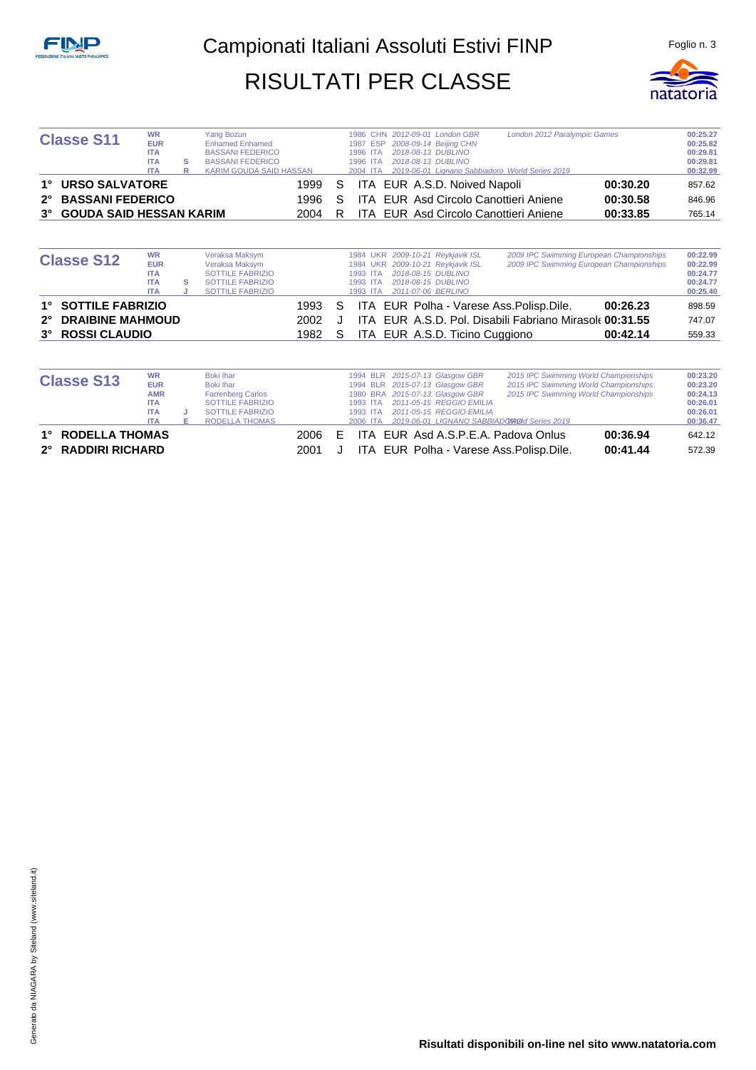# Campionati Italiani Assoluti Estivi FINP

## RISULTATI PER CLASSE

### Classe S11

| Record | Cat. | Nome | Anno | Naz. | Data | Luogo | Manifestazione | Tempo |
|---|---|---|---|---|---|---|---|---|
| WR | | Yang Bozun | 1986 | CHN | 2012-09-01 | London GBR | London 2012 Paralympic Games | 00:25.27 |
| EUR | | Enhamed Enhamed | 1987 | ESP | 2008-09-14 | Beijing CHN | | 00:25.82 |
| ITA | | BASSANI FEDERICO | 1996 | ITA | 2018-08-13 | DUBLINO | | 00:29.81 |
| ITA | S | BASSANI FEDERICO | 1996 | ITA | 2018-08-13 | DUBLINO | | 00:29.81 |
| ITA | R | KARIM GOUDA SAID HASSAN | 2004 | ITA | 2019-06-01 | Lignano Sabbiadoro | World Series 2019 | 00:32.99 |

| Pos. | Atleta | Anno | Cat. | Naz. | | Società | Tempo | Punti |
|---|---|---|---|---|---|---|---|---|
| 1° | URSO SALVATORE | 1999 | S | ITA | EUR | A.S.D. Noived Napoli | 00:30.20 | 857.62 |
| 2° | BASSANI FEDERICO | 1996 | S | ITA | EUR | Asd Circolo Canottieri Aniene | 00:30.58 | 846.96 |
| 3° | GOUDA SAID HESSAN KARIM | 2004 | R | ITA | EUR | Asd Circolo Canottieri Aniene | 00:33.85 | 765.14 |

### Classe S12

| Record | Cat. | Nome | Anno | Naz. | Data | Luogo | Manifestazione | Tempo |
|---|---|---|---|---|---|---|---|---|
| WR | | Veraksa Maksym | 1984 | UKR | 2009-10-21 | Reykjavik ISL | 2009 IPC Swimming European Championships | 00:22.99 |
| EUR | | Veraksa Maksym | 1984 | UKR | 2009-10-21 | Reykjavik ISL | 2009 IPC Swimming European Championships | 00:22.99 |
| ITA | | SOTTILE FABRIZIO | 1993 | ITA | 2018-08-15 | DUBLINO | | 00:24.77 |
| ITA | S | SOTTILE FABRIZIO | 1993 | ITA | 2018-08-15 | DUBLINO | | 00:24.77 |
| ITA | J | SOTTILE FABRIZIO | 1993 | ITA | 2011-07-06 | BERLINO | | 00:25.40 |

| Pos. | Atleta | Anno | Cat. | Naz. | | Società | Tempo | Punti |
|---|---|---|---|---|---|---|---|---|
| 1° | SOTTILE FABRIZIO | 1993 | S | ITA | EUR | Polha - Varese Ass.Polisp.Dile. | 00:26.23 | 898.59 |
| 2° | DRAIBINE MAHMOUD | 2002 | J | ITA | EUR | A.S.D. Pol. Disabili Fabriano Mirasole | 00:31.55 | 747.07 |
| 3° | ROSSI CLAUDIO | 1982 | S | ITA | EUR | A.S.D. Ticino Cuggiono | 00:42.14 | 559.33 |

### Classe S13

| Record | Cat. | Nome | Anno | Naz. | Data | Luogo | Manifestazione | Tempo |
|---|---|---|---|---|---|---|---|---|
| WR | | Boki Ihar | 1994 | BLR | 2015-07-13 | Glasgow GBR | 2015 IPC Swimming World Championships | 00:23.20 |
| EUR | | Boki Ihar | 1994 | BLR | 2015-07-13 | Glasgow GBR | 2015 IPC Swimming World Championships | 00:23.20 |
| AMR | | Farrenberg Carlos | 1980 | BRA | 2015-07-13 | Glasgow GBR | 2015 IPC Swimming World Championships | 00:24.13 |
| ITA | | SOTTILE FABRIZIO | 1993 | ITA | 2011-05-15 | REGGIO EMILIA | | 00:26.01 |
| ITA | J | SOTTILE FABRIZIO | 1993 | ITA | 2011-05-15 | REGGIO EMILIA | | 00:26.01 |
| ITA | E | RODELLA THOMAS | 2006 | ITA | 2019-06-01 | LIGNANO SABBIADORO | World Series 2019 | 00:36.47 |

| Pos. | Atleta | Anno | Cat. | Naz. | | Società | Tempo | Punti |
|---|---|---|---|---|---|---|---|---|
| 1° | RODELLA THOMAS | 2006 | E | ITA | EUR | Asd A.S.P.E.A. Padova Onlus | 00:36.94 | 642.12 |
| 2° | RADDIRI RICHARD | 2001 | J | ITA | EUR | Polha - Varese Ass.Polisp.Dile. | 00:41.44 | 572.39 |

**Risultati disponibili on-line nel sito www.natatoria.com**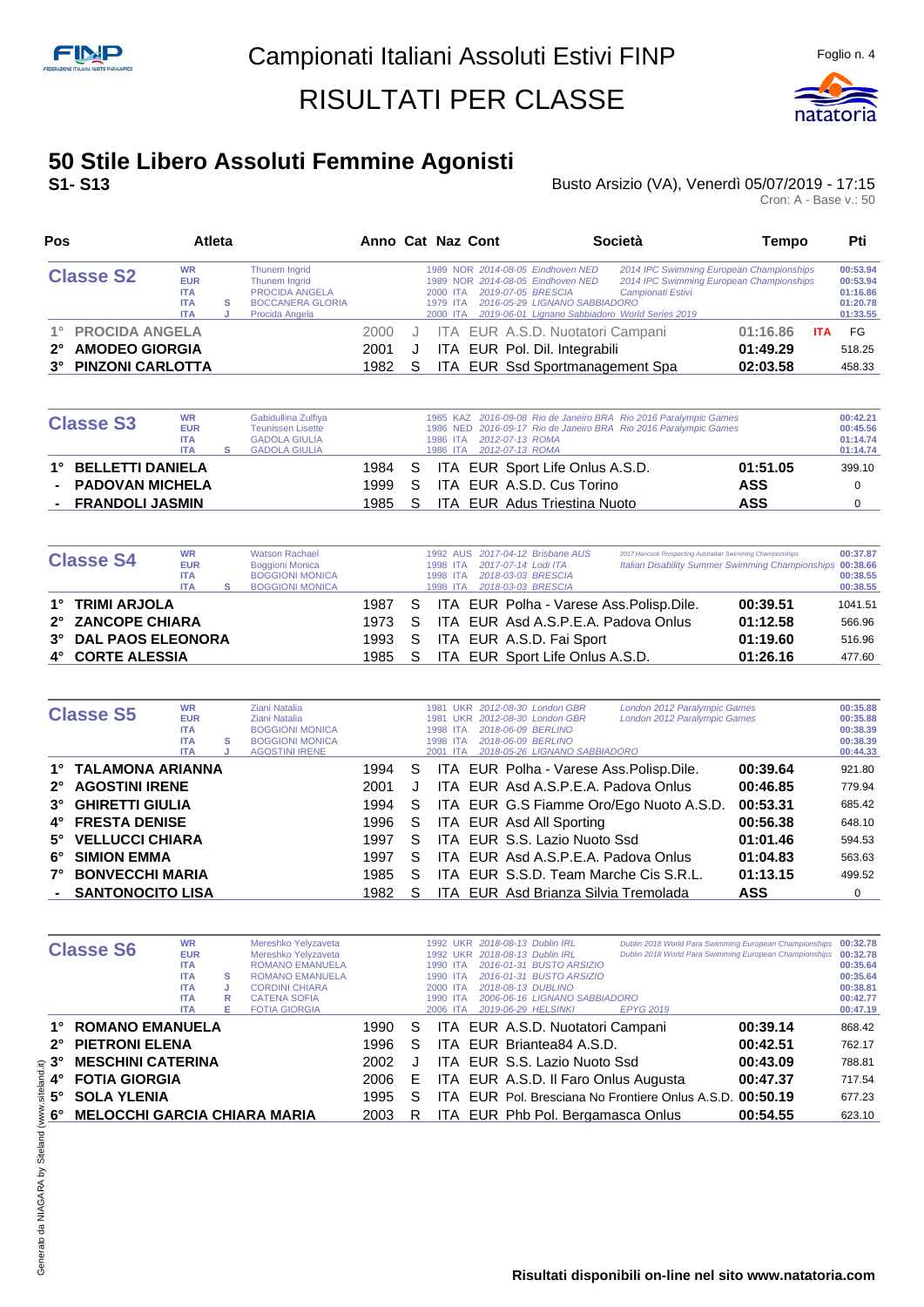Campionati Italiani Assoluti Estivi FINP

# RISULTATI PER CLASSE

## 50 Stile Libero Assoluti Femmine Agonisti

**S1- S13**

Busto Arsizio (VA), Venerdì 05/07/2019 - 17:15

Cron: A - Base v.: 50

| Pos | Atleta | Anno | Cat | Naz | Cont | Società | Tempo | | Pti |
|---|---|---|---|---|---|---|---|---|---|
| **Classe S2** | WR Thunem Ingrid | 1989 | | NOR | | 2014-08-05 Eindhoven NED - 2014 IPC Swimming European Championships | 00:53.94 | | |
| | EUR Thunem Ingrid | 1989 | | NOR | | 2014-08-05 Eindhoven NED - 2014 IPC Swimming European Championships | 00:53.94 | | |
| | ITA PROCIDA ANGELA | 2000 | | ITA | | 2019-07-05 BRESCIA - Campionati Estivi | 01:16.86 | | |
| | ITA S BOCCANERA GLORIA | 1979 | | ITA | | 2016-05-29 LIGNANO SABBIADORO | 01:20.78 | | |
| | ITA J Procida Angela | 2000 | | ITA | | 2019-06-01 Lignano Sabbiadoro World Series 2019 | 01:33.55 | | |
| 1° | PROCIDA ANGELA | 2000 | J | ITA | EUR | A.S.D. Nuotatori Campani | 01:16.86 | ITA | FG |
| 2° | AMODEO GIORGIA | 2001 | J | ITA | EUR | Pol. Dil. Integrabili | 01:49.29 | | 518.25 |
| 3° | PINZONI CARLOTTA | 1982 | S | ITA | EUR | Ssd Sportmanagement Spa | 02:03.58 | | 458.33 |

| Pos | Atleta | Anno | Cat | Naz | Cont | Società | Tempo | | Pti |
|---|---|---|---|---|---|---|---|---|---|
| **Classe S3** | WR Gabidullina Zulfiya | 1965 | | KAZ | | 2016-09-08 Rio de Janeiro BRA - Rio 2016 Paralympic Games | 00:42.21 | | |
| | EUR Teunissen Lisette | 1986 | | NED | | 2016-09-17 Rio de Janeiro BRA - Rio 2016 Paralympic Games | 00:45.56 | | |
| | ITA GADOLA GIULIA | 1986 | | ITA | | 2012-07-13 ROMA | 01:14.74 | | |
| | ITA S GADOLA GIULIA | 1986 | | ITA | | 2012-07-13 ROMA | 01:14.74 | | |
| 1° | BELLETTI DANIELA | 1984 | S | ITA | EUR | Sport Life Onlus A.S.D. | 01:51.05 | | 399.10 |
| - | PADOVAN MICHELA | 1999 | S | ITA | EUR | A.S.D. Cus Torino | ASS | | 0 |
| - | FRANDOLI JASMIN | 1985 | S | ITA | EUR | Adus Triestina Nuoto | ASS | | 0 |

| Pos | Atleta | Anno | Cat | Naz | Cont | Società | Tempo | | Pti |
|---|---|---|---|---|---|---|---|---|---|
| **Classe S4** | WR Watson Rachael | 1992 | | AUS | | 2017-04-12 Brisbane AUS - 2017 Hancock Prospecting Australian Swimming Championships | 00:37.87 | | |
| | EUR Boggioni Monica | 1998 | | ITA | | 2017-07-14 Lodi ITA - Italian Disability Summer Swimming Championships | 00:38.66 | | |
| | ITA BOGGIONI MONICA | 1998 | | ITA | | 2018-03-03 BRESCIA | 00:38.55 | | |
| | ITA S BOGGIONI MONICA | 1998 | | ITA | | 2018-03-03 BRESCIA | 00:38.55 | | |
| 1° | TRIMI ARJOLA | 1987 | S | ITA | EUR | Polha - Varese Ass.Polisp.Dile. | 00:39.51 | | 1041.51 |
| 2° | ZANCOPE CHIARA | 1973 | S | ITA | EUR | Asd A.S.P.E.A. Padova Onlus | 01:12.58 | | 566.96 |
| 3° | DAL PAOS ELEONORA | 1993 | S | ITA | EUR | A.S.D. Fai Sport | 01:19.60 | | 516.96 |
| 4° | CORTE ALESSIA | 1985 | S | ITA | EUR | Sport Life Onlus A.S.D. | 01:26.16 | | 477.60 |

| Pos | Atleta | Anno | Cat | Naz | Cont | Società | Tempo | | Pti |
|---|---|---|---|---|---|---|---|---|---|
| **Classe S5** | WR Ziani Natalia | 1981 | | UKR | | 2012-08-30 London GBR - London 2012 Paralympic Games | 00:35.88 | | |
| | EUR Ziani Natalia | 1981 | | UKR | | 2012-08-30 London GBR - London 2012 Paralympic Games | 00:35.88 | | |
| | ITA BOGGIONI MONICA | 1998 | | ITA | | 2018-06-09 BERLINO | 00:38.39 | | |
| | ITA S BOGGIONI MONICA | 1998 | | ITA | | 2018-06-09 BERLINO | 00:38.39 | | |
| | ITA J AGOSTINI IRENE | 2001 | | ITA | | 2018-05-26 LIGNANO SABBIADORO | 00:44.33 | | |
| 1° | TALAMONA ARIANNA | 1994 | S | ITA | EUR | Polha - Varese Ass.Polisp.Dile. | 00:39.64 | | 921.80 |
| 2° | AGOSTINI IRENE | 2001 | J | ITA | EUR | Asd A.S.P.E.A. Padova Onlus | 00:46.85 | | 779.94 |
| 3° | GHIRETTI GIULIA | 1994 | S | ITA | EUR | G.S Fiamme Oro/Ego Nuoto A.S.D. | 00:53.31 | | 685.42 |
| 4° | FRESTA DENISE | 1996 | S | ITA | EUR | Asd All Sporting | 00:56.38 | | 648.10 |
| 5° | VELLUCCI CHIARA | 1997 | S | ITA | EUR | S.S. Lazio Nuoto Ssd | 01:01.46 | | 594.53 |
| 6° | SIMION EMMA | 1997 | S | ITA | EUR | Asd A.S.P.E.A. Padova Onlus | 01:04.83 | | 563.63 |
| 7° | BONVECCHI MARIA | 1985 | S | ITA | EUR | S.S.D. Team Marche Cis S.R.L. | 01:13.15 | | 499.52 |
| - | SANTONOCITO LISA | 1982 | S | ITA | EUR | Asd Brianza Silvia Tremolada | ASS | | 0 |

| Pos | Atleta | Anno | Cat | Naz | Cont | Società | Tempo | | Pti |
|---|---|---|---|---|---|---|---|---|---|
| **Classe S6** | WR Mereshko Yelyzaveta | 1992 | | UKR | | 2018-08-13 Dublin IRL - Dublin 2018 World Para Swimming European Championships | 00:32.78 | | |
| | EUR Mereshko Yelyzaveta | 1992 | | UKR | | 2018-08-13 Dublin IRL - Dublin 2018 World Para Swimming European Championships | 00:32.78 | | |
| | ITA ROMANO EMANUELA | 1990 | | ITA | | 2016-01-31 BUSTO ARSIZIO | 00:35.64 | | |
| | ITA S ROMANO EMANUELA | 1990 | | ITA | | 2016-01-31 BUSTO ARSIZIO | 00:35.64 | | |
| | ITA J CORDINI CHIARA | 2000 | | ITA | | 2018-08-13 DUBLINO | 00:38.81 | | |
| | ITA R CATENA SOFIA | 1990 | | ITA | | 2006-06-16 LIGNANO SABBIADORO | 00:42.77 | | |
| | ITA E FOTIA GIORGIA | 2006 | | ITA | | 2019-06-29 HELSINKI - EPYG 2019 | 00:47.19 | | |
| 1° | ROMANO EMANUELA | 1990 | S | ITA | EUR | A.S.D. Nuotatori Campani | 00:39.14 | | 868.42 |
| 2° | PIETRONI ELENA | 1996 | S | ITA | EUR | Briantea84 A.S.D. | 00:42.51 | | 762.17 |
| 3° | MESCHINI CATERINA | 2002 | J | ITA | EUR | S.S. Lazio Nuoto Ssd | 00:43.09 | | 788.81 |
| 4° | FOTIA GIORGIA | 2006 | E | ITA | EUR | A.S.D. Il Faro Onlus Augusta | 00:47.37 | | 717.54 |
| 5° | SOLA YLENIA | 1995 | S | ITA | EUR | Pol. Bresciana No Frontiere Onlus A.S.D. | 00:50.19 | | 677.23 |
| 6° | MELOCCHI GARCIA CHIARA MARIA | 2003 | R | ITA | EUR | Phb Pol. Bergamasca Onlus | 00:54.55 | | 623.10 |

Risultati disponibili on-line nel sito www.natatoria.com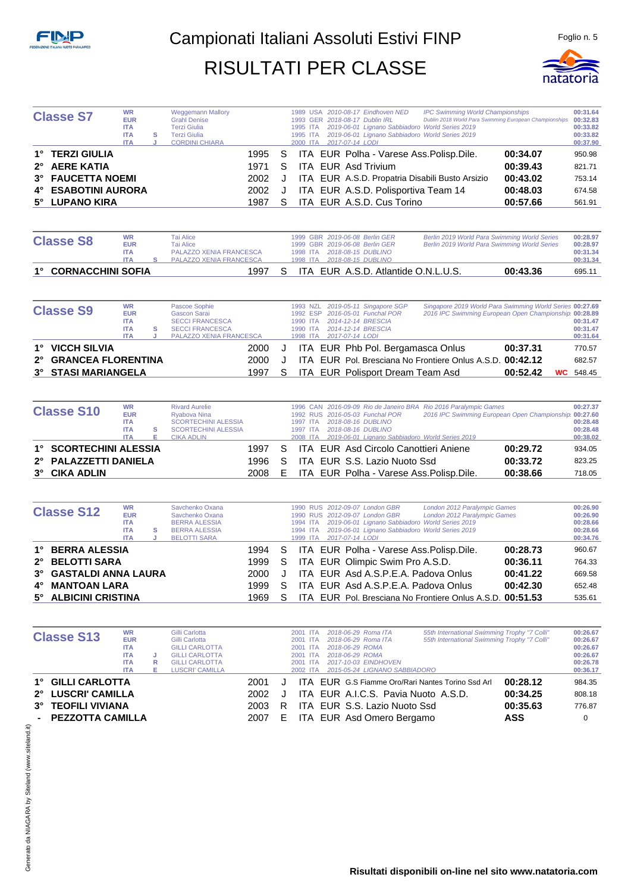# Campionati Italiani Assoluti Estivi FINP

# RISULTATI PER CLASSE

Foglio n. 5

## Classe S7

| Record | Cat. | Nome | Anno | Naz. | Data | Luogo | Manifestazione | Tempo |
|---|---|---|---|---|---|---|---|---|
| WR | | Weggemann Mallory | 1989 | USA | 2010-08-17 | Eindhoven NED | IPC Swimming World Championships | 00:31.64 |
| EUR | | Grahl Denise | 1993 | GER | 2018-08-17 | Dublin IRL | Dublin 2018 World Para Swimming European Championships | 00:32.83 |
| ITA | | Terzi Giulia | 1995 | ITA | 2019-06-01 | Lignano Sabbiadoro | World Series 2019 | 00:33.82 |
| ITA | S | Terzi Giulia | 1995 | ITA | 2019-06-01 | Lignano Sabbiadoro | World Series 2019 | 00:33.82 |
| ITA | J | CORDINI CHIARA | 2000 | ITA | 2017-07-14 | LODI | | 00:37.90 |

| Pos. | Atleta | Anno | Cat. | Naz. | | Società | Tempo | Punti |
|---|---|---|---|---|---|---|---|---|
| 1° | TERZI GIULIA | 1995 | S | ITA | EUR | Polha - Varese Ass.Polisp.Dile. | 00:34.07 | 950.98 |
| 2° | AERE KATIA | 1971 | S | ITA | EUR | Asd Trivium | 00:39.43 | 821.71 |
| 3° | FAUCETTA NOEMI | 2002 | J | ITA | EUR | A.S.D. Propatria Disabili Busto Arsizio | 00:43.02 | 753.14 |
| 4° | ESABOTINI AURORA | 2002 | J | ITA | EUR | A.S.D. Polisportiva Team 14 | 00:48.03 | 674.58 |
| 5° | LUPANO KIRA | 1987 | S | ITA | EUR | A.S.D. Cus Torino | 00:57.66 | 561.91 |

## Classe S8

| Record | Cat. | Nome | Anno | Naz. | Data | Luogo | Manifestazione | Tempo |
|---|---|---|---|---|---|---|---|---|
| WR | | Tai Alice | 1999 | GBR | 2019-06-08 | Berlin GER | Berlin 2019 World Para Swimming World Series | 00:28.97 |
| EUR | | Tai Alice | 1999 | GBR | 2019-06-08 | Berlin GER | Berlin 2019 World Para Swimming World Series | 00:28.97 |
| ITA | | PALAZZO XENIA FRANCESCA | 1998 | ITA | 2018-08-15 | DUBLINO | | 00:31.34 |
| ITA | S | PALAZZO XENIA FRANCESCA | 1998 | ITA | 2018-08-15 | DUBLINO | | 00:31.34 |

| Pos. | Atleta | Anno | Cat. | Naz. | | Società | Tempo | Punti |
|---|---|---|---|---|---|---|---|---|
| 1° | CORNACCHINI SOFIA | 1997 | S | ITA | EUR | A.S.D. Atlantide O.N.L.U.S. | 00:43.36 | 695.11 |

## Classe S9

| Record | Cat. | Nome | Anno | Naz. | Data | Luogo | Manifestazione | Tempo |
|---|---|---|---|---|---|---|---|---|
| WR | | Pascoe Sophie | 1993 | NZL | 2019-05-11 | Singapore SGP | Singapore 2019 World Para Swimming World Series | 00:27.69 |
| EUR | | Gascon Sarai | 1992 | ESP | 2016-05-01 | Funchal POR | 2016 IPC Swimming European Open Championship | 00:28.89 |
| ITA | | SECCI FRANCESCA | 1990 | ITA | 2014-12-14 | BRESCIA | | 00:31.47 |
| ITA | S | SECCI FRANCESCA | 1990 | ITA | 2014-12-14 | BRESCIA | | 00:31.47 |
| ITA | J | PALAZZO XENIA FRANCESCA | 1998 | ITA | 2017-07-14 | LODI | | 00:31.64 |

| Pos. | Atleta | Anno | Cat. | Naz. | | Società | Tempo | | Punti |
|---|---|---|---|---|---|---|---|---|---|
| 1° | VICCH SILVIA | 2000 | J | ITA | EUR | Phb Pol. Bergamasca Onlus | 00:37.31 | | 770.57 |
| 2° | GRANCEA FLORENTINA | 2000 | J | ITA | EUR | Pol. Bresciana No Frontiere Onlus A.S.D. | 00:42.12 | | 682.57 |
| 3° | STASI MARIANGELA | 1997 | S | ITA | EUR | Polisport Dream Team Asd | 00:52.42 | WC | 548.45 |

## Classe S10

| Record | Cat. | Nome | Anno | Naz. | Data | Luogo | Manifestazione | Tempo |
|---|---|---|---|---|---|---|---|---|
| WR | | Rivard Aurelie | 1996 | CAN | 2016-09-09 | Rio de Janeiro BRA | Rio 2016 Paralympic Games | 00:27.37 |
| EUR | | Ryabova Nina | 1992 | RUS | 2016-05-03 | Funchal POR | 2016 IPC Swimming European Open Championship | 00:27.60 |
| ITA | | SCORTECHINI ALESSIA | 1997 | ITA | 2018-08-16 | DUBLINO | | 00:28.48 |
| ITA | S | SCORTECHINI ALESSIA | 1997 | ITA | 2018-08-16 | DUBLINO | | 00:28.48 |
| ITA | E | CIKA ADLIN | 2008 | ITA | 2019-06-01 | Lignano Sabbiadoro | World Series 2019 | 00:38.02 |

| Pos. | Atleta | Anno | Cat. | Naz. | | Società | Tempo | Punti |
|---|---|---|---|---|---|---|---|---|
| 1° | SCORTECHINI ALESSIA | 1997 | S | ITA | EUR | Asd Circolo Canottieri Aniene | 00:29.72 | 934.05 |
| 2° | PALAZZETTI DANIELA | 1996 | S | ITA | EUR | S.S. Lazio Nuoto Ssd | 00:33.72 | 823.25 |
| 3° | CIKA ADLIN | 2008 | E | ITA | EUR | Polha - Varese Ass.Polisp.Dile. | 00:38.66 | 718.05 |

## Classe S12

| Record | Cat. | Nome | Anno | Naz. | Data | Luogo | Manifestazione | Tempo |
|---|---|---|---|---|---|---|---|---|
| WR | | Savchenko Oxana | 1990 | RUS | 2012-09-07 | London GBR | London 2012 Paralympic Games | 00:26.90 |
| EUR | | Savchenko Oxana | 1990 | RUS | 2012-09-07 | London GBR | London 2012 Paralympic Games | 00:26.90 |
| ITA | | BERRA ALESSIA | 1994 | ITA | 2019-06-01 | Lignano Sabbiadoro | World Series 2019 | 00:28.66 |
| ITA | S | BERRA ALESSIA | 1994 | ITA | 2019-06-01 | Lignano Sabbiadoro | World Series 2019 | 00:28.66 |
| ITA | J | BELOTTI SARA | 1999 | ITA | 2017-07-14 | LODI | | 00:34.76 |

| Pos. | Atleta | Anno | Cat. | Naz. | | Società | Tempo | Punti |
|---|---|---|---|---|---|---|---|---|
| 1° | BERRA ALESSIA | 1994 | S | ITA | EUR | Polha - Varese Ass.Polisp.Dile. | 00:28.73 | 960.67 |
| 2° | BELOTTI SARA | 1999 | S | ITA | EUR | Olimpic Swim Pro A.S.D. | 00:36.11 | 764.33 |
| 3° | GASTALDI ANNA LAURA | 2000 | J | ITA | EUR | Asd A.S.P.E.A. Padova Onlus | 00:41.22 | 669.58 |
| 4° | MANTOAN LARA | 1999 | S | ITA | EUR | Asd A.S.P.E.A. Padova Onlus | 00:42.30 | 652.48 |
| 5° | ALBICINI CRISTINA | 1969 | S | ITA | EUR | Pol. Bresciana No Frontiere Onlus A.S.D. | 00:51.53 | 535.61 |

## Classe S13

| Record | Cat. | Nome | Anno | Naz. | Data | Luogo | Manifestazione | Tempo |
|---|---|---|---|---|---|---|---|---|
| WR | | Gilli Carlotta | 2001 | ITA | 2018-06-29 | Roma ITA | 55th International Swimming Trophy "7 Colli" | 00:26.67 |
| EUR | | Gilli Carlotta | 2001 | ITA | 2018-06-29 | Roma ITA | 55th International Swimming Trophy "7 Colli" | 00:26.67 |
| ITA | | GILLI CARLOTTA | 2001 | ITA | 2018-06-29 | ROMA | | 00:26.67 |
| ITA | J | GILLI CARLOTTA | 2001 | ITA | 2018-06-29 | ROMA | | 00:26.67 |
| ITA | R | GILLI CARLOTTA | 2001 | ITA | 2017-10-03 | EINDHOVEN | | 00:26.78 |
| ITA | E | LUSCRI' CAMILLA | 2002 | ITA | 2015-05-24 | LIGNANO SABBIADORO | | 00:36.17 |

| Pos. | Atleta | Anno | Cat. | Naz. | | Società | Tempo | Punti |
|---|---|---|---|---|---|---|---|---|
| 1° | GILLI CARLOTTA | 2001 | J | ITA | EUR | G.S Fiamme Oro/Rari Nantes Torino Ssd Arl | 00:28.12 | 984.35 |
| 2° | LUSCRI' CAMILLA | 2002 | J | ITA | EUR | A.I.C.S. Pavia Nuoto A.S.D. | 00:34.25 | 808.18 |
| 3° | TEOFILI VIVIANA | 2003 | R | ITA | EUR | S.S. Lazio Nuoto Ssd | 00:35.63 | 776.87 |
| - | PEZZOTTA CAMILLA | 2007 | E | ITA | EUR | Asd Omero Bergamo | ASS | 0 |

Risultati disponibili on-line nel sito www.natatoria.com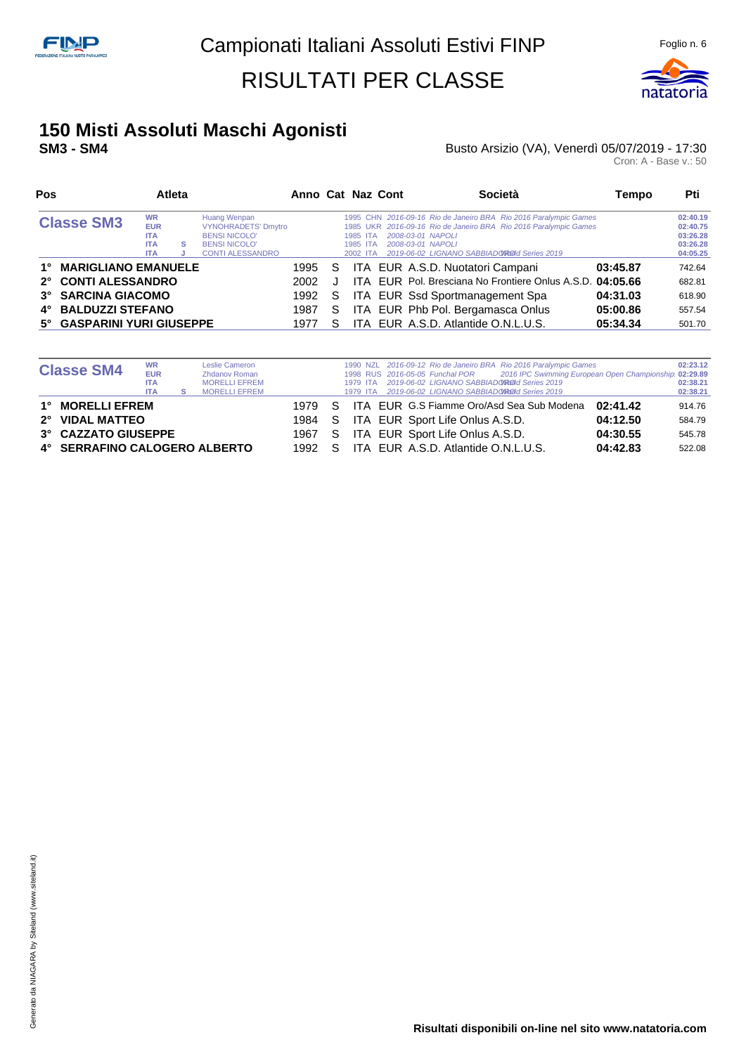# Campionati Italiani Assoluti Estivi FINP

# RISULTATI PER CLASSE

## 150 Misti Assoluti Maschi Agonisti

**SM3 - SM4**

Busto Arsizio (VA), Venerdì 05/07/2019 - 17:30

Cron: A - Base v.: 50

| Pos | Atleta | Anno | Cat | Naz | Cont | Società | Tempo | Pti |
|---|---|---|---|---|---|---|---|---|
| **Classe SM3** | WR Huang Wenpan | 1995 | | CHN | | 2016-09-16 Rio de Janeiro BRA Rio 2016 Paralympic Games | | 02:40.19 |
| | EUR VYNOHRADETS' Dmytro | 1985 | | UKR | | 2016-09-16 Rio de Janeiro BRA Rio 2016 Paralympic Games | | 02:40.75 |
| | ITA BENSI NICOLO' | 1985 | | ITA | | 2008-03-01 NAPOLI | | 03:26.28 |
| | ITA S BENSI NICOLO' | 1985 | | ITA | | 2008-03-01 NAPOLI | | 03:26.28 |
| | ITA J CONTI ALESSANDRO | 2002 | | ITA | | 2019-06-02 LIGNANO SABBIADORO World Series 2019 | | 04:05.25 |
| 1° | **MARIGLIANO EMANUELE** | 1995 | S | ITA | EUR | A.S.D. Nuotatori Campani | **03:45.87** | 742.64 |
| 2° | **CONTI ALESSANDRO** | 2002 | J | ITA | EUR | Pol. Bresciana No Frontiere Onlus A.S.D. | **04:05.66** | 682.81 |
| 3° | **SARCINA GIACOMO** | 1992 | S | ITA | EUR | Ssd Sportmanagement Spa | **04:31.03** | 618.90 |
| 4° | **BALDUZZI STEFANO** | 1987 | S | ITA | EUR | Phb Pol. Bergamasca Onlus | **05:00.86** | 557.54 |
| 5° | **GASPARINI YURI GIUSEPPE** | 1977 | S | ITA | EUR | A.S.D. Atlantide O.N.L.U.S. | **05:34.34** | 501.70 |

| Pos | Atleta | Anno | Cat | Naz | Cont | Società | Tempo | Pti |
|---|---|---|---|---|---|---|---|---|
| **Classe SM4** | WR Leslie Cameron | 1990 | | NZL | | 2016-09-12 Rio de Janeiro BRA Rio 2016 Paralympic Games | | 02:23.12 |
| | EUR Zhdanov Roman | 1998 | | RUS | | 2016-05-05 Funchal POR 2016 IPC Swimming European Open Championships | | 02:29.89 |
| | ITA MORELLI EFREM | 1979 | | ITA | | 2019-06-02 LIGNANO SABBIADORO World Series 2019 | | 02:38.21 |
| | ITA S MORELLI EFREM | 1979 | | ITA | | 2019-06-02 LIGNANO SABBIADORO World Series 2019 | | 02:38.21 |
| 1° | **MORELLI EFREM** | 1979 | S | ITA | EUR | G.S Fiamme Oro/Asd Sea Sub Modena | **02:41.42** | 914.76 |
| 2° | **VIDAL MATTEO** | 1984 | S | ITA | EUR | Sport Life Onlus A.S.D. | **04:12.50** | 584.79 |
| 3° | **CAZZATO GIUSEPPE** | 1967 | S | ITA | EUR | Sport Life Onlus A.S.D. | **04:30.55** | 545.78 |
| 4° | **SERRAFINO CALOGERO ALBERTO** | 1992 | S | ITA | EUR | A.S.D. Atlantide O.N.L.U.S. | **04:42.83** | 522.08 |

**Risultati disponibili on-line nel sito www.natatoria.com**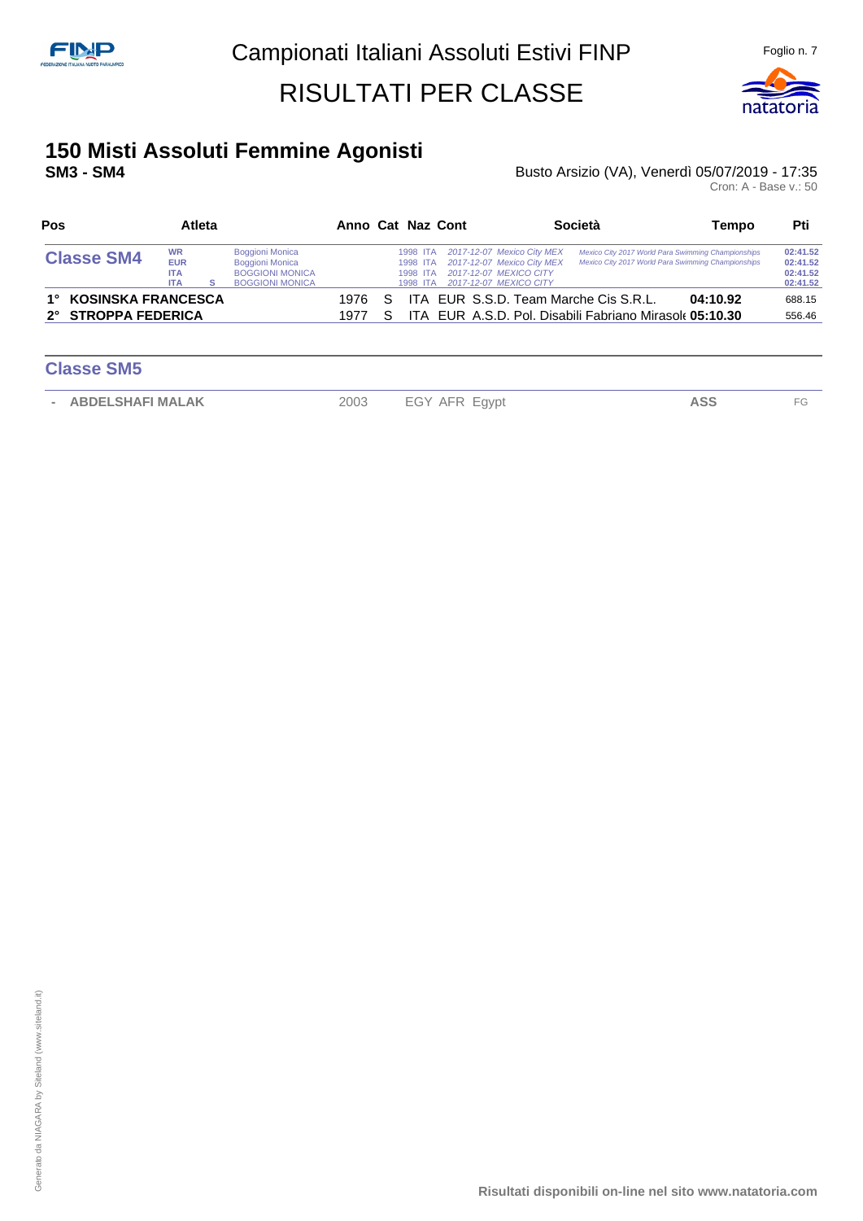# Campionati Italiani Assoluti Estivi FINP

## RISULTATI PER CLASSE

### 150 Misti Assoluti Femmine Agonisti

**SM3 - SM4**

Busto Arsizio (VA), Venerdì 05/07/2019 - 17:35

Cron: A - Base v.: 50

| Pos | Atleta | | Anno | Cat | Naz | Cont | Società | Tempo | Pti |
|---|---|---|---|---|---|---|---|---|---|
| **Classe SM4** | WR | Boggioni Monica | 1998 | | ITA | | 2017-12-07 Mexico City MEX — Mexico City 2017 World Para Swimming Championships | | 02:41.52 |
| | EUR | Boggioni Monica | 1998 | | ITA | | 2017-12-07 Mexico City MEX — Mexico City 2017 World Para Swimming Championships | | 02:41.52 |
| | ITA | BOGGIONI MONICA | 1998 | | ITA | | 2017-12-07 MEXICO CITY | | 02:41.52 |
| | ITA S | BOGGIONI MONICA | 1998 | | ITA | | 2017-12-07 MEXICO CITY | | 02:41.52 |
| 1° | **KOSINSKA FRANCESCA** | | 1976 | S | ITA | EUR | S.S.D. Team Marche Cis S.R.L. | **04:10.92** | 688.15 |
| 2° | **STROPPA FEDERICA** | | 1977 | S | ITA | EUR | A.S.D. Pol. Disabili Fabriano Mirasole | **05:10.30** | 556.46 |

**Classe SM5**

| Pos | Atleta | Anno | Cat | Naz | Cont | Società | Tempo | Pti |
|---|---|---|---|---|---|---|---|---|
| - | ABDELSHAFI MALAK | 2003 | | EGY | AFR | Egypt | ASS | FG |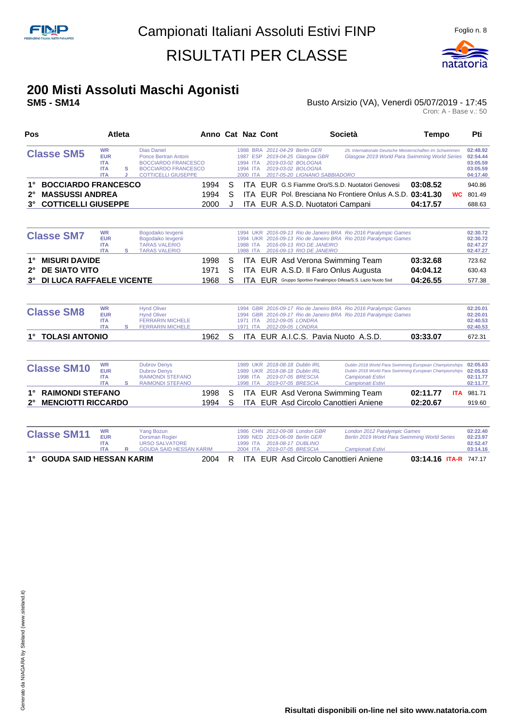# Campionati Italiani Assoluti Estivi FINP

# RISULTATI PER CLASSE

## 200 Misti Assoluti Maschi Agonisti

**SM5 - SM14**

Busto Arsizio (VA), Venerdì 05/07/2019 - 17:45

Cron: A - Base v.: 50

| Pos | Atleta | Anno | Cat | Naz | Cont | Società | Tempo | | Pti |
|---|---|---|---|---|---|---|---|---|---|
| **Classe SM5** | WR Dias Daniel | 1988 | | BRA | | 2011-04-29 Berlin GER — 25. Internationale Deutsche Meisterschaften im Schwimmen | | | 02:48.92 |
| | EUR Ponce Bertran Antoni | 1987 | | ESP | | 2019-04-25 Glasgow GBR — Glasgow 2019 World Para Swimming World Series | | | 02:54.44 |
| | ITA BOCCIARDO FRANCESCO | 1994 | | ITA | | 2019-03-02 BOLOGNA | | | 03:05.59 |
| | ITA S BOCCIARDO FRANCESCO | 1994 | | ITA | | 2019-03-02 BOLOGNA | | | 03:05.59 |
| | ITA J COTTICELLI GIUSEPPE | 2000 | | ITA | | 2017-05-20 LIGNANO SABBIADORO | | | 04:17.40 |
| 1° | **BOCCIARDO FRANCESCO** | 1994 | S | ITA | EUR | G.S Fiamme Oro/S.S.D. Nuotatori Genovesi | **03:08.52** | | 940.86 |
| 2° | **MASSUSSI ANDREA** | 1994 | S | ITA | EUR | Pol. Bresciana No Frontiere Onlus A.S.D. | **03:41.30** | WC | 801.49 |
| 3° | **COTTICELLI GIUSEPPE** | 2000 | J | ITA | EUR | A.S.D. Nuotatori Campani | **04:17.57** | | 688.63 |

| Pos | Atleta | Anno | Cat | Naz | Cont | Società | Tempo | | Pti |
|---|---|---|---|---|---|---|---|---|---|
| **Classe SM7** | WR Bogodaiko Ievgenii | 1994 | | UKR | | 2016-09-13 Rio de Janeiro BRA — Rio 2016 Paralympic Games | | | 02:30.72 |
| | EUR Bogodaiko Ievgenii | 1994 | | UKR | | 2016-09-13 Rio de Janeiro BRA — Rio 2016 Paralympic Games | | | 02:30.72 |
| | ITA TARAS VALERIO | 1988 | | ITA | | 2016-09-13 RIO DE JANEIRO | | | 02:47.27 |
| | ITA S TARAS VALERIO | 1988 | | ITA | | 2016-09-13 RIO DE JANEIRO | | | 02:47.27 |
| 1° | **MISURI DAVIDE** | 1998 | S | ITA | EUR | Asd Verona Swimming Team | **03:32.68** | | 723.62 |
| 2° | **DE SIATO VITO** | 1971 | S | ITA | EUR | A.S.D. Il Faro Onlus Augusta | **04:04.12** | | 630.43 |
| 3° | **DI LUCA RAFFAELE VICENTE** | 1968 | S | ITA | EUR | Gruppo Sportivo Paralimpico Difesa/S.S. Lazio Nuoto Ssd | **04:26.55** | | 577.38 |

| Pos | Atleta | Anno | Cat | Naz | Cont | Società | Tempo | | Pti |
|---|---|---|---|---|---|---|---|---|---|
| **Classe SM8** | WR Hynd Oliver | 1994 | | GBR | | 2016-09-17 Rio de Janeiro BRA — Rio 2016 Paralympic Games | | | 02:20.01 |
| | EUR Hynd Oliver | 1994 | | GBR | | 2016-09-17 Rio de Janeiro BRA — Rio 2016 Paralympic Games | | | 02:20.01 |
| | ITA FERRARIN MICHELE | 1971 | | ITA | | 2012-09-05 LONDRA | | | 02:40.53 |
| | ITA S FERRARIN MICHELE | 1971 | | ITA | | 2012-09-05 LONDRA | | | 02:40.53 |
| 1° | **TOLASI ANTONIO** | 1962 | S | ITA | EUR | A.I.C.S. Pavia Nuoto A.S.D. | **03:33.07** | | 672.31 |

| Pos | Atleta | Anno | Cat | Naz | Cont | Società | Tempo | | Pti |
|---|---|---|---|---|---|---|---|---|---|
| **Classe SM10** | WR Dubrov Denys | 1989 | | UKR | | 2018-08-18 Dublin IRL — Dublin 2018 World Para Swimming European Championships | | | 02:05.63 |
| | EUR Dubrov Denys | 1989 | | UKR | | 2018-08-18 Dublin IRL — Dublin 2018 World Para Swimming European Championships | | | 02:05.63 |
| | ITA RAIMONDI STEFANO | 1998 | | ITA | | 2019-07-05 BRESCIA — Campionati Estivi | | | 02:11.77 |
| | ITA S RAIMONDI STEFANO | 1998 | | ITA | | 2019-07-05 BRESCIA — Campionati Estivi | | | 02:11.77 |
| 1° | **RAIMONDI STEFANO** | 1998 | S | ITA | EUR | Asd Verona Swimming Team | **02:11.77** | ITA | 981.71 |
| 2° | **MENCIOTTI RICCARDO** | 1994 | S | ITA | EUR | Asd Circolo Canottieri Aniene | **02:20.67** | | 919.60 |

| Pos | Atleta | Anno | Cat | Naz | Cont | Società | Tempo | | Pti |
|---|---|---|---|---|---|---|---|---|---|
| **Classe SM11** | WR Yang Bozun | 1986 | | CHN | | 2012-09-08 London GBR — London 2012 Paralympic Games | | | 02:22.40 |
| | EUR Dorsman Rogier | 1999 | | NED | | 2019-06-09 Berlin GER — Berlin 2019 World Para Swimming World Series | | | 02:23.97 |
| | ITA URSO SALVATORE | 1999 | | ITA | | 2018-08-17 DUBLINO | | | 02:52.47 |
| | ITA R GOUDA SAID HESSAN KARIM | 2004 | | ITA | | 2019-07-05 BRESCIA — Campionati Estivi | | | 03:14.16 |
| 1° | **GOUDA SAID HESSAN KARIM** | 2004 | R | ITA | EUR | Asd Circolo Canottieri Aniene | **03:14.16** | ITA-R | 747.17 |

**Risultati disponibili on-line nel sito www.natatoria.com**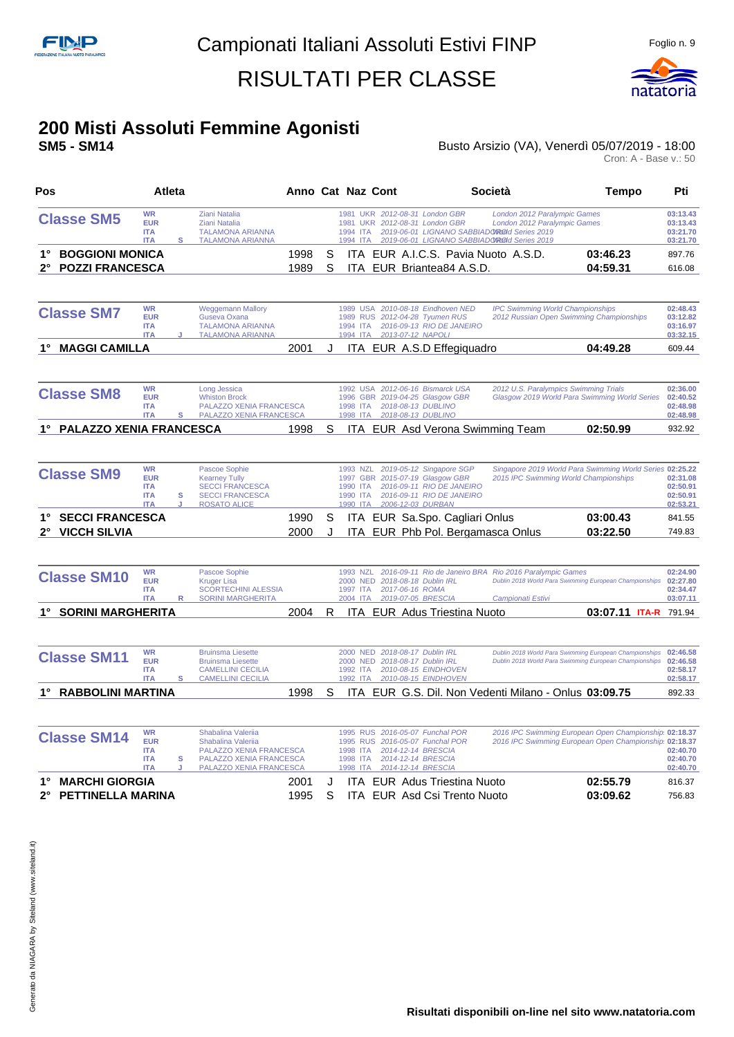# Campionati Italiani Assoluti Estivi FINP

## RISULTATI PER CLASSE

## 200 Misti Assoluti Femmine Agonisti

**SM5 - SM14**

Busto Arsizio (VA), Venerdì 05/07/2019 - 18:00

Cron: A - Base v.: 50

| Pos | Atleta | Anno | Cat | Naz | Cont | Società | Tempo | Pti |
|---|---|---|---|---|---|---|---|---|
| **Classe SM5** | WR Ziani Natalia | 1981 | | UKR | 2012-08-31 London GBR | London 2012 Paralympic Games | | 03:13.43 |
| | EUR Ziani Natalia | 1981 | | UKR | 2012-08-31 London GBR | London 2012 Paralympic Games | | 03:13.43 |
| | ITA TALAMONA ARIANNA | 1994 | | ITA | 2019-06-01 LIGNANO SABBIADORO | World Series 2019 | | 03:21.70 |
| | ITA S TALAMONA ARIANNA | 1994 | | ITA | 2019-06-01 LIGNANO SABBIADORO | World Series 2019 | | 03:21.70 |
| 1° | BOGGIONI MONICA | 1998 | S | ITA | EUR | A.I.C.S. Pavia Nuoto A.S.D. | 03:46.23 | 897.76 |
| 2° | POZZI FRANCESCA | 1989 | S | ITA | EUR | Briantea84 A.S.D. | 04:59.31 | 616.08 |
| **Classe SM7** | WR Weggemann Mallory | 1989 | | USA | 2010-08-18 Eindhoven NED | IPC Swimming World Championships | | 02:48.43 |
| | EUR Guseva Oxana | 1989 | | RUS | 2012-04-28 Tyumen RUS | 2012 Russian Open Swimming Championships | | 03:12.82 |
| | ITA TALAMONA ARIANNA | 1994 | | ITA | 2016-09-13 RIO DE JANEIRO | | | 03:16.97 |
| | ITA J TALAMONA ARIANNA | 1994 | | ITA | 2013-07-12 NAPOLI | | | 03:32.15 |
| 1° | MAGGI CAMILLA | 2001 | J | ITA | EUR | A.S.D Effegiquadro | 04:49.28 | 609.44 |
| **Classe SM8** | WR Long Jessica | 1992 | | USA | 2012-06-16 Bismarck USA | 2012 U.S. Paralympics Swimming Trials | | 02:36.00 |
| | EUR Whiston Brock | 1996 | | GBR | 2019-04-25 Glasgow GBR | Glasgow 2019 World Para Swimming World Series | | 02:40.52 |
| | ITA PALAZZO XENIA FRANCESCA | 1998 | | ITA | 2018-08-13 DUBLINO | | | 02:48.98 |
| | ITA S PALAZZO XENIA FRANCESCA | 1998 | | ITA | 2018-08-13 DUBLINO | | | 02:48.98 |
| 1° | PALAZZO XENIA FRANCESCA | 1998 | S | ITA | EUR | Asd Verona Swimming Team | 02:50.99 | 932.92 |
| **Classe SM9** | WR Pascoe Sophie | 1993 | | NZL | 2019-05-12 Singapore SGP | Singapore 2019 World Para Swimming World Series | | 02:25.22 |
| | EUR Kearney Tully | 1997 | | GBR | 2015-07-19 Glasgow GBR | 2015 IPC Swimming World Championships | | 02:31.08 |
| | ITA SECCI FRANCESCA | 1990 | | ITA | 2016-09-11 RIO DE JANEIRO | | | 02:50.91 |
| | ITA S SECCI FRANCESCA | 1990 | | ITA | 2016-09-11 RIO DE JANEIRO | | | 02:50.91 |
| | ITA J ROSATO ALICE | 1990 | | ITA | 2006-12-03 DURBAN | | | 02:53.21 |
| 1° | SECCI FRANCESCA | 1990 | S | ITA | EUR | Sa.Spo. Cagliari Onlus | 03:00.43 | 841.55 |
| 2° | VICCH SILVIA | 2000 | J | ITA | EUR | Phb Pol. Bergamasca Onlus | 03:22.50 | 749.83 |
| **Classe SM10** | WR Pascoe Sophie | 1993 | | NZL | 2016-09-11 Rio de Janeiro BRA | Rio 2016 Paralympic Games | | 02:24.90 |
| | EUR Kruger Lisa | 2000 | | NED | 2018-08-18 Dublin IRL | Dublin 2018 World Para Swimming European Championships | | 02:27.80 |
| | ITA SCORTECHINI ALESSIA | 1997 | | ITA | 2017-06-16 ROMA | | | 02:34.47 |
| | ITA R SORINI MARGHERITA | 2004 | | ITA | 2019-07-05 BRESCIA | Campionati Estivi | | 03:07.11 |
| 1° | SORINI MARGHERITA | 2004 | R | ITA | EUR | Adus Triestina Nuoto | 03:07.11 ITA-R | 791.94 |
| **Classe SM11** | WR Bruinsma Liesette | 2000 | | NED | 2018-08-17 Dublin IRL | Dublin 2018 World Para Swimming European Championships | | 02:46.58 |
| | EUR Bruinsma Liesette | 2000 | | NED | 2018-08-17 Dublin IRL | Dublin 2018 World Para Swimming European Championships | | 02:46.58 |
| | ITA CAMELLINI CECILIA | 1992 | | ITA | 2010-08-15 EINDHOVEN | | | 02:58.17 |
| | ITA S CAMELLINI CECILIA | 1992 | | ITA | 2010-08-15 EINDHOVEN | | | 02:58.17 |
| 1° | RABBOLINI MARTINA | 1998 | S | ITA | EUR | G.S. Dil. Non Vedenti Milano - Onlus | 03:09.75 | 892.33 |
| **Classe SM14** | WR Shabalina Valeriia | 1995 | | RUS | 2016-05-07 Funchal POR | 2016 IPC Swimming European Open Championship | | 02:18.37 |
| | EUR Shabalina Valeriia | 1995 | | RUS | 2016-05-07 Funchal POR | 2016 IPC Swimming European Open Championship | | 02:18.37 |
| | ITA PALAZZO XENIA FRANCESCA | 1998 | | ITA | 2014-12-14 BRESCIA | | | 02:40.70 |
| | ITA S PALAZZO XENIA FRANCESCA | 1998 | | ITA | 2014-12-14 BRESCIA | | | 02:40.70 |
| | ITA J PALAZZO XENIA FRANCESCA | 1998 | | ITA | 2014-12-14 BRESCIA | | | 02:40.70 |
| 1° | MARCHI GIORGIA | 2001 | J | ITA | EUR | Adus Triestina Nuoto | 02:55.79 | 816.37 |
| 2° | PETTINELLA MARINA | 1995 | S | ITA | EUR | Asd Csi Trento Nuoto | 03:09.62 | 756.83 |

Risultati disponibili on-line nel sito www.natatoria.com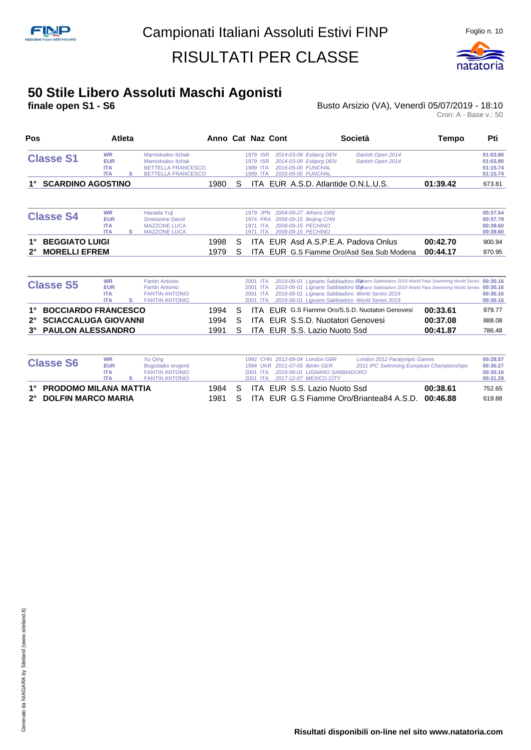# Campionati Italiani Assoluti Estivi FINP

## RISULTATI PER CLASSE

## 50 Stile Libero Assoluti Maschi Agonisti

**finale open S1 - S6**

Busto Arsizio (VA), Venerdì 05/07/2019 - 18:10

Cron: A - Base v.: 50

| Pos | Atleta | Anno | Cat | Naz | Cont | Società | Tempo | Pti |
|---|---|---|---|---|---|---|---|---|
| **Classe S1** | WR Mamistvalov Itzhak | 1979 | | ISR | | 2014-03-09 Esbjerg DEN Danish Open 2014 | | 01:03.80 |
| | EUR Mamistvalov Itzhak | 1979 | | ISR | | 2014-03-09 Esbjerg DEN Danish Open 2014 | | 01:03.80 |
| | ITA BETTELLA FRANCESCO | 1989 | | ITA | | 2016-05-05 FUNCHAL | | 01:15.74 |
| | ITA S BETTELLA FRANCESCO | 1989 | | ITA | | 2016-05-05 FUNCHAL | | 01:15.74 |
| 1° | **SCARDINO AGOSTINO** | 1980 | S | ITA | EUR | A.S.D. Atlantide O.N.L.U.S. | **01:39.42** | 673.81 |
| **Classe S4** | WR Hanada Yuji | 1979 | | JPN | | 2004-09-27 Athens GRE | | 00:37.54 |
| | EUR Smetanine David | 1974 | | FRA | | 2008-09-15 Beijing CHN | | 00:37.79 |
| | ITA MAZZONE LUCA | 1971 | | ITA | | 2008-09-15 PECHINO | | 00:39.60 |
| | ITA S MAZZONE LUCA | 1971 | | ITA | | 2008-09-15 PECHINO | | 00:39.60 |
| 1° | **BEGGIATO LUIGI** | 1998 | S | ITA | EUR | Asd A.S.P.E.A. Padova Onlus | **00:42.70** | 900.94 |
| 2° | **MORELLI EFREM** | 1979 | S | ITA | EUR | G.S Fiamme Oro/Asd Sea Sub Modena | **00:44.17** | 870.95 |
| **Classe S5** | WR Fantin Antonio | 2001 | | ITA | | 2019-06-01 Lignano Sabbiadoro ITA Lignano Sabbiadoro 2019 World Para Swimming World Series | | 00:30.16 |
| | EUR Fantin Antonio | 2001 | | ITA | | 2019-06-01 Lignano Sabbiadoro ITA Lignano Sabbiadoro 2019 World Para Swimming World Series | | 00:30.16 |
| | ITA FANTIN ANTONIO | 2001 | | ITA | | 2019-06-01 Lignano Sabbiadoro World Series 2019 | | 00:30.16 |
| | ITA S FANTIN ANTONIO | 2001 | | ITA | | 2019-06-01 Lignano Sabbiadoro World Series 2019 | | 00:30.16 |
| 1° | **BOCCIARDO FRANCESCO** | 1994 | S | ITA | EUR | G.S Fiamme Oro/S.S.D. Nuotatori Genovesi | **00:33.61** | 979.77 |
| 2° | **SCIACCALUGA GIOVANNI** | 1994 | S | ITA | EUR | S.S.D. Nuotatori Genovesi | **00:37.08** | 888.08 |
| 3° | **PAULON ALESSANDRO** | 1991 | S | ITA | EUR | S.S. Lazio Nuoto Ssd | **00:41.87** | 786.48 |
| **Classe S6** | WR Xu Qing | 1992 | | CHN | | 2012-09-04 London GBR London 2012 Paralympic Games | | 00:28.57 |
| | EUR Bogodaiko Ievgenii | 1994 | | UKR | | 2011-07-05 Berlin GER 2011 IPC Swimming European Championships | | 00:30.27 |
| | ITA FANTIN ANTONIO | 2001 | | ITA | | 2019-06-01 LIGNANO SABBIADORO | | 00:30.16 |
| | ITA S FANTIN ANTONIO | 2001 | | ITA | | 2017-12-07 MEXICO CITY | | 00:31.29 |
| 1° | **PRODOMO MILANA MATTIA** | 1984 | S | ITA | EUR | S.S. Lazio Nuoto Ssd | **00:38.61** | 752.65 |
| 2° | **DOLFIN MARCO MARIA** | 1981 | S | ITA | EUR | G.S Fiamme Oro/Briantea84 A.S.D. | **00:46.88** | 619.88 |

**Risultati disponibili on-line nel sito www.natatoria.com**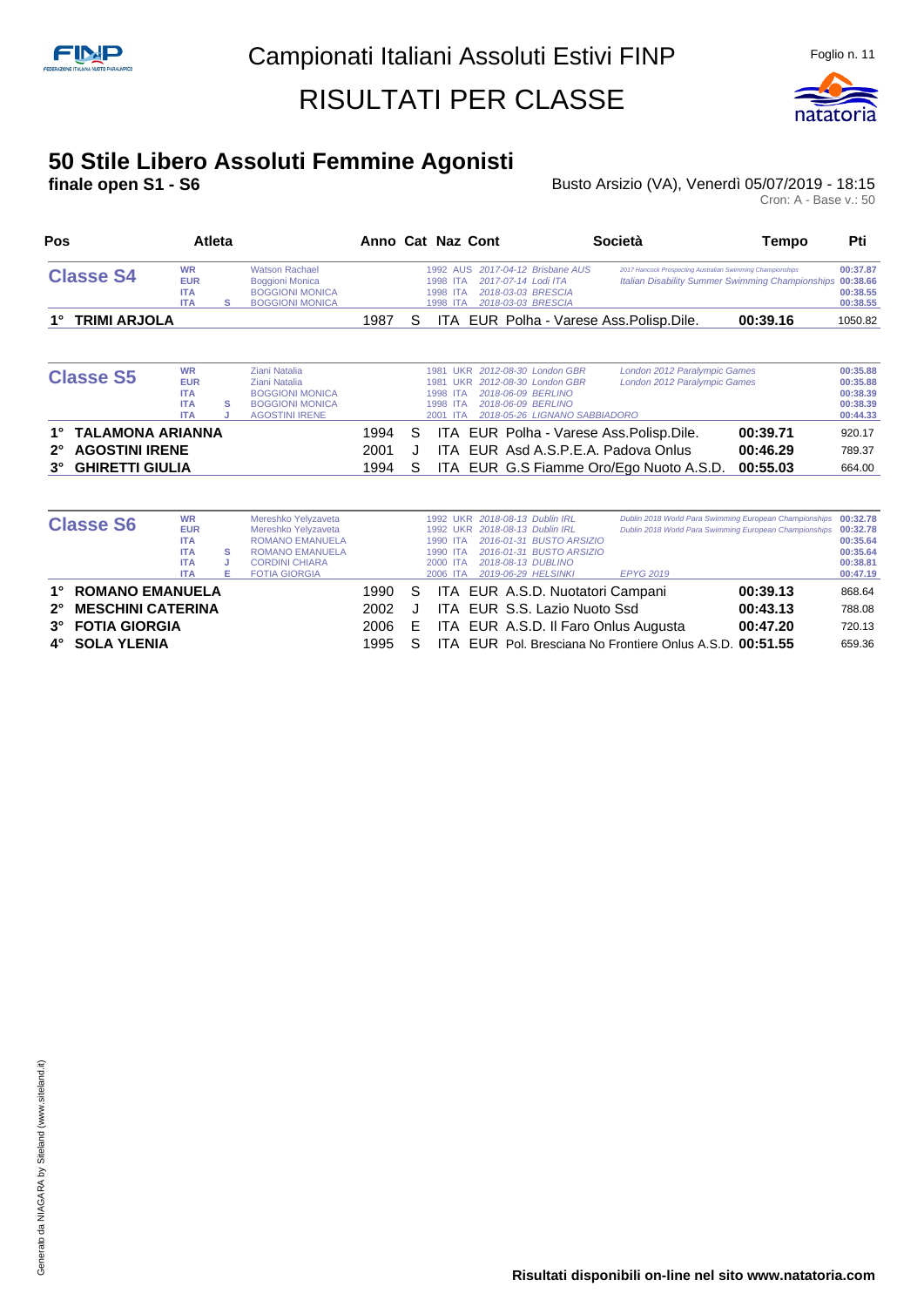Campionati Italiani Assoluti Estivi FINP

# RISULTATI PER CLASSE

## 50 Stile Libero Assoluti Femmine Agonisti

**finale open S1 - S6**

Busto Arsizio (VA), Venerdì 05/07/2019 - 18:15

Cron: A - Base v.: 50

| Pos | Atleta | Anno | Cat | Naz | Cont | Società | Tempo | Pti |
|---|---|---|---|---|---|---|---|---|
| **Classe S4** | | | | | | | | |
| WR | Watson Rachael | 1992 | | AUS | | 2017-04-12 Brisbane AUS - 2017 Hancock Prospecting Australian Swimming Championships | | 00:37.87 |
| EUR | Boggioni Monica | 1998 | | ITA | | 2017-07-14 Lodi ITA - Italian Disability Summer Swimming Championships | | 00:38.66 |
| ITA | BOGGIONI MONICA | 1998 | | ITA | | 2018-03-03 BRESCIA | | 00:38.55 |
| ITA | BOGGIONI MONICA | 1998 | S | ITA | | 2018-03-03 BRESCIA | | 00:38.55 |
| 1° | **TRIMI ARJOLA** | 1987 | S | ITA | EUR | Polha - Varese Ass.Polisp.Dile. | **00:39.16** | 1050.82 |
| **Classe S5** | | | | | | | | |
| WR | Ziani Natalia | 1981 | | UKR | | 2012-08-30 London GBR - London 2012 Paralympic Games | | 00:35.88 |
| EUR | Ziani Natalia | 1981 | | UKR | | 2012-08-30 London GBR - London 2012 Paralympic Games | | 00:35.88 |
| ITA | BOGGIONI MONICA | 1998 | | ITA | | 2018-06-09 BERLINO | | 00:38.39 |
| ITA | BOGGIONI MONICA | 1998 | S | ITA | | 2018-06-09 BERLINO | | 00:38.39 |
| ITA | AGOSTINI IRENE | 2001 | J | ITA | | 2018-05-26 LIGNANO SABBIADORO | | 00:44.33 |
| 1° | **TALAMONA ARIANNA** | 1994 | S | ITA | EUR | Polha - Varese Ass.Polisp.Dile. | **00:39.71** | 920.17 |
| 2° | **AGOSTINI IRENE** | 2001 | J | ITA | EUR | Asd A.S.P.E.A. Padova Onlus | **00:46.29** | 789.37 |
| 3° | **GHIRETTI GIULIA** | 1994 | S | ITA | EUR | G.S Fiamme Oro/Ego Nuoto A.S.D. | **00:55.03** | 664.00 |
| **Classe S6** | | | | | | | | |
| WR | Mereshko Yelyzaveta | 1992 | | UKR | | 2018-08-13 Dublin IRL - Dublin 2018 World Para Swimming European Championships | | 00:32.78 |
| EUR | Mereshko Yelyzaveta | 1992 | | UKR | | 2018-08-13 Dublin IRL - Dublin 2018 World Para Swimming European Championships | | 00:32.78 |
| ITA | ROMANO EMANUELA | 1990 | | ITA | | 2016-01-31 BUSTO ARSIZIO | | 00:35.64 |
| ITA | ROMANO EMANUELA | 1990 | S | ITA | | 2016-01-31 BUSTO ARSIZIO | | 00:35.64 |
| ITA | CORDINI CHIARA | 2000 | J | ITA | | 2018-08-13 DUBLINO | | 00:38.81 |
| ITA | FOTIA GIORGIA | 2006 | E | ITA | | 2019-06-29 HELSINKI - EPYG 2019 | | 00:47.19 |
| 1° | **ROMANO EMANUELA** | 1990 | S | ITA | EUR | A.S.D. Nuotatori Campani | **00:39.13** | 868.64 |
| 2° | **MESCHINI CATERINA** | 2002 | J | ITA | EUR | S.S. Lazio Nuoto Ssd | **00:43.13** | 788.08 |
| 3° | **FOTIA GIORGIA** | 2006 | E | ITA | EUR | A.S.D. Il Faro Onlus Augusta | **00:47.20** | 720.13 |
| 4° | **SOLA YLENIA** | 1995 | S | ITA | EUR | Pol. Bresciana No Frontiere Onlus A.S.D. | **00:51.55** | 659.36 |

Risultati disponibili on-line nel sito www.natatoria.com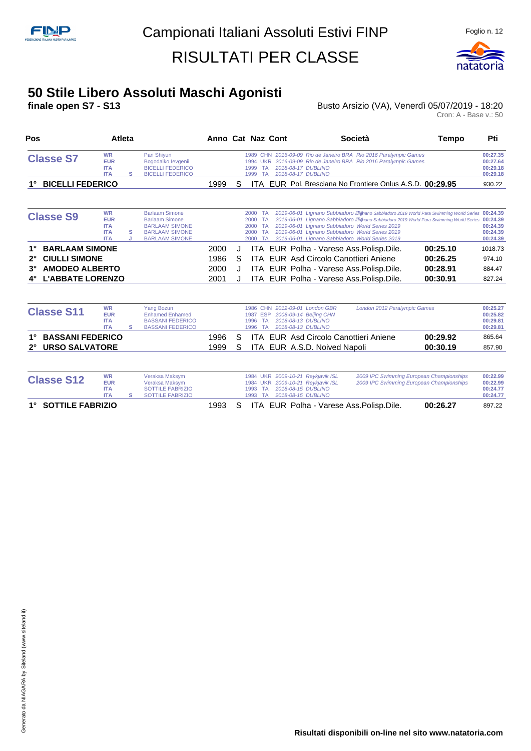# Campionati Italiani Assoluti Estivi FINP

# RISULTATI PER CLASSE

## 50 Stile Libero Assoluti Maschi Agonisti

**finale open S7 - S13**

Busto Arsizio (VA), Venerdì 05/07/2019 - 18:20

Cron: A - Base v.: 50

| Pos | Atleta | Anno | Cat | Naz | Cont | Società | Tempo | Pti |
|---|---|---|---|---|---|---|---|---|
| **Classe S7** | | | | | | | | |
| WR | Pan Shiyun | 1989 | | CHN | | 2016-09-09 Rio de Janeiro BRA Rio 2016 Paralympic Games | 00:27.35 | |
| EUR | Bogodaiko Ievgenii | 1994 | | UKR | | 2016-09-09 Rio de Janeiro BRA Rio 2016 Paralympic Games | 00:27.64 | |
| ITA | BICELLI FEDERICO | 1999 | | ITA | | 2018-08-17 DUBLINO | 00:29.18 | |
| ITA S | BICELLI FEDERICO | 1999 | | ITA | | 2018-08-17 DUBLINO | 00:29.18 | |
| 1° | **BICELLI FEDERICO** | 1999 | S | ITA | EUR | Pol. Bresciana No Frontiere Onlus A.S.D. | **00:29.95** | 930.22 |
| **Classe S9** | | | | | | | | |
| WR | Barlaam Simone | 2000 | | ITA | | 2019-06-01 Lignano Sabbiadoro Lignano Sabbiadoro 2019 World Para Swimming World Series | 00:24.39 | |
| EUR | Barlaam Simone | 2000 | | ITA | | 2019-06-01 Lignano Sabbiadoro Lignano Sabbiadoro 2019 World Para Swimming World Series | 00:24.39 | |
| ITA | BARLAAM SIMONE | 2000 | | ITA | | 2019-06-01 Lignano Sabbiadoro World Series 2019 | 00:24.39 | |
| ITA S | BARLAAM SIMONE | 2000 | | ITA | | 2019-06-01 Lignano Sabbiadoro World Series 2019 | 00:24.39 | |
| ITA J | BARLAAM SIMONE | 2000 | | ITA | | 2019-06-01 Lignano Sabbiadoro World Series 2019 | 00:24.39 | |
| 1° | **BARLAAM SIMONE** | 2000 | J | ITA | EUR | Polha - Varese Ass.Polisp.Dile. | **00:25.10** | 1018.73 |
| 2° | **CIULLI SIMONE** | 1986 | S | ITA | EUR | Asd Circolo Canottieri Aniene | **00:26.25** | 974.10 |
| 3° | **AMODEO ALBERTO** | 2000 | J | ITA | EUR | Polha - Varese Ass.Polisp.Dile. | **00:28.91** | 884.47 |
| 4° | **L'ABBATE LORENZO** | 2001 | J | ITA | EUR | Polha - Varese Ass.Polisp.Dile. | **00:30.91** | 827.24 |
| **Classe S11** | | | | | | | | |
| WR | Yang Bozun | 1986 | | CHN | | 2012-09-01 London GBR London 2012 Paralympic Games | 00:25.27 | |
| EUR | Enhamed Enhamed | 1987 | | ESP | | 2008-09-14 Beijing CHN | 00:25.82 | |
| ITA | BASSANI FEDERICO | 1996 | | ITA | | 2018-08-13 DUBLINO | 00:29.81 | |
| ITA S | BASSANI FEDERICO | 1996 | | ITA | | 2018-08-13 DUBLINO | 00:29.81 | |
| 1° | **BASSANI FEDERICO** | 1996 | S | ITA | EUR | Asd Circolo Canottieri Aniene | **00:29.92** | 865.64 |
| 2° | **URSO SALVATORE** | 1999 | S | ITA | EUR | A.S.D. Noived Napoli | **00:30.19** | 857.90 |
| **Classe S12** | | | | | | | | |
| WR | Veraksa Maksym | 1984 | | UKR | | 2009-10-21 Reykjavik ISL 2009 IPC Swimming European Championships | 00:22.99 | |
| EUR | Veraksa Maksym | 1984 | | UKR | | 2009-10-21 Reykjavik ISL 2009 IPC Swimming European Championships | 00:22.99 | |
| ITA | SOTTILE FABRIZIO | 1993 | | ITA | | 2018-08-15 DUBLINO | 00:24.77 | |
| ITA S | SOTTILE FABRIZIO | 1993 | | ITA | | 2018-08-15 DUBLINO | 00:24.77 | |
| 1° | **SOTTILE FABRIZIO** | 1993 | S | ITA | EUR | Polha - Varese Ass.Polisp.Dile. | **00:26.27** | 897.22 |

Generato da NIAGARA by Siteland (www.siteland.it)

**Risultati disponibili on-line nel sito www.natatoria.com**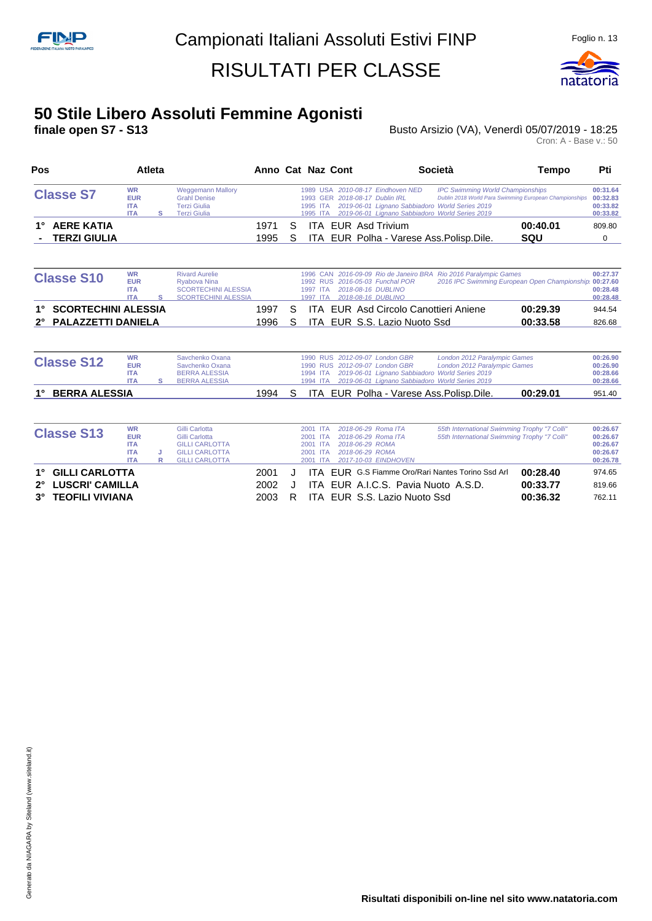# Campionati Italiani Assoluti Estivi FINP

# RISULTATI PER CLASSE

## 50 Stile Libero Assoluti Femmine Agonisti

**finale open S7 - S13**

Busto Arsizio (VA), Venerdì 05/07/2019 - 18:25

Cron: A - Base v.: 50

| Pos | Atleta | Anno | Cat | Naz | Cont | Società | Tempo | Pti |
|---|---|---|---|---|---|---|---|---|
| **Classe S7** | | | | | | | | |
| WR | Weggemann Mallory | 1989 | | USA | | 2010-08-17 Eindhoven NED — IPC Swimming World Championships | 00:31.64 | |
| EUR | Grahl Denise | 1993 | | GER | | 2018-08-17 Dublin IRL — Dublin 2018 World Para Swimming European Championships | 00:32.83 | |
| ITA | Terzi Giulia | 1995 | | ITA | | 2019-06-01 Lignano Sabbiadoro World Series 2019 | 00:33.82 | |
| ITA S | Terzi Giulia | 1995 | | ITA | | 2019-06-01 Lignano Sabbiadoro World Series 2019 | 00:33.82 | |
| 1° | **AERE KATIA** | 1971 | S | ITA | EUR | Asd Trivium | **00:40.01** | 809.80 |
| - | **TERZI GIULIA** | 1995 | S | ITA | EUR | Polha - Varese Ass.Polisp.Dile. | **SQU** | 0 |
| **Classe S10** | | | | | | | | |
| WR | Rivard Aurelie | 1996 | | CAN | | 2016-09-09 Rio de Janeiro BRA — Rio 2016 Paralympic Games | 00:27.37 | |
| EUR | Ryabova Nina | 1992 | | RUS | | 2016-05-03 Funchal POR — 2016 IPC Swimming European Open Championship | 00:27.60 | |
| ITA | SCORTECHINI ALESSIA | 1997 | | ITA | | 2018-08-16 DUBLINO | 00:28.48 | |
| ITA S | SCORTECHINI ALESSIA | 1997 | | ITA | | 2018-08-16 DUBLINO | 00:28.48 | |
| 1° | **SCORTECHINI ALESSIA** | 1997 | S | ITA | EUR | Asd Circolo Canottieri Aniene | **00:29.39** | 944.54 |
| 2° | **PALAZZETTI DANIELA** | 1996 | S | ITA | EUR | S.S. Lazio Nuoto Ssd | **00:33.58** | 826.68 |
| **Classe S12** | | | | | | | | |
| WR | Savchenko Oxana | 1990 | | RUS | | 2012-09-07 London GBR — London 2012 Paralympic Games | 00:26.90 | |
| EUR | Savchenko Oxana | 1990 | | RUS | | 2012-09-07 London GBR — London 2012 Paralympic Games | 00:26.90 | |
| ITA | BERRA ALESSIA | 1994 | | ITA | | 2019-06-01 Lignano Sabbiadoro World Series 2019 | 00:28.66 | |
| ITA S | BERRA ALESSIA | 1994 | | ITA | | 2019-06-01 Lignano Sabbiadoro World Series 2019 | 00:28.66 | |
| 1° | **BERRA ALESSIA** | 1994 | S | ITA | EUR | Polha - Varese Ass.Polisp.Dile. | **00:29.01** | 951.40 |
| **Classe S13** | | | | | | | | |
| WR | Gilli Carlotta | 2001 | | ITA | | 2018-06-29 Roma ITA — 55th International Swimming Trophy "7 Colli" | 00:26.67 | |
| EUR | Gilli Carlotta | 2001 | | ITA | | 2018-06-29 Roma ITA — 55th International Swimming Trophy "7 Colli" | 00:26.67 | |
| ITA | GILLI CARLOTTA | 2001 | | ITA | | 2018-06-29 ROMA | 00:26.67 | |
| ITA J | GILLI CARLOTTA | 2001 | | ITA | | 2018-06-29 ROMA | 00:26.67 | |
| ITA R | GILLI CARLOTTA | 2001 | | ITA | | 2017-10-03 EINDHOVEN | 00:26.78 | |
| 1° | **GILLI CARLOTTA** | 2001 | J | ITA | EUR | G.S Fiamme Oro/Rari Nantes Torino Ssd Arl | **00:28.40** | 974.65 |
| 2° | **LUSCRI' CAMILLA** | 2002 | J | ITA | EUR | A.I.C.S. Pavia Nuoto A.S.D. | **00:33.77** | 819.66 |
| 3° | **TEOFILI VIVIANA** | 2003 | R | ITA | EUR | S.S. Lazio Nuoto Ssd | **00:36.32** | 762.11 |

**Risultati disponibili on-line nel sito www.natatoria.com**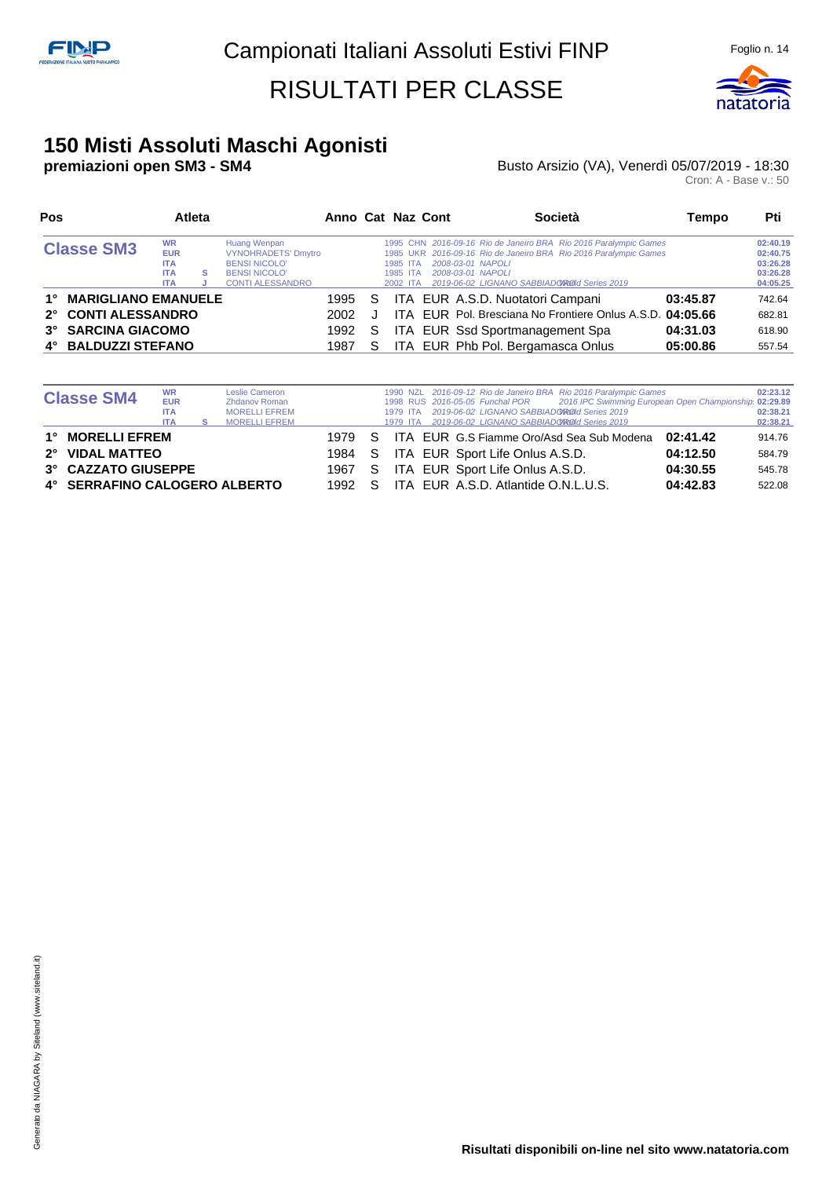# Campionati Italiani Assoluti Estivi FINP

# RISULTATI PER CLASSE

## 150 Misti Assoluti Maschi Agonisti

**premiazioni open SM3 - SM4**

Busto Arsizio (VA), Venerdì 05/07/2019 - 18:30

Cron: A - Base v.: 50

| Pos | Atleta | Anno | Cat | Naz | Cont | Società | Tempo | Pti |
|---|---|---|---|---|---|---|---|---|
| **Classe SM3** | WR Huang Wenpan | 1995 | | CHN | | 2016-09-16 Rio de Janeiro BRA Rio 2016 Paralympic Games | | 02:40.19 |
| | EUR VYNOHRADETS' Dmytro | 1985 | | UKR | | 2016-09-16 Rio de Janeiro BRA Rio 2016 Paralympic Games | | 02:40.75 |
| | ITA BENSI NICOLO' | 1985 | | ITA | | 2008-03-01 NAPOLI | | 03:26.28 |
| | ITA S BENSI NICOLO' | 1985 | | ITA | | 2008-03-01 NAPOLI | | 03:26.28 |
| | ITA J CONTI ALESSANDRO | 2002 | | ITA | | 2019-06-02 LIGNANO SABBIADORO World Series 2019 | | 04:05.25 |
| 1° | **MARIGLIANO EMANUELE** | 1995 | S | ITA | EUR | A.S.D. Nuotatori Campani | **03:45.87** | 742.64 |
| 2° | **CONTI ALESSANDRO** | 2002 | J | ITA | EUR | Pol. Bresciana No Frontiere Onlus A.S.D. | **04:05.66** | 682.81 |
| 3° | **SARCINA GIACOMO** | 1992 | S | ITA | EUR | Ssd Sportmanagement Spa | **04:31.03** | 618.90 |
| 4° | **BALDUZZI STEFANO** | 1987 | S | ITA | EUR | Phb Pol. Bergamasca Onlus | **05:00.86** | 557.54 |

| Pos | Atleta | Anno | Cat | Naz | Cont | Società | Tempo | Pti |
|---|---|---|---|---|---|---|---|---|
| **Classe SM4** | WR Leslie Cameron | 1990 | | NZL | | 2016-09-12 Rio de Janeiro BRA Rio 2016 Paralympic Games | | 02:23.12 |
| | EUR Zhdanov Roman | 1998 | | RUS | | 2016-05-05 Funchal POR 2016 IPC Swimming European Open Championships | | 02:29.89 |
| | ITA MORELLI EFREM | 1979 | | ITA | | 2019-06-02 LIGNANO SABBIADORO World Series 2019 | | 02:38.21 |
| | ITA S MORELLI EFREM | 1979 | | ITA | | 2019-06-02 LIGNANO SABBIADORO World Series 2019 | | 02:38.21 |
| 1° | **MORELLI EFREM** | 1979 | S | ITA | EUR | G.S Fiamme Oro/Asd Sea Sub Modena | **02:41.42** | 914.76 |
| 2° | **VIDAL MATTEO** | 1984 | S | ITA | EUR | Sport Life Onlus A.S.D. | **04:12.50** | 584.79 |
| 3° | **CAZZATO GIUSEPPE** | 1967 | S | ITA | EUR | Sport Life Onlus A.S.D. | **04:30.55** | 545.78 |
| 4° | **SERRAFINO CALOGERO ALBERTO** | 1992 | S | ITA | EUR | A.S.D. Atlantide O.N.L.U.S. | **04:42.83** | 522.08 |

**Risultati disponibili on-line nel sito www.natatoria.com**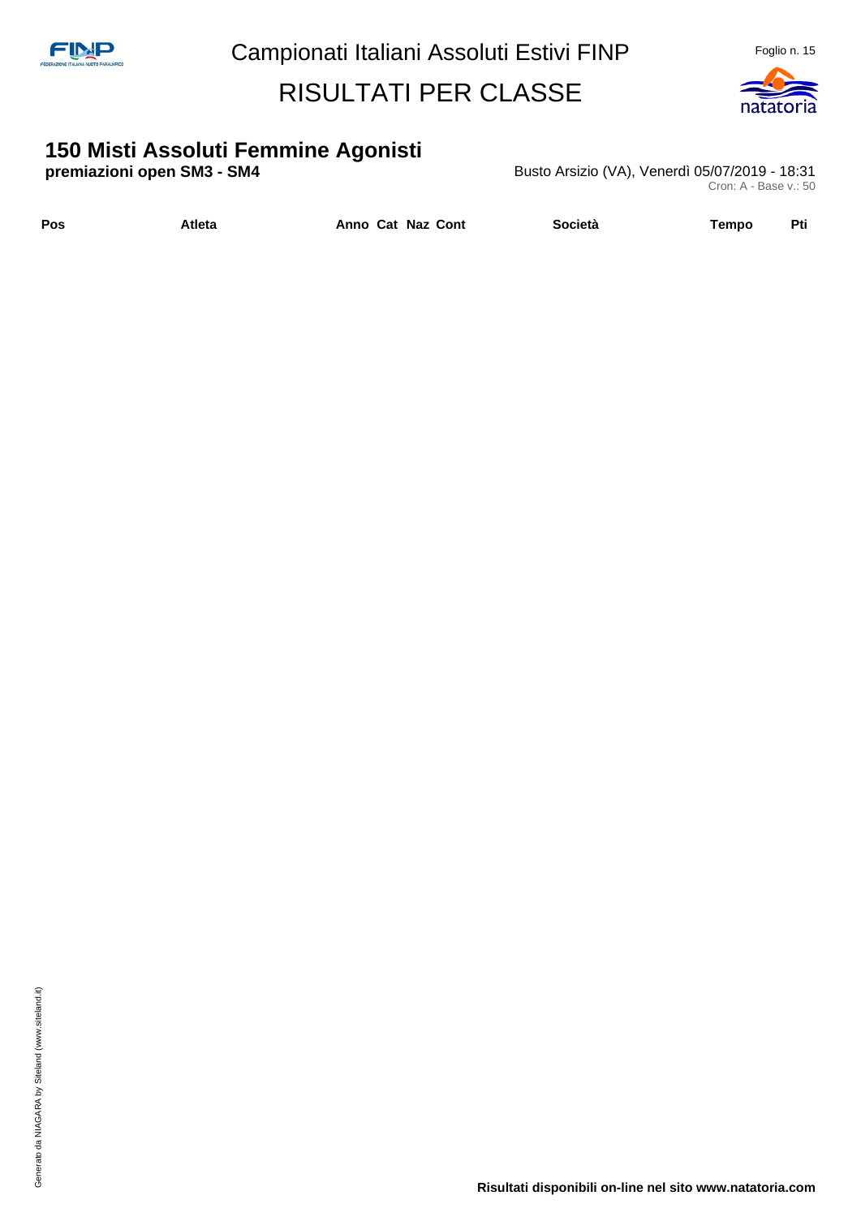# 150 Misti Assoluti Femmine Agonisti

**premiazioni open SM3 - SM4**

Busto Arsizio (VA), Venerdì 05/07/2019 - 18:31

Cron: A - Base v.: 50

| Pos | Atleta | Anno | Cat | Naz | Cont | Società | Tempo | Pti |
|---|---|---|---|---|---|---|---|---|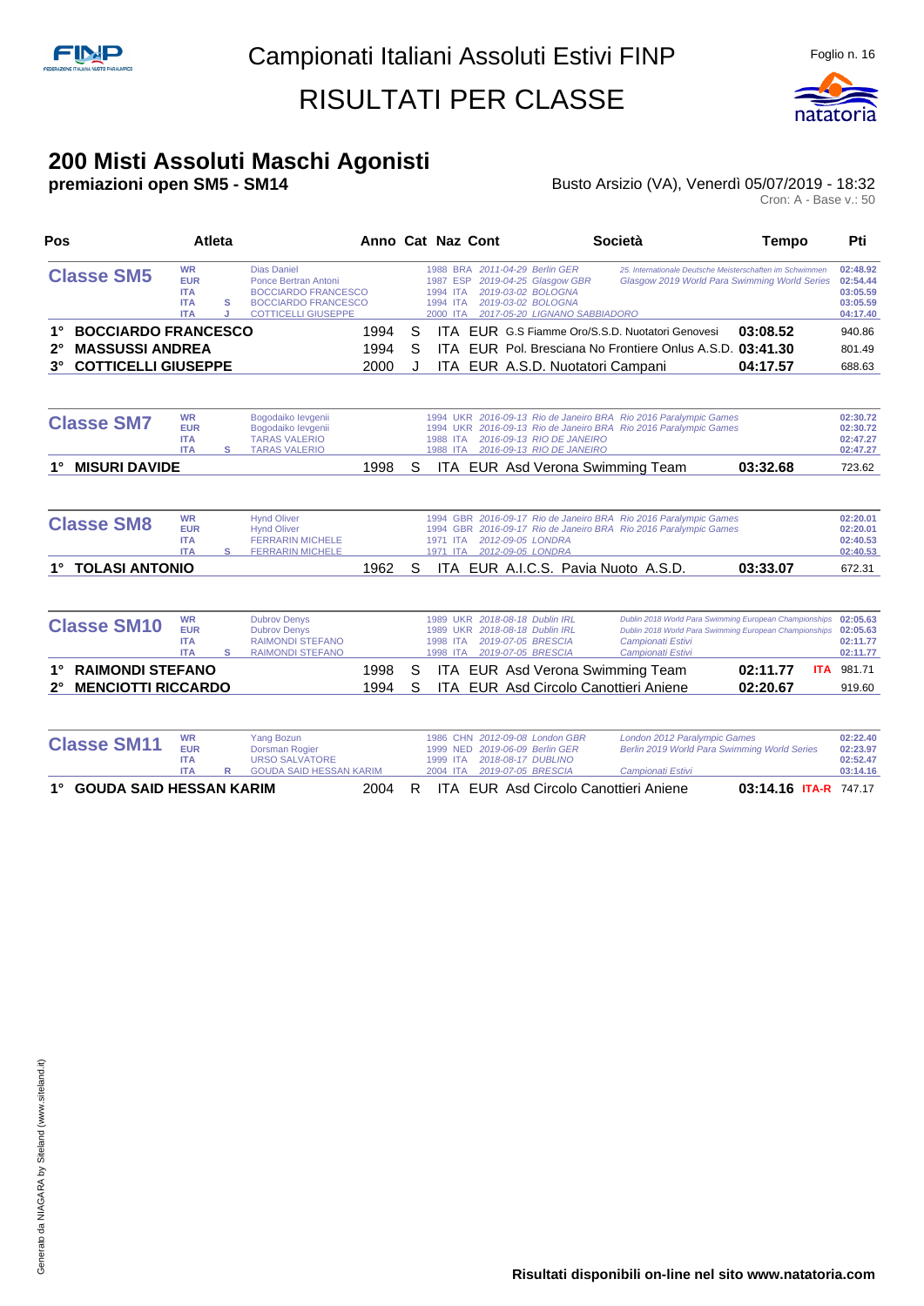# Campionati Italiani Assoluti Estivi FINP

# RISULTATI PER CLASSE

## 200 Misti Assoluti Maschi Agonisti

**premiazioni open SM5 - SM14**

Busto Arsizio (VA), Venerdì 05/07/2019 - 18:32

Cron: A - Base v.: 50

| Pos | Atleta | Anno | Cat | Naz | Cont | Società | Tempo | | Pti |
|---|---|---|---|---|---|---|---|---|---|
| **Classe SM5** | | | | | | | | | |
| WR | Dias Daniel | 1988 | | BRA | | 2011-04-29 Berlin GER - 25. Internationale Deutsche Meisterschaften im Schwimmen | | | 02:48.92 |
| EUR | Ponce Bertran Antoni | 1987 | | ESP | | 2019-04-25 Glasgow GBR - Glasgow 2019 World Para Swimming World Series | | | 02:54.44 |
| ITA | BOCCIARDO FRANCESCO | 1994 | | ITA | | 2019-03-02 BOLOGNA | | | 03:05.59 |
| ITA S | BOCCIARDO FRANCESCO | 1994 | | ITA | | 2019-03-02 BOLOGNA | | | 03:05.59 |
| ITA J | COTTICELLI GIUSEPPE | 2000 | | ITA | | 2017-05-20 LIGNANO SABBIADORO | | | 04:17.40 |
| 1° | **BOCCIARDO FRANCESCO** | 1994 | S | ITA | EUR | G.S Fiamme Oro/S.S.D. Nuotatori Genovesi | **03:08.52** | | 940.86 |
| 2° | **MASSUSSI ANDREA** | 1994 | S | ITA | EUR | Pol. Bresciana No Frontiere Onlus A.S.D. | **03:41.30** | | 801.49 |
| 3° | **COTTICELLI GIUSEPPE** | 2000 | J | ITA | EUR | A.S.D. Nuotatori Campani | **04:17.57** | | 688.63 |
| **Classe SM7** | | | | | | | | | |
| WR | Bogodaiko Ievgenii | 1994 | | UKR | | 2016-09-13 Rio de Janeiro BRA - Rio 2016 Paralympic Games | | | 02:30.72 |
| EUR | Bogodaiko Ievgenii | 1994 | | UKR | | 2016-09-13 Rio de Janeiro BRA - Rio 2016 Paralympic Games | | | 02:30.72 |
| ITA | TARAS VALERIO | 1988 | | ITA | | 2016-09-13 RIO DE JANEIRO | | | 02:47.27 |
| ITA S | TARAS VALERIO | 1988 | | ITA | | 2016-09-13 RIO DE JANEIRO | | | 02:47.27 |
| 1° | **MISURI DAVIDE** | 1998 | S | ITA | EUR | Asd Verona Swimming Team | **03:32.68** | | 723.62 |
| **Classe SM8** | | | | | | | | | |
| WR | Hynd Oliver | 1994 | | GBR | | 2016-09-17 Rio de Janeiro BRA - Rio 2016 Paralympic Games | | | 02:20.01 |
| EUR | Hynd Oliver | 1994 | | GBR | | 2016-09-17 Rio de Janeiro BRA - Rio 2016 Paralympic Games | | | 02:20.01 |
| ITA | FERRARIN MICHELE | 1971 | | ITA | | 2012-09-05 LONDRA | | | 02:40.53 |
| ITA S | FERRARIN MICHELE | 1971 | | ITA | | 2012-09-05 LONDRA | | | 02:40.53 |
| 1° | **TOLASI ANTONIO** | 1962 | S | ITA | EUR | A.I.C.S. Pavia Nuoto A.S.D. | **03:33.07** | | 672.31 |
| **Classe SM10** | | | | | | | | | |
| WR | Dubrov Denys | 1989 | | UKR | | 2018-08-18 Dublin IRL - Dublin 2018 World Para Swimming European Championships | | | 02:05.63 |
| EUR | Dubrov Denys | 1989 | | UKR | | 2018-08-18 Dublin IRL - Dublin 2018 World Para Swimming European Championships | | | 02:05.63 |
| ITA | RAIMONDI STEFANO | 1998 | | ITA | | 2019-07-05 BRESCIA - Campionati Estivi | | | 02:11.77 |
| ITA S | RAIMONDI STEFANO | 1998 | | ITA | | 2019-07-05 BRESCIA - Campionati Estivi | | | 02:11.77 |
| 1° | **RAIMONDI STEFANO** | 1998 | S | ITA | EUR | Asd Verona Swimming Team | **02:11.77** | ITA | 981.71 |
| 2° | **MENCIOTTI RICCARDO** | 1994 | S | ITA | EUR | Asd Circolo Canottieri Aniene | **02:20.67** | | 919.60 |
| **Classe SM11** | | | | | | | | | |
| WR | Yang Bozun | 1986 | | CHN | | 2012-09-08 London GBR - London 2012 Paralympic Games | | | 02:22.40 |
| EUR | Dorsman Rogier | 1999 | | NED | | 2019-06-09 Berlin GER - Berlin 2019 World Para Swimming World Series | | | 02:23.97 |
| ITA | URSO SALVATORE | 1999 | | ITA | | 2018-08-17 DUBLINO | | | 02:52.47 |
| ITA R | GOUDA SAID HESSAN KARIM | 2004 | | ITA | | 2019-07-05 BRESCIA - Campionati Estivi | | | 03:14.16 |
| 1° | **GOUDA SAID HESSAN KARIM** | 2004 | R | ITA | EUR | Asd Circolo Canottieri Aniene | **03:14.16** | ITA-R | 747.17 |

Generato da NIAGARA by Siteland (www.siteland.it)

**Risultati disponibili on-line nel sito www.natatoria.com**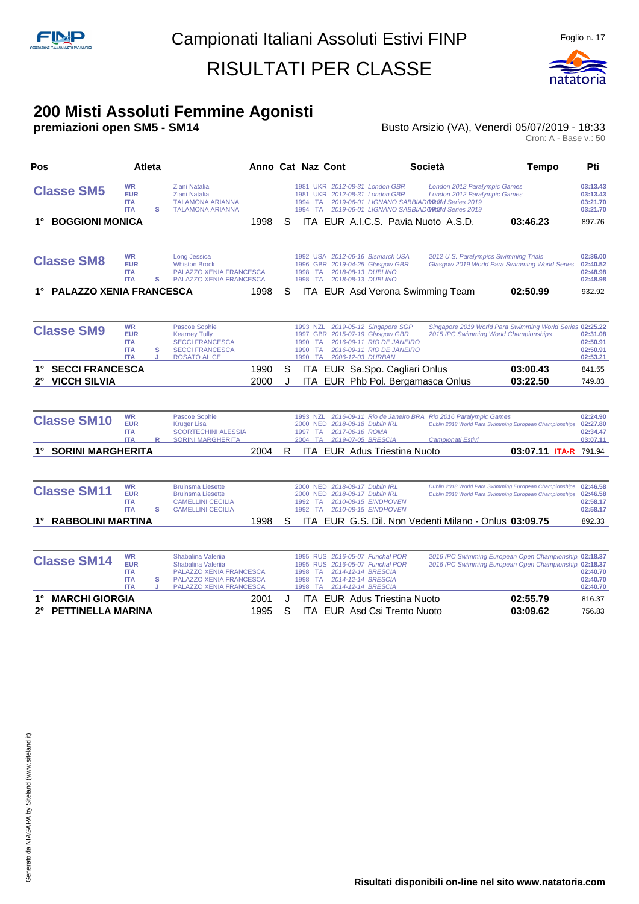# Campionati Italiani Assoluti Estivi FINP

# RISULTATI PER CLASSE

## 200 Misti Assoluti Femmine Agonisti

**premiazioni open SM5 - SM14**

Busto Arsizio (VA), Venerdì 05/07/2019 - 18:33

Cron: A - Base v.: 50

| Pos | Atleta | Anno | Cat | Naz | Cont | Società | Tempo | Pti |
|---|---|---|---|---|---|---|---|---|
| **Classe SM5** | | | | | | | | |
| WR | Ziani Natalia | 1981 | | UKR | | 2012-08-31 London GBR — London 2012 Paralympic Games | | 03:13.43 |
| EUR | Ziani Natalia | 1981 | | UKR | | 2012-08-31 London GBR — London 2012 Paralympic Games | | 03:13.43 |
| ITA | TALAMONA ARIANNA | 1994 | | ITA | | 2019-06-01 LIGNANO SABBIADORO — World Series 2019 | | 03:21.70 |
| ITA S | TALAMONA ARIANNA | 1994 | | ITA | | 2019-06-01 LIGNANO SABBIADORO — World Series 2019 | | 03:21.70 |
| **1°** | **BOGGIONI MONICA** | 1998 | S | ITA | EUR | A.I.C.S. Pavia Nuoto A.S.D. | **03:46.23** | 897.76 |
| **Classe SM8** | | | | | | | | |
| WR | Long Jessica | 1992 | | USA | | 2012-06-16 Bismarck USA — 2012 U.S. Paralympics Swimming Trials | | 02:36.00 |
| EUR | Whiston Brock | 1996 | | GBR | | 2019-04-25 Glasgow GBR — Glasgow 2019 World Para Swimming World Series | | 02:40.52 |
| ITA | PALAZZO XENIA FRANCESCA | 1998 | | ITA | | 2018-08-13 DUBLINO | | 02:48.98 |
| ITA S | PALAZZO XENIA FRANCESCA | 1998 | | ITA | | 2018-08-13 DUBLINO | | 02:48.98 |
| **1°** | **PALAZZO XENIA FRANCESCA** | 1998 | S | ITA | EUR | Asd Verona Swimming Team | **02:50.99** | 932.92 |
| **Classe SM9** | | | | | | | | |
| WR | Pascoe Sophie | 1993 | | NZL | | 2019-05-12 Singapore SGP — Singapore 2019 World Para Swimming World Series | | 02:25.22 |
| EUR | Kearney Tully | 1997 | | GBR | | 2015-07-19 Glasgow GBR — 2015 IPC Swimming World Championships | | 02:31.08 |
| ITA | SECCI FRANCESCA | 1990 | | ITA | | 2016-09-11 RIO DE JANEIRO | | 02:50.91 |
| ITA S | SECCI FRANCESCA | 1990 | | ITA | | 2016-09-11 RIO DE JANEIRO | | 02:50.91 |
| ITA J | ROSATO ALICE | 1990 | | ITA | | 2006-12-03 DURBAN | | 02:53.21 |
| **1°** | **SECCI FRANCESCA** | 1990 | S | ITA | EUR | Sa.Spo. Cagliari Onlus | **03:00.43** | 841.55 |
| **2°** | **VICCH SILVIA** | 2000 | J | ITA | EUR | Phb Pol. Bergamasca Onlus | **03:22.50** | 749.83 |
| **Classe SM10** | | | | | | | | |
| WR | Pascoe Sophie | 1993 | | NZL | | 2016-09-11 Rio de Janeiro BRA — Rio 2016 Paralympic Games | | 02:24.90 |
| EUR | Kruger Lisa | 2000 | | NED | | 2018-08-18 Dublin IRL — Dublin 2018 World Para Swimming European Championships | | 02:27.80 |
| ITA | SCORTECHINI ALESSIA | 1997 | | ITA | | 2017-06-16 ROMA | | 02:34.47 |
| ITA R | SORINI MARGHERITA | 2004 | | ITA | | 2019-07-05 BRESCIA — Campionati Estivi | | 03:07.11 |
| **1°** | **SORINI MARGHERITA** | 2004 | R | ITA | EUR | Adus Triestina Nuoto | **03:07.11** ITA-R | 791.94 |
| **Classe SM11** | | | | | | | | |
| WR | Bruinsma Liesette | 2000 | | NED | | 2018-08-17 Dublin IRL — Dublin 2018 World Para Swimming European Championships | | 02:46.58 |
| EUR | Bruinsma Liesette | 2000 | | NED | | 2018-08-17 Dublin IRL — Dublin 2018 World Para Swimming European Championships | | 02:46.58 |
| ITA | CAMELLINI CECILIA | 1992 | | ITA | | 2010-08-15 EINDHOVEN | | 02:58.17 |
| ITA S | CAMELLINI CECILIA | 1992 | | ITA | | 2010-08-15 EINDHOVEN | | 02:58.17 |
| **1°** | **RABBOLINI MARTINA** | 1998 | S | ITA | EUR | G.S. Dil. Non Vedenti Milano - Onlus | **03:09.75** | 892.33 |
| **Classe SM14** | | | | | | | | |
| WR | Shabalina Valeriia | 1995 | | RUS | | 2016-05-07 Funchal POR — 2016 IPC Swimming European Open Championships | | 02:18.37 |
| EUR | Shabalina Valeriia | 1995 | | RUS | | 2016-05-07 Funchal POR — 2016 IPC Swimming European Open Championships | | 02:18.37 |
| ITA | PALAZZO XENIA FRANCESCA | 1998 | | ITA | | 2014-12-14 BRESCIA | | 02:40.70 |
| ITA S | PALAZZO XENIA FRANCESCA | 1998 | | ITA | | 2014-12-14 BRESCIA | | 02:40.70 |
| ITA J | PALAZZO XENIA FRANCESCA | 1998 | | ITA | | 2014-12-14 BRESCIA | | 02:40.70 |
| **1°** | **MARCHI GIORGIA** | 2001 | J | ITA | EUR | Adus Triestina Nuoto | **02:55.79** | 816.37 |
| **2°** | **PETTINELLA MARINA** | 1995 | S | ITA | EUR | Asd Csi Trento Nuoto | **03:09.62** | 756.83 |

**Risultati disponibili on-line nel sito www.natatoria.com**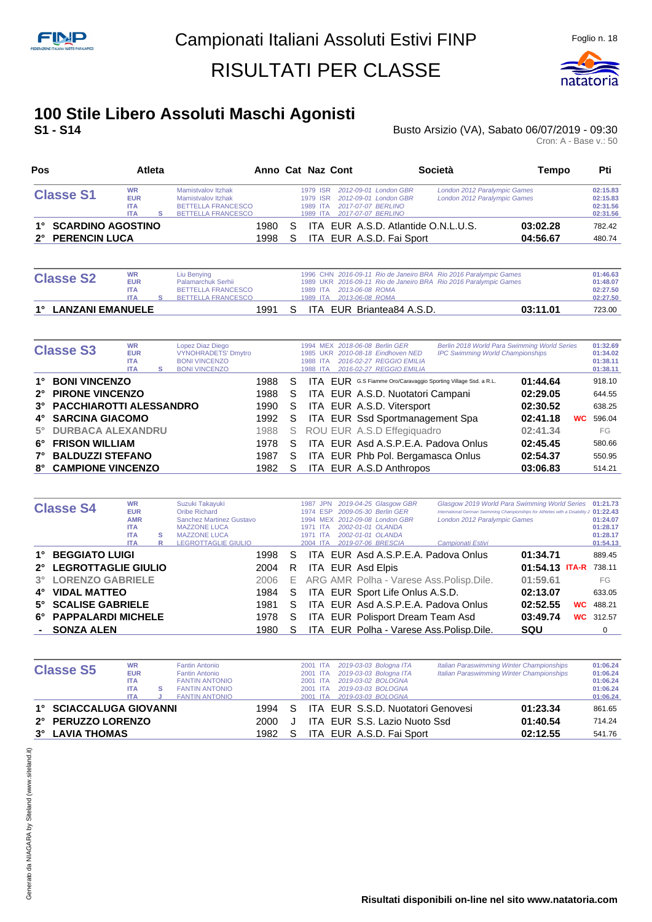# Campionati Italiani Assoluti Estivi FINP

# RISULTATI PER CLASSE

## 100 Stile Libero Assoluti Maschi Agonisti

**S1 - S14**

Busto Arsizio (VA), Sabato 06/07/2019 - 09:30

Cron: A - Base v.: 50

### Classe S1

| Record | Cat | Atleta | Anno | Naz | Data | Luogo | Manifestazione | Tempo |
|---|---|---|---|---|---|---|---|---|
| WR | | Mamistvalov Itzhak | 1979 | ISR | 2012-09-01 | London GBR | London 2012 Paralympic Games | 02:15.83 |
| EUR | | Mamistvalov Itzhak | 1979 | ISR | 2012-09-01 | London GBR | London 2012 Paralympic Games | 02:15.83 |
| ITA | | BETTELLA FRANCESCO | 1989 | ITA | 2017-07-07 | BERLINO | | 02:31.56 |
| ITA | S | BETTELLA FRANCESCO | 1989 | ITA | 2017-07-07 | BERLINO | | 02:31.56 |

| Pos | Atleta | Anno | Cat | Naz | Cont | Società | Tempo | | Pti |
|---|---|---|---|---|---|---|---|---|---|
| 1° | SCARDINO AGOSTINO | 1980 | S | ITA | EUR | A.S.D. Atlantide O.N.L.U.S. | 03:02.28 | | 782.42 |
| 2° | PERENCIN LUCA | 1998 | S | ITA | EUR | A.S.D. Fai Sport | 04:56.67 | | 480.74 |

### Classe S2

| Record | Cat | Atleta | Anno | Naz | Data | Luogo | Manifestazione | Tempo |
|---|---|---|---|---|---|---|---|---|
| WR | | Liu Benying | 1996 | CHN | 2016-09-11 | Rio de Janeiro BRA | Rio 2016 Paralympic Games | 01:46.63 |
| EUR | | Palamarchuk Serhii | 1989 | UKR | 2016-09-11 | Rio de Janeiro BRA | Rio 2016 Paralympic Games | 01:48.07 |
| ITA | | BETTELLA FRANCESCO | 1989 | ITA | 2013-06-08 | ROMA | | 02:27.50 |
| ITA | S | BETTELLA FRANCESCO | 1989 | ITA | 2013-06-08 | ROMA | | 02:27.50 |

| Pos | Atleta | Anno | Cat | Naz | Cont | Società | Tempo | | Pti |
|---|---|---|---|---|---|---|---|---|---|
| 1° | LANZANI EMANUELE | 1991 | S | ITA | EUR | Briantea84 A.S.D. | 03:11.01 | | 723.00 |

### Classe S3

| Record | Cat | Atleta | Anno | Naz | Data | Luogo | Manifestazione | Tempo |
|---|---|---|---|---|---|---|---|---|
| WR | | Lopez Diaz Diego | 1994 | MEX | 2018-06-08 | Berlin GER | Berlin 2018 World Para Swimming World Series | 01:32.69 |
| EUR | | VYNOHRADETS' Dmytro | 1985 | UKR | 2010-08-18 | Eindhoven NED | IPC Swimming World Championships | 01:34.02 |
| ITA | | BONI VINCENZO | 1988 | ITA | 2016-02-27 | REGGIO EMILIA | | 01:38.11 |
| ITA | S | BONI VINCENZO | 1988 | ITA | 2016-02-27 | REGGIO EMILIA | | 01:38.11 |

| Pos | Atleta | Anno | Cat | Naz | Cont | Società | Tempo | | Pti |
|---|---|---|---|---|---|---|---|---|---|
| 1° | BONI VINCENZO | 1988 | S | ITA | EUR | G.S Fiamme Oro/Caravaggio Sporting Village Ssd. a R.L. | 01:44.64 | | 918.10 |
| 2° | PIRONE VINCENZO | 1988 | S | ITA | EUR | A.S.D. Nuotatori Campani | 02:29.05 | | 644.55 |
| 3° | PACCHIAROTTI ALESSANDRO | 1990 | S | ITA | EUR | A.S.D. Vitersport | 02:30.52 | | 638.25 |
| 4° | SARCINA GIACOMO | 1992 | S | ITA | EUR | Ssd Sportmanagement Spa | 02:41.18 | WC | 596.04 |
| 5° | DURBACA ALEXANDRU | 1988 | S | ROU | EUR | A.S.D Effegiquadro | 02:41.34 | | FG |
| 6° | FRISON WILLIAM | 1978 | S | ITA | EUR | Asd A.S.P.E.A. Padova Onlus | 02:45.45 | | 580.66 |
| 7° | BALDUZZI STEFANO | 1987 | S | ITA | EUR | Phb Pol. Bergamasca Onlus | 02:54.37 | | 550.95 |
| 8° | CAMPIONE VINCENZO | 1982 | S | ITA | EUR | A.S.D Anthropos | 03:06.83 | | 514.21 |

### Classe S4

| Record | Cat | Atleta | Anno | Naz | Data | Luogo | Manifestazione | Tempo |
|---|---|---|---|---|---|---|---|---|
| WR | | Suzuki Takayuki | 1987 | JPN | 2019-04-25 | Glasgow GBR | Glasgow 2019 World Para Swimming World Series | 01:21.73 |
| EUR | | Oribe Richard | 1974 | ESP | 2009-05-30 | Berlin GER | International German Swimming Championships for Athletes with a Disability 2 | 01:22.43 |
| AMR | | Sanchez Martinez Gustavo | 1994 | MEX | 2012-09-08 | London GBR | London 2012 Paralympic Games | 01:24.07 |
| ITA | | MAZZONE LUCA | 1971 | ITA | 2002-01-01 | OLANDA | | 01:28.17 |
| ITA | S | MAZZONE LUCA | 1971 | ITA | 2002-01-01 | OLANDA | | 01:28.17 |
| ITA | R | LEGROTTAGLIE GIULIO | 2004 | ITA | 2019-07-06 | BRESCIA | Campionati Estivi | 01:54.13 |

| Pos | Atleta | Anno | Cat | Naz | Cont | Società | Tempo | | Pti |
|---|---|---|---|---|---|---|---|---|---|
| 1° | BEGGIATO LUIGI | 1998 | S | ITA | EUR | Asd A.S.P.E.A. Padova Onlus | 01:34.71 | | 889.45 |
| 2° | LEGROTTAGLIE GIULIO | 2004 | R | ITA | EUR | Asd Elpis | 01:54.13 | ITA-R | 738.11 |
| 3° | LORENZO GABRIELE | 2006 | E | ARG | AMR | Polha - Varese Ass.Polisp.Dile. | 01:59.61 | | FG |
| 4° | VIDAL MATTEO | 1984 | S | ITA | EUR | Sport Life Onlus A.S.D. | 02:13.07 | | 633.05 |
| 5° | SCALISE GABRIELE | 1981 | S | ITA | EUR | Asd A.S.P.E.A. Padova Onlus | 02:52.55 | WC | 488.21 |
| 6° | PAPPALARDI MICHELE | 1978 | S | ITA | EUR | Polisport Dream Team Asd | 03:49.74 | WC | 312.57 |
| - | SONZA ALEN | 1980 | S | ITA | EUR | Polha - Varese Ass.Polisp.Dile. | SQU | | 0 |

### Classe S5

| Record | Cat | Atleta | Anno | Naz | Data | Luogo | Manifestazione | Tempo |
|---|---|---|---|---|---|---|---|---|
| WR | | Fantin Antonio | 2001 | ITA | 2019-03-03 | Bologna ITA | Italian Paraswimming Winter Championships | 01:06.24 |
| EUR | | Fantin Antonio | 2001 | ITA | 2019-03-03 | Bologna ITA | Italian Paraswimming Winter Championships | 01:06.24 |
| ITA | | FANTIN ANTONIO | 2001 | ITA | 2019-03-02 | BOLOGNA | | 01:06.24 |
| ITA | S | FANTIN ANTONIO | 2001 | ITA | 2019-03-03 | BOLOGNA | | 01:06.24 |
| ITA | J | FANTIN ANTONIO | 2001 | ITA | 2019-03-03 | BOLOGNA | | 01:06.24 |

| Pos | Atleta | Anno | Cat | Naz | Cont | Società | Tempo | | Pti |
|---|---|---|---|---|---|---|---|---|---|
| 1° | SCIACCALUGA GIOVANNI | 1994 | S | ITA | EUR | S.S.D. Nuotatori Genovesi | 01:23.34 | | 861.65 |
| 2° | PERUZZO LORENZO | 2000 | J | ITA | EUR | S.S. Lazio Nuoto Ssd | 01:40.54 | | 714.24 |
| 3° | LAVIA THOMAS | 1982 | S | ITA | EUR | A.S.D. Fai Sport | 02:12.55 | | 541.76 |

Risultati disponibili on-line nel sito www.natatoria.com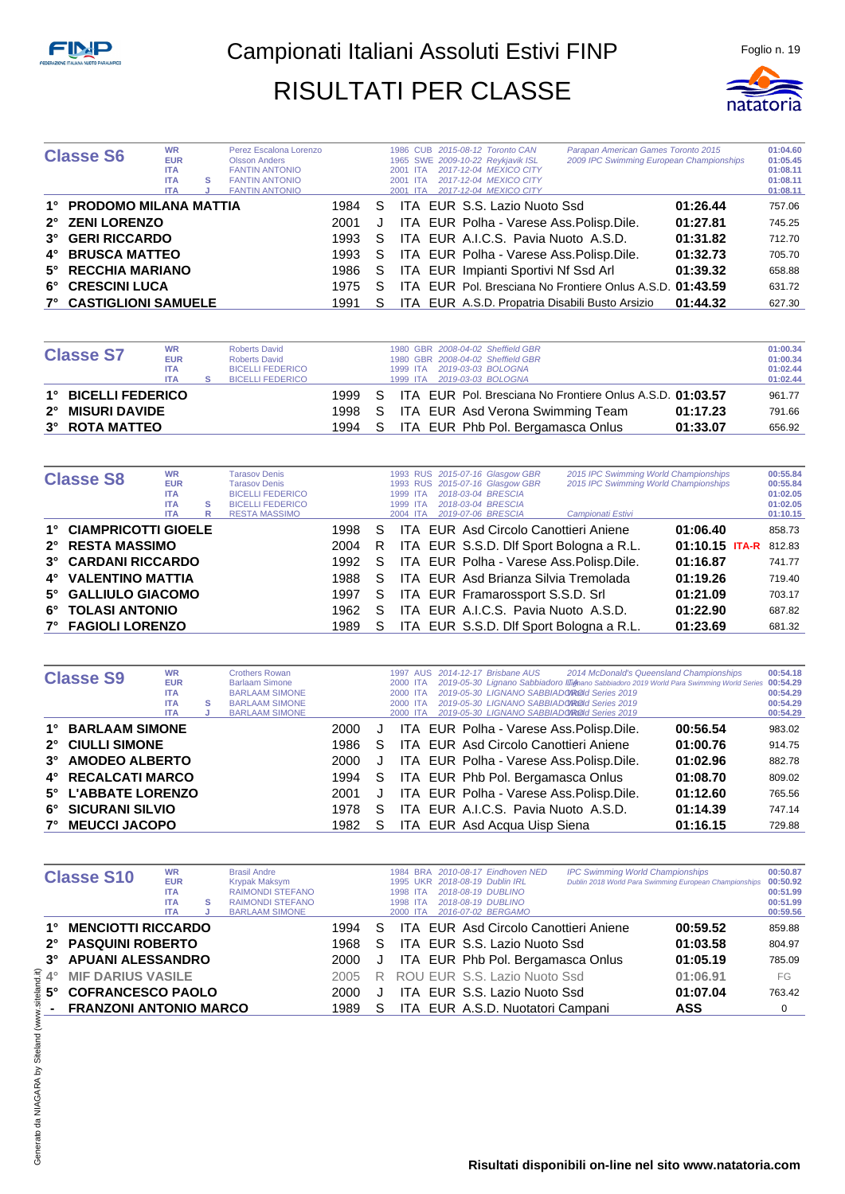# Campionati Italiani Assoluti Estivi FINP

# RISULTATI PER CLASSE

## Classe S6

| | | | | | |
|---|---|---|---|---|---|
| WR | | Perez Escalona Lorenzo | 1986 CUB 2015-08-12 Toronto CAN | Parapan American Games Toronto 2015 | 01:04.60 |
| EUR | | Olsson Anders | 1965 SWE 2009-10-22 Reykjavik ISL | 2009 IPC Swimming European Championships | 01:05.45 |
| ITA | | FANTIN ANTONIO | 2001 ITA 2017-12-04 MEXICO CITY | | 01:08.11 |
| ITA | S | FANTIN ANTONIO | 2001 ITA 2017-12-04 MEXICO CITY | | 01:08.11 |
| ITA | J | FANTIN ANTONIO | 2001 ITA 2017-12-04 MEXICO CITY | | 01:08.11 |

| Pos. | Atleta | Anno | Cat. | Naz. | | Società | Tempo | Punti |
|---|---|---|---|---|---|---|---|---|
| 1° | PRODOMO MILANA MATTIA | 1984 | S | ITA | EUR | S.S. Lazio Nuoto Ssd | 01:26.44 | 757.06 |
| 2° | ZENI LORENZO | 2001 | J | ITA | EUR | Polha - Varese Ass.Polisp.Dile. | 01:27.81 | 745.25 |
| 3° | GERI RICCARDO | 1993 | S | ITA | EUR | A.I.C.S. Pavia Nuoto A.S.D. | 01:31.82 | 712.70 |
| 4° | BRUSCA MATTEO | 1993 | S | ITA | EUR | Polha - Varese Ass.Polisp.Dile. | 01:32.73 | 705.70 |
| 5° | RECCHIA MARIANO | 1986 | S | ITA | EUR | Impianti Sportivi Nf Ssd Arl | 01:39.32 | 658.88 |
| 6° | CRESCINI LUCA | 1975 | S | ITA | EUR | Pol. Bresciana No Frontiere Onlus A.S.D. | 01:43.59 | 631.72 |
| 7° | CASTIGLIONI SAMUELE | 1991 | S | ITA | EUR | A.S.D. Propatria Disabili Busto Arsizio | 01:44.32 | 627.30 |

## Classe S7

| | | | | | |
|---|---|---|---|---|---|
| WR | | Roberts David | 1980 GBR 2008-04-02 Sheffield GBR | | 01:00.34 |
| EUR | | Roberts David | 1980 GBR 2008-04-02 Sheffield GBR | | 01:00.34 |
| ITA | | BICELLI FEDERICO | 1999 ITA 2019-03-03 BOLOGNA | | 01:02.44 |
| ITA | S | BICELLI FEDERICO | 1999 ITA 2019-03-03 BOLOGNA | | 01:02.44 |

| Pos. | Atleta | Anno | Cat. | Naz. | | Società | Tempo | Punti |
|---|---|---|---|---|---|---|---|---|
| 1° | BICELLI FEDERICO | 1999 | S | ITA | EUR | Pol. Bresciana No Frontiere Onlus A.S.D. | 01:03.57 | 961.77 |
| 2° | MISURI DAVIDE | 1998 | S | ITA | EUR | Asd Verona Swimming Team | 01:17.23 | 791.66 |
| 3° | ROTA MATTEO | 1994 | S | ITA | EUR | Phb Pol. Bergamasca Onlus | 01:33.07 | 656.92 |

## Classe S8

| | | | | | |
|---|---|---|---|---|---|
| WR | | Tarasov Denis | 1993 RUS 2015-07-16 Glasgow GBR | 2015 IPC Swimming World Championships | 00:55.84 |
| EUR | | Tarasov Denis | 1993 RUS 2015-07-16 Glasgow GBR | 2015 IPC Swimming World Championships | 00:55.84 |
| ITA | | BICELLI FEDERICO | 1999 ITA 2018-03-04 BRESCIA | | 01:02.05 |
| ITA | S | BICELLI FEDERICO | 1999 ITA 2018-03-04 BRESCIA | | 01:02.05 |
| ITA | R | RESTA MASSIMO | 2004 ITA 2019-07-06 BRESCIA | Campionati Estivi | 01:10.15 |

| Pos. | Atleta | Anno | Cat. | Naz. | | Società | Tempo | Punti |
|---|---|---|---|---|---|---|---|---|
| 1° | CIAMPRICOTTI GIOELE | 1998 | S | ITA | EUR | Asd Circolo Canottieri Aniene | 01:06.40 | 858.73 |
| 2° | RESTA MASSIMO | 2004 | R | ITA | EUR | S.S.D. Dlf Sport Bologna a R.L. | 01:10.15 ITA-R | 812.83 |
| 3° | CARDANI RICCARDO | 1992 | S | ITA | EUR | Polha - Varese Ass.Polisp.Dile. | 01:16.87 | 741.77 |
| 4° | VALENTINO MATTIA | 1988 | S | ITA | EUR | Asd Brianza Silvia Tremolada | 01:19.26 | 719.40 |
| 5° | GALLIULO GIACOMO | 1997 | S | ITA | EUR | Framarossport S.S.D. Srl | 01:21.09 | 703.17 |
| 6° | TOLASI ANTONIO | 1962 | S | ITA | EUR | A.I.C.S. Pavia Nuoto A.S.D. | 01:22.90 | 687.82 |
| 7° | FAGIOLI LORENZO | 1989 | S | ITA | EUR | S.S.D. Dlf Sport Bologna a R.L. | 01:23.69 | 681.32 |

## Classe S9

| | | | | | |
|---|---|---|---|---|---|
| WR | | Crothers Rowan | 1997 AUS 2014-12-17 Brisbane AUS | 2014 McDonald's Queensland Championships | 00:54.18 |
| EUR | | Barlaam Simone | 2000 ITA 2019-05-30 Lignano Sabbiadoro ITA | Lignano Sabbiadoro 2019 World Para Swimming World Series | 00:54.29 |
| ITA | | BARLAAM SIMONE | 2000 ITA 2019-05-30 LIGNANO SABBIADORO | World Series 2019 | 00:54.29 |
| ITA | S | BARLAAM SIMONE | 2000 ITA 2019-05-30 LIGNANO SABBIADORO | World Series 2019 | 00:54.29 |
| ITA | J | BARLAAM SIMONE | 2000 ITA 2019-05-30 LIGNANO SABBIADORO | World Series 2019 | 00:54.29 |

| Pos. | Atleta | Anno | Cat. | Naz. | | Società | Tempo | Punti |
|---|---|---|---|---|---|---|---|---|
| 1° | BARLAAM SIMONE | 2000 | J | ITA | EUR | Polha - Varese Ass.Polisp.Dile. | 00:56.54 | 983.02 |
| 2° | CIULLI SIMONE | 1986 | S | ITA | EUR | Asd Circolo Canottieri Aniene | 01:00.76 | 914.75 |
| 3° | AMODEO ALBERTO | 2000 | J | ITA | EUR | Polha - Varese Ass.Polisp.Dile. | 01:02.96 | 882.78 |
| 4° | RECALCATI MARCO | 1994 | S | ITA | EUR | Phb Pol. Bergamasca Onlus | 01:08.70 | 809.02 |
| 5° | L'ABBATE LORENZO | 2001 | J | ITA | EUR | Polha - Varese Ass.Polisp.Dile. | 01:12.60 | 765.56 |
| 6° | SICURANI SILVIO | 1978 | S | ITA | EUR | A.I.C.S. Pavia Nuoto A.S.D. | 01:14.39 | 747.14 |
| 7° | MEUCCI JACOPO | 1982 | S | ITA | EUR | Asd Acqua Uisp Siena | 01:16.15 | 729.88 |

## Classe S10

| | | | | | |
|---|---|---|---|---|---|
| WR | | Brasil Andre | 1984 BRA 2010-08-17 Eindhoven NED | IPC Swimming World Championships | 00:50.87 |
| EUR | | Krypak Maksym | 1995 UKR 2018-08-19 Dublin IRL | Dublin 2018 World Para Swimming European Championships | 00:50.92 |
| ITA | | RAIMONDI STEFANO | 1998 ITA 2018-08-19 DUBLINO | | 00:51.99 |
| ITA | S | RAIMONDI STEFANO | 1998 ITA 2018-08-19 DUBLINO | | 00:51.99 |
| ITA | J | BARLAAM SIMONE | 2000 ITA 2016-07-02 BERGAMO | | 00:59.56 |

| Pos. | Atleta | Anno | Cat. | Naz. | | Società | Tempo | Punti |
|---|---|---|---|---|---|---|---|---|
| 1° | MENCIOTTI RICCARDO | 1994 | S | ITA | EUR | Asd Circolo Canottieri Aniene | 00:59.52 | 859.88 |
| 2° | PASQUINI ROBERTO | 1968 | S | ITA | EUR | S.S. Lazio Nuoto Ssd | 01:03.58 | 804.97 |
| 3° | APUANI ALESSANDRO | 2000 | J | ITA | EUR | Phb Pol. Bergamasca Onlus | 01:05.19 | 785.09 |
| 4° | MIF DARIUS VASILE | 2005 | R | ROU | EUR | S.S. Lazio Nuoto Ssd | 01:06.91 | FG |
| 5° | COFRANCESCO PAOLO | 2000 | J | ITA | EUR | S.S. Lazio Nuoto Ssd | 01:07.04 | 763.42 |
| - | FRANZONI ANTONIO MARCO | 1989 | S | ITA | EUR | A.S.D. Nuotatori Campani | ASS | 0 |

**Risultati disponibili on-line nel sito www.natatoria.com**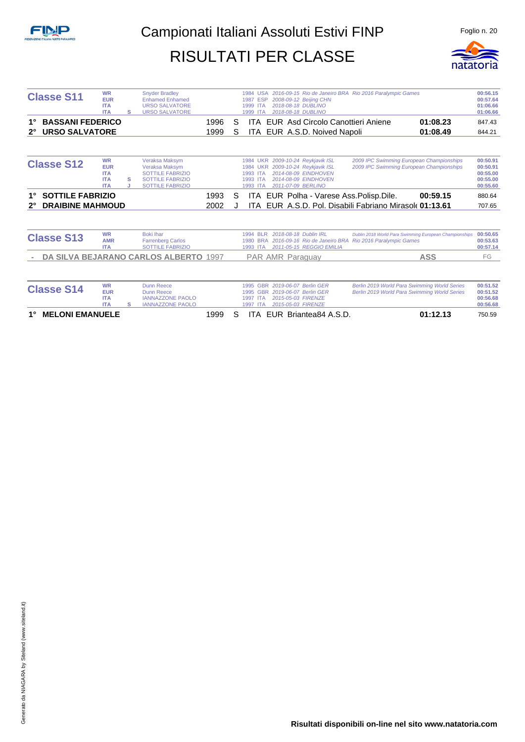# Campionati Italiani Assoluti Estivi FINP

## RISULTATI PER CLASSE

### Classe S11

| Record | Cat. | Nome | Anno | Naz. | Data | Luogo | Manifestazione | Tempo |
|---|---|---|---|---|---|---|---|---|
| WR | | Snyder Bradley | 1984 | USA | 2016-09-15 | Rio de Janeiro BRA | Rio 2016 Paralympic Games | 00:56.15 |
| EUR | | Enhamed Enhamed | 1987 | ESP | 2008-09-12 | Beijing CHN | | 00:57.64 |
| ITA | | URSO SALVATORE | 1999 | ITA | 2018-08-18 | DUBLINO | | 01:06.66 |
| ITA | S | URSO SALVATORE | 1999 | ITA | 2018-08-18 | DUBLINO | | 01:06.66 |

| Pos. | Atleta | Anno | Cat. | Naz. | | Società | Tempo | Punti |
|---|---|---|---|---|---|---|---|---|
| 1° | **BASSANI FEDERICO** | 1996 | S | ITA | EUR | Asd Circolo Canottieri Aniene | **01:08.23** | 847.43 |
| 2° | **URSO SALVATORE** | 1999 | S | ITA | EUR | A.S.D. Noived Napoli | **01:08.49** | 844.21 |

### Classe S12

| Record | Cat. | Nome | Anno | Naz. | Data | Luogo | Manifestazione | Tempo |
|---|---|---|---|---|---|---|---|---|
| WR | | Veraksa Maksym | 1984 | UKR | 2009-10-24 | Reykjavik ISL | 2009 IPC Swimming European Championships | 00:50.91 |
| EUR | | Veraksa Maksym | 1984 | UKR | 2009-10-24 | Reykjavik ISL | 2009 IPC Swimming European Championships | 00:50.91 |
| ITA | | SOTTILE FABRIZIO | 1993 | ITA | 2014-08-09 | EINDHOVEN | | 00:55.00 |
| ITA | S | SOTTILE FABRIZIO | 1993 | ITA | 2014-08-09 | EINDHOVEN | | 00:55.00 |
| ITA | J | SOTTILE FABRIZIO | 1993 | ITA | 2011-07-09 | BERLINO | | 00:55.60 |

| Pos. | Atleta | Anno | Cat. | Naz. | | Società | Tempo | Punti |
|---|---|---|---|---|---|---|---|---|
| 1° | **SOTTILE FABRIZIO** | 1993 | S | ITA | EUR | Polha - Varese Ass.Polisp.Dile. | **00:59.15** | 880.64 |
| 2° | **DRAIBINE MAHMOUD** | 2002 | J | ITA | EUR | A.S.D. Pol. Disabili Fabriano Mirasol | **01:13.61** | 707.65 |

### Classe S13

| Record | Cat. | Nome | Anno | Naz. | Data | Luogo | Manifestazione | Tempo |
|---|---|---|---|---|---|---|---|---|
| WR | | Boki Ihar | 1994 | BLR | 2018-08-18 | Dublin IRL | Dublin 2018 World Para Swimming European Championships | 00:50.65 |
| AMR | | Farrenberg Carlos | 1980 | BRA | 2016-09-16 | Rio de Janeiro BRA | Rio 2016 Paralympic Games | 00:53.63 |
| ITA | | SOTTILE FABRIZIO | 1993 | ITA | 2011-05-15 | REGGIO EMILIA | | 00:57.14 |

| Pos. | Atleta | Anno | Cat. | Naz. | | Società | Tempo | Punti |
|---|---|---|---|---|---|---|---|---|
| - | **DA SILVA BEJARANO CARLOS ALBERTO** | 1997 | | PAR | AMR | Paraguay | ASS | FG |

### Classe S14

| Record | Cat. | Nome | Anno | Naz. | Data | Luogo | Manifestazione | Tempo |
|---|---|---|---|---|---|---|---|---|
| WR | | Dunn Reece | 1995 | GBR | 2019-06-07 | Berlin GER | Berlin 2019 World Para Swimming World Series | 00:51.52 |
| EUR | | Dunn Reece | 1995 | GBR | 2019-06-07 | Berlin GER | Berlin 2019 World Para Swimming World Series | 00:51.52 |
| ITA | | IANNAZZONE PAOLO | 1997 | ITA | 2015-05-03 | FIRENZE | | 00:56.68 |
| ITA | S | IANNAZZONE PAOLO | 1997 | ITA | 2015-05-03 | FIRENZE | | 00:56.68 |

| Pos. | Atleta | Anno | Cat. | Naz. | | Società | Tempo | Punti |
|---|---|---|---|---|---|---|---|---|
| 1° | **MELONI EMANUELE** | 1999 | S | ITA | EUR | Briantea84 A.S.D. | **01:12.13** | 750.59 |

**Risultati disponibili on-line nel sito www.natatoria.com**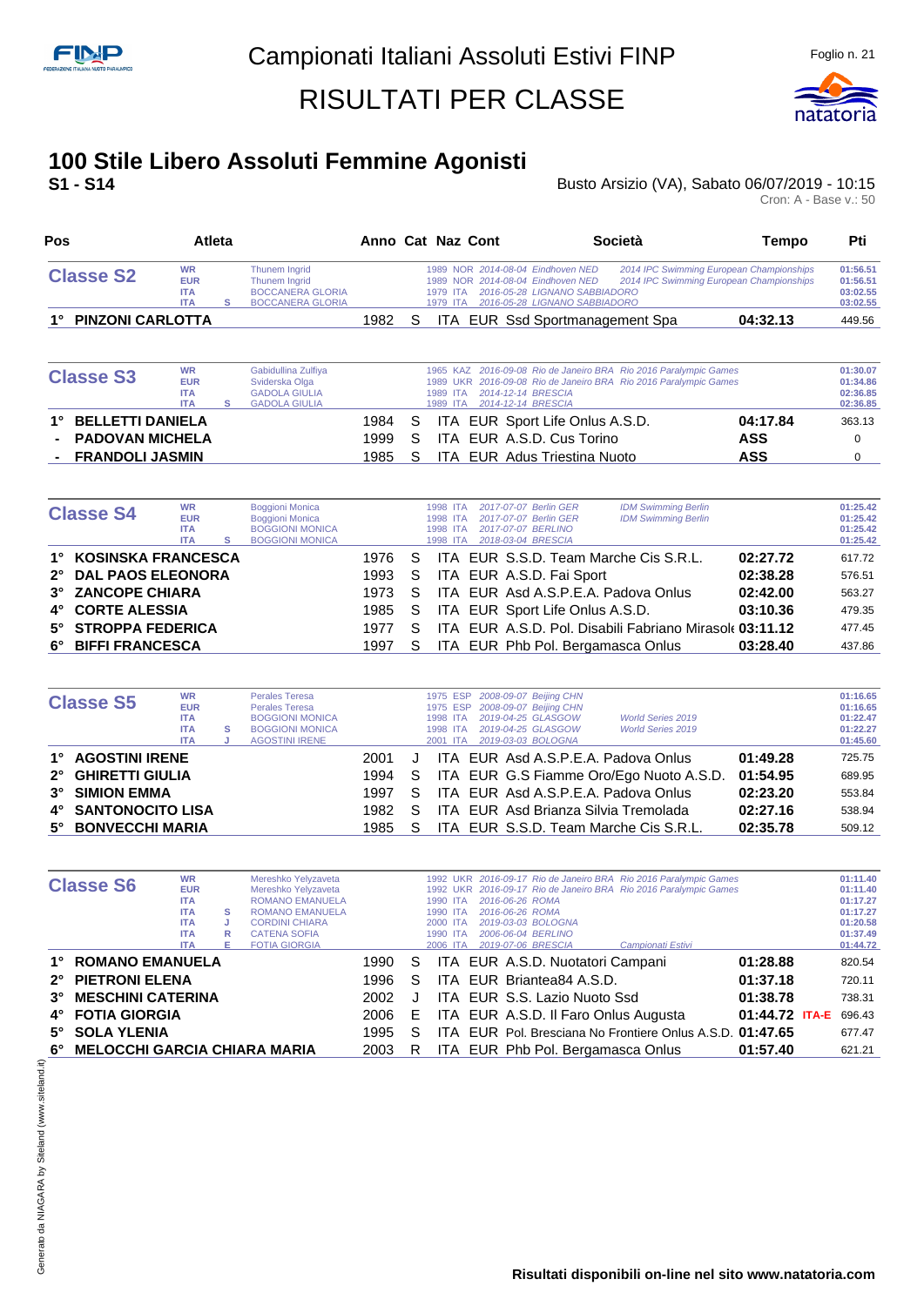# Campionati Italiani Assoluti Estivi FINP

# RISULTATI PER CLASSE

## 100 Stile Libero Assoluti Femmine Agonisti

**S1 - S14**

Busto Arsizio (VA), Sabato 06/07/2019 - 10:15

Cron: A - Base v.: 50

| Pos | Atleta | Anno | Cat | Naz | Cont | Società | Tempo | Pti |
|---|---|---|---|---|---|---|---|---|
| **Classe S2** | WR Thunem Ingrid | 1989 | | NOR | | 2014-08-04 Eindhoven NED 2014 IPC Swimming European Championships | | 01:56.51 |
| | EUR Thunem Ingrid | 1989 | | NOR | | 2014-08-04 Eindhoven NED 2014 IPC Swimming European Championships | | 01:56.51 |
| | ITA BOCCANERA GLORIA | 1979 | | ITA | | 2016-05-28 LIGNANO SABBIADORO | | 03:02.55 |
| | ITA S BOCCANERA GLORIA | 1979 | | ITA | | 2016-05-28 LIGNANO SABBIADORO | | 03:02.55 |
| 1° | PINZONI CARLOTTA | 1982 | S | ITA | EUR | Ssd Sportmanagement Spa | 04:32.13 | 449.56 |
| **Classe S3** | WR Gabidullina Zulfiya | 1965 | | KAZ | | 2016-09-08 Rio de Janeiro BRA Rio 2016 Paralympic Games | | 01:30.07 |
| | EUR Sviderska Olga | 1989 | | UKR | | 2016-09-08 Rio de Janeiro BRA Rio 2016 Paralympic Games | | 01:34.86 |
| | ITA GADOLA GIULIA | 1989 | | ITA | | 2014-12-14 BRESCIA | | 02:36.85 |
| | ITA S GADOLA GIULIA | 1989 | | ITA | | 2014-12-14 BRESCIA | | 02:36.85 |
| 1° | BELLETTI DANIELA | 1984 | S | ITA | EUR | Sport Life Onlus A.S.D. | 04:17.84 | 363.13 |
| - | PADOVAN MICHELA | 1999 | S | ITA | EUR | A.S.D. Cus Torino | ASS | 0 |
| - | FRANDOLI JASMIN | 1985 | S | ITA | EUR | Adus Triestina Nuoto | ASS | 0 |
| **Classe S4** | WR Boggioni Monica | 1998 | | ITA | | 2017-07-07 Berlin GER IDM Swimming Berlin | | 01:25.42 |
| | EUR Boggioni Monica | 1998 | | ITA | | 2017-07-07 Berlin GER IDM Swimming Berlin | | 01:25.42 |
| | ITA BOGGIONI MONICA | 1998 | | ITA | | 2017-07-07 BERLINO | | 01:25.42 |
| | ITA S BOGGIONI MONICA | 1998 | | ITA | | 2018-03-04 BRESCIA | | 01:25.42 |
| 1° | KOSINSKA FRANCESCA | 1976 | S | ITA | EUR | S.S.D. Team Marche Cis S.R.L. | 02:27.72 | 617.72 |
| 2° | DAL PAOS ELEONORA | 1993 | S | ITA | EUR | A.S.D. Fai Sport | 02:38.28 | 576.51 |
| 3° | ZANCOPE CHIARA | 1973 | S | ITA | EUR | Asd A.S.P.E.A. Padova Onlus | 02:42.00 | 563.27 |
| 4° | CORTE ALESSIA | 1985 | S | ITA | EUR | Sport Life Onlus A.S.D. | 03:10.36 | 479.35 |
| 5° | STROPPA FEDERICA | 1977 | S | ITA | EUR | A.S.D. Pol. Disabili Fabriano Mirasole | 03:11.12 | 477.45 |
| 6° | BIFFI FRANCESCA | 1997 | S | ITA | EUR | Phb Pol. Bergamasca Onlus | 03:28.40 | 437.86 |
| **Classe S5** | WR Perales Teresa | 1975 | | ESP | | 2008-09-07 Beijing CHN | | 01:16.65 |
| | EUR Perales Teresa | 1975 | | ESP | | 2008-09-07 Beijing CHN | | 01:16.65 |
| | ITA BOGGIONI MONICA | 1998 | | ITA | | 2019-04-25 GLASGOW World Series 2019 | | 01:22.47 |
| | ITA S BOGGIONI MONICA | 1998 | | ITA | | 2019-04-25 GLASGOW World Series 2019 | | 01:22.27 |
| | ITA J AGOSTINI IRENE | 2001 | | ITA | | 2019-03-03 BOLOGNA | | 01:45.60 |
| 1° | AGOSTINI IRENE | 2001 | J | ITA | EUR | Asd A.S.P.E.A. Padova Onlus | 01:49.28 | 725.75 |
| 2° | GHIRETTI GIULIA | 1994 | S | ITA | EUR | G.S Fiamme Oro/Ego Nuoto A.S.D. | 01:54.95 | 689.95 |
| 3° | SIMION EMMA | 1997 | S | ITA | EUR | Asd A.S.P.E.A. Padova Onlus | 02:23.20 | 553.84 |
| 4° | SANTONOCITO LISA | 1982 | S | ITA | EUR | Asd Brianza Silvia Tremolada | 02:27.16 | 538.94 |
| 5° | BONVECCHI MARIA | 1985 | S | ITA | EUR | S.S.D. Team Marche Cis S.R.L. | 02:35.78 | 509.12 |
| **Classe S6** | WR Mereshko Yelyzaveta | 1992 | | UKR | | 2016-09-17 Rio de Janeiro BRA Rio 2016 Paralympic Games | | 01:11.40 |
| | EUR Mereshko Yelyzaveta | 1992 | | UKR | | 2016-09-17 Rio de Janeiro BRA Rio 2016 Paralympic Games | | 01:11.40 |
| | ITA ROMANO EMANUELA | 1990 | | ITA | | 2016-06-26 ROMA | | 01:17.27 |
| | ITA S ROMANO EMANUELA | 1990 | | ITA | | 2016-06-26 ROMA | | 01:17.27 |
| | ITA J CORDINI CHIARA | 2000 | | ITA | | 2019-03-03 BOLOGNA | | 01:20.58 |
| | ITA R CATENA SOFIA | 1990 | | ITA | | 2006-06-04 BERLINO | | 01:37.49 |
| | ITA E FOTIA GIORGIA | 2006 | | ITA | | 2019-07-06 BRESCIA Campionati Estivi | | 01:44.72 |
| 1° | ROMANO EMANUELA | 1990 | S | ITA | EUR | A.S.D. Nuotatori Campani | 01:28.88 | 820.54 |
| 2° | PIETRONI ELENA | 1996 | S | ITA | EUR | Briantea84 A.S.D. | 01:37.18 | 720.11 |
| 3° | MESCHINI CATERINA | 2002 | J | ITA | EUR | S.S. Lazio Nuoto Ssd | 01:38.78 | 738.31 |
| 4° | FOTIA GIORGIA | 2006 | E | ITA | EUR | A.S.D. Il Faro Onlus Augusta | 01:44.72 ITA-E | 696.43 |
| 5° | SOLA YLENIA | 1995 | S | ITA | EUR | Pol. Bresciana No Frontiere Onlus A.S.D. | 01:47.65 | 677.47 |
| 6° | MELOCCHI GARCIA CHIARA MARIA | 2003 | R | ITA | EUR | Phb Pol. Bergamasca Onlus | 01:57.40 | 621.21 |

Risultati disponibili on-line nel sito www.natatoria.com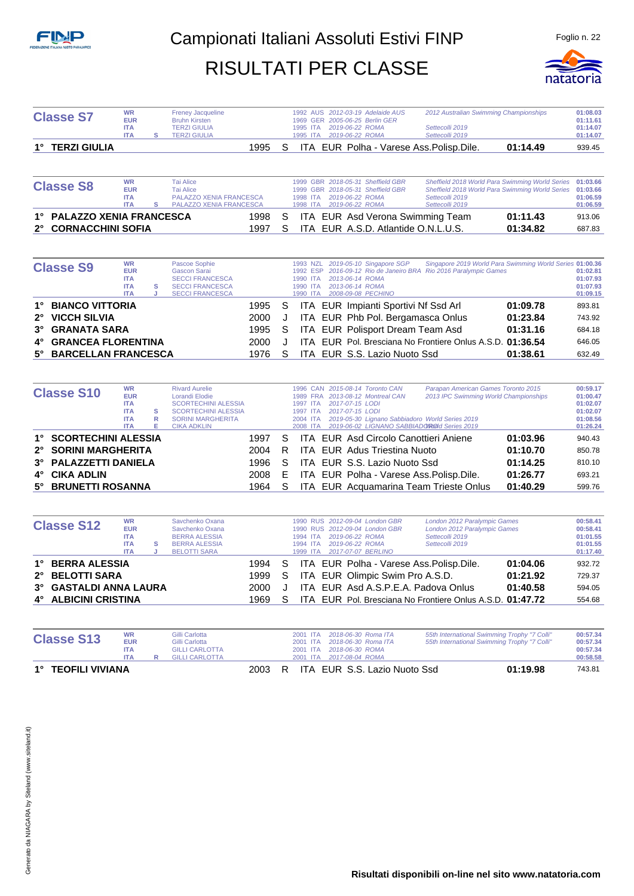# Campionati Italiani Assoluti Estivi FINP

# RISULTATI PER CLASSE

## Classe S7

| Record | Cat. | Nome | Anno | Naz. | Data | Luogo | Manifestazione | Tempo |
|---|---|---|---|---|---|---|---|---|
| WR | | Freney Jacqueline | 1992 | AUS | 2012-03-19 | Adelaide AUS | 2012 Australian Swimming Championships | 01:08.03 |
| EUR | | Bruhn Kirsten | 1969 | GER | 2005-06-25 | Berlin GER | | 01:11.61 |
| ITA | | TERZI GIULIA | 1995 | ITA | 2019-06-22 | ROMA | Settecolli 2019 | 01:14.07 |
| ITA | S | TERZI GIULIA | 1995 | ITA | 2019-06-22 | ROMA | Settecolli 2019 | 01:14.07 |

| Pos. | Nome | Anno | Cat. | Naz. | Reg. | Società | Tempo | Punti |
|---|---|---|---|---|---|---|---|---|
| 1° | TERZI GIULIA | 1995 | S | ITA | EUR | Polha - Varese Ass.Polisp.Dile. | 01:14.49 | 939.45 |

## Classe S8

| Record | Cat. | Nome | Anno | Naz. | Data | Luogo | Manifestazione | Tempo |
|---|---|---|---|---|---|---|---|---|
| WR | | Tai Alice | 1999 | GBR | 2018-05-31 | Sheffield GBR | Sheffield 2018 World Para Swimming World Series | 01:03.66 |
| EUR | | Tai Alice | 1999 | GBR | 2018-05-31 | Sheffield GBR | Sheffield 2018 World Para Swimming World Series | 01:03.66 |
| ITA | | PALAZZO XENIA FRANCESCA | 1998 | ITA | 2019-06-22 | ROMA | Settecolli 2019 | 01:06.59 |
| ITA | S | PALAZZO XENIA FRANCESCA | 1998 | ITA | 2019-06-22 | ROMA | Settecolli 2019 | 01:06.59 |

| Pos. | Nome | Anno | Cat. | Naz. | Reg. | Società | Tempo | Punti |
|---|---|---|---|---|---|---|---|---|
| 1° | PALAZZO XENIA FRANCESCA | 1998 | S | ITA | EUR | Asd Verona Swimming Team | 01:11.43 | 913.06 |
| 2° | CORNACCHINI SOFIA | 1997 | S | ITA | EUR | A.S.D. Atlantide O.N.L.U.S. | 01:34.82 | 687.83 |

## Classe S9

| Record | Cat. | Nome | Anno | Naz. | Data | Luogo | Manifestazione | Tempo |
|---|---|---|---|---|---|---|---|---|
| WR | | Pascoe Sophie | 1993 | NZL | 2019-05-10 | Singapore SGP | Singapore 2019 World Para Swimming World Series | 01:00.36 |
| EUR | | Gascon Sarai | 1992 | ESP | 2016-09-12 | Rio de Janeiro BRA | Rio 2016 Paralympic Games | 01:02.81 |
| ITA | | SECCI FRANCESCA | 1990 | ITA | 2013-06-14 | ROMA | | 01:07.93 |
| ITA | S | SECCI FRANCESCA | 1990 | ITA | 2013-06-14 | ROMA | | 01:07.93 |
| ITA | J | SECCI FRANCESCA | 1990 | ITA | 2008-09-08 | PECHINO | | 01:09.15 |

| Pos. | Nome | Anno | Cat. | Naz. | Reg. | Società | Tempo | Punti |
|---|---|---|---|---|---|---|---|---|
| 1° | BIANCO VITTORIA | 1995 | S | ITA | EUR | Impianti Sportivi Nf Ssd Arl | 01:09.78 | 893.81 |
| 2° | VICCH SILVIA | 2000 | J | ITA | EUR | Phb Pol. Bergamasca Onlus | 01:23.84 | 743.92 |
| 3° | GRANATA SARA | 1995 | S | ITA | EUR | Polisport Dream Team Asd | 01:31.16 | 684.18 |
| 4° | GRANCEA FLORENTINA | 2000 | J | ITA | EUR | Pol. Bresciana No Frontiere Onlus A.S.D. | 01:36.54 | 646.05 |
| 5° | BARCELLAN FRANCESCA | 1976 | S | ITA | EUR | S.S. Lazio Nuoto Ssd | 01:38.61 | 632.49 |

## Classe S10

| Record | Cat. | Nome | Anno | Naz. | Data | Luogo | Manifestazione | Tempo |
|---|---|---|---|---|---|---|---|---|
| WR | | Rivard Aurelie | 1996 | CAN | 2015-08-14 | Toronto CAN | Parapan American Games Toronto 2015 | 00:59.17 |
| EUR | | Lorandi Elodie | 1989 | FRA | 2013-08-12 | Montreal CAN | 2013 IPC Swimming World Championships | 01:00.47 |
| ITA | | SCORTECHINI ALESSIA | 1997 | ITA | 2017-07-15 | LODI | | 01:02.07 |
| ITA | S | SCORTECHINI ALESSIA | 1997 | ITA | 2017-07-15 | LODI | | 01:02.07 |
| ITA | R | SORINI MARGHERITA | 2004 | ITA | 2019-05-30 | Lignano Sabbiadoro | World Series 2019 | 01:08.56 |
| ITA | E | CIKA ADKLIN | 2008 | ITA | 2019-06-02 | LIGNANO SABBIADORO | World Series 2019 | 01:26.24 |

| Pos. | Nome | Anno | Cat. | Naz. | Reg. | Società | Tempo | Punti |
|---|---|---|---|---|---|---|---|---|
| 1° | SCORTECHINI ALESSIA | 1997 | S | ITA | EUR | Asd Circolo Canottieri Aniene | 01:03.96 | 940.43 |
| 2° | SORINI MARGHERITA | 2004 | R | ITA | EUR | Adus Triestina Nuoto | 01:10.70 | 850.78 |
| 3° | PALAZZETTI DANIELA | 1996 | S | ITA | EUR | S.S. Lazio Nuoto Ssd | 01:14.25 | 810.10 |
| 4° | CIKA ADLIN | 2008 | E | ITA | EUR | Polha - Varese Ass.Polisp.Dile. | 01:26.77 | 693.21 |
| 5° | BRUNETTI ROSANNA | 1964 | S | ITA | EUR | Acquamarina Team Trieste Onlus | 01:40.29 | 599.76 |

## Classe S12

| Record | Cat. | Nome | Anno | Naz. | Data | Luogo | Manifestazione | Tempo |
|---|---|---|---|---|---|---|---|---|
| WR | | Savchenko Oxana | 1990 | RUS | 2012-09-04 | London GBR | London 2012 Paralympic Games | 00:58.41 |
| EUR | | Savchenko Oxana | 1990 | RUS | 2012-09-04 | London GBR | London 2012 Paralympic Games | 00:58.41 |
| ITA | | BERRA ALESSIA | 1994 | ITA | 2019-06-22 | ROMA | Settecolli 2019 | 01:01.55 |
| ITA | S | BERRA ALESSIA | 1994 | ITA | 2019-06-22 | ROMA | Settecolli 2019 | 01:01.55 |
| ITA | J | BELOTTI SARA | 1999 | ITA | 2017-07-07 | BERLINO | | 01:17.40 |

| Pos. | Nome | Anno | Cat. | Naz. | Reg. | Società | Tempo | Punti |
|---|---|---|---|---|---|---|---|---|
| 1° | BERRA ALESSIA | 1994 | S | ITA | EUR | Polha - Varese Ass.Polisp.Dile. | 01:04.06 | 932.72 |
| 2° | BELOTTI SARA | 1999 | S | ITA | EUR | Olimpic Swim Pro A.S.D. | 01:21.92 | 729.37 |
| 3° | GASTALDI ANNA LAURA | 2000 | J | ITA | EUR | Asd A.S.P.E.A. Padova Onlus | 01:40.58 | 594.05 |
| 4° | ALBICINI CRISTINA | 1969 | S | ITA | EUR | Pol. Bresciana No Frontiere Onlus A.S.D. | 01:47.72 | 554.68 |

## Classe S13

| Record | Cat. | Nome | Anno | Naz. | Data | Luogo | Manifestazione | Tempo |
|---|---|---|---|---|---|---|---|---|
| WR | | Gilli Carlotta | 2001 | ITA | 2018-06-30 | Roma ITA | 55th International Swimming Trophy "7 Colli" | 00:57.34 |
| EUR | | Gilli Carlotta | 2001 | ITA | 2018-06-30 | Roma ITA | 55th International Swimming Trophy "7 Colli" | 00:57.34 |
| ITA | | GILLI CARLOTTA | 2001 | ITA | 2018-06-30 | ROMA | | 00:57.34 |
| ITA | R | GILLI CARLOTTA | 2001 | ITA | 2017-08-04 | ROMA | | 00:58.58 |

| Pos. | Nome | Anno | Cat. | Naz. | Reg. | Società | Tempo | Punti |
|---|---|---|---|---|---|---|---|---|
| 1° | TEOFILI VIVIANA | 2003 | R | ITA | EUR | S.S. Lazio Nuoto Ssd | 01:19.98 | 743.81 |

**Risultati disponibili on-line nel sito www.natatoria.com**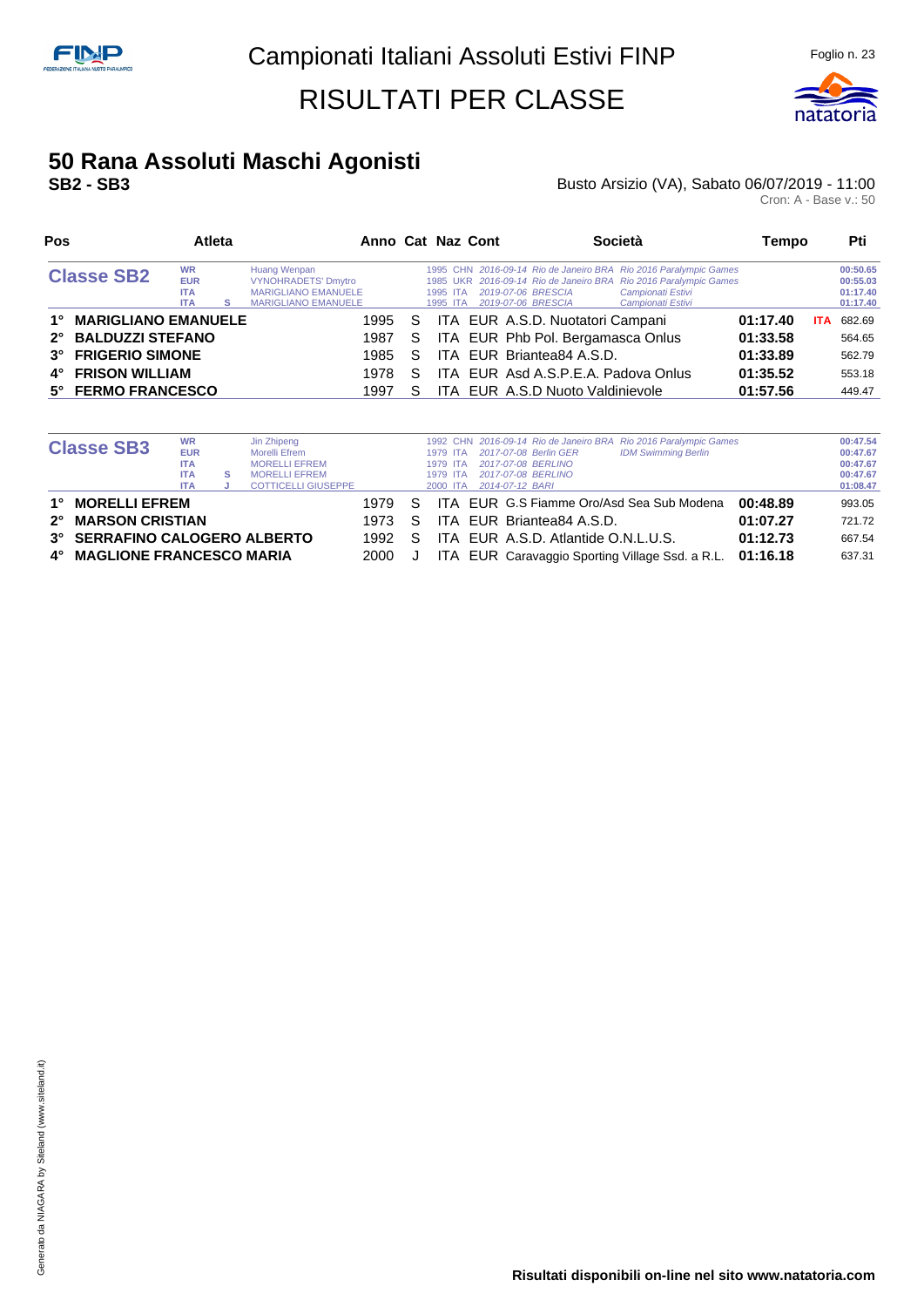# Campionati Italiani Assoluti Estivi FINP

## RISULTATI PER CLASSE

## 50 Rana Assoluti Maschi Agonisti

### SB2 - SB3

Busto Arsizio (VA), Sabato 06/07/2019 - 11:00

Cron: A - Base v.: 50

| Pos | Atleta | Anno | Cat | Naz | Cont | Società | Tempo | | Pti |
|---|---|---|---|---|---|---|---|---|---|
| **Classe SB2** | WR Huang Wenpan | 1995 | | CHN | | 2016-09-14 Rio de Janeiro BRA Rio 2016 Paralympic Games | | | 00:50.65 |
| | EUR VYNOHRADETS' Dmytro | 1985 | | UKR | | 2016-09-14 Rio de Janeiro BRA Rio 2016 Paralympic Games | | | 00:55.03 |
| | ITA MARIGLIANO EMANUELE | 1995 | | ITA | | 2019-07-06 BRESCIA Campionati Estivi | | | 01:17.40 |
| | ITA S MARIGLIANO EMANUELE | 1995 | | ITA | | 2019-07-06 BRESCIA Campionati Estivi | | | 01:17.40 |
| 1° | **MARIGLIANO EMANUELE** | 1995 | S | ITA | EUR | A.S.D. Nuotatori Campani | **01:17.40** | ITA | 682.69 |
| 2° | **BALDUZZI STEFANO** | 1987 | S | ITA | EUR | Phb Pol. Bergamasca Onlus | **01:33.58** | | 564.65 |
| 3° | **FRIGERIO SIMONE** | 1985 | S | ITA | EUR | Briantea84 A.S.D. | **01:33.89** | | 562.79 |
| 4° | **FRISON WILLIAM** | 1978 | S | ITA | EUR | Asd A.S.P.E.A. Padova Onlus | **01:35.52** | | 553.18 |
| 5° | **FERMO FRANCESCO** | 1997 | S | ITA | EUR | A.S.D Nuoto Valdinievole | **01:57.56** | | 449.47 |

| Pos | Atleta | Anno | Cat | Naz | Cont | Società | Tempo | | Pti |
|---|---|---|---|---|---|---|---|---|---|
| **Classe SB3** | WR Jin Zhipeng | 1992 | | CHN | | 2016-09-14 Rio de Janeiro BRA Rio 2016 Paralympic Games | | | 00:47.54 |
| | EUR Morelli Efrem | 1979 | | ITA | | 2017-07-08 Berlin GER IDM Swimming Berlin | | | 00:47.67 |
| | ITA MORELLI EFREM | 1979 | | ITA | | 2017-07-08 BERLINO | | | 00:47.67 |
| | ITA S MORELLI EFREM | 1979 | | ITA | | 2017-07-08 BERLINO | | | 00:47.67 |
| | ITA J COTTICELLI GIUSEPPE | 2000 | | ITA | | 2014-07-12 BARI | | | 01:08.47 |
| 1° | **MORELLI EFREM** | 1979 | S | ITA | EUR | G.S Fiamme Oro/Asd Sea Sub Modena | **00:48.89** | | 993.05 |
| 2° | **MARSON CRISTIAN** | 1973 | S | ITA | EUR | Briantea84 A.S.D. | **01:07.27** | | 721.72 |
| 3° | **SERRAFINO CALOGERO ALBERTO** | 1992 | S | ITA | EUR | A.S.D. Atlantide O.N.L.U.S. | **01:12.73** | | 667.54 |
| 4° | **MAGLIONE FRANCESCO MARIA** | 2000 | J | ITA | EUR | Caravaggio Sporting Village Ssd. a R.L. | **01:16.18** | | 637.31 |

Generato da NIAGARA by Siteland (www.siteland.it)

**Risultati disponibili on-line nel sito www.natatoria.com**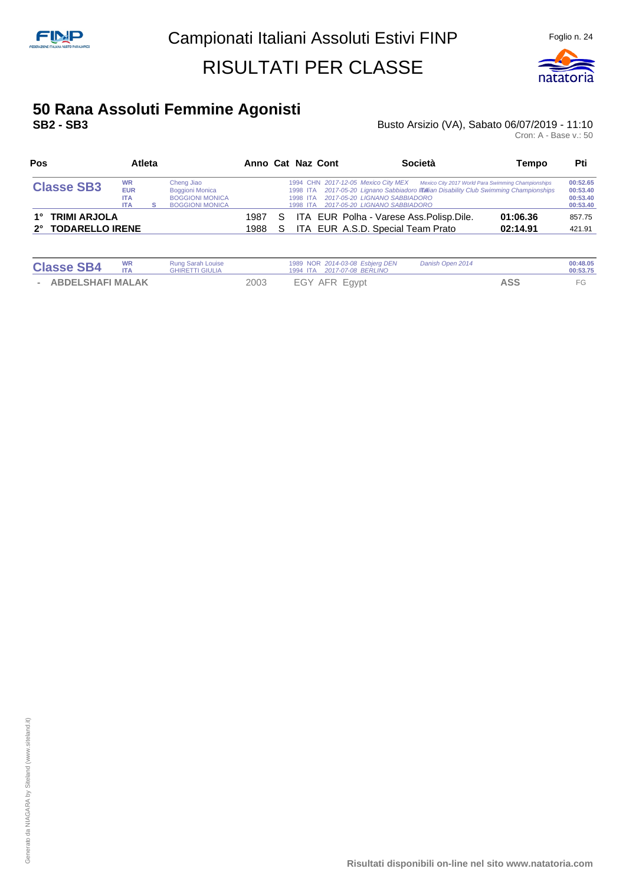Campionati Italiani Assoluti Estivi FINP

RISULTATI PER CLASSE

# 50 Rana Assoluti Femmine Agonisti

**SB2 - SB3**

Busto Arsizio (VA), Sabato 06/07/2019 - 11:10

Cron: A - Base v.: 50

| Pos | Atleta | Anno | Cat | Naz | Cont | Società | Tempo | Pti |
|---|---|---|---|---|---|---|---|---|
| **Classe SB3** | WR Cheng Jiao | 1994 | | CHN | | 2017-12-05 Mexico City MEX — Mexico City 2017 World Para Swimming Championships | | 00:52.65 |
| | EUR Boggioni Monica | 1998 | | ITA | | 2017-05-20 Lignano Sabbiadoro ITA — Italian Disability Club Swimming Championships | | 00:53.40 |
| | ITA BOGGIONI MONICA | 1998 | | ITA | | 2017-05-20 LIGNANO SABBIADORO | | 00:53.40 |
| | ITA S BOGGIONI MONICA | 1998 | | ITA | | 2017-05-20 LIGNANO SABBIADORO | | 00:53.40 |
| 1° | **TRIMI ARJOLA** | 1987 | S | ITA | EUR | Polha - Varese Ass.Polisp.Dile. | **01:06.36** | 857.75 |
| 2° | **TODARELLO IRENE** | 1988 | S | ITA | EUR | A.S.D. Special Team Prato | **02:14.91** | 421.91 |
| **Classe SB4** | WR Rung Sarah Louise | 1989 | | NOR | | 2014-03-08 Esbjerg DEN — Danish Open 2014 | | 00:48.05 |
| | ITA GHIRETTI GIULIA | 1994 | | ITA | | 2017-07-08 BERLINO | | 00:53.75 |
| - | ABDELSHAFI MALAK | 2003 | | EGY | AFR | Egypt | ASS | FG |

Risultati disponibili on-line nel sito www.natatoria.com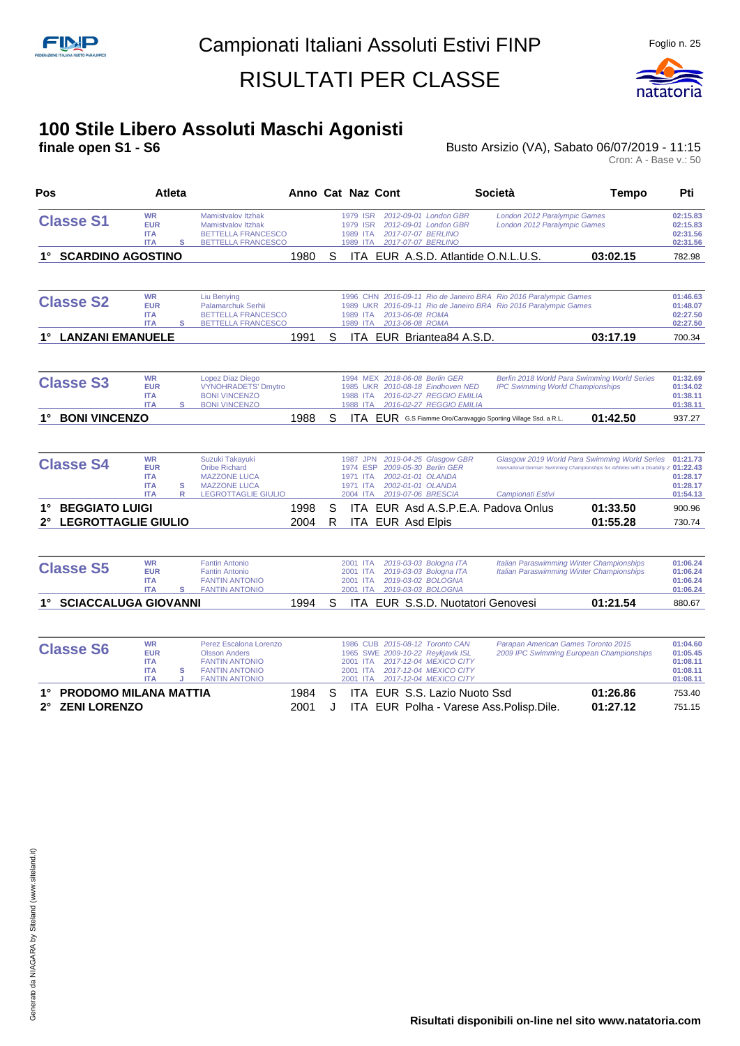# Campionati Italiani Assoluti Estivi FINP

# RISULTATI PER CLASSE

## 100 Stile Libero Assoluti Maschi Agonisti

**finale open S1 - S6**

Busto Arsizio (VA), Sabato 06/07/2019 - 11:15

Cron: A - Base v.: 50

| Pos | Atleta | Anno | Cat | Naz | Cont | Società | Tempo | Pti |
|---|---|---|---|---|---|---|---|---|

### Classe S1

| Record | | Atleta | Anno | Naz | Data | Luogo | Manifestazione | Tempo |
|---|---|---|---|---|---|---|---|---|
| WR | | Mamistvalov Itzhak | 1979 | ISR | 2012-09-01 | London GBR | London 2012 Paralympic Games | 02:15.83 |
| EUR | | Mamistvalov Itzhak | 1979 | ISR | 2012-09-01 | London GBR | London 2012 Paralympic Games | 02:15.83 |
| ITA | | BETTELLA FRANCESCO | 1989 | ITA | 2017-07-07 | BERLINO | | 02:31.56 |
| ITA | S | BETTELLA FRANCESCO | 1989 | ITA | 2017-07-07 | BERLINO | | 02:31.56 |

| Pos | Atleta | Anno | Cat | Naz | Cont | Società | Tempo | Pti |
|---|---|---|---|---|---|---|---|---|
| 1° | SCARDINO AGOSTINO | 1980 | S | ITA | EUR | A.S.D. Atlantide O.N.L.U.S. | 03:02.15 | 782.98 |

### Classe S2

| Record | | Atleta | Anno | Naz | Data | Luogo | Manifestazione | Tempo |
|---|---|---|---|---|---|---|---|---|
| WR | | Liu Benying | 1996 | CHN | 2016-09-11 | Rio de Janeiro BRA | Rio 2016 Paralympic Games | 01:46.63 |
| EUR | | Palamarchuk Serhii | 1989 | UKR | 2016-09-11 | Rio de Janeiro BRA | Rio 2016 Paralympic Games | 01:48.07 |
| ITA | | BETTELLA FRANCESCO | 1989 | ITA | 2013-06-08 | ROMA | | 02:27.50 |
| ITA | S | BETTELLA FRANCESCO | 1989 | ITA | 2013-06-08 | ROMA | | 02:27.50 |

| Pos | Atleta | Anno | Cat | Naz | Cont | Società | Tempo | Pti |
|---|---|---|---|---|---|---|---|---|
| 1° | LANZANI EMANUELE | 1991 | S | ITA | EUR | Briantea84 A.S.D. | 03:17.19 | 700.34 |

### Classe S3

| Record | | Atleta | Anno | Naz | Data | Luogo | Manifestazione | Tempo |
|---|---|---|---|---|---|---|---|---|
| WR | | Lopez Diaz Diego | 1994 | MEX | 2018-06-08 | Berlin GER | Berlin 2018 World Para Swimming World Series | 01:32.69 |
| EUR | | VYNOHRADETS' Dmytro | 1985 | UKR | 2010-08-18 | Eindhoven NED | IPC Swimming World Championships | 01:34.02 |
| ITA | | BONI VINCENZO | 1988 | ITA | 2016-02-27 | REGGIO EMILIA | | 01:38.11 |
| ITA | S | BONI VINCENZO | 1988 | ITA | 2016-02-27 | REGGIO EMILIA | | 01:38.11 |

| Pos | Atleta | Anno | Cat | Naz | Cont | Società | Tempo | Pti |
|---|---|---|---|---|---|---|---|---|
| 1° | BONI VINCENZO | 1988 | S | ITA | EUR | G.S Fiamme Oro/Caravaggio Sporting Village Ssd. a R.L. | 01:42.50 | 937.27 |

### Classe S4

| Record | | Atleta | Anno | Naz | Data | Luogo | Manifestazione | Tempo |
|---|---|---|---|---|---|---|---|---|
| WR | | Suzuki Takayuki | 1987 | JPN | 2019-04-25 | Glasgow GBR | Glasgow 2019 World Para Swimming World Series | 01:21.73 |
| EUR | | Oribe Richard | 1974 | ESP | 2009-05-30 | Berlin GER | International German Swimming Championships for Athletes with a Disability 2 | 01:22.43 |
| ITA | | MAZZONE LUCA | 1971 | ITA | 2002-01-01 | OLANDA | | 01:28.17 |
| ITA | S | MAZZONE LUCA | 1971 | ITA | 2002-01-01 | OLANDA | | 01:28.17 |
| ITA | R | LEGROTTAGLIE GIULIO | 2004 | ITA | 2019-07-06 | BRESCIA | Campionati Estivi | 01:54.13 |

| Pos | Atleta | Anno | Cat | Naz | Cont | Società | Tempo | Pti |
|---|---|---|---|---|---|---|---|---|
| 1° | BEGGIATO LUIGI | 1998 | S | ITA | EUR | Asd A.S.P.E.A. Padova Onlus | 01:33.50 | 900.96 |
| 2° | LEGROTTAGLIE GIULIO | 2004 | R | ITA | EUR | Asd Elpis | 01:55.28 | 730.74 |

### Classe S5

| Record | | Atleta | Anno | Naz | Data | Luogo | Manifestazione | Tempo |
|---|---|---|---|---|---|---|---|---|
| WR | | Fantin Antonio | 2001 | ITA | 2019-03-03 | Bologna ITA | Italian Paraswimming Winter Championships | 01:06.24 |
| EUR | | Fantin Antonio | 2001 | ITA | 2019-03-03 | Bologna ITA | Italian Paraswimming Winter Championships | 01:06.24 |
| ITA | | FANTIN ANTONIO | 2001 | ITA | 2019-03-02 | BOLOGNA | | 01:06.24 |
| ITA | S | FANTIN ANTONIO | 2001 | ITA | 2019-03-03 | BOLOGNA | | 01:06.24 |

| Pos | Atleta | Anno | Cat | Naz | Cont | Società | Tempo | Pti |
|---|---|---|---|---|---|---|---|---|
| 1° | SCIACCALUGA GIOVANNI | 1994 | S | ITA | EUR | S.S.D. Nuotatori Genovesi | 01:21.54 | 880.67 |

### Classe S6

| Record | | Atleta | Anno | Naz | Data | Luogo | Manifestazione | Tempo |
|---|---|---|---|---|---|---|---|---|
| WR | | Perez Escalona Lorenzo | 1986 | CUB | 2015-08-12 | Toronto CAN | Parapan American Games Toronto 2015 | 01:04.60 |
| EUR | | Olsson Anders | 1965 | SWE | 2009-10-22 | Reykjavik ISL | 2009 IPC Swimming European Championships | 01:05.45 |
| ITA | | FANTIN ANTONIO | 2001 | ITA | 2017-12-04 | MEXICO CITY | | 01:08.11 |
| ITA | S | FANTIN ANTONIO | 2001 | ITA | 2017-12-04 | MEXICO CITY | | 01:08.11 |
| ITA | J | FANTIN ANTONIO | 2001 | ITA | 2017-12-04 | MEXICO CITY | | 01:08.11 |

| Pos | Atleta | Anno | Cat | Naz | Cont | Società | Tempo | Pti |
|---|---|---|---|---|---|---|---|---|
| 1° | PRODOMO MILANA MATTIA | 1984 | S | ITA | EUR | S.S. Lazio Nuoto Ssd | 01:26.86 | 753.40 |
| 2° | ZENI LORENZO | 2001 | J | ITA | EUR | Polha - Varese Ass.Polisp.Dile. | 01:27.12 | 751.15 |

Generato da NIAGARA by Siteland (www.siteland.it)

**Risultati disponibili on-line nel sito www.natatoria.com**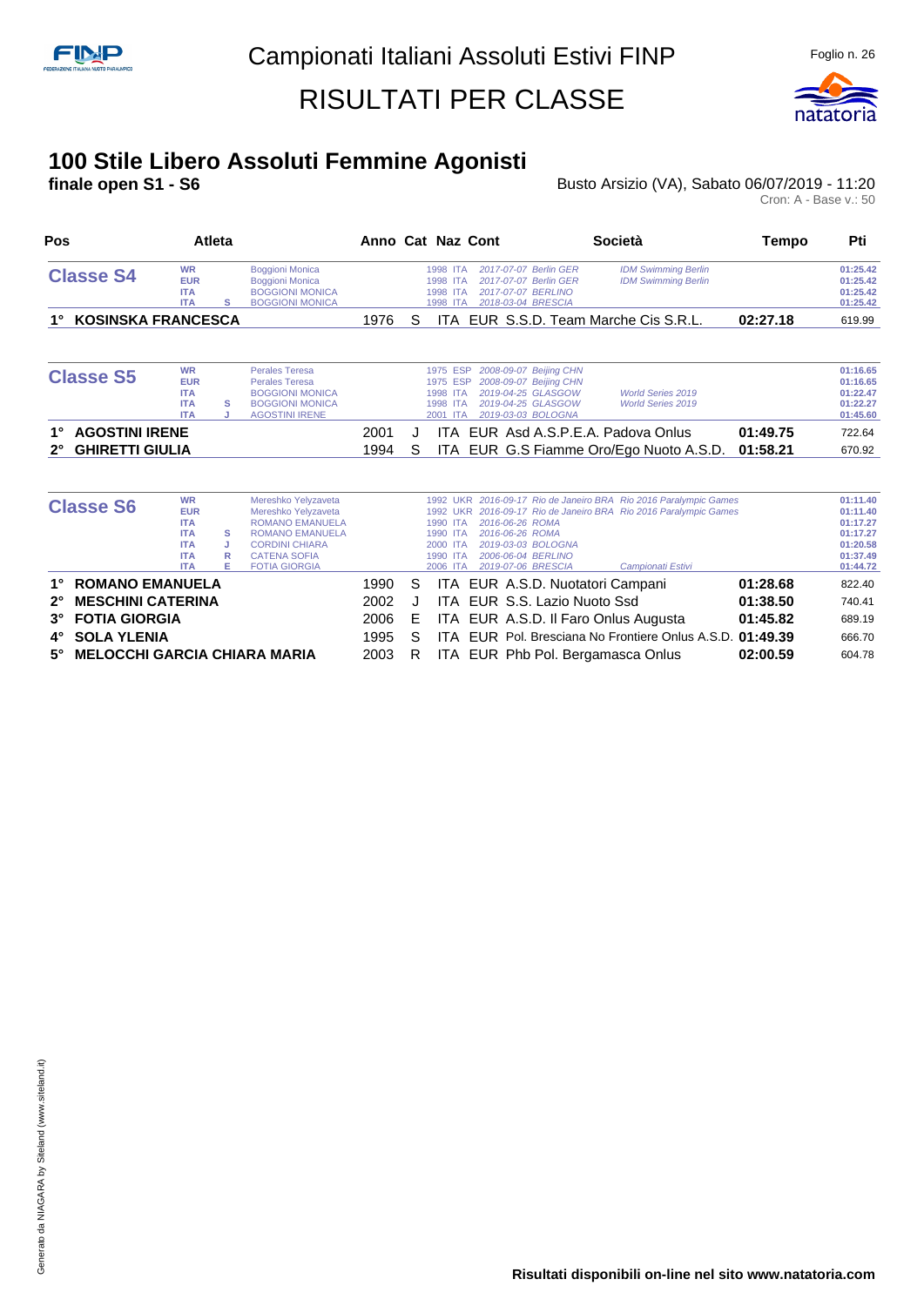# Campionati Italiani Assoluti Estivi FINP

# RISULTATI PER CLASSE

## 100 Stile Libero Assoluti Femmine Agonisti

**finale open S1 - S6**

Busto Arsizio (VA), Sabato 06/07/2019 - 11:20

Cron: A - Base v.: 50

| Pos | Atleta | Anno | Cat | Naz | Cont | Società | Tempo | Pti |
|---|---|---|---|---|---|---|---|---|
| **Classe S4** | | | | | | | | |
| WR | Boggioni Monica | 1998 | | ITA | 2017-07-07 Berlin GER | IDM Swimming Berlin | | 01:25.42 |
| EUR | Boggioni Monica | 1998 | | ITA | 2017-07-07 Berlin GER | IDM Swimming Berlin | | 01:25.42 |
| ITA | BOGGIONI MONICA | 1998 | | ITA | 2017-07-07 BERLINO | | | 01:25.42 |
| ITA | BOGGIONI MONICA | 1998 | S | ITA | 2018-03-04 BRESCIA | | | 01:25.42 |
| 1° | **KOSINSKA FRANCESCA** | 1976 | S | ITA | EUR | S.S.D. Team Marche Cis S.R.L. | **02:27.18** | 619.99 |
| **Classe S5** | | | | | | | | |
| WR | Perales Teresa | 1975 | | ESP | 2008-09-07 Beijing CHN | | | 01:16.65 |
| EUR | Perales Teresa | 1975 | | ESP | 2008-09-07 Beijing CHN | | | 01:16.65 |
| ITA | BOGGIONI MONICA | 1998 | | ITA | 2019-04-25 GLASGOW | World Series 2019 | | 01:22.47 |
| ITA | BOGGIONI MONICA | 1998 | S | ITA | 2019-04-25 GLASGOW | World Series 2019 | | 01:22.27 |
| ITA | AGOSTINI IRENE | 2001 | J | ITA | 2019-03-03 BOLOGNA | | | 01:45.60 |
| 1° | **AGOSTINI IRENE** | 2001 | J | ITA | EUR | Asd A.S.P.E.A. Padova Onlus | **01:49.75** | 722.64 |
| 2° | **GHIRETTI GIULIA** | 1994 | S | ITA | EUR | G.S Fiamme Oro/Ego Nuoto A.S.D. | **01:58.21** | 670.92 |
| **Classe S6** | | | | | | | | |
| WR | Mereshko Yelyzaveta | 1992 | | UKR | 2016-09-17 Rio de Janeiro BRA | Rio 2016 Paralympic Games | | 01:11.40 |
| EUR | Mereshko Yelyzaveta | 1992 | | UKR | 2016-09-17 Rio de Janeiro BRA | Rio 2016 Paralympic Games | | 01:11.40 |
| ITA | ROMANO EMANUELA | 1990 | | ITA | 2016-06-26 ROMA | | | 01:17.27 |
| ITA | ROMANO EMANUELA | 1990 | S | ITA | 2016-06-26 ROMA | | | 01:17.27 |
| ITA | CORDINI CHIARA | 2000 | J | ITA | 2019-03-03 BOLOGNA | | | 01:20.58 |
| ITA | CATENA SOFIA | 1990 | R | ITA | 2006-06-04 BERLINO | | | 01:37.49 |
| ITA | FOTIA GIORGIA | 2006 | E | ITA | 2019-07-06 BRESCIA | Campionati Estivi | | 01:44.72 |
| 1° | **ROMANO EMANUELA** | 1990 | S | ITA | EUR | A.S.D. Nuotatori Campani | **01:28.68** | 822.40 |
| 2° | **MESCHINI CATERINA** | 2002 | J | ITA | EUR | S.S. Lazio Nuoto Ssd | **01:38.50** | 740.41 |
| 3° | **FOTIA GIORGIA** | 2006 | E | ITA | EUR | A.S.D. Il Faro Onlus Augusta | **01:45.82** | 689.19 |
| 4° | **SOLA YLENIA** | 1995 | S | ITA | EUR | Pol. Bresciana No Frontiere Onlus A.S.D. | **01:49.39** | 666.70 |
| 5° | **MELOCCHI GARCIA CHIARA MARIA** | 2003 | R | ITA | EUR | Phb Pol. Bergamasca Onlus | **02:00.59** | 604.78 |

**Risultati disponibili on-line nel sito www.natatoria.com**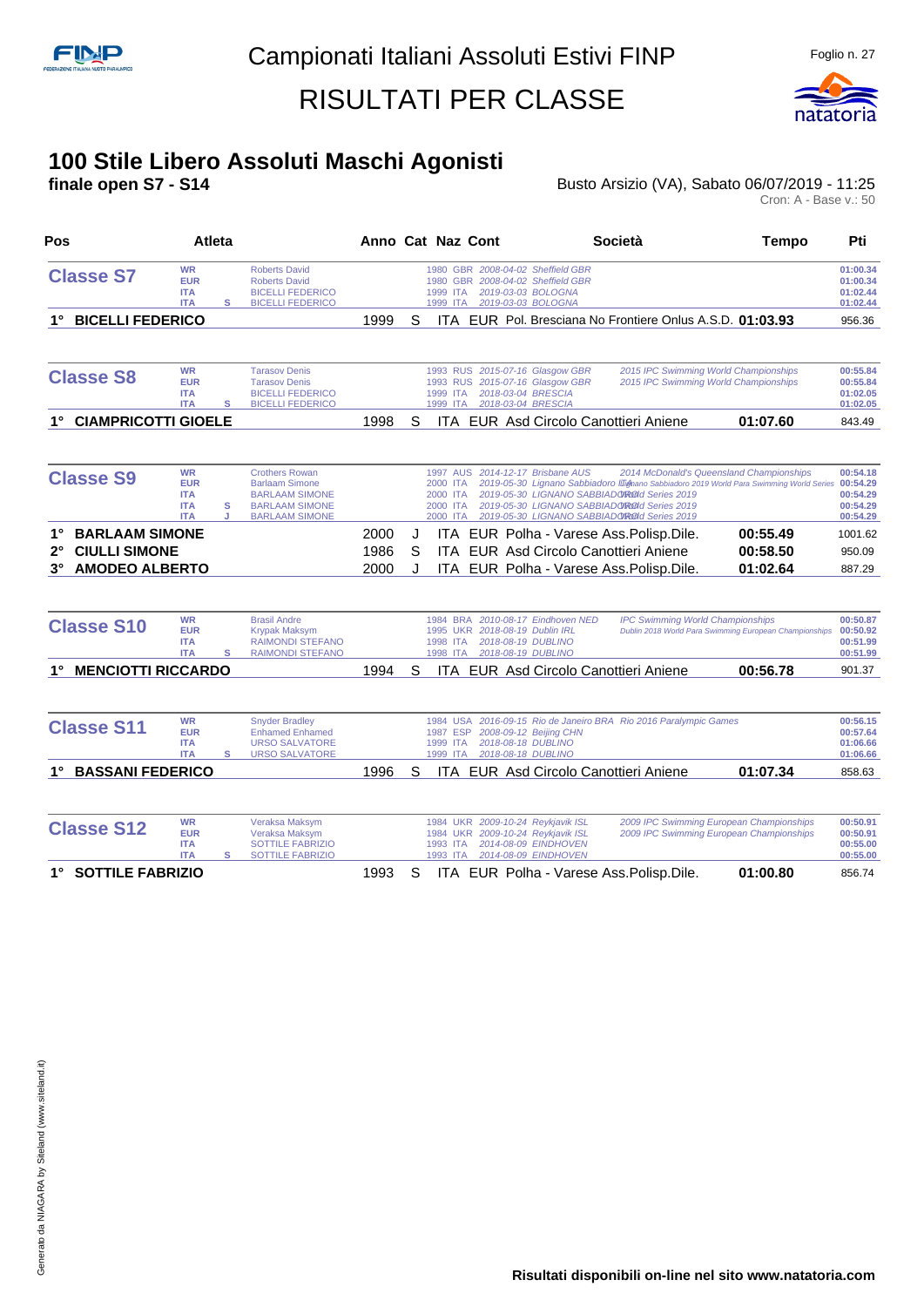Campionati Italiani Assoluti Estivi FINP

RISULTATI PER CLASSE

# 100 Stile Libero Assoluti Maschi Agonisti

**finale open S7 - S14**

Busto Arsizio (VA), Sabato 06/07/2019 - 11:25

Cron: A - Base v.: 50

| Pos | Atleta | Anno | Cat | Naz | Cont | Società | Tempo | Pti |
|---|---|---|---|---|---|---|---|---|
| **Classe S7** | WR Roberts David | 1980 | | GBR | | 2008-04-02 Sheffield GBR | 01:00.34 | |
| | EUR Roberts David | 1980 | | GBR | | 2008-04-02 Sheffield GBR | 01:00.34 | |
| | ITA BICELLI FEDERICO | 1999 | | ITA | | 2019-03-03 BOLOGNA | 01:02.44 | |
| | ITA S BICELLI FEDERICO | 1999 | | ITA | | 2019-03-03 BOLOGNA | 01:02.44 | |
| 1° | **BICELLI FEDERICO** | 1999 | S | ITA | EUR | Pol. Bresciana No Frontiere Onlus A.S.D. | **01:03.93** | 956.36 |
| **Classe S8** | WR Tarasov Denis | 1993 | | RUS | | 2015-07-16 Glasgow GBR — 2015 IPC Swimming World Championships | 00:55.84 | |
| | EUR Tarasov Denis | 1993 | | RUS | | 2015-07-16 Glasgow GBR — 2015 IPC Swimming World Championships | 00:55.84 | |
| | ITA BICELLI FEDERICO | 1999 | | ITA | | 2018-03-04 BRESCIA | 01:02.05 | |
| | ITA S BICELLI FEDERICO | 1999 | | ITA | | 2018-03-04 BRESCIA | 01:02.05 | |
| 1° | **CIAMPRICOTTI GIOELE** | 1998 | S | ITA | EUR | Asd Circolo Canottieri Aniene | **01:07.60** | 843.49 |
| **Classe S9** | WR Crothers Rowan | 1997 | | AUS | | 2014-12-17 Brisbane AUS — 2014 McDonald's Queensland Championships | 00:54.18 | |
| | EUR Barlaam Simone | 2000 | | ITA | | 2019-05-30 Lignano Sabbiadoro ITA — Lignano Sabbiadoro 2019 World Para Swimming World Series | 00:54.29 | |
| | ITA BARLAAM SIMONE | 2000 | | ITA | | 2019-05-30 LIGNANO SABBIADORO — World Series 2019 | 00:54.29 | |
| | ITA S BARLAAM SIMONE | 2000 | | ITA | | 2019-05-30 LIGNANO SABBIADORO — World Series 2019 | 00:54.29 | |
| | ITA J BARLAAM SIMONE | 2000 | | ITA | | 2019-05-30 LIGNANO SABBIADORO — World Series 2019 | 00:54.29 | |
| 1° | **BARLAAM SIMONE** | 2000 | J | ITA | EUR | Polha - Varese Ass.Polisp.Dile. | **00:55.49** | 1001.62 |
| 2° | **CIULLI SIMONE** | 1986 | S | ITA | EUR | Asd Circolo Canottieri Aniene | **00:58.50** | 950.09 |
| 3° | **AMODEO ALBERTO** | 2000 | J | ITA | EUR | Polha - Varese Ass.Polisp.Dile. | **01:02.64** | 887.29 |
| **Classe S10** | WR Brasil Andre | 1984 | | BRA | | 2010-08-17 Eindhoven NED — IPC Swimming World Championships | 00:50.87 | |
| | EUR Krypak Maksym | 1995 | | UKR | | 2018-08-19 Dublin IRL — Dublin 2018 World Para Swimming European Championships | 00:50.92 | |
| | ITA RAIMONDI STEFANO | 1998 | | ITA | | 2018-08-19 DUBLINO | 00:51.99 | |
| | ITA S RAIMONDI STEFANO | 1998 | | ITA | | 2018-08-19 DUBLINO | 00:51.99 | |
| 1° | **MENCIOTTI RICCARDO** | 1994 | S | ITA | EUR | Asd Circolo Canottieri Aniene | **00:56.78** | 901.37 |
| **Classe S11** | WR Snyder Bradley | 1984 | | USA | | 2016-09-15 Rio de Janeiro BRA — Rio 2016 Paralympic Games | 00:56.15 | |
| | EUR Enhamed Enhamed | 1987 | | ESP | | 2008-09-12 Beijing CHN | 00:57.64 | |
| | ITA URSO SALVATORE | 1999 | | ITA | | 2018-08-18 DUBLINO | 01:06.66 | |
| | ITA S URSO SALVATORE | 1999 | | ITA | | 2018-08-18 DUBLINO | 01:06.66 | |
| 1° | **BASSANI FEDERICO** | 1996 | S | ITA | EUR | Asd Circolo Canottieri Aniene | **01:07.34** | 858.63 |
| **Classe S12** | WR Veraksa Maksym | 1984 | | UKR | | 2009-10-24 Reykjavik ISL — 2009 IPC Swimming European Championships | 00:50.91 | |
| | EUR Veraksa Maksym | 1984 | | UKR | | 2009-10-24 Reykjavik ISL — 2009 IPC Swimming European Championships | 00:50.91 | |
| | ITA SOTTILE FABRIZIO | 1993 | | ITA | | 2014-08-09 EINDHOVEN | 00:55.00 | |
| | ITA S SOTTILE FABRIZIO | 1993 | | ITA | | 2014-08-09 EINDHOVEN | 00:55.00 | |
| 1° | **SOTTILE FABRIZIO** | 1993 | S | ITA | EUR | Polha - Varese Ass.Polisp.Dile. | **01:00.80** | 856.74 |

Risultati disponibili on-line nel sito www.natatoria.com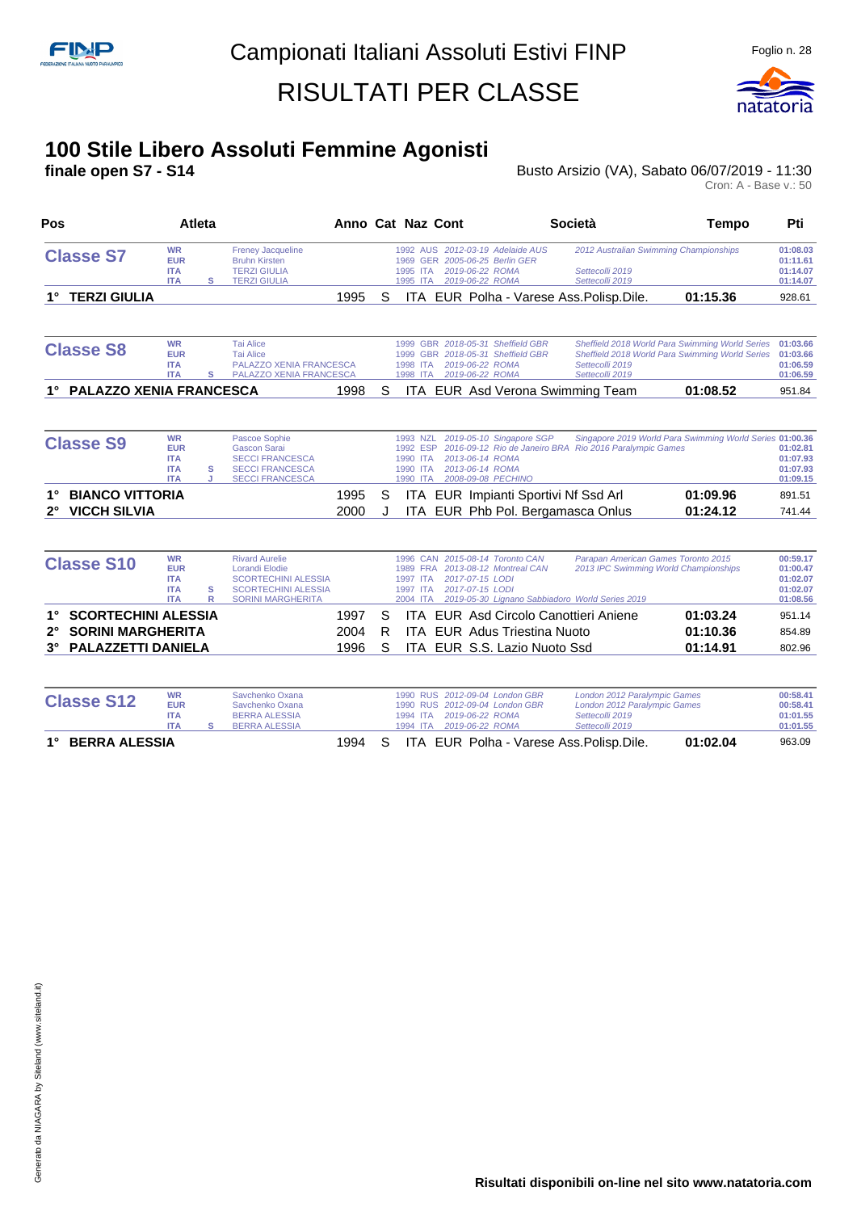# Campionati Italiani Assoluti Estivi FINP

## RISULTATI PER CLASSE

### 100 Stile Libero Assoluti Femmine Agonisti

**finale open S7 - S14**

Busto Arsizio (VA), Sabato 06/07/2019 - 11:30

Cron: A - Base v.: 50

| Pos | Atleta | | | Anno | Cat | Naz | Cont | Società | Tempo | Pti |
|---|---|---|---|---|---|---|---|---|---|---|
| **Classe S7** | WR | | Freney Jacqueline | 1992 | | AUS | 2012-03-19 Adelaide AUS | 2012 Australian Swimming Championships | 01:08.03 | |
| | EUR | | Bruhn Kirsten | 1969 | | GER | 2005-06-25 Berlin GER | | 01:11.61 | |
| | ITA | | TERZI GIULIA | 1995 | | ITA | 2019-06-22 ROMA | Settecolli 2019 | 01:14.07 | |
| | ITA | S | TERZI GIULIA | 1995 | | ITA | 2019-06-22 ROMA | Settecolli 2019 | 01:14.07 | |
| 1° | **TERZI GIULIA** | | | 1995 | S | ITA | EUR | Polha - Varese Ass.Polisp.Dile. | **01:15.36** | 928.61 |
| **Classe S8** | WR | | Tai Alice | 1999 | | GBR | 2018-05-31 Sheffield GBR | Sheffield 2018 World Para Swimming World Series | 01:03.66 | |
| | EUR | | Tai Alice | 1999 | | GBR | 2018-05-31 Sheffield GBR | Sheffield 2018 World Para Swimming World Series | 01:03.66 | |
| | ITA | | PALAZZO XENIA FRANCESCA | 1998 | | ITA | 2019-06-22 ROMA | Settecolli 2019 | 01:06.59 | |
| | ITA | S | PALAZZO XENIA FRANCESCA | 1998 | | ITA | 2019-06-22 ROMA | Settecolli 2019 | 01:06.59 | |
| 1° | **PALAZZO XENIA FRANCESCA** | | | 1998 | S | ITA | EUR | Asd Verona Swimming Team | **01:08.52** | 951.84 |
| **Classe S9** | WR | | Pascoe Sophie | 1993 | | NZL | 2019-05-10 Singapore SGP | Singapore 2019 World Para Swimming World Series | 01:00.36 | |
| | EUR | | Gascon Sarai | 1992 | | ESP | 2016-09-12 Rio de Janeiro BRA | Rio 2016 Paralympic Games | 01:02.81 | |
| | ITA | | SECCI FRANCESCA | 1990 | | ITA | 2013-06-14 ROMA | | 01:07.93 | |
| | ITA | S | SECCI FRANCESCA | 1990 | | ITA | 2013-06-14 ROMA | | 01:07.93 | |
| | ITA | J | SECCI FRANCESCA | 1990 | | ITA | 2008-09-08 PECHINO | | 01:09.15 | |
| 1° | **BIANCO VITTORIA** | | | 1995 | S | ITA | EUR | Impianti Sportivi Nf Ssd Arl | **01:09.96** | 891.51 |
| 2° | **VICCH SILVIA** | | | 2000 | J | ITA | EUR | Phb Pol. Bergamasca Onlus | **01:24.12** | 741.44 |
| **Classe S10** | WR | | Rivard Aurelie | 1996 | | CAN | 2015-08-14 Toronto CAN | Parapan American Games Toronto 2015 | 00:59.17 | |
| | EUR | | Lorandi Elodie | 1989 | | FRA | 2013-08-12 Montreal CAN | 2013 IPC Swimming World Championships | 01:00.47 | |
| | ITA | | SCORTECHINI ALESSIA | 1997 | | ITA | 2017-07-15 LODI | | 01:02.07 | |
| | ITA | S | SCORTECHINI ALESSIA | 1997 | | ITA | 2017-07-15 LODI | | 01:02.07 | |
| | ITA | R | SORINI MARGHERITA | 2004 | | ITA | 2019-05-30 Lignano Sabbiadoro | World Series 2019 | 01:08.56 | |
| 1° | **SCORTECHINI ALESSIA** | | | 1997 | S | ITA | EUR | Asd Circolo Canottieri Aniene | **01:03.24** | 951.14 |
| 2° | **SORINI MARGHERITA** | | | 2004 | R | ITA | EUR | Adus Triestina Nuoto | **01:10.36** | 854.89 |
| 3° | **PALAZZETTI DANIELA** | | | 1996 | S | ITA | EUR | S.S. Lazio Nuoto Ssd | **01:14.91** | 802.96 |
| **Classe S12** | WR | | Savchenko Oxana | 1990 | | RUS | 2012-09-04 London GBR | London 2012 Paralympic Games | 00:58.41 | |
| | EUR | | Savchenko Oxana | 1990 | | RUS | 2012-09-04 London GBR | London 2012 Paralympic Games | 00:58.41 | |
| | ITA | | BERRA ALESSIA | 1994 | | ITA | 2019-06-22 ROMA | Settecolli 2019 | 01:01.55 | |
| | ITA | S | BERRA ALESSIA | 1994 | | ITA | 2019-06-22 ROMA | Settecolli 2019 | 01:01.55 | |
| 1° | **BERRA ALESSIA** | | | 1994 | S | ITA | EUR | Polha - Varese Ass.Polisp.Dile. | **01:02.04** | 963.09 |

**Risultati disponibili on-line nel sito www.natatoria.com**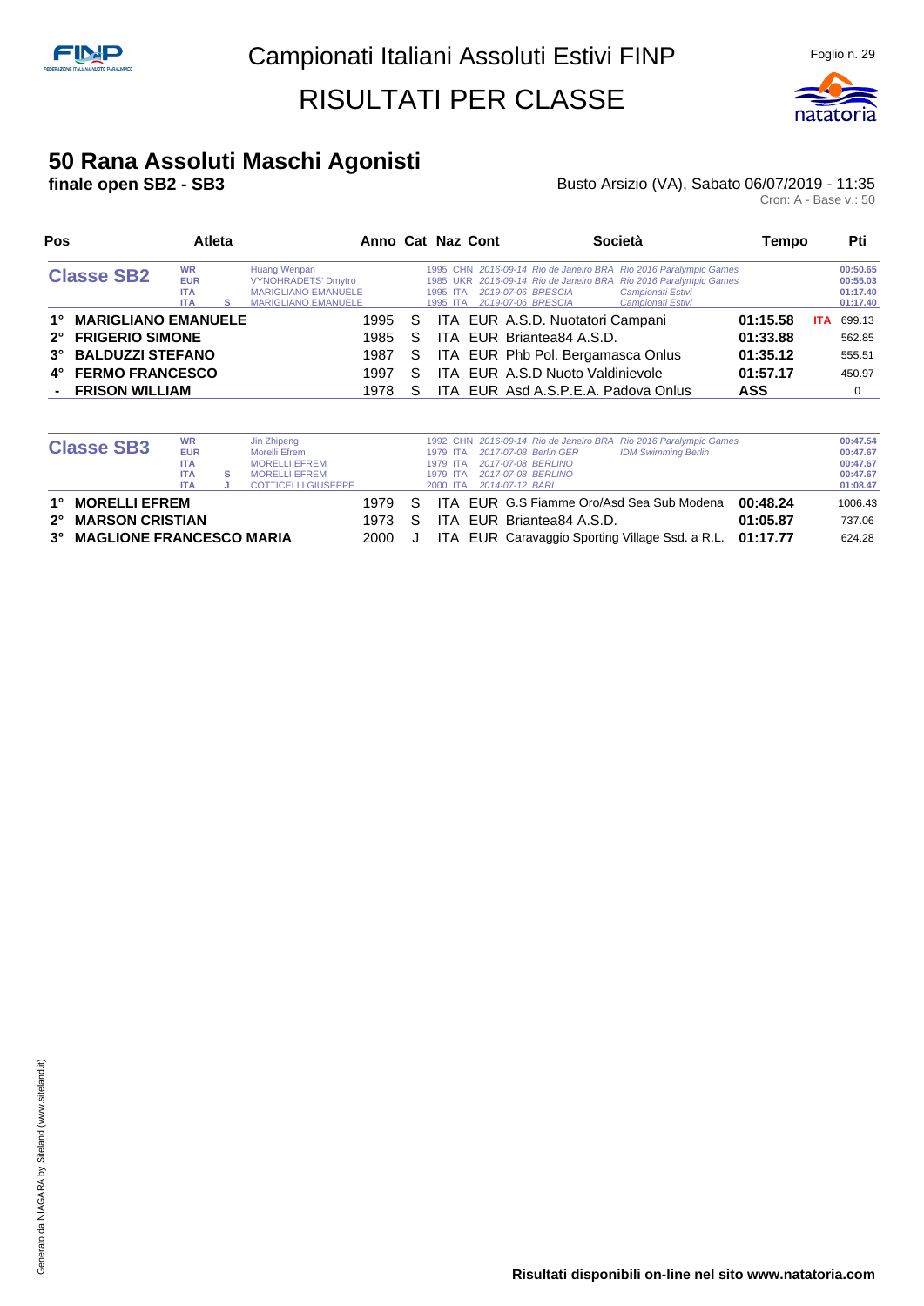# Campionati Italiani Assoluti Estivi FINP

# RISULTATI PER CLASSE

## 50 Rana Assoluti Maschi Agonisti

**finale open SB2 - SB3**

Busto Arsizio (VA), Sabato 06/07/2019 - 11:35

Cron: A - Base v.: 50

| Pos | Atleta | Anno | Cat | Naz | Cont | Società | Tempo | | Pti |
|---|---|---|---|---|---|---|---|---|---|
| **Classe SB2** | WR Huang Wenpan | 1995 | | CHN | | 2016-09-14 Rio de Janeiro BRA Rio 2016 Paralympic Games | | | 00:50.65 |
| | EUR VYNOHRADETS' Dmytro | 1985 | | UKR | | 2016-09-14 Rio de Janeiro BRA Rio 2016 Paralympic Games | | | 00:55.03 |
| | ITA MARIGLIANO EMANUELE | 1995 | | ITA | | 2019-07-06 BRESCIA Campionati Estivi | | | 01:17.40 |
| | ITA S MARIGLIANO EMANUELE | 1995 | | ITA | | 2019-07-06 BRESCIA Campionati Estivi | | | 01:17.40 |
| 1° | **MARIGLIANO EMANUELE** | 1995 | S | ITA | EUR | A.S.D. Nuotatori Campani | **01:15.58** | ITA | 699.13 |
| 2° | **FRIGERIO SIMONE** | 1985 | S | ITA | EUR | Briantea84 A.S.D. | **01:33.88** | | 562.85 |
| 3° | **BALDUZZI STEFANO** | 1987 | S | ITA | EUR | Phb Pol. Bergamasca Onlus | **01:35.12** | | 555.51 |
| 4° | **FERMO FRANCESCO** | 1997 | S | ITA | EUR | A.S.D Nuoto Valdinievole | **01:57.17** | | 450.97 |
| - | **FRISON WILLIAM** | 1978 | S | ITA | EUR | Asd A.S.P.E.A. Padova Onlus | **ASS** | | 0 |

| Pos | Atleta | Anno | Cat | Naz | Cont | Società | Tempo | | Pti |
|---|---|---|---|---|---|---|---|---|---|
| **Classe SB3** | WR Jin Zhipeng | 1992 | | CHN | | 2016-09-14 Rio de Janeiro BRA Rio 2016 Paralympic Games | | | 00:47.54 |
| | EUR Morelli Efrem | 1979 | | ITA | | 2017-07-08 Berlin GER IDM Swimming Berlin | | | 00:47.67 |
| | ITA MORELLI EFREM | 1979 | | ITA | | 2017-07-08 BERLINO | | | 00:47.67 |
| | ITA S MORELLI EFREM | 1979 | | ITA | | 2017-07-08 BERLINO | | | 00:47.67 |
| | ITA J COTTICELLI GIUSEPPE | 2000 | | ITA | | 2014-07-12 BARI | | | 01:08.47 |
| 1° | **MORELLI EFREM** | 1979 | S | ITA | EUR | G.S Fiamme Oro/Asd Sea Sub Modena | **00:48.24** | | 1006.43 |
| 2° | **MARSON CRISTIAN** | 1973 | S | ITA | EUR | Briantea84 A.S.D. | **01:05.87** | | 737.06 |
| 3° | **MAGLIONE FRANCESCO MARIA** | 2000 | J | ITA | EUR | Caravaggio Sporting Village Ssd. a R.L. | **01:17.77** | | 624.28 |

**Risultati disponibili on-line nel sito www.natatoria.com**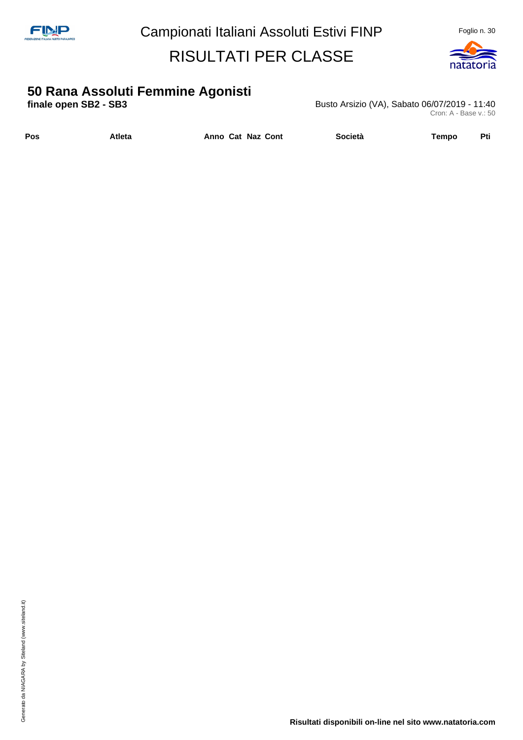# Campionati Italiani Assoluti Estivi FINP

## RISULTATI PER CLASSE

### 50 Rana Assoluti Femmine Agonisti

**finale open SB2 - SB3**

Busto Arsizio (VA), Sabato 06/07/2019 - 11:40

Cron: A - Base v.: 50

| Pos | Atleta | Anno | Cat | Naz | Cont | Società | Tempo | Pti |
|---|---|---|---|---|---|---|---|---|

**Risultati disponibili on-line nel sito www.natatoria.com**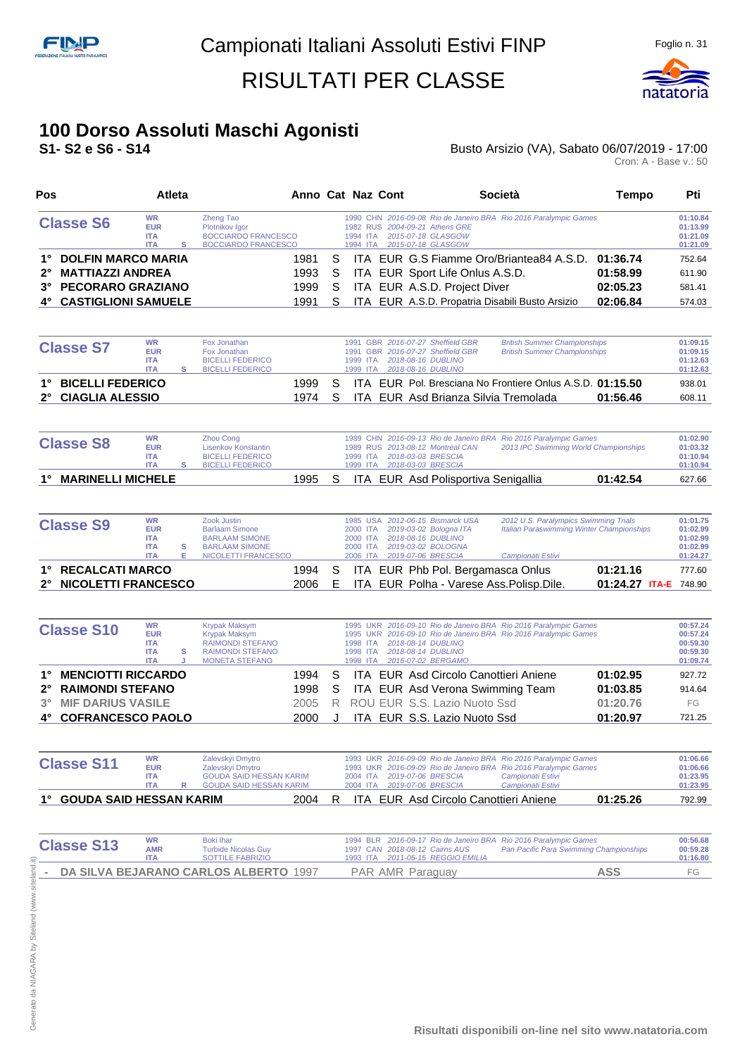# Campionati Italiani Assoluti Estivi FINP

# RISULTATI PER CLASSE

## 100 Dorso Assoluti Maschi Agonisti

**S1- S2 e S6 - S14**

Busto Arsizio (VA), Sabato 06/07/2019 - 17:00

Cron: A - Base v.: 50

| Pos | Atleta | Anno | Cat | Naz | Cont | Società | Tempo | Pti |
|---|---|---|---|---|---|---|---|---|

### Classe S6

| Rec | Cat | Atleta | Anno | Naz | Data | Luogo | Manifestazione | Tempo |
|---|---|---|---|---|---|---|---|---|
| WR | | Zheng Tao | 1990 | CHN | 2016-09-08 | Rio de Janeiro BRA | Rio 2016 Paralympic Games | 01:10.84 |
| EUR | | Plotnikov Igor | 1982 | RUS | 2004-09-21 | Athens GRE | | 01:13.99 |
| ITA | | BOCCIARDO FRANCESCO | 1994 | ITA | 2015-07-18 | GLASGOW | | 01:21.09 |
| ITA | S | BOCCIARDO FRANCESCO | 1994 | ITA | 2015-07-18 | GLASGOW | | 01:21.09 |

| Pos | Atleta | Anno | Cat | Naz | Cont | Società | Tempo | Pti |
|---|---|---|---|---|---|---|---|---|
| 1° | DOLFIN MARCO MARIA | 1981 | S | ITA | EUR | G.S Fiamme Oro/Briantea84 A.S.D. | 01:36.74 | 752.64 |
| 2° | MATTIAZZI ANDREA | 1993 | S | ITA | EUR | Sport Life Onlus A.S.D. | 01:58.99 | 611.90 |
| 3° | PECORARO GRAZIANO | 1999 | S | ITA | EUR | A.S.D. Project Diver | 02:05.23 | 581.41 |
| 4° | CASTIGLIONI SAMUELE | 1991 | S | ITA | EUR | A.S.D. Propatria Disabili Busto Arsizio | 02:06.84 | 574.03 |

### Classe S7

| Rec | Cat | Atleta | Anno | Naz | Data | Luogo | Manifestazione | Tempo |
|---|---|---|---|---|---|---|---|---|
| WR | | Fox Jonathan | 1991 | GBR | 2016-07-27 | Sheffield GBR | British Summer Championships | 01:09.15 |
| EUR | | Fox Jonathan | 1991 | GBR | 2016-07-27 | Sheffield GBR | British Summer Championships | 01:09.15 |
| ITA | | BICELLI FEDERICO | 1999 | ITA | 2018-08-16 | DUBLINO | | 01:12.63 |
| ITA | S | BICELLI FEDERICO | 1999 | ITA | 2018-08-16 | DUBLINO | | 01:12.63 |

| Pos | Atleta | Anno | Cat | Naz | Cont | Società | Tempo | Pti |
|---|---|---|---|---|---|---|---|---|
| 1° | BICELLI FEDERICO | 1999 | S | ITA | EUR | Pol. Bresciana No Frontiere Onlus A.S.D. | 01:15.50 | 938.01 |
| 2° | CIAGLIA ALESSIO | 1974 | S | ITA | EUR | Asd Brianza Silvia Tremolada | 01:56.46 | 608.11 |

### Classe S8

| Rec | Cat | Atleta | Anno | Naz | Data | Luogo | Manifestazione | Tempo |
|---|---|---|---|---|---|---|---|---|
| WR | | Zhou Cong | 1989 | CHN | 2016-09-13 | Rio de Janeiro BRA | Rio 2016 Paralympic Games | 01:02.90 |
| EUR | | Lisenkov Konstantin | 1989 | RUS | 2013-08-12 | Montreal CAN | 2013 IPC Swimming World Championships | 01:03.32 |
| ITA | | BICELLI FEDERICO | 1999 | ITA | 2018-03-03 | BRESCIA | | 01:10.94 |
| ITA | S | BICELLI FEDERICO | 1999 | ITA | 2018-03-03 | BRESCIA | | 01:10.94 |

| Pos | Atleta | Anno | Cat | Naz | Cont | Società | Tempo | Pti |
|---|---|---|---|---|---|---|---|---|
| 1° | MARINELLI MICHELE | 1995 | S | ITA | EUR | Asd Polisportiva Senigallia | 01:42.54 | 627.66 |

### Classe S9

| Rec | Cat | Atleta | Anno | Naz | Data | Luogo | Manifestazione | Tempo |
|---|---|---|---|---|---|---|---|---|
| WR | | Zook Justin | 1985 | USA | 2012-06-15 | Bismarck USA | 2012 U.S. Paralympics Swimming Trials | 01:01.75 |
| EUR | | Barlaam Simone | 2000 | ITA | 2019-03-02 | Bologna ITA | Italian Paraswimming Winter Championships | 01:02.99 |
| ITA | | BARLAAM SIMONE | 2000 | ITA | 2018-08-16 | DUBLINO | | 01:02.99 |
| ITA | S | BARLAAM SIMONE | 2000 | ITA | 2019-03-02 | BOLOGNA | | 01:02.99 |
| ITA | E | NICOLETTI FRANCESCO | 2006 | ITA | 2019-07-06 | BRESCIA | Campionati Estivi | 01:24.27 |

| Pos | Atleta | Anno | Cat | Naz | Cont | Società | Tempo | Pti |
|---|---|---|---|---|---|---|---|---|
| 1° | RECALCATI MARCO | 1994 | S | ITA | EUR | Phb Pol. Bergamasca Onlus | 01:21.16 | 777.60 |
| 2° | NICOLETTI FRANCESCO | 2006 | E | ITA | EUR | Polha - Varese Ass.Polisp.Dile. | 01:24.27 ITA-E | 748.90 |

### Classe S10

| Rec | Cat | Atleta | Anno | Naz | Data | Luogo | Manifestazione | Tempo |
|---|---|---|---|---|---|---|---|---|
| WR | | Krypak Maksym | 1995 | UKR | 2016-09-10 | Rio de Janeiro BRA | Rio 2016 Paralympic Games | 00:57.24 |
| EUR | | Krypak Maksym | 1995 | UKR | 2016-09-10 | Rio de Janeiro BRA | Rio 2016 Paralympic Games | 00:57.24 |
| ITA | | RAIMONDI STEFANO | 1998 | ITA | 2018-08-14 | DUBLINO | | 00:59.30 |
| ITA | S | RAIMONDI STEFANO | 1998 | ITA | 2018-08-14 | DUBLINO | | 00:59.30 |
| ITA | J | MONETA STEFANO | 1998 | ITA | 2016-07-02 | BERGAMO | | 01:09.74 |

| Pos | Atleta | Anno | Cat | Naz | Cont | Società | Tempo | Pti |
|---|---|---|---|---|---|---|---|---|
| 1° | MENCIOTTI RICCARDO | 1994 | S | ITA | EUR | Asd Circolo Canottieri Aniene | 01:02.95 | 927.72 |
| 2° | RAIMONDI STEFANO | 1998 | S | ITA | EUR | Asd Verona Swimming Team | 01:03.85 | 914.64 |
| 3° | MIF DARIUS VASILE | 2005 | R | ROU | EUR | S.S. Lazio Nuoto Ssd | 01:20.76 | FG |
| 4° | COFRANCESCO PAOLO | 2000 | J | ITA | EUR | S.S. Lazio Nuoto Ssd | 01:20.97 | 721.25 |

### Classe S11

| Rec | Cat | Atleta | Anno | Naz | Data | Luogo | Manifestazione | Tempo |
|---|---|---|---|---|---|---|---|---|
| WR | | Zalevskyi Dmytro | 1993 | UKR | 2016-09-09 | Rio de Janeiro BRA | Rio 2016 Paralympic Games | 01:06.66 |
| EUR | | Zalevskyi Dmytro | 1993 | UKR | 2016-09-09 | Rio de Janeiro BRA | Rio 2016 Paralympic Games | 01:06.66 |
| ITA | | GOUDA SAID HESSAN KARIM | 2004 | ITA | 2019-07-06 | BRESCIA | Campionati Estivi | 01:23.95 |
| ITA | R | GOUDA SAID HESSAN KARIM | 2004 | ITA | 2019-07-06 | BRESCIA | Campionati Estivi | 01:23.95 |

| Pos | Atleta | Anno | Cat | Naz | Cont | Società | Tempo | Pti |
|---|---|---|---|---|---|---|---|---|
| 1° | GOUDA SAID HESSAN KARIM | 2004 | R | ITA | EUR | Asd Circolo Canottieri Aniene | 01:25.26 | 792.99 |

### Classe S13

| Rec | Cat | Atleta | Anno | Naz | Data | Luogo | Manifestazione | Tempo |
|---|---|---|---|---|---|---|---|---|
| WR | | Boki Ihar | 1994 | BLR | 2016-09-17 | Rio de Janeiro BRA | Rio 2016 Paralympic Games | 00:56.68 |
| AMR | | Turbide Nicolas Guy | 1997 | CAN | 2018-08-12 | Cairns AUS | Pan Pacific Para Swimming Championships | 00:59.28 |
| ITA | | SOTTILE FABRIZIO | 1993 | ITA | 2011-05-15 | REGGIO EMILIA | | 01:16.80 |

| Pos | Atleta | Anno | Cat | Naz | Cont | Società | Tempo | Pti |
|---|---|---|---|---|---|---|---|---|
| - | DA SILVA BEJARANO CARLOS ALBERTO | 1997 | | PAR | AMR | Paraguay | ASS | FG |

Risultati disponibili on-line nel sito www.natatoria.com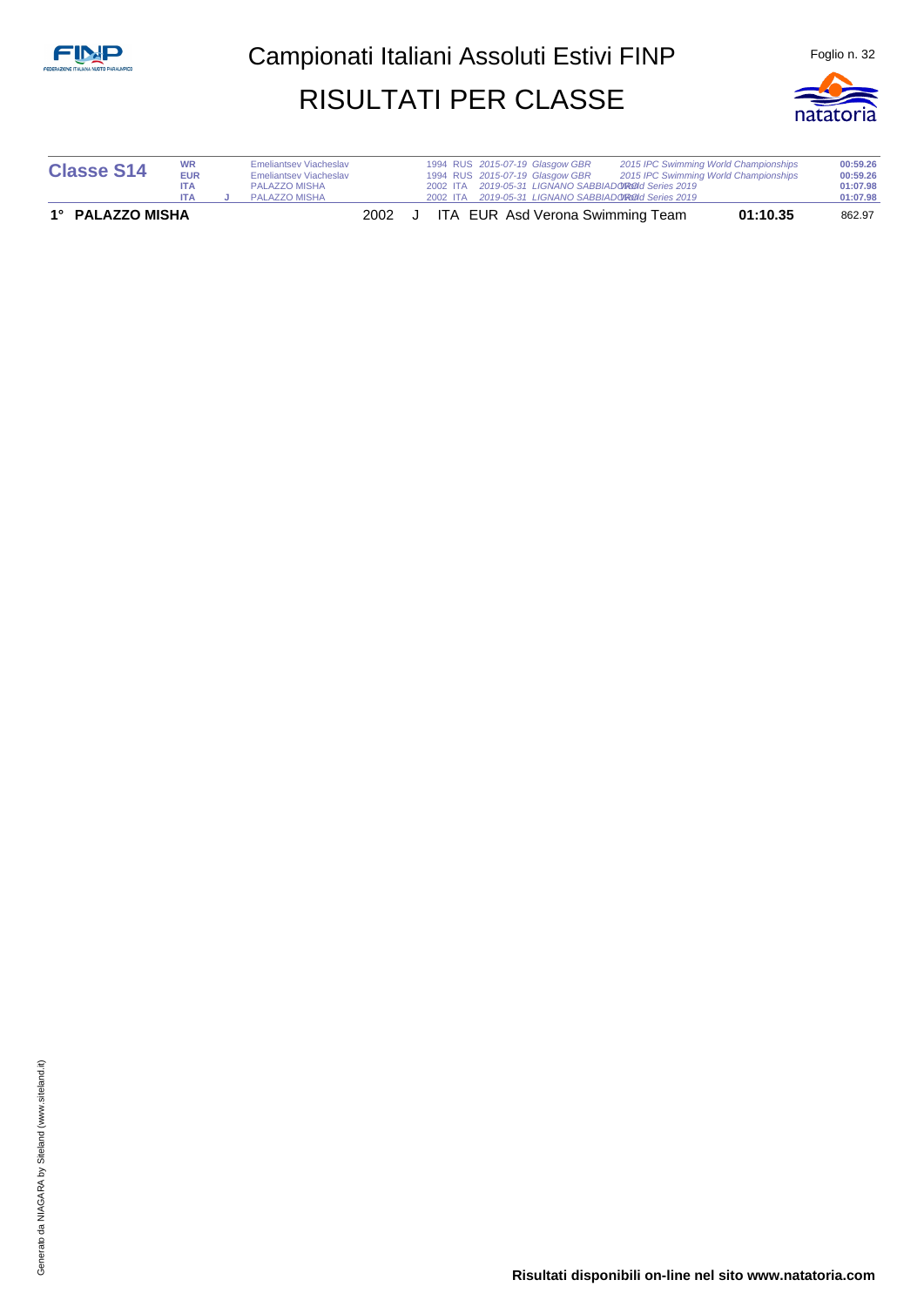# Campionati Italiani Assoluti Estivi FINP

## RISULTATI PER CLASSE

**Classe S14**

| | | | | | | | |
|---|---|---|---|---|---|---|---|
| WR | | Emeliantsev Viacheslav | 1994 | RUS | *2015-07-19 Glasgow GBR* | *2015 IPC Swimming World Championships* | 00:59.26 |
| EUR | | Emeliantsev Viacheslav | 1994 | RUS | *2015-07-19 Glasgow GBR* | *2015 IPC Swimming World Championships* | 00:59.26 |
| ITA | | PALAZZO MISHA | 2002 | ITA | *2019-05-31 LIGNANO SABBIADORO* | *World Series 2019* | 01:07.98 |
| ITA | J | PALAZZO MISHA | 2002 | ITA | *2019-05-31 LIGNANO SABBIADORO* | *World Series 2019* | 01:07.98 |

| Pos. | Nome | Anno | Cat. | Naz. | | Società | Tempo | Punti |
|---|---|---|---|---|---|---|---|---|
| 1° | **PALAZZO MISHA** | 2002 | J | ITA | EUR | Asd Verona Swimming Team | **01:10.35** | 862.97 |

**Risultati disponibili on-line nel sito www.natatoria.com**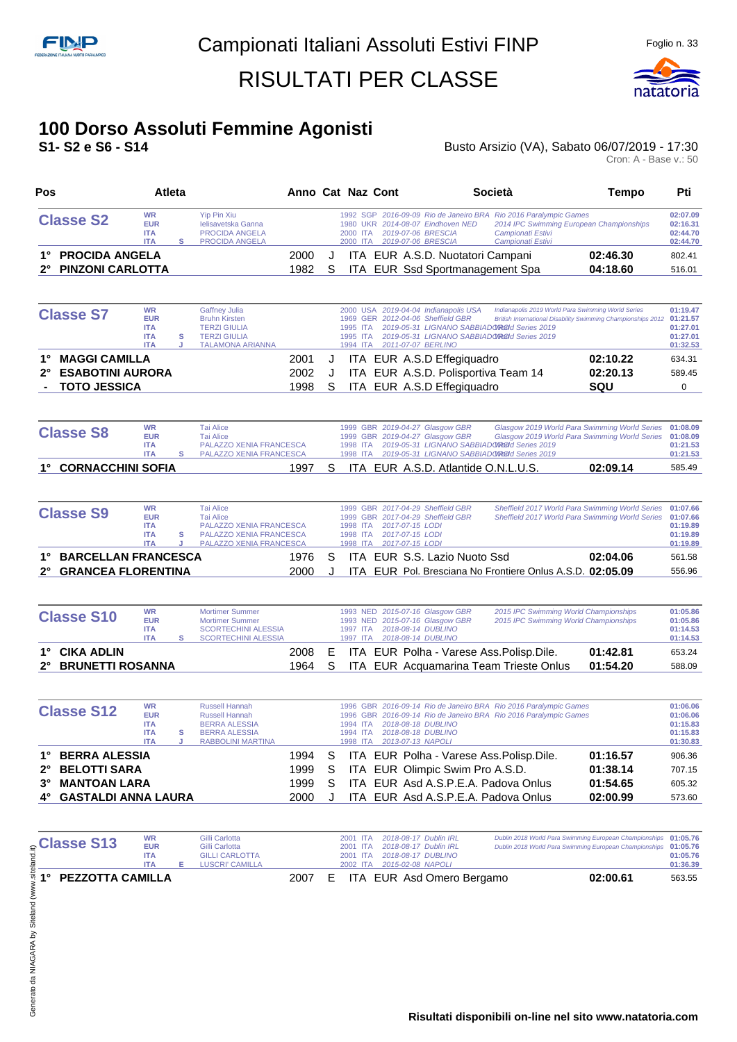# Campionati Italiani Assoluti Estivi FINP

# RISULTATI PER CLASSE

## 100 Dorso Assoluti Femmine Agonisti

**S1- S2 e S6 - S14**

Busto Arsizio (VA), Sabato 06/07/2019 - 17:30

Cron: A - Base v.: 50

| Pos | Atleta | Anno | Cat | Naz | Cont | Società | Tempo | Pti |
|---|---|---|---|---|---|---|---|---|
| **Classe S2** | | | | | | | | |
| WR | Yip Pin Xiu | 1992 | | SGP | | 2016-09-09 Rio de Janeiro BRA - Rio 2016 Paralympic Games | 02:07.09 | |
| EUR | Ielisavetska Ganna | 1980 | | UKR | | 2014-08-07 Eindhoven NED - 2014 IPC Swimming European Championships | 02:16.31 | |
| ITA | PROCIDA ANGELA | 2000 | | ITA | | 2019-07-06 BRESCIA - Campionati Estivi | 02:44.70 | |
| ITA S | PROCIDA ANGELA | 2000 | | ITA | | 2019-07-06 BRESCIA - Campionati Estivi | 02:44.70 | |
| 1° | PROCIDA ANGELA | 2000 | J | ITA | EUR | A.S.D. Nuotatori Campani | 02:46.30 | 802.41 |
| 2° | PINZONI CARLOTTA | 1982 | S | ITA | EUR | Ssd Sportmanagement Spa | 04:18.60 | 516.01 |
| **Classe S7** | | | | | | | | |
| WR | Gaffney Julia | 2000 | | USA | | 2019-04-04 Indianapolis USA - Indianapolis 2019 World Para Swimming World Series | 01:19.47 | |
| EUR | Bruhn Kirsten | 1969 | | GER | | 2012-04-06 Sheffield GBR - British International Disability Swimming Championships 2012 | 01:21.57 | |
| ITA | TERZI GIULIA | 1995 | | ITA | | 2019-05-31 LIGNANO SABBIADORO - World Series 2019 | 01:27.01 | |
| ITA S | TERZI GIULIA | 1995 | | ITA | | 2019-05-31 LIGNANO SABBIADORO - World Series 2019 | 01:27.01 | |
| ITA J | TALAMONA ARIANNA | 1994 | | ITA | | 2011-07-07 BERLINO | 01:32.53 | |
| 1° | MAGGI CAMILLA | 2001 | J | ITA | EUR | A.S.D Effegiquadro | 02:10.22 | 634.31 |
| 2° | ESABOTINI AURORA | 2002 | J | ITA | EUR | A.S.D. Polisportiva Team 14 | 02:20.13 | 589.45 |
| - | TOTO JESSICA | 1998 | S | ITA | EUR | A.S.D Effegiquadro | SQU | 0 |
| **Classe S8** | | | | | | | | |
| WR | Tai Alice | 1999 | | GBR | | 2019-04-27 Glasgow GBR - Glasgow 2019 World Para Swimming World Series | 01:08.09 | |
| EUR | Tai Alice | 1999 | | GBR | | 2019-04-27 Glasgow GBR - Glasgow 2019 World Para Swimming World Series | 01:08.09 | |
| ITA | PALAZZO XENIA FRANCESCA | 1998 | | ITA | | 2019-05-31 LIGNANO SABBIADORO - World Series 2019 | 01:21.53 | |
| ITA S | PALAZZO XENIA FRANCESCA | 1998 | | ITA | | 2019-05-31 LIGNANO SABBIADORO - World Series 2019 | 01:21.53 | |
| 1° | CORNACCHINI SOFIA | 1997 | S | ITA | EUR | A.S.D. Atlantide O.N.L.U.S. | 02:09.14 | 585.49 |
| **Classe S9** | | | | | | | | |
| WR | Tai Alice | 1999 | | GBR | | 2017-04-29 Sheffield GBR - Sheffield 2017 World Para Swimming World Series | 01:07.66 | |
| EUR | Tai Alice | 1999 | | GBR | | 2017-04-29 Sheffield GBR - Sheffield 2017 World Para Swimming World Series | 01:07.66 | |
| ITA | PALAZZO XENIA FRANCESCA | 1998 | | ITA | | 2017-07-15 LODI | 01:19.89 | |
| ITA S | PALAZZO XENIA FRANCESCA | 1998 | | ITA | | 2017-07-15 LODI | 01:19.89 | |
| ITA J | PALAZZO XENIA FRANCESCA | 1998 | | ITA | | 2017-07-15 LODI | 01:19.89 | |
| 1° | BARCELLAN FRANCESCA | 1976 | S | ITA | EUR | S.S. Lazio Nuoto Ssd | 02:04.06 | 561.58 |
| 2° | GRANCEA FLORENTINA | 2000 | J | ITA | EUR | Pol. Bresciana No Frontiere Onlus A.S.D. | 02:05.09 | 556.96 |
| **Classe S10** | | | | | | | | |
| WR | Mortimer Summer | 1993 | | NED | | 2015-07-16 Glasgow GBR - 2015 IPC Swimming World Championships | 01:05.86 | |
| EUR | Mortimer Summer | 1993 | | NED | | 2015-07-16 Glasgow GBR - 2015 IPC Swimming World Championships | 01:05.86 | |
| ITA | SCORTECHINI ALESSIA | 1997 | | ITA | | 2018-08-14 DUBLINO | 01:14.53 | |
| ITA S | SCORTECHINI ALESSIA | 1997 | | ITA | | 2018-08-14 DUBLINO | 01:14.53 | |
| 1° | CIKA ADLIN | 2008 | E | ITA | EUR | Polha - Varese Ass.Polisp.Dile. | 01:42.81 | 653.24 |
| 2° | BRUNETTI ROSANNA | 1964 | S | ITA | EUR | Acquamarina Team Trieste Onlus | 01:54.20 | 588.09 |
| **Classe S12** | | | | | | | | |
| WR | Russell Hannah | 1996 | | GBR | | 2016-09-14 Rio de Janeiro BRA - Rio 2016 Paralympic Games | 01:06.06 | |
| EUR | Russell Hannah | 1996 | | GBR | | 2016-09-14 Rio de Janeiro BRA - Rio 2016 Paralympic Games | 01:06.06 | |
| ITA | BERRA ALESSIA | 1994 | | ITA | | 2018-08-18 DUBLINO | 01:15.83 | |
| ITA S | BERRA ALESSIA | 1994 | | ITA | | 2018-08-18 DUBLINO | 01:15.83 | |
| ITA J | RABBOLINI MARTINA | 1994 | | ITA | | 2013-07-13 NAPOLI | 01:30.83 | |
| 1° | BERRA ALESSIA | 1994 | S | ITA | EUR | Polha - Varese Ass.Polisp.Dile. | 01:16.57 | 906.36 |
| 2° | BELOTTI SARA | 1999 | S | ITA | EUR | Olimpic Swim Pro A.S.D. | 01:38.14 | 707.15 |
| 3° | MANTOAN LARA | 1999 | S | ITA | EUR | Asd A.S.P.E.A. Padova Onlus | 01:54.65 | 605.32 |
| 4° | GASTALDI ANNA LAURA | 2000 | J | ITA | EUR | Asd A.S.P.E.A. Padova Onlus | 02:00.99 | 573.60 |
| **Classe S13** | | | | | | | | |
| WR | Gilli Carlotta | 2001 | | ITA | | 2018-08-17 Dublin IRL - Dublin 2018 World Para Swimming European Championships | 01:05.76 | |
| EUR | Gilli Carlotta | 2001 | | ITA | | 2018-08-17 Dublin IRL - Dublin 2018 World Para Swimming European Championships | 01:05.76 | |
| ITA | GILLI CARLOTTA | 2001 | | ITA | | 2018-08-17 DUBLINO | 01:05.76 | |
| ITA E | LUSCRI' CAMILLA | 2002 | | ITA | | 2015-02-08 NAPOLI | 01:36.39 | |
| 1° | PEZZOTTA CAMILLA | 2007 | E | ITA | EUR | Asd Omero Bergamo | 02:00.61 | 563.55 |

Generato da NIAGARA by Siteland (www.siteland.it)

Risultati disponibili on-line nel sito www.natatoria.com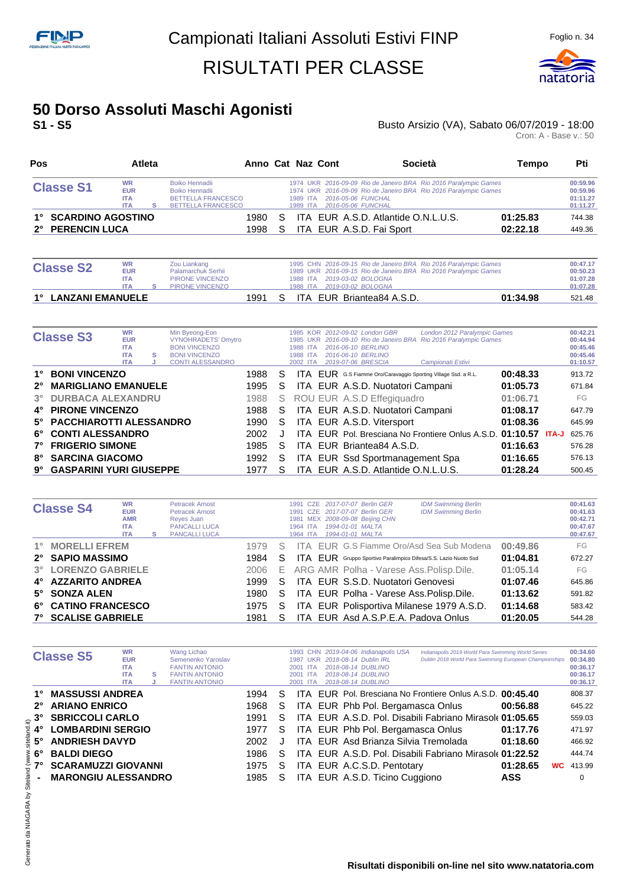# Campionati Italiani Assoluti Estivi FINP

# RISULTATI PER CLASSE

## 50 Dorso Assoluti Maschi Agonisti

**S1 - S5**

Busto Arsizio (VA), Sabato 06/07/2019 - 18:00

Cron: A - Base v.: 50

### Classe S1

| Record | | Atleta | Anno | Naz | Data / Luogo | Manifestazione | Tempo |
|---|---|---|---|---|---|---|---|
| WR | | Boiko Hennadii | 1974 | UKR | 2016-09-09 Rio de Janeiro BRA | Rio 2016 Paralympic Games | 00:59.96 |
| EUR | | Boiko Hennadii | 1974 | UKR | 2016-09-09 Rio de Janeiro BRA | Rio 2016 Paralympic Games | 00:59.96 |
| ITA | | BETTELLA FRANCESCO | 1989 | ITA | 2016-05-06 FUNCHAL | | 01:11.27 |
| ITA | S | BETTELLA FRANCESCO | 1989 | ITA | 2016-05-06 FUNCHAL | | 01:11.27 |

| Pos | Atleta | Anno | Cat | Naz | Cont | Società | Tempo | | Pti |
|---|---|---|---|---|---|---|---|---|---|
| 1° | SCARDINO AGOSTINO | 1980 | S | ITA | EUR | A.S.D. Atlantide O.N.L.U.S. | 01:25.83 | | 744.38 |
| 2° | PERENCIN LUCA | 1998 | S | ITA | EUR | A.S.D. Fai Sport | 02:22.18 | | 449.36 |

### Classe S2

| Record | | Atleta | Anno | Naz | Data / Luogo | Manifestazione | Tempo |
|---|---|---|---|---|---|---|---|
| WR | | Zou Liankang | 1995 | CHN | 2016-09-15 Rio de Janeiro BRA | Rio 2016 Paralympic Games | 00:47.17 |
| EUR | | Palamarchuk Serhii | 1989 | UKR | 2016-09-15 Rio de Janeiro BRA | Rio 2016 Paralympic Games | 00:50.23 |
| ITA | | PIRONE VINCENZO | 1988 | ITA | 2019-03-02 BOLOGNA | | 01:07.28 |
| ITA | S | PIRONE VINCENZO | 1988 | ITA | 2019-03-02 BOLOGNA | | 01:07.28 |

| Pos | Atleta | Anno | Cat | Naz | Cont | Società | Tempo | | Pti |
|---|---|---|---|---|---|---|---|---|---|
| 1° | LANZANI EMANUELE | 1991 | S | ITA | EUR | Briantea84 A.S.D. | 01:34.98 | | 521.48 |

### Classe S3

| Record | | Atleta | Anno | Naz | Data / Luogo | Manifestazione | Tempo |
|---|---|---|---|---|---|---|---|
| WR | | Min Byeong-Eon | 1985 | KOR | 2012-09-02 London GBR | London 2012 Paralympic Games | 00:42.21 |
| EUR | | VYNOHRADETS' Dmytro | 1985 | UKR | 2016-09-10 Rio de Janeiro BRA | Rio 2016 Paralympic Games | 00:44.94 |
| ITA | | BONI VINCENZO | 1988 | ITA | 2016-06-10 BERLINO | | 00:45.46 |
| ITA | S | BONI VINCENZO | 1988 | ITA | 2016-06-10 BERLINO | | 00:45.46 |
| ITA | J | CONTI ALESSANDRO | 2002 | ITA | 2019-07-06 BRESCIA | Campionati Estivi | 01:10.57 |

| Pos | Atleta | Anno | Cat | Naz | Cont | Società | Tempo | | Pti |
|---|---|---|---|---|---|---|---|---|---|
| 1° | BONI VINCENZO | 1988 | S | ITA | EUR | G.S Fiamme Oro/Caravaggio Sporting Village Ssd. a R.L. | 00:48.33 | | 913.72 |
| 2° | MARIGLIANO EMANUELE | 1995 | S | ITA | EUR | A.S.D. Nuotatori Campani | 01:05.73 | | 671.84 |
| 3° | DURBACA ALEXANDRU | 1988 | S | ROU | EUR | A.S.D Effegiquadro | 01:06.71 | | FG |
| 4° | PIRONE VINCENZO | 1988 | S | ITA | EUR | A.S.D. Nuotatori Campani | 01:08.17 | | 647.79 |
| 5° | PACCHIAROTTI ALESSANDRO | 1990 | S | ITA | EUR | A.S.D. Vitersport | 01:08.36 | | 645.99 |
| 6° | CONTI ALESSANDRO | 2002 | J | ITA | EUR | Pol. Bresciana No Frontiere Onlus A.S.D. | 01:10.57 | ITA-J | 625.76 |
| 7° | FRIGERIO SIMONE | 1985 | S | ITA | EUR | Briantea84 A.S.D. | 01:16.63 | | 576.28 |
| 8° | SARCINA GIACOMO | 1992 | S | ITA | EUR | Ssd Sportmanagement Spa | 01:16.65 | | 576.13 |
| 9° | GASPARINI YURI GIUSEPPE | 1977 | S | ITA | EUR | A.S.D. Atlantide O.N.L.U.S. | 01:28.24 | | 500.45 |

### Classe S4

| Record | | Atleta | Anno | Naz | Data / Luogo | Manifestazione | Tempo |
|---|---|---|---|---|---|---|---|
| WR | | Petracek Arnost | 1991 | CZE | 2017-07-07 Berlin GER | IDM Swimming Berlin | 00:41.63 |
| EUR | | Petracek Arnost | 1991 | CZE | 2017-07-07 Berlin GER | IDM Swimming Berlin | 00:41.63 |
| AMR | | Reyes Juan | 1981 | MEX | 2008-09-08 Beijing CHN | | 00:42.71 |
| ITA | | PANCALLI LUCA | 1964 | ITA | 1994-01-01 MALTA | | 00:47.67 |
| ITA | S | PANCALLI LUCA | 1964 | ITA | 1994-01-01 MALTA | | 00:47.67 |

| Pos | Atleta | Anno | Cat | Naz | Cont | Società | Tempo | | Pti |
|---|---|---|---|---|---|---|---|---|---|
| 1° | MORELLI EFREM | 1979 | S | ITA | EUR | G.S Fiamme Oro/Asd Sea Sub Modena | 00:49.86 | | FG |
| 2° | SAPIO MASSIMO | 1984 | S | ITA | EUR | Gruppo Sportivo Paralimpico Difesa/S.S. Lazio Nuoto Ssd | 01:04.81 | | 672.27 |
| 3° | LORENZO GABRIELE | 2006 | E | ARG | AMR | Polha - Varese Ass.Polisp.Dile. | 01:05.14 | | FG |
| 4° | AZZARITO ANDREA | 1999 | S | ITA | EUR | S.S.D. Nuotatori Genovesi | 01:07.46 | | 645.86 |
| 5° | SONZA ALEN | 1980 | S | ITA | EUR | Polha - Varese Ass.Polisp.Dile. | 01:13.62 | | 591.82 |
| 6° | CATINO FRANCESCO | 1975 | S | ITA | EUR | Polisportiva Milanese 1979 A.S.D. | 01:14.68 | | 583.42 |
| 7° | SCALISE GABRIELE | 1981 | S | ITA | EUR | Asd A.S.P.E.A. Padova Onlus | 01:20.05 | | 544.28 |

### Classe S5

| Record | | Atleta | Anno | Naz | Data / Luogo | Manifestazione | Tempo |
|---|---|---|---|---|---|---|---|
| WR | | Wang Lichao | 1993 | CHN | 2019-04-06 Indianapolis USA | Indianapolis 2019 World Para Swimming World Series | 00:34.60 |
| EUR | | Semenenko Yaroslav | 1987 | UKR | 2018-08-14 Dublin IRL | Dublin 2018 World Para Swimming European Championships | 00:34.80 |
| ITA | | FANTIN ANTONIO | 2001 | ITA | 2018-08-14 DUBLINO | | 00:36.17 |
| ITA | S | FANTIN ANTONIO | 2001 | ITA | 2018-08-14 DUBLINO | | 00:36.17 |
| ITA | J | FANTIN ANTONIO | 2001 | ITA | 2018-08-14 DUBLINO | | 00:36.17 |

| Pos | Atleta | Anno | Cat | Naz | Cont | Società | Tempo | | Pti |
|---|---|---|---|---|---|---|---|---|---|
| 1° | MASSUSSI ANDREA | 1994 | S | ITA | EUR | Pol. Bresciana No Frontiere Onlus A.S.D. | 00:45.40 | | 808.37 |
| 2° | ARIANO ENRICO | 1968 | S | ITA | EUR | Phb Pol. Bergamasca Onlus | 00:56.88 | | 645.22 |
| 3° | SBRICCOLI CARLO | 1991 | S | ITA | EUR | A.S.D. Pol. Disabili Fabriano Mirasole | 01:05.65 | | 559.03 |
| 4° | LOMBARDINI SERGIO | 1977 | S | ITA | EUR | Phb Pol. Bergamasca Onlus | 01:17.76 | | 471.97 |
| 5° | ANDRIESH DAVYD | 2002 | J | ITA | EUR | Asd Brianza Silvia Tremolada | 01:18.60 | | 466.92 |
| 6° | BALDI DIEGO | 1986 | S | ITA | EUR | A.S.D. Pol. Disabili Fabriano Mirasole | 01:22.52 | | 444.74 |
| 7° | SCARAMUZZI GIOVANNI | 1975 | S | ITA | EUR | A.C.S.D. Pentotary | 01:28.65 | WC | 413.99 |
| - | MARONGIU ALESSANDRO | 1985 | S | ITA | EUR | A.S.D. Ticino Cuggiono | ASS | | 0 |

**Risultati disponibili on-line nel sito www.natatoria.com**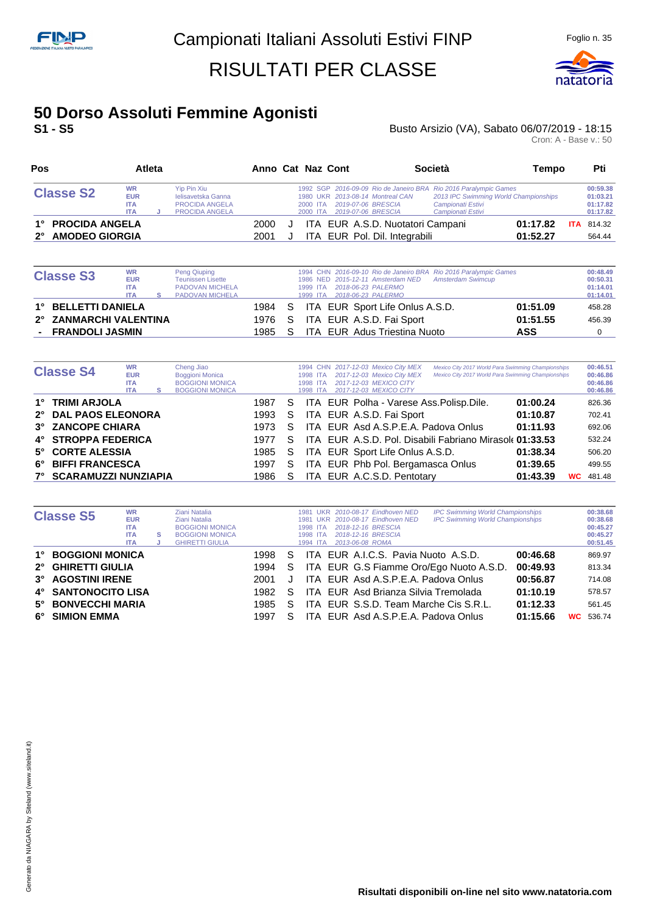Campionati Italiani Assoluti Estivi FINP

RISULTATI PER CLASSE

# 50 Dorso Assoluti Femmine Agonisti

**S1 - S5**

Busto Arsizio (VA), Sabato 06/07/2019 - 18:15

Cron: A - Base v.: 50

## Classe S2

| Record | Cat | Atleta | Anno | Naz | Data | Luogo | Manifestazione | Tempo |
|---|---|---|---|---|---|---|---|---|
| WR | | Yip Pin Xiu | 1992 | SGP | 2016-09-09 | Rio de Janeiro BRA | Rio 2016 Paralympic Games | 00:59.38 |
| EUR | | Ielisavetska Ganna | 1980 | UKR | 2013-08-14 | Montreal CAN | 2013 IPC Swimming World Championships | 01:03.21 |
| ITA | | PROCIDA ANGELA | 2000 | ITA | 2019-07-06 | BRESCIA | Campionati Estivi | 01:17.82 |
| ITA | J | PROCIDA ANGELA | 2000 | ITA | 2019-07-06 | BRESCIA | Campionati Estivi | 01:17.82 |

| Pos | Atleta | Anno | Cat | Naz | Cont | Società | Tempo | | Pti |
|---|---|---|---|---|---|---|---|---|---|
| 1° | PROCIDA ANGELA | 2000 | J | ITA | EUR | A.S.D. Nuotatori Campani | 01:17.82 | ITA | 814.32 |
| 2° | AMODEO GIORGIA | 2001 | J | ITA | EUR | Pol. Dil. Integrabili | 01:52.27 | | 564.44 |

## Classe S3

| Record | Cat | Atleta | Anno | Naz | Data | Luogo | Manifestazione | Tempo |
|---|---|---|---|---|---|---|---|---|
| WR | | Peng Qiuping | 1994 | CHN | 2016-09-10 | Rio de Janeiro BRA | Rio 2016 Paralympic Games | 00:48.49 |
| EUR | | Teunissen Lisette | 1986 | NED | 2015-12-11 | Amsterdam NED | Amsterdam Swimcup | 00:50.31 |
| ITA | | PADOVAN MICHELA | 1999 | ITA | 2018-06-23 | PALERMO | | 01:14.01 |
| ITA | S | PADOVAN MICHELA | 1999 | ITA | 2018-06-23 | PALERMO | | 01:14.01 |

| Pos | Atleta | Anno | Cat | Naz | Cont | Società | Tempo | | Pti |
|---|---|---|---|---|---|---|---|---|---|
| 1° | BELLETTI DANIELA | 1984 | S | ITA | EUR | Sport Life Onlus A.S.D. | 01:51.09 | | 458.28 |
| 2° | ZANMARCHI VALENTINA | 1976 | S | ITA | EUR | A.S.D. Fai Sport | 01:51.55 | | 456.39 |
| - | FRANDOLI JASMIN | 1985 | S | ITA | EUR | Adus Triestina Nuoto | ASS | | 0 |

## Classe S4

| Record | Cat | Atleta | Anno | Naz | Data | Luogo | Manifestazione | Tempo |
|---|---|---|---|---|---|---|---|---|
| WR | | Cheng Jiao | 1994 | CHN | 2017-12-03 | Mexico City MEX | Mexico City 2017 World Para Swimming Championships | 00:46.51 |
| EUR | | Boggioni Monica | 1998 | ITA | 2017-12-03 | Mexico City MEX | Mexico City 2017 World Para Swimming Championships | 00:46.86 |
| ITA | | BOGGIONI MONICA | 1998 | ITA | 2017-12-03 | MEXICO CITY | | 00:46.86 |
| ITA | S | BOGGIONI MONICA | 1998 | ITA | 2017-12-03 | MEXICO CITY | | 00:46.86 |

| Pos | Atleta | Anno | Cat | Naz | Cont | Società | Tempo | | Pti |
|---|---|---|---|---|---|---|---|---|---|
| 1° | TRIMI ARJOLA | 1987 | S | ITA | EUR | Polha - Varese Ass.Polisp.Dile. | 01:00.24 | | 826.36 |
| 2° | DAL PAOS ELEONORA | 1993 | S | ITA | EUR | A.S.D. Fai Sport | 01:10.87 | | 702.41 |
| 3° | ZANCOPE CHIARA | 1973 | S | ITA | EUR | Asd A.S.P.E.A. Padova Onlus | 01:11.93 | | 692.06 |
| 4° | STROPPA FEDERICA | 1977 | S | ITA | EUR | A.S.D. Pol. Disabili Fabriano Mirasole | 01:33.53 | | 532.24 |
| 5° | CORTE ALESSIA | 1985 | S | ITA | EUR | Sport Life Onlus A.S.D. | 01:38.34 | | 506.20 |
| 6° | BIFFI FRANCESCA | 1997 | S | ITA | EUR | Phb Pol. Bergamasca Onlus | 01:39.65 | | 499.55 |
| 7° | SCARAMUZZI NUNZIAPIA | 1986 | S | ITA | EUR | A.C.S.D. Pentotary | 01:43.39 | WC | 481.48 |

## Classe S5

| Record | Cat | Atleta | Anno | Naz | Data | Luogo | Manifestazione | Tempo |
|---|---|---|---|---|---|---|---|---|
| WR | | Ziani Natalia | 1981 | UKR | 2010-08-17 | Eindhoven NED | IPC Swimming World Championships | 00:38.68 |
| EUR | | Ziani Natalia | 1981 | UKR | 2010-08-17 | Eindhoven NED | IPC Swimming World Championships | 00:38.68 |
| ITA | | BOGGIONI MONICA | 1998 | ITA | 2018-12-16 | BRESCIA | | 00:45.27 |
| ITA | S | BOGGIONI MONICA | 1998 | ITA | 2018-12-16 | BRESCIA | | 00:45.27 |
| ITA | J | GHIRETTI GIULIA | 1994 | ITA | 2013-06-08 | ROMA | | 00:51.45 |

| Pos | Atleta | Anno | Cat | Naz | Cont | Società | Tempo | | Pti |
|---|---|---|---|---|---|---|---|---|---|
| 1° | BOGGIONI MONICA | 1998 | S | ITA | EUR | A.I.C.S. Pavia Nuoto A.S.D. | 00:46.68 | | 869.97 |
| 2° | GHIRETTI GIULIA | 1994 | S | ITA | EUR | G.S Fiamme Oro/Ego Nuoto A.S.D. | 00:49.93 | | 813.34 |
| 3° | AGOSTINI IRENE | 2001 | J | ITA | EUR | Asd A.S.P.E.A. Padova Onlus | 00:56.87 | | 714.08 |
| 4° | SANTONOCITO LISA | 1982 | S | ITA | EUR | Asd Brianza Silvia Tremolada | 01:10.19 | | 578.57 |
| 5° | BONVECCHI MARIA | 1985 | S | ITA | EUR | S.S.D. Team Marche Cis S.R.L. | 01:12.33 | | 561.45 |
| 6° | SIMION EMMA | 1997 | S | ITA | EUR | Asd A.S.P.E.A. Padova Onlus | 01:15.66 | WC | 536.74 |

Risultati disponibili on-line nel sito www.natatoria.com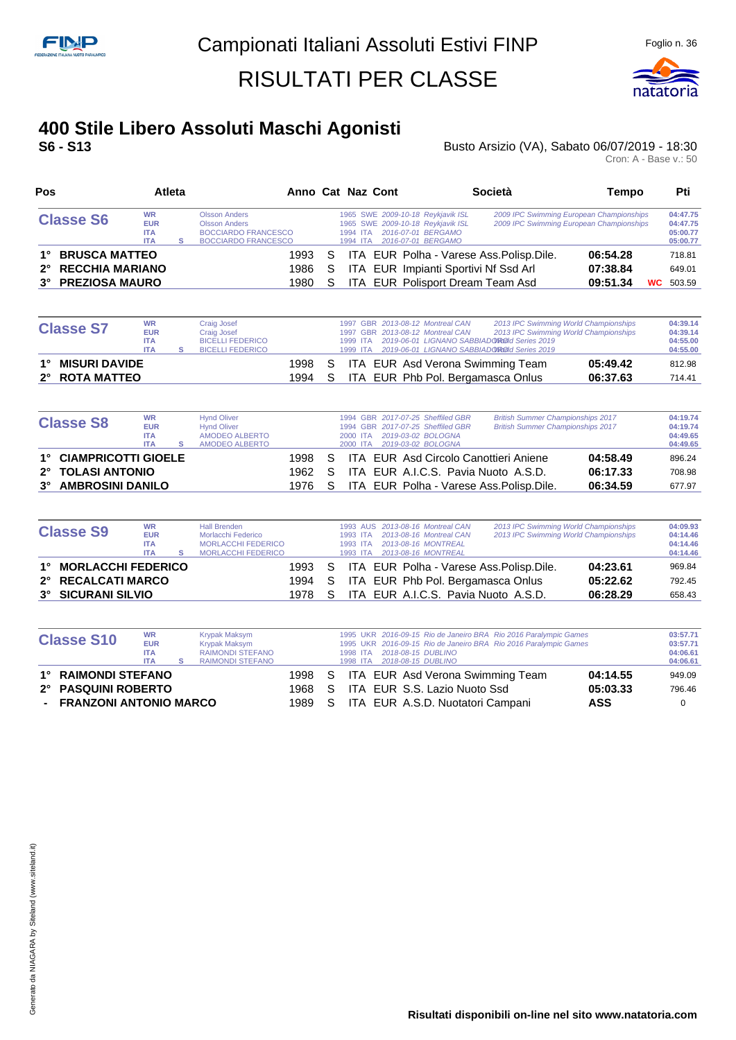# Campionati Italiani Assoluti Estivi FINP

# RISULTATI PER CLASSE

## 400 Stile Libero Assoluti Maschi Agonisti

**S6 - S13**

Busto Arsizio (VA), Sabato 06/07/2019 - 18:30

Cron: A - Base v.: 50

| Pos | Atleta | Anno | Cat | Naz | Cont | Società | Tempo | | Pti |
|---|---|---|---|---|---|---|---|---|---|
| **Classe S6** | WR Olsson Anders | 1965 | | SWE | 2009-10-18 Reykjavik ISL | 2009 IPC Swimming European Championships | | | 04:47.75 |
| | EUR Olsson Anders | 1965 | | SWE | 2009-10-18 Reykjavik ISL | 2009 IPC Swimming European Championships | | | 04:47.75 |
| | ITA BOCCIARDO FRANCESCO | 1994 | | ITA | 2016-07-01 BERGAMO | | | | 05:00.77 |
| | ITA S BOCCIARDO FRANCESCO | 1994 | | ITA | 2016-07-01 BERGAMO | | | | 05:00.77 |
| 1° | **BRUSCA MATTEO** | 1993 | S | ITA | EUR | Polha - Varese Ass.Polisp.Dile. | **06:54.28** | | 718.81 |
| 2° | **RECCHIA MARIANO** | 1986 | S | ITA | EUR | Impianti Sportivi Nf Ssd Arl | **07:38.84** | | 649.01 |
| 3° | **PREZIOSA MAURO** | 1980 | S | ITA | EUR | Polisport Dream Team Asd | **09:51.34** | WC | 503.59 |
| **Classe S7** | WR Craig Josef | 1997 | | GBR | 2013-08-12 Montreal CAN | 2013 IPC Swimming World Championships | | | 04:39.14 |
| | EUR Craig Josef | 1997 | | GBR | 2013-08-12 Montreal CAN | 2013 IPC Swimming World Championships | | | 04:39.14 |
| | ITA BICELLI FEDERICO | 1999 | | ITA | 2019-06-01 LIGNANO SABBIADORO | World Series 2019 | | | 04:55.00 |
| | ITA S BICELLI FEDERICO | 1999 | | ITA | 2019-06-01 LIGNANO SABBIADORO | World Series 2019 | | | 04:55.00 |
| 1° | **MISURI DAVIDE** | 1998 | S | ITA | EUR | Asd Verona Swimming Team | **05:49.42** | | 812.98 |
| 2° | **ROTA MATTEO** | 1994 | S | ITA | EUR | Phb Pol. Bergamasca Onlus | **06:37.63** | | 714.41 |
| **Classe S8** | WR Hynd Oliver | 1994 | | GBR | 2017-07-25 Sheffiled GBR | British Summer Championships 2017 | | | 04:19.74 |
| | EUR Hynd Oliver | 1994 | | GBR | 2017-07-25 Sheffiled GBR | British Summer Championships 2017 | | | 04:19.74 |
| | ITA AMODEO ALBERTO | 2000 | | ITA | 2019-03-02 BOLOGNA | | | | 04:49.65 |
| | ITA S AMODEO ALBERTO | 2000 | | ITA | 2019-03-02 BOLOGNA | | | | 04:49.65 |
| 1° | **CIAMPRICOTTI GIOELE** | 1998 | S | ITA | EUR | Asd Circolo Canottieri Aniene | **04:58.49** | | 896.24 |
| 2° | **TOLASI ANTONIO** | 1962 | S | ITA | EUR | A.I.C.S. Pavia Nuoto A.S.D. | **06:17.33** | | 708.98 |
| 3° | **AMBROSINI DANILO** | 1976 | S | ITA | EUR | Polha - Varese Ass.Polisp.Dile. | **06:34.59** | | 677.97 |
| **Classe S9** | WR Hall Brenden | 1993 | | AUS | 2013-08-16 Montreal CAN | 2013 IPC Swimming World Championships | | | 04:09.93 |
| | EUR Morlacchi Federico | 1993 | | ITA | 2013-08-16 Montreal CAN | 2013 IPC Swimming World Championships | | | 04:14.46 |
| | ITA MORLACCHI FEDERICO | 1993 | | ITA | 2013-08-16 MONTREAL | | | | 04:14.46 |
| | ITA S MORLACCHI FEDERICO | 1993 | | ITA | 2013-08-16 MONTREAL | | | | 04:14.46 |
| 1° | **MORLACCHI FEDERICO** | 1993 | S | ITA | EUR | Polha - Varese Ass.Polisp.Dile. | **04:23.61** | | 969.84 |
| 2° | **RECALCATI MARCO** | 1994 | S | ITA | EUR | Phb Pol. Bergamasca Onlus | **05:22.62** | | 792.45 |
| 3° | **SICURANI SILVIO** | 1978 | S | ITA | EUR | A.I.C.S. Pavia Nuoto A.S.D. | **06:28.29** | | 658.43 |
| **Classe S10** | WR Krypak Maksym | 1995 | | UKR | 2016-09-15 Rio de Janeiro BRA | Rio 2016 Paralympic Games | | | 03:57.71 |
| | EUR Krypak Maksym | 1995 | | UKR | 2016-09-15 Rio de Janeiro BRA | Rio 2016 Paralympic Games | | | 03:57.71 |
| | ITA RAIMONDI STEFANO | 1998 | | ITA | 2018-08-15 DUBLINO | | | | 04:06.61 |
| | ITA S RAIMONDI STEFANO | 1998 | | ITA | 2018-08-15 DUBLINO | | | | 04:06.61 |
| 1° | **RAIMONDI STEFANO** | 1998 | S | ITA | EUR | Asd Verona Swimming Team | **04:14.55** | | 949.09 |
| 2° | **PASQUINI ROBERTO** | 1968 | S | ITA | EUR | S.S. Lazio Nuoto Ssd | **05:03.33** | | 796.46 |
| - | **FRANZONI ANTONIO MARCO** | 1989 | S | ITA | EUR | A.S.D. Nuotatori Campani | **ASS** | | 0 |

**Risultati disponibili on-line nel sito www.natatoria.com**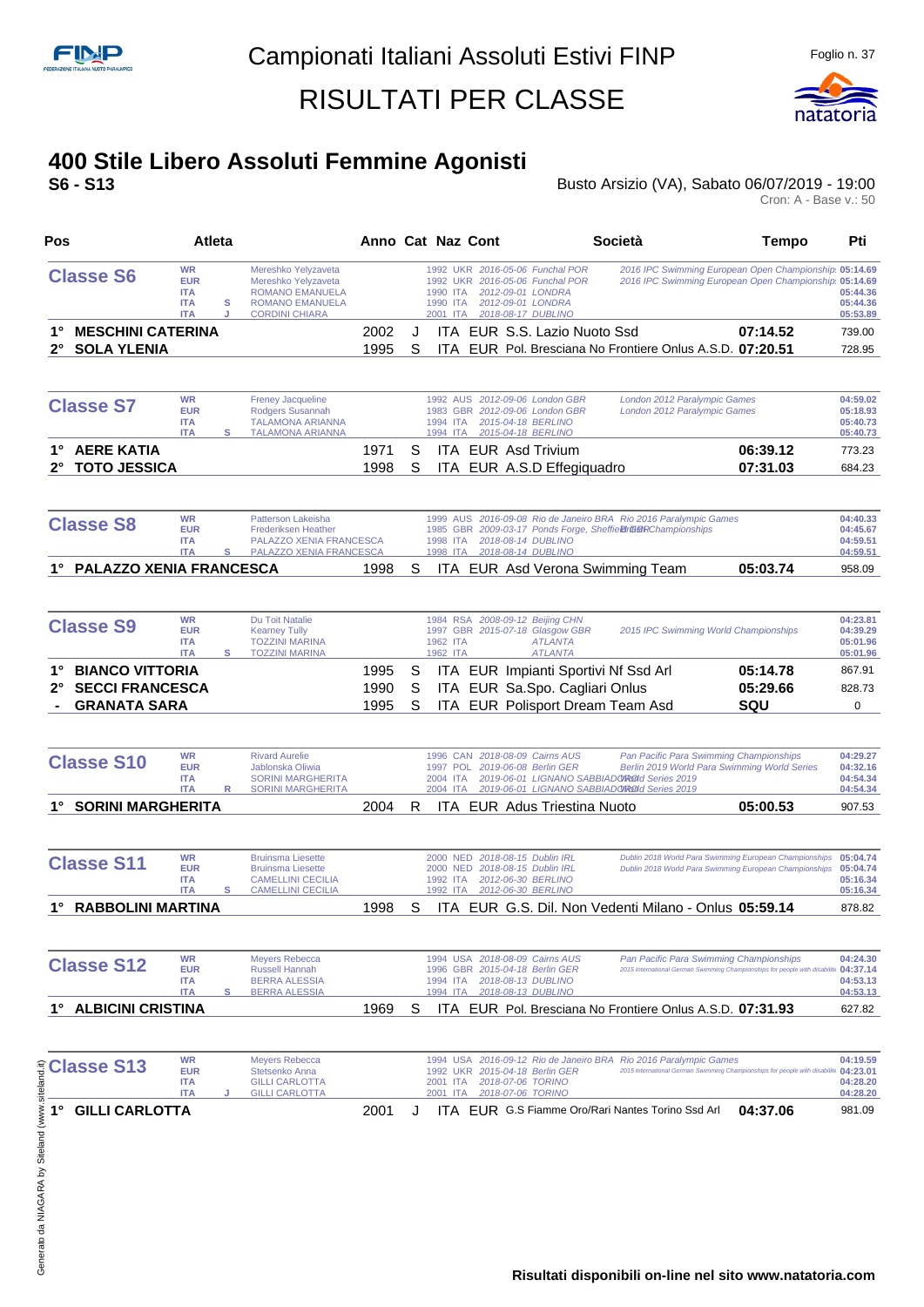# Campionati Italiani Assoluti Estivi FINP

## RISULTATI PER CLASSE

## 400 Stile Libero Assoluti Femmine Agonisti

**S6 - S13**

Busto Arsizio (VA), Sabato 06/07/2019 - 19:00

Cron: A - Base v.: 50

| Pos | Atleta | Anno | Cat | Naz | Cont | Società | Tempo | Pti |
|---|---|---|---|---|---|---|---|---|
| **Classe S6** | | | | | | | | |
| WR | Mereshko Yelyzaveta | 1992 | | UKR | | 2016-05-06 Funchal POR — 2016 IPC Swimming European Open Championship | 05:14.69 | |
| EUR | Mereshko Yelyzaveta | 1992 | | UKR | | 2016-05-06 Funchal POR — 2016 IPC Swimming European Open Championship | 05:14.69 | |
| ITA | ROMANO EMANUELA | 1990 | | ITA | | 2012-09-01 LONDRA | 05:44.36 | |
| ITA S | ROMANO EMANUELA | 1990 | | ITA | | 2012-09-01 LONDRA | 05:44.36 | |
| ITA J | CORDINI CHIARA | 2001 | | ITA | | 2018-08-17 DUBLINO | 05:53.89 | |
| 1° | MESCHINI CATERINA | 2002 | J | ITA | EUR | S.S. Lazio Nuoto Ssd | 07:14.52 | 739.00 |
| 2° | SOLA YLENIA | 1995 | S | ITA | EUR | Pol. Bresciana No Frontiere Onlus A.S.D. | 07:20.51 | 728.95 |
| **Classe S7** | | | | | | | | |
| WR | Freney Jacqueline | 1992 | | AUS | | 2012-09-06 London GBR — London 2012 Paralympic Games | 04:59.02 | |
| EUR | Rodgers Susannah | 1983 | | GBR | | 2012-09-06 London GBR — London 2012 Paralympic Games | 05:18.93 | |
| ITA | TALAMONA ARIANNA | 1994 | | ITA | | 2015-04-18 BERLINO | 05:40.73 | |
| ITA S | TALAMONA ARIANNA | 1994 | | ITA | | 2015-04-18 BERLINO | 05:40.73 | |
| 1° | AERE KATIA | 1971 | S | ITA | EUR | Asd Trivium | 06:39.12 | 773.23 |
| 2° | TOTO JESSICA | 1998 | S | ITA | EUR | A.S.D Effegiquadro | 07:31.03 | 684.23 |
| **Classe S8** | | | | | | | | |
| WR | Patterson Lakeisha | 1999 | | AUS | | 2016-09-08 Rio de Janeiro BRA — Rio 2016 Paralympic Games | 04:40.33 | |
| EUR | Frederiksen Heather | 1985 | | GBR | | 2009-03-17 Ponds Forge, Sheffield GBR — British Championships | 04:45.67 | |
| ITA | PALAZZO XENIA FRANCESCA | 1998 | | ITA | | 2018-08-14 DUBLINO | 04:59.51 | |
| ITA S | PALAZZO XENIA FRANCESCA | 1998 | | ITA | | 2018-08-14 DUBLINO | 04:59.51 | |
| 1° | PALAZZO XENIA FRANCESCA | 1998 | S | ITA | EUR | Asd Verona Swimming Team | 05:03.74 | 958.09 |
| **Classe S9** | | | | | | | | |
| WR | Du Toit Natalie | 1984 | | RSA | | 2008-09-12 Beijing CHN | 04:23.81 | |
| EUR | Kearney Tully | 1997 | | GBR | | 2015-07-18 Glasgow GBR — 2015 IPC Swimming World Championships | 04:39.29 | |
| ITA | TOZZINI MARINA | 1962 | | ITA | | ATLANTA | 05:01.96 | |
| ITA S | TOZZINI MARINA | 1962 | | ITA | | ATLANTA | 05:01.96 | |
| 1° | BIANCO VITTORIA | 1995 | S | ITA | EUR | Impianti Sportivi Nf Ssd Arl | 05:14.78 | 867.91 |
| 2° | SECCI FRANCESCA | 1990 | S | ITA | EUR | Sa.Spo. Cagliari Onlus | 05:29.66 | 828.73 |
| - | GRANATA SARA | 1995 | S | ITA | EUR | Polisport Dream Team Asd | SQU | 0 |
| **Classe S10** | | | | | | | | |
| WR | Rivard Aurelie | 1996 | | CAN | | 2018-08-09 Cairns AUS — Pan Pacific Para Swimming Championships | 04:29.27 | |
| EUR | Jablonska Oliwia | 1997 | | POL | | 2019-06-08 Berlin GER — Berlin 2019 World Para Swimming World Series | 04:32.16 | |
| ITA | SORINI MARGHERITA | 2004 | | ITA | | 2019-06-01 LIGNANO SABBIADORO — World Series 2019 | 04:54.34 | |
| ITA R | SORINI MARGHERITA | 2004 | | ITA | | 2019-06-01 LIGNANO SABBIADORO — World Series 2019 | 04:54.34 | |
| 1° | SORINI MARGHERITA | 2004 | R | ITA | EUR | Adus Triestina Nuoto | 05:00.53 | 907.53 |
| **Classe S11** | | | | | | | | |
| WR | Bruinsma Liesette | 2000 | | NED | | 2018-08-15 Dublin IRL — Dublin 2018 World Para Swimming European Championships | 05:04.74 | |
| EUR | Bruinsma Liesette | 2000 | | NED | | 2018-08-15 Dublin IRL — Dublin 2018 World Para Swimming European Championships | 05:04.74 | |
| ITA | CAMELLINI CECILIA | 1992 | | ITA | | 2012-06-30 BERLINO | 05:16.34 | |
| ITA S | CAMELLINI CECILIA | 1992 | | ITA | | 2012-06-30 BERLINO | 05:16.34 | |
| 1° | RABBOLINI MARTINA | 1998 | S | ITA | EUR | G.S. Dil. Non Vedenti Milano - Onlus | 05:59.14 | 878.82 |
| **Classe S12** | | | | | | | | |
| WR | Meyers Rebecca | 1994 | | USA | | 2018-08-09 Cairns AUS — Pan Pacific Para Swimming Championships | 04:24.30 | |
| EUR | Russell Hannah | 1996 | | GBR | | 2015-04-18 Berlin GER — 2015 International German Swimming Championships for people with disabilities | 04:37.14 | |
| ITA | BERRA ALESSIA | 1994 | | ITA | | 2018-08-13 DUBLINO | 04:53.13 | |
| ITA S | BERRA ALESSIA | 1994 | | ITA | | 2018-08-13 DUBLINO | 04:53.13 | |
| 1° | ALBICINI CRISTINA | 1969 | S | ITA | EUR | Pol. Bresciana No Frontiere Onlus A.S.D. | 07:31.93 | 627.82 |
| **Classe S13** | | | | | | | | |
| WR | Meyers Rebecca | 1994 | | USA | | 2016-09-12 Rio de Janeiro BRA — Rio 2016 Paralympic Games | 04:19.59 | |
| EUR | Stetsenko Anna | 1992 | | UKR | | 2015-04-18 Berlin GER — 2015 International German Swimming Championships for people with disabilities | 04:23.01 | |
| ITA | GILLI CARLOTTA | 2001 | | ITA | | 2018-07-06 TORINO | 04:28.20 | |
| ITA J | GILLI CARLOTTA | 2001 | | ITA | | 2018-07-06 TORINO | 04:28.20 | |
| 1° | GILLI CARLOTTA | 2001 | J | ITA | EUR | G.S Fiamme Oro/Rari Nantes Torino Ssd Arl | 04:37.06 | 981.09 |

Risultati disponibili on-line nel sito www.natatoria.com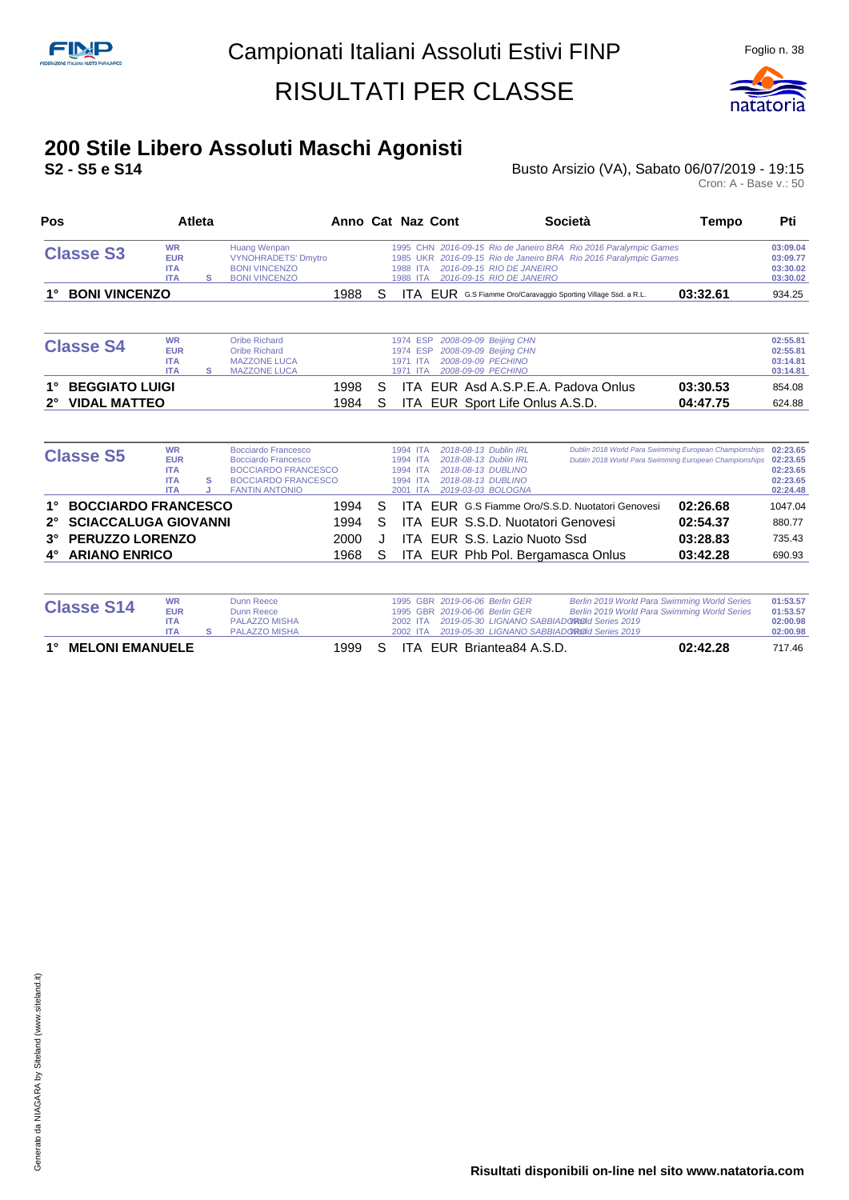Campionati Italiani Assoluti Estivi FINP

# RISULTATI PER CLASSE

## 200 Stile Libero Assoluti Maschi Agonisti

**S2 - S5 e S14**

Busto Arsizio (VA), Sabato 06/07/2019 - 19:15

Cron: A - Base v.: 50

| Pos | Atleta | Anno | Cat | Naz | Cont | Società | Tempo | Pti |
|---|---|---|---|---|---|---|---|---|
| **Classe S3** | | | | | | | | |
| WR | Huang Wenpan | 1995 | | CHN | | 2016-09-15 Rio de Janeiro BRA Rio 2016 Paralympic Games | | 03:09.04 |
| EUR | VYNOHRADETS' Dmytro | 1985 | | UKR | | 2016-09-15 Rio de Janeiro BRA Rio 2016 Paralympic Games | | 03:09.77 |
| ITA | BONI VINCENZO | 1988 | | ITA | | 2016-09-15 RIO DE JANEIRO | | 03:30.02 |
| ITA S | BONI VINCENZO | 1988 | | ITA | | 2016-09-15 RIO DE JANEIRO | | 03:30.02 |
| 1° | **BONI VINCENZO** | 1988 | S | ITA | EUR | G.S Fiamme Oro/Caravaggio Sporting Village Ssd. a R.L. | **03:32.61** | 934.25 |
| **Classe S4** | | | | | | | | |
| WR | Oribe Richard | 1974 | | ESP | | 2008-09-09 Beijing CHN | | 02:55.81 |
| EUR | Oribe Richard | 1974 | | ESP | | 2008-09-09 Beijing CHN | | 02:55.81 |
| ITA | MAZZONE LUCA | 1971 | | ITA | | 2008-09-09 PECHINO | | 03:14.81 |
| ITA S | MAZZONE LUCA | 1971 | | ITA | | 2008-09-09 PECHINO | | 03:14.81 |
| 1° | **BEGGIATO LUIGI** | 1998 | S | ITA | EUR | Asd A.S.P.E.A. Padova Onlus | **03:30.53** | 854.08 |
| 2° | **VIDAL MATTEO** | 1984 | S | ITA | EUR | Sport Life Onlus A.S.D. | **04:47.75** | 624.88 |
| **Classe S5** | | | | | | | | |
| WR | Bocciardo Francesco | 1994 | | ITA | | 2018-08-13 Dublin IRL Dublin 2018 World Para Swimming European Championships | | 02:23.65 |
| EUR | Bocciardo Francesco | 1994 | | ITA | | 2018-08-13 Dublin IRL Dublin 2018 World Para Swimming European Championships | | 02:23.65 |
| ITA | BOCCIARDO FRANCESCO | 1994 | | ITA | | 2018-08-13 DUBLINO | | 02:23.65 |
| ITA S | BOCCIARDO FRANCESCO | 1994 | | ITA | | 2018-08-13 DUBLINO | | 02:23.65 |
| ITA J | FANTIN ANTONIO | 2001 | | ITA | | 2019-03-03 BOLOGNA | | 02:24.48 |
| 1° | **BOCCIARDO FRANCESCO** | 1994 | S | ITA | EUR | G.S Fiamme Oro/S.S.D. Nuotatori Genovesi | **02:26.68** | 1047.04 |
| 2° | **SCIACCALUGA GIOVANNI** | 1994 | S | ITA | EUR | S.S.D. Nuotatori Genovesi | **02:54.37** | 880.77 |
| 3° | **PERUZZO LORENZO** | 2000 | J | ITA | EUR | S.S. Lazio Nuoto Ssd | **03:28.83** | 735.43 |
| 4° | **ARIANO ENRICO** | 1968 | S | ITA | EUR | Phb Pol. Bergamasca Onlus | **03:42.28** | 690.93 |
| **Classe S14** | | | | | | | | |
| WR | Dunn Reece | 1995 | | GBR | | 2019-06-06 Berlin GER Berlin 2019 World Para Swimming World Series | | 01:53.57 |
| EUR | Dunn Reece | 1995 | | GBR | | 2019-06-06 Berlin GER Berlin 2019 World Para Swimming World Series | | 01:53.57 |
| ITA | PALAZZO MISHA | 2002 | | ITA | | 2019-05-30 LIGNANO SABBIADORO World Series 2019 | | 02:00.98 |
| ITA S | PALAZZO MISHA | 2002 | | ITA | | 2019-05-30 LIGNANO SABBIADORO World Series 2019 | | 02:00.98 |
| 1° | **MELONI EMANUELE** | 1999 | S | ITA | EUR | Briantea84 A.S.D. | **02:42.28** | 717.46 |

**Risultati disponibili on-line nel sito www.natatoria.com**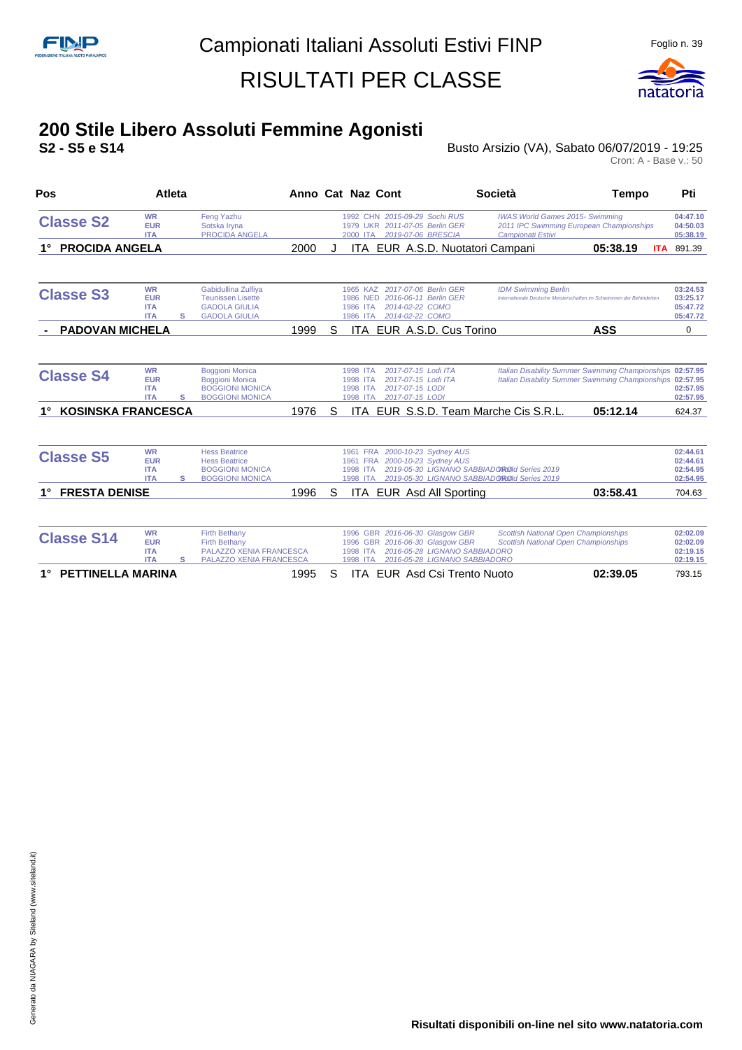# Campionati Italiani Assoluti Estivi FINP

## RISULTATI PER CLASSE

## 200 Stile Libero Assoluti Femmine Agonisti

**S2 - S5 e S14**

Busto Arsizio (VA), Sabato 06/07/2019 - 19:25

Cron: A - Base v.: 50

| Pos | | Atleta | Anno | Cat | Naz | Cont | Società | Tempo | | Pti |
|---|---|---|---|---|---|---|---|---|---|---|
| **Classe S2** | WR | Feng Yazhu | | | 1992 CHN | 2015-09-29 Sochi RUS | IWAS World Games 2015- Swimming | | | 04:47.10 |
| | EUR | Sotska Iryna | | | 1979 UKR | 2011-07-05 Berlin GER | 2011 IPC Swimming European Championships | | | 04:50.03 |
| | ITA | PROCIDA ANGELA | | | 2000 ITA | 2019-07-06 BRESCIA | Campionati Estivi | | | 05:38.19 |
| **1°** | | **PROCIDA ANGELA** | 2000 | J | ITA | EUR | A.S.D. Nuotatori Campani | **05:38.19** | ITA | 891.39 |
| **Classe S3** | WR | Gabidullina Zulfiya | | | 1965 KAZ | 2017-07-06 Berlin GER | IDM Swimming Berlin | | | 03:24.53 |
| | EUR | Teunissen Lisette | | | 1986 NED | 2016-06-11 Berlin GER | Internationale Deutsche Meisterschaften im Schwimmen der Behinderten | | | 03:25.17 |
| | ITA | GADOLA GIULIA | | | 1986 ITA | 2014-02-22 COMO | | | | 05:47.72 |
| | ITA S | GADOLA GIULIA | | | 1986 ITA | 2014-02-22 COMO | | | | 05:47.72 |
| **-** | | **PADOVAN MICHELA** | 1999 | S | ITA | EUR | A.S.D. Cus Torino | **ASS** | | 0 |
| **Classe S4** | WR | Boggioni Monica | | | 1998 ITA | 2017-07-15 Lodi ITA | Italian Disability Summer Swimming Championships | | | 02:57.95 |
| | EUR | Boggioni Monica | | | 1998 ITA | 2017-07-15 Lodi ITA | Italian Disability Summer Swimming Championships | | | 02:57.95 |
| | ITA | BOGGIONI MONICA | | | 1998 ITA | 2017-07-15 LODI | | | | 02:57.95 |
| | ITA S | BOGGIONI MONICA | | | 1998 ITA | 2017-07-15 LODI | | | | 02:57.95 |
| **1°** | | **KOSINSKA FRANCESCA** | 1976 | S | ITA | EUR | S.S.D. Team Marche Cis S.R.L. | **05:12.14** | | 624.37 |
| **Classe S5** | WR | Hess Beatrice | | | 1961 FRA | 2000-10-23 Sydney AUS | | | | 02:44.61 |
| | EUR | Hess Beatrice | | | 1961 FRA | 2000-10-23 Sydney AUS | | | | 02:44.61 |
| | ITA | BOGGIONI MONICA | | | 1998 ITA | 2019-05-30 LIGNANO SABBIADORO | World Series 2019 | | | 02:54.95 |
| | ITA S | BOGGIONI MONICA | | | 1998 ITA | 2019-05-30 LIGNANO SABBIADORO | World Series 2019 | | | 02:54.95 |
| **1°** | | **FRESTA DENISE** | 1996 | S | ITA | EUR | Asd All Sporting | **03:58.41** | | 704.63 |
| **Classe S14** | WR | Firth Bethany | | | 1996 GBR | 2016-06-30 Glasgow GBR | Scottish National Open Championships | | | 02:02.09 |
| | EUR | Firth Bethany | | | 1996 GBR | 2016-06-30 Glasgow GBR | Scottish National Open Championships | | | 02:02.09 |
| | ITA | PALAZZO XENIA FRANCESCA | | | 1998 ITA | 2016-05-28 LIGNANO SABBIADORO | | | | 02:19.15 |
| | ITA S | PALAZZO XENIA FRANCESCA | | | 1998 ITA | 2016-05-28 LIGNANO SABBIADORO | | | | 02:19.15 |
| **1°** | | **PETTINELLA MARINA** | 1995 | S | ITA | EUR | Asd Csi Trento Nuoto | **02:39.05** | | 793.15 |

Risultati disponibili on-line nel sito www.natatoria.com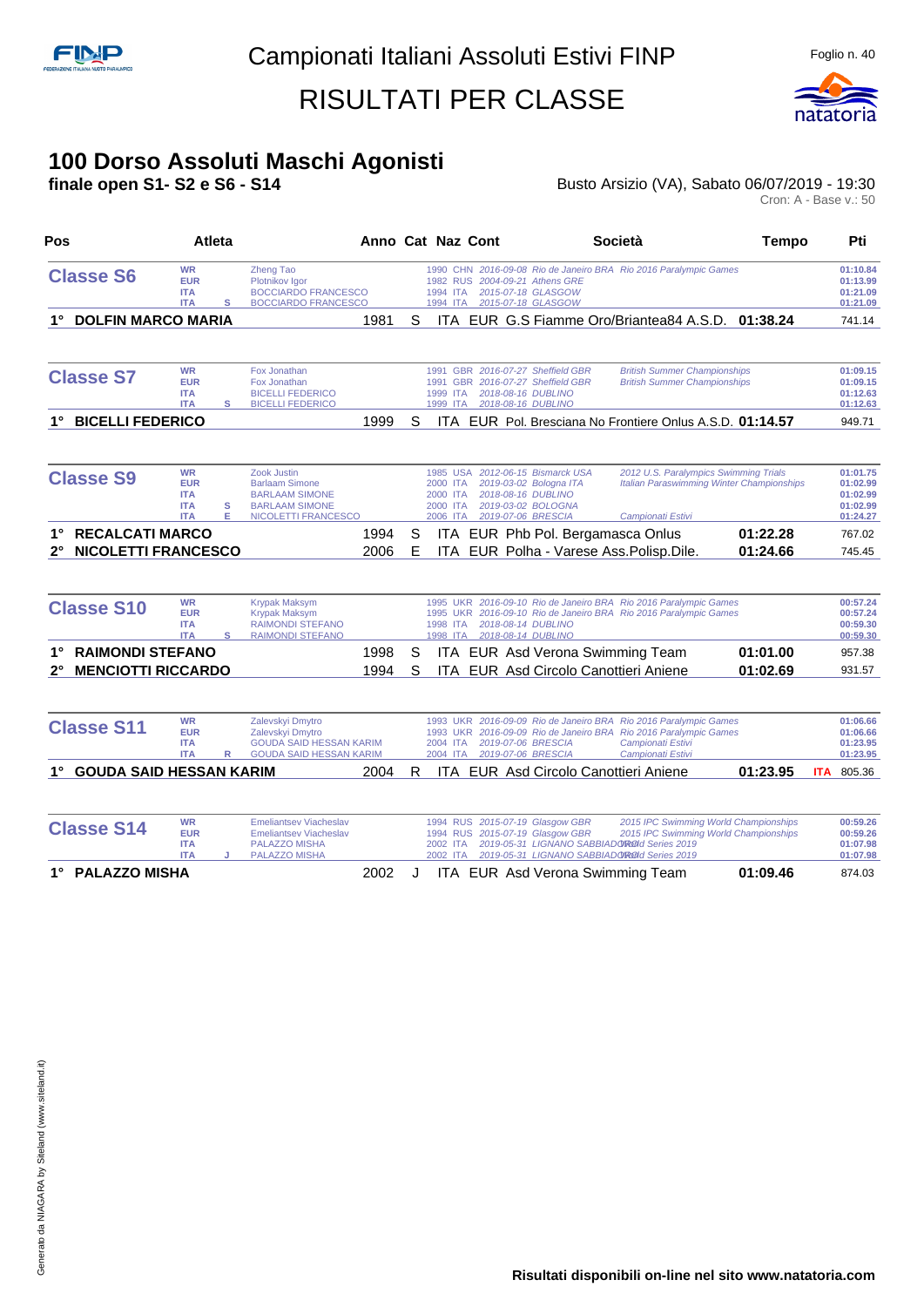# Campionati Italiani Assoluti Estivi FINP

# RISULTATI PER CLASSE

## 100 Dorso Assoluti Maschi Agonisti

**finale open S1- S2 e S6 - S14**

Busto Arsizio (VA), Sabato 06/07/2019 - 19:30

Cron: A - Base v.: 50

| Pos | Atleta | Anno | Cat | Naz | Cont | Società | Tempo | Pti |
|---|---|---|---|---|---|---|---|---|
| **Classe S6** | | | | | | | | |
| WR | Zheng Tao | 1990 | | CHN | | 2016-09-08 Rio de Janeiro BRA Rio 2016 Paralympic Games | | 01:10.84 |
| EUR | Plotnikov Igor | 1982 | | RUS | | 2004-09-21 Athens GRE | | 01:13.99 |
| ITA | BOCCIARDO FRANCESCO | 1994 | | ITA | | 2015-07-18 GLASGOW | | 01:21.09 |
| ITA S | BOCCIARDO FRANCESCO | 1994 | | ITA | | 2015-07-18 GLASGOW | | 01:21.09 |
| **1°** | **DOLFIN MARCO MARIA** | 1981 | S | ITA | EUR | G.S Fiamme Oro/Briantea84 A.S.D. | **01:38.24** | 741.14 |
| **Classe S7** | | | | | | | | |
| WR | Fox Jonathan | 1991 | | GBR | | 2016-07-27 Sheffield GBR British Summer Championships | | 01:09.15 |
| EUR | Fox Jonathan | 1991 | | GBR | | 2016-07-27 Sheffield GBR British Summer Championships | | 01:09.15 |
| ITA | BICELLI FEDERICO | 1999 | | ITA | | 2018-08-16 DUBLINO | | 01:12.63 |
| ITA S | BICELLI FEDERICO | 1999 | | ITA | | 2018-08-16 DUBLINO | | 01:12.63 |
| **1°** | **BICELLI FEDERICO** | 1999 | S | ITA | EUR | Pol. Bresciana No Frontiere Onlus A.S.D. | **01:14.57** | 949.71 |
| **Classe S9** | | | | | | | | |
| WR | Zook Justin | 1985 | | USA | | 2012-06-15 Bismarck USA 2012 U.S. Paralympics Swimming Trials | | 01:01.75 |
| EUR | Barlaam Simone | 2000 | | ITA | | 2019-03-02 Bologna ITA Italian Paraswimming Winter Championships | | 01:02.99 |
| ITA | BARLAAM SIMONE | 2000 | | ITA | | 2018-08-16 DUBLINO | | 01:02.99 |
| ITA S | BARLAAM SIMONE | 2000 | | ITA | | 2019-03-02 BOLOGNA | | 01:02.99 |
| ITA E | NICOLETTI FRANCESCO | 2006 | | ITA | | 2019-07-06 BRESCIA Campionati Estivi | | 01:24.27 |
| **1°** | **RECALCATI MARCO** | 1994 | S | ITA | EUR | Phb Pol. Bergamasca Onlus | **01:22.28** | 767.02 |
| **2°** | **NICOLETTI FRANCESCO** | 2006 | E | ITA | EUR | Polha - Varese Ass.Polisp.Dile. | **01:24.66** | 745.45 |
| **Classe S10** | | | | | | | | |
| WR | Krypak Maksym | 1995 | | UKR | | 2016-09-10 Rio de Janeiro BRA Rio 2016 Paralympic Games | | 00:57.24 |
| EUR | Krypak Maksym | 1995 | | UKR | | 2016-09-10 Rio de Janeiro BRA Rio 2016 Paralympic Games | | 00:57.24 |
| ITA | RAIMONDI STEFANO | 1998 | | ITA | | 2018-08-14 DUBLINO | | 00:59.30 |
| ITA S | RAIMONDI STEFANO | 1998 | | ITA | | 2018-08-14 DUBLINO | | 00:59.30 |
| **1°** | **RAIMONDI STEFANO** | 1998 | S | ITA | EUR | Asd Verona Swimming Team | **01:01.00** | 957.38 |
| **2°** | **MENCIOTTI RICCARDO** | 1994 | S | ITA | EUR | Asd Circolo Canottieri Aniene | **01:02.69** | 931.57 |
| **Classe S11** | | | | | | | | |
| WR | Zalevskyi Dmytro | 1993 | | UKR | | 2016-09-09 Rio de Janeiro BRA Rio 2016 Paralympic Games | | 01:06.66 |
| EUR | Zalevskyi Dmytro | 1993 | | UKR | | 2016-09-09 Rio de Janeiro BRA Rio 2016 Paralympic Games | | 01:06.66 |
| ITA | GOUDA SAID HESSAN KARIM | 2004 | | ITA | | 2019-07-06 BRESCIA Campionati Estivi | | 01:23.95 |
| ITA R | GOUDA SAID HESSAN KARIM | 2004 | | ITA | | 2019-07-06 BRESCIA Campionati Estivi | | 01:23.95 |
| **1°** | **GOUDA SAID HESSAN KARIM** | 2004 | R | ITA | EUR | Asd Circolo Canottieri Aniene | **01:23.95** | ITA 805.36 |
| **Classe S14** | | | | | | | | |
| WR | Emeliantsev Viacheslav | 1994 | | RUS | | 2015-07-19 Glasgow GBR 2015 IPC Swimming World Championships | | 00:59.26 |
| EUR | Emeliantsev Viacheslav | 1994 | | RUS | | 2015-07-19 Glasgow GBR 2015 IPC Swimming World Championships | | 00:59.26 |
| ITA | PALAZZO MISHA | 2002 | | ITA | | 2019-05-31 LIGNANO SABBIADORO World Series 2019 | | 01:07.98 |
| ITA J | PALAZZO MISHA | 2002 | | ITA | | 2019-05-31 LIGNANO SABBIADORO World Series 2019 | | 01:07.98 |
| **1°** | **PALAZZO MISHA** | 2002 | J | ITA | EUR | Asd Verona Swimming Team | **01:09.46** | 874.03 |

**Risultati disponibili on-line nel sito www.natatoria.com**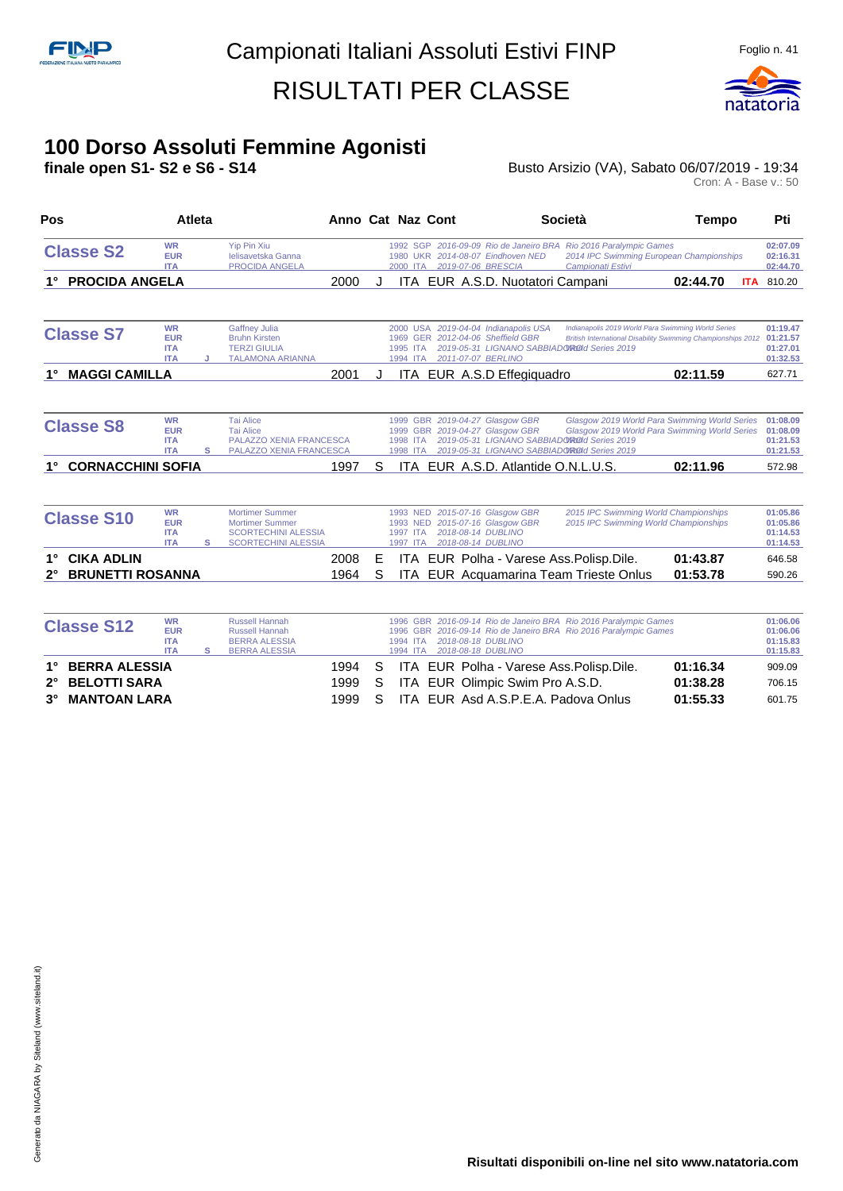# Campionati Italiani Assoluti Estivi FINP

# RISULTATI PER CLASSE

## 100 Dorso Assoluti Femmine Agonisti

**finale open S1- S2 e S6 - S14**

Busto Arsizio (VA), Sabato 06/07/2019 - 19:34

Cron: A - Base v.: 50

| Pos | Atleta | Anno | Cat | Naz | Cont | Società | Tempo | | Pti |
|---|---|---|---|---|---|---|---|---|---|
| **Classe S2** | WR Yip Pin Xiu | 1992 | | SGP | | 2016-09-09 Rio de Janeiro BRA Rio 2016 Paralympic Games | 02:07.09 | | |
| | EUR Ielisavetska Ganna | 1980 | | UKR | | 2014-08-07 Eindhoven NED 2014 IPC Swimming European Championships | 02:16.31 | | |
| | ITA PROCIDA ANGELA | 2000 | | ITA | | 2019-07-06 BRESCIA Campionati Estivi | 02:44.70 | | |
| **1° PROCIDA ANGELA** | | 2000 | J | ITA | EUR | A.S.D. Nuotatori Campani | **02:44.70** | ITA | 810.20 |
| **Classe S7** | WR Gaffney Julia | 2000 | | USA | | 2019-04-04 Indianapolis USA Indianapolis 2019 World Para Swimming World Series | 01:19.47 | | |
| | EUR Bruhn Kirsten | 1969 | | GER | | 2012-04-06 Sheffield GBR British International Disability Swimming Championships 2012 | 01:21.57 | | |
| | ITA TERZI GIULIA | 1995 | | ITA | | 2019-05-31 LIGNANO SABBIADORO World Series 2019 | 01:27.01 | | |
| | ITA J TALAMONA ARIANNA | 1994 | | ITA | | 2011-07-07 BERLINO | 01:32.53 | | |
| **1° MAGGI CAMILLA** | | 2001 | J | ITA | EUR | A.S.D Effegiquadro | **02:11.59** | | 627.71 |
| **Classe S8** | WR Tai Alice | 1999 | | GBR | | 2019-04-27 Glasgow GBR Glasgow 2019 World Para Swimming World Series | 01:08.09 | | |
| | EUR Tai Alice | 1999 | | GBR | | 2019-04-27 Glasgow GBR Glasgow 2019 World Para Swimming World Series | 01:08.09 | | |
| | ITA PALAZZO XENIA FRANCESCA | 1998 | | ITA | | 2019-05-31 LIGNANO SABBIADORO World Series 2019 | 01:21.53 | | |
| | ITA S PALAZZO XENIA FRANCESCA | 1998 | | ITA | | 2019-05-31 LIGNANO SABBIADORO World Series 2019 | 01:21.53 | | |
| **1° CORNACCHINI SOFIA** | | 1997 | S | ITA | EUR | A.S.D. Atlantide O.N.L.U.S. | **02:11.96** | | 572.98 |
| **Classe S10** | WR Mortimer Summer | 1993 | | NED | | 2015-07-16 Glasgow GBR 2015 IPC Swimming World Championships | 01:05.86 | | |
| | EUR Mortimer Summer | 1993 | | NED | | 2015-07-16 Glasgow GBR 2015 IPC Swimming World Championships | 01:05.86 | | |
| | ITA SCORTECHINI ALESSIA | 1997 | | ITA | | 2018-08-14 DUBLINO | 01:14.53 | | |
| | ITA S SCORTECHINI ALESSIA | 1997 | | ITA | | 2018-08-14 DUBLINO | 01:14.53 | | |
| **1° CIKA ADLIN** | | 2008 | E | ITA | EUR | Polha - Varese Ass.Polisp.Dile. | **01:43.87** | | 646.58 |
| **2° BRUNETTI ROSANNA** | | 1964 | S | ITA | EUR | Acquamarina Team Trieste Onlus | **01:53.78** | | 590.26 |
| **Classe S12** | WR Russell Hannah | 1996 | | GBR | | 2016-09-14 Rio de Janeiro BRA Rio 2016 Paralympic Games | 01:06.06 | | |
| | EUR Russell Hannah | 1996 | | GBR | | 2016-09-14 Rio de Janeiro BRA Rio 2016 Paralympic Games | 01:06.06 | | |
| | ITA BERRA ALESSIA | 1994 | | ITA | | 2018-08-18 DUBLINO | 01:15.83 | | |
| | ITA S BERRA ALESSIA | 1994 | | ITA | | 2018-08-18 DUBLINO | 01:15.83 | | |
| **1° BERRA ALESSIA** | | 1994 | S | ITA | EUR | Polha - Varese Ass.Polisp.Dile. | **01:16.34** | | 909.09 |
| **2° BELOTTI SARA** | | 1999 | S | ITA | EUR | Olimpic Swim Pro A.S.D. | **01:38.28** | | 706.15 |
| **3° MANTOAN LARA** | | 1999 | S | ITA | EUR | Asd A.S.P.E.A. Padova Onlus | **01:55.33** | | 601.75 |

Risultati disponibili on-line nel sito www.natatoria.com

Generato da NIAGARA by Siteland (www.siteland.it)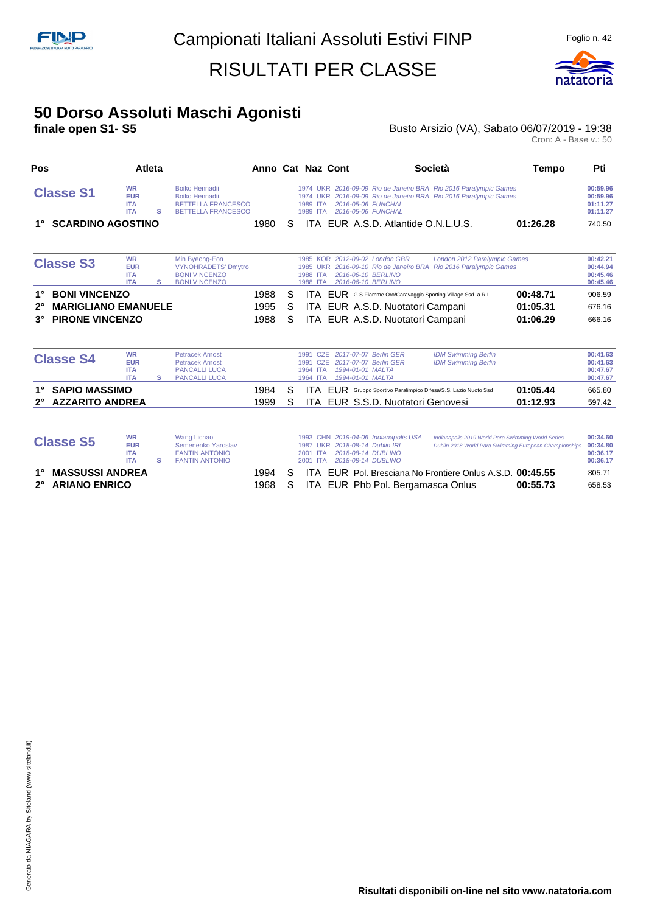# Campionati Italiani Assoluti Estivi FINP

# RISULTATI PER CLASSE

## 50 Dorso Assoluti Maschi Agonisti

**finale open S1- S5**

Busto Arsizio (VA), Sabato 06/07/2019 - 19:38

Cron: A - Base v.: 50

| Pos | Atleta | Anno | Cat | Naz | Cont | Società | Tempo | Pti |
|---|---|---|---|---|---|---|---|---|
| **Classe S1** | WR Boiko Hennadii | 1974 | | UKR | | 2016-09-09 Rio de Janeiro BRA Rio 2016 Paralympic Games | 00:59.96 | |
| | EUR Boiko Hennadii | 1974 | | UKR | | 2016-09-09 Rio de Janeiro BRA Rio 2016 Paralympic Games | 00:59.96 | |
| | ITA BETTELLA FRANCESCO | 1989 | | ITA | | 2016-05-06 FUNCHAL | 01:11.27 | |
| | ITA S BETTELLA FRANCESCO | 1989 | | ITA | | 2016-05-06 FUNCHAL | 01:11.27 | |
| **1°** | **SCARDINO AGOSTINO** | 1980 | S | ITA | EUR | A.S.D. Atlantide O.N.L.U.S. | **01:26.28** | 740.50 |
| **Classe S3** | WR Min Byeong-Eon | 1985 | | KOR | | 2012-09-02 London GBR London 2012 Paralympic Games | 00:42.21 | |
| | EUR VYNOHRADETS' Dmytro | 1985 | | UKR | | 2016-09-10 Rio de Janeiro BRA Rio 2016 Paralympic Games | 00:44.94 | |
| | ITA BONI VINCENZO | 1988 | | ITA | | 2016-06-10 BERLINO | 00:45.46 | |
| | ITA S BONI VINCENZO | 1988 | | ITA | | 2016-06-10 BERLINO | 00:45.46 | |
| **1°** | **BONI VINCENZO** | 1988 | S | ITA | EUR | G.S Fiamme Oro/Caravaggio Sporting Village Ssd. a R.L. | **00:48.71** | 906.59 |
| **2°** | **MARIGLIANO EMANUELE** | 1995 | S | ITA | EUR | A.S.D. Nuotatori Campani | **01:05.31** | 676.16 |
| **3°** | **PIRONE VINCENZO** | 1988 | S | ITA | EUR | A.S.D. Nuotatori Campani | **01:06.29** | 666.16 |
| **Classe S4** | WR Petracek Arnost | 1991 | | CZE | | 2017-07-07 Berlin GER IDM Swimming Berlin | 00:41.63 | |
| | EUR Petracek Arnost | 1991 | | CZE | | 2017-07-07 Berlin GER IDM Swimming Berlin | 00:41.63 | |
| | ITA PANCALLI LUCA | 1964 | | ITA | | 1994-01-01 MALTA | 00:47.67 | |
| | ITA S PANCALLI LUCA | 1964 | | ITA | | 1994-01-01 MALTA | 00:47.67 | |
| **1°** | **SAPIO MASSIMO** | 1984 | S | ITA | EUR | Gruppo Sportivo Paralimpico Difesa/S.S. Lazio Nuoto Ssd | **01:05.44** | 665.80 |
| **2°** | **AZZARITO ANDREA** | 1999 | S | ITA | EUR | S.S.D. Nuotatori Genovesi | **01:12.93** | 597.42 |
| **Classe S5** | WR Wang Lichao | 1993 | | CHN | | 2019-04-06 Indianapolis USA Indianapolis 2019 World Para Swimming World Series | 00:34.60 | |
| | EUR Semenenko Yaroslav | 1987 | | UKR | | 2018-08-14 Dublin IRL Dublin 2018 World Para Swimming European Championships | 00:34.80 | |
| | ITA FANTIN ANTONIO | 2001 | | ITA | | 2018-08-14 DUBLINO | 00:36.17 | |
| | ITA S FANTIN ANTONIO | 2001 | | ITA | | 2018-08-14 DUBLINO | 00:36.17 | |
| **1°** | **MASSUSSI ANDREA** | 1994 | S | ITA | EUR | Pol. Bresciana No Frontiere Onlus A.S.D. | **00:45.55** | 805.71 |
| **2°** | **ARIANO ENRICO** | 1968 | S | ITA | EUR | Phb Pol. Bergamasca Onlus | **00:55.73** | 658.53 |

**Risultati disponibili on-line nel sito www.natatoria.com**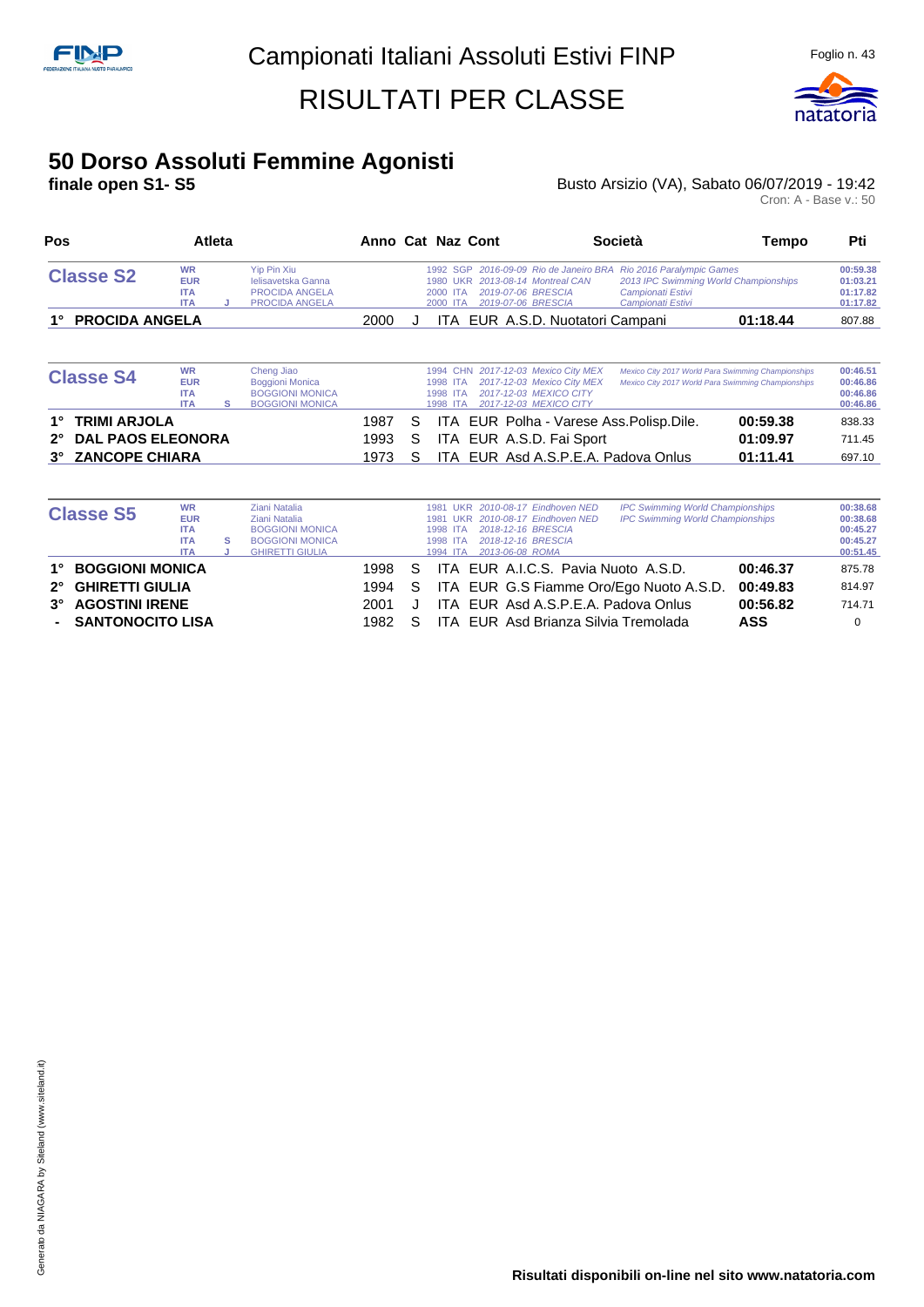# Campionati Italiani Assoluti Estivi FINP

## RISULTATI PER CLASSE

### 50 Dorso Assoluti Femmine Agonisti

**finale open S1- S5**

Busto Arsizio (VA), Sabato 06/07/2019 - 19:42

Cron: A - Base v.: 50

| Pos | Atleta | Anno | Cat | Naz | Cont | Società | Tempo | Pti |
|---|---|---|---|---|---|---|---|---|
| **Classe S2** | WR Yip Pin Xiu | 1992 | | SGP | | 2016-09-09 Rio de Janeiro BRA Rio 2016 Paralympic Games | 00:59.38 | |
| | EUR Ielisavetska Ganna | 1980 | | UKR | | 2013-08-14 Montreal CAN 2013 IPC Swimming World Championships | 01:03.21 | |
| | ITA PROCIDA ANGELA | 2000 | | ITA | | 2019-07-06 BRESCIA Campionati Estivi | 01:17.82 | |
| | ITA J PROCIDA ANGELA | 2000 | | ITA | | 2019-07-06 BRESCIA Campionati Estivi | 01:17.82 | |
| 1° | **PROCIDA ANGELA** | 2000 | J | ITA | EUR | A.S.D. Nuotatori Campani | **01:18.44** | 807.88 |
| **Classe S4** | WR Cheng Jiao | 1994 | | CHN | | 2017-12-03 Mexico City MEX Mexico City 2017 World Para Swimming Championships | 00:46.51 | |
| | EUR Boggioni Monica | 1998 | | ITA | | 2017-12-03 Mexico City MEX Mexico City 2017 World Para Swimming Championships | 00:46.86 | |
| | ITA BOGGIONI MONICA | 1998 | | ITA | | 2017-12-03 MEXICO CITY | 00:46.86 | |
| | ITA S BOGGIONI MONICA | 1998 | | ITA | | 2017-12-03 MEXICO CITY | 00:46.86 | |
| 1° | **TRIMI ARJOLA** | 1987 | S | ITA | EUR | Polha - Varese Ass.Polisp.Dile. | **00:59.38** | 838.33 |
| 2° | **DAL PAOS ELEONORA** | 1993 | S | ITA | EUR | A.S.D. Fai Sport | **01:09.97** | 711.45 |
| 3° | **ZANCOPE CHIARA** | 1973 | S | ITA | EUR | Asd A.S.P.E.A. Padova Onlus | **01:11.41** | 697.10 |
| **Classe S5** | WR Ziani Natalia | 1981 | | UKR | | 2010-08-17 Eindhoven NED IPC Swimming World Championships | 00:38.68 | |
| | EUR Ziani Natalia | 1981 | | UKR | | 2010-08-17 Eindhoven NED IPC Swimming World Championships | 00:38.68 | |
| | ITA BOGGIONI MONICA | 1998 | | ITA | | 2018-12-16 BRESCIA | 00:45.27 | |
| | ITA S BOGGIONI MONICA | 1998 | | ITA | | 2018-12-16 BRESCIA | 00:45.27 | |
| | ITA J GHIRETTI GIULIA | 1994 | | ITA | | 2013-06-08 ROMA | 00:51.45 | |
| 1° | **BOGGIONI MONICA** | 1998 | S | ITA | EUR | A.I.C.S. Pavia Nuoto A.S.D. | **00:46.37** | 875.78 |
| 2° | **GHIRETTI GIULIA** | 1994 | S | ITA | EUR | G.S Fiamme Oro/Ego Nuoto A.S.D. | **00:49.83** | 814.97 |
| 3° | **AGOSTINI IRENE** | 2001 | J | ITA | EUR | Asd A.S.P.E.A. Padova Onlus | **00:56.82** | 714.71 |
| - | **SANTONOCITO LISA** | 1982 | S | ITA | EUR | Asd Brianza Silvia Tremolada | **ASS** | 0 |

Risultati disponibili on-line nel sito www.natatoria.com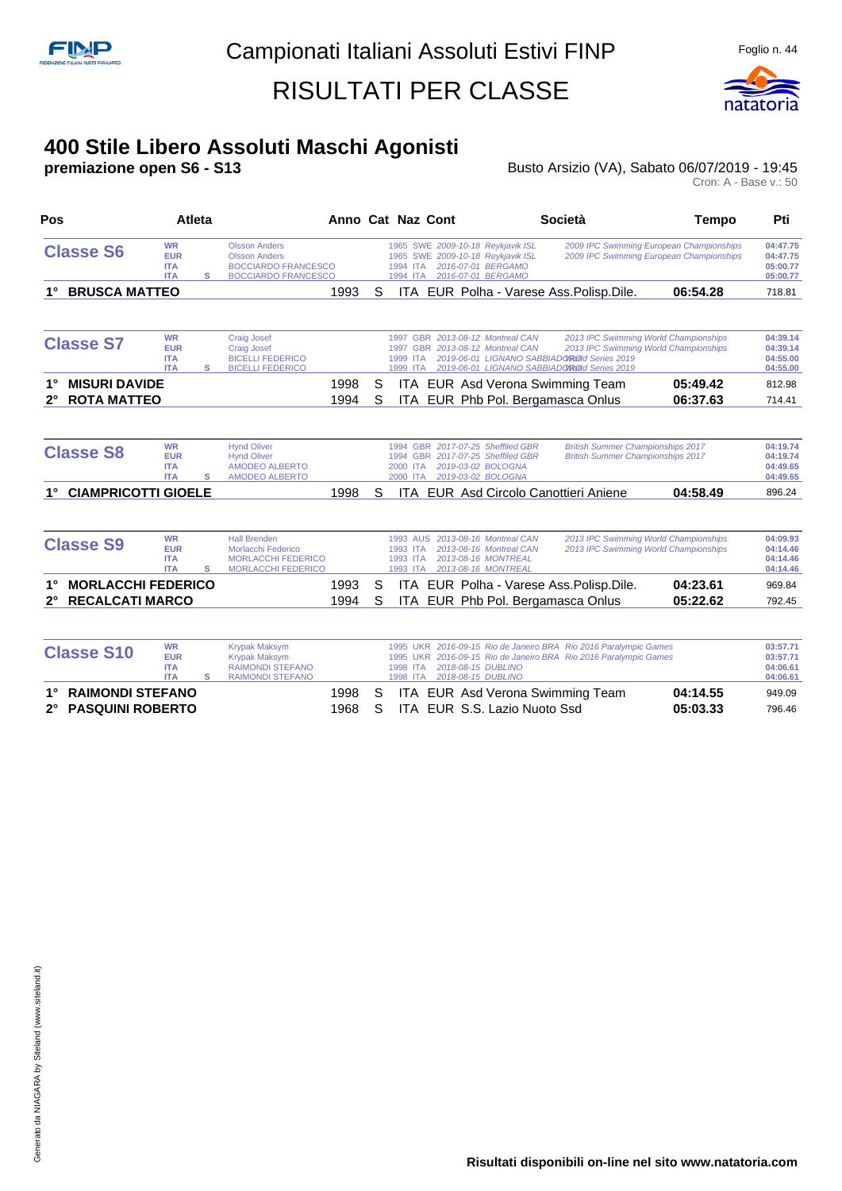# Campionati Italiani Assoluti Estivi FINP

## RISULTATI PER CLASSE

### 400 Stile Libero Assoluti Maschi Agonisti

**premiazione open S6 - S13**

Busto Arsizio (VA), Sabato 06/07/2019 - 19:45

Cron: A - Base v.: 50

| Pos | Atleta | | | Anno | Cat | Naz | Cont | Società | Tempo | Pti |
|---|---|---|---|---|---|---|---|---|---|---|
| **Classe S6** | WR | | Olsson Anders | 1965 | | SWE | 2009-10-18 Reykjavik ISL | 2009 IPC Swimming European Championships | | 04:47.75 |
| | EUR | | Olsson Anders | 1965 | | SWE | 2009-10-18 Reykjavik ISL | 2009 IPC Swimming European Championships | | 04:47.75 |
| | ITA | | BOCCIARDO FRANCESCO | 1994 | | ITA | 2016-07-01 BERGAMO | | | 05:00.77 |
| | ITA | S | BOCCIARDO FRANCESCO | 1994 | | ITA | 2016-07-01 BERGAMO | | | 05:00.77 |
| **1°** | **BRUSCA MATTEO** | | | 1993 | S | ITA | EUR | Polha - Varese Ass.Polisp.Dile. | **06:54.28** | 718.81 |
| **Classe S7** | WR | | Craig Josef | 1997 | | GBR | 2013-08-12 Montreal CAN | 2013 IPC Swimming World Championships | | 04:39.14 |
| | EUR | | Craig Josef | 1997 | | GBR | 2013-08-12 Montreal CAN | 2013 IPC Swimming World Championships | | 04:39.14 |
| | ITA | | BICELLI FEDERICO | 1999 | | ITA | 2019-06-01 LIGNANO SABBIADORO | World Series 2019 | | 04:55.00 |
| | ITA | S | BICELLI FEDERICO | 1999 | | ITA | 2019-06-01 LIGNANO SABBIADORO | World Series 2019 | | 04:55.00 |
| **1°** | **MISURI DAVIDE** | | | 1998 | S | ITA | EUR | Asd Verona Swimming Team | **05:49.42** | 812.98 |
| **2°** | **ROTA MATTEO** | | | 1994 | S | ITA | EUR | Phb Pol. Bergamasca Onlus | **06:37.63** | 714.41 |
| **Classe S8** | WR | | Hynd Oliver | 1994 | | GBR | 2017-07-25 Sheffiled GBR | British Summer Championships 2017 | | 04:19.74 |
| | EUR | | Hynd Oliver | 1994 | | GBR | 2017-07-25 Sheffiled GBR | British Summer Championships 2017 | | 04:19.74 |
| | ITA | | AMODEO ALBERTO | 2000 | | ITA | 2019-03-02 BOLOGNA | | | 04:49.65 |
| | ITA | S | AMODEO ALBERTO | 2000 | | ITA | 2019-03-02 BOLOGNA | | | 04:49.65 |
| **1°** | **CIAMPRICOTTI GIOELE** | | | 1998 | S | ITA | EUR | Asd Circolo Canottieri Aniene | **04:58.49** | 896.24 |
| **Classe S9** | WR | | Hall Brenden | 1993 | | AUS | 2013-08-16 Montreal CAN | 2013 IPC Swimming World Championships | | 04:09.93 |
| | EUR | | Morlacchi Federico | 1993 | | ITA | 2013-08-16 Montreal CAN | 2013 IPC Swimming World Championships | | 04:14.46 |
| | ITA | | MORLACCHI FEDERICO | 1993 | | ITA | 2013-08-16 MONTREAL | | | 04:14.46 |
| | ITA | S | MORLACCHI FEDERICO | 1993 | | ITA | 2013-08-16 MONTREAL | | | 04:14.46 |
| **1°** | **MORLACCHI FEDERICO** | | | 1993 | S | ITA | EUR | Polha - Varese Ass.Polisp.Dile. | **04:23.61** | 969.84 |
| **2°** | **RECALCATI MARCO** | | | 1994 | S | ITA | EUR | Phb Pol. Bergamasca Onlus | **05:22.62** | 792.45 |
| **Classe S10** | WR | | Krypak Maksym | 1995 | | UKR | 2016-09-15 Rio de Janeiro BRA | Rio 2016 Paralympic Games | | 03:57.71 |
| | EUR | | Krypak Maksym | 1995 | | UKR | 2016-09-15 Rio de Janeiro BRA | Rio 2016 Paralympic Games | | 03:57.71 |
| | ITA | | RAIMONDI STEFANO | 1998 | | ITA | 2018-08-15 DUBLINO | | | 04:06.61 |
| | ITA | S | RAIMONDI STEFANO | 1998 | | ITA | 2018-08-15 DUBLINO | | | 04:06.61 |
| **1°** | **RAIMONDI STEFANO** | | | 1998 | S | ITA | EUR | Asd Verona Swimming Team | **04:14.55** | 949.09 |
| **2°** | **PASQUINI ROBERTO** | | | 1968 | S | ITA | EUR | S.S. Lazio Nuoto Ssd | **05:03.33** | 796.46 |

**Risultati disponibili on-line nel sito www.natatoria.com**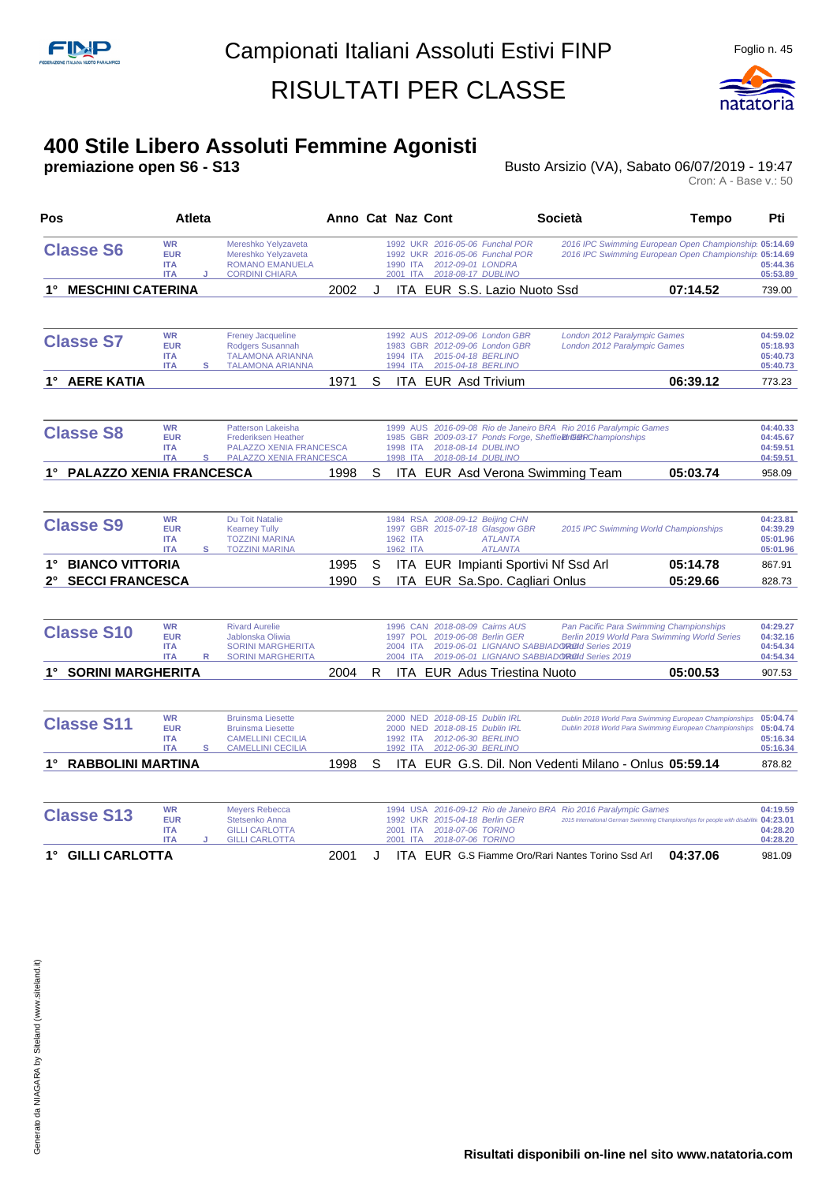# Campionati Italiani Assoluti Estivi FINP

# RISULTATI PER CLASSE

## 400 Stile Libero Assoluti Femmine Agonisti

**premiazione open S6 - S13**

Busto Arsizio (VA), Sabato 06/07/2019 - 19:47

Cron: A - Base v.: 50

| Pos | Atleta | Anno | Cat | Naz | Cont | Società | Tempo | Pti |
|---|---|---|---|---|---|---|---|---|
| **Classe S6** | WR Mereshko Yelyzaveta | 1992 | | UKR | 2016-05-06 Funchal POR | 2016 IPC Swimming European Open Championship | 05:14.69 | |
| | EUR Mereshko Yelyzaveta | 1992 | | UKR | 2016-05-06 Funchal POR | 2016 IPC Swimming European Open Championship | 05:14.69 | |
| | ITA ROMANO EMANUELA | 1990 | | ITA | 2012-09-01 LONDRA | | 05:44.36 | |
| | ITA J CORDINI CHIARA | 2001 | | ITA | 2018-08-17 DUBLINO | | 05:53.89 | |
| **1°** | **MESCHINI CATERINA** | 2002 | J | ITA | EUR | S.S. Lazio Nuoto Ssd | **07:14.52** | 739.00 |
| **Classe S7** | WR Freney Jacqueline | 1992 | | AUS | 2012-09-06 London GBR | London 2012 Paralympic Games | 04:59.02 | |
| | EUR Rodgers Susannah | 1983 | | GBR | 2012-09-06 London GBR | London 2012 Paralympic Games | 05:18.93 | |
| | ITA TALAMONA ARIANNA | 1994 | | ITA | 2015-04-18 BERLINO | | 05:40.73 | |
| | ITA S TALAMONA ARIANNA | 1994 | | ITA | 2015-04-18 BERLINO | | 05:40.73 | |
| **1°** | **AERE KATIA** | 1971 | S | ITA | EUR | Asd Trivium | **06:39.12** | 773.23 |
| **Classe S8** | WR Patterson Lakeisha | 1999 | | AUS | 2016-09-08 Rio de Janeiro BRA | Rio 2016 Paralympic Games | 04:40.33 | |
| | EUR Frederiksen Heather | 1985 | | GBR | 2009-03-17 Ponds Forge, Sheffield GBR | British Championships | 04:45.67 | |
| | ITA PALAZZO XENIA FRANCESCA | 1998 | | ITA | 2018-08-14 DUBLINO | | 04:59.51 | |
| | ITA S PALAZZO XENIA FRANCESCA | 1998 | | ITA | 2018-08-14 DUBLINO | | 04:59.51 | |
| **1°** | **PALAZZO XENIA FRANCESCA** | 1998 | S | ITA | EUR | Asd Verona Swimming Team | **05:03.74** | 958.09 |
| **Classe S9** | WR Du Toit Natalie | 1984 | | RSA | 2008-09-12 Beijing CHN | | 04:23.81 | |
| | EUR Kearney Tully | 1997 | | GBR | 2015-07-18 Glasgow GBR | 2015 IPC Swimming World Championships | 04:39.29 | |
| | ITA TOZZINI MARINA | 1962 | | ITA | ATLANTA | | 05:01.96 | |
| | ITA S TOZZINI MARINA | 1962 | | ITA | ATLANTA | | 05:01.96 | |
| **1°** | **BIANCO VITTORIA** | 1995 | S | ITA | EUR | Impianti Sportivi Nf Ssd Arl | **05:14.78** | 867.91 |
| **2°** | **SECCI FRANCESCA** | 1990 | S | ITA | EUR | Sa.Spo. Cagliari Onlus | **05:29.66** | 828.73 |
| **Classe S10** | WR Rivard Aurelie | 1996 | | CAN | 2018-08-09 Cairns AUS | Pan Pacific Para Swimming Championships | 04:29.27 | |
| | EUR Jablonska Oliwia | 1997 | | POL | 2019-06-08 Berlin GER | Berlin 2019 World Para Swimming World Series | 04:32.16 | |
| | ITA SORINI MARGHERITA | 2004 | | ITA | 2019-06-01 LIGNANO SABBIADORO | World Series 2019 | 04:54.34 | |
| | ITA R SORINI MARGHERITA | 2004 | | ITA | 2019-06-01 LIGNANO SABBIADORO | World Series 2019 | 04:54.34 | |
| **1°** | **SORINI MARGHERITA** | 2004 | R | ITA | EUR | Adus Triestina Nuoto | **05:00.53** | 907.53 |
| **Classe S11** | WR Bruinsma Liesette | 2000 | | NED | 2018-08-15 Dublin IRL | Dublin 2018 World Para Swimming European Championships | 05:04.74 | |
| | EUR Bruinsma Liesette | 2000 | | NED | 2018-08-15 Dublin IRL | Dublin 2018 World Para Swimming European Championships | 05:04.74 | |
| | ITA CAMELLINI CECILIA | 1992 | | ITA | 2012-06-30 BERLINO | | 05:16.34 | |
| | ITA S CAMELLINI CECILIA | 1992 | | ITA | 2012-06-30 BERLINO | | 05:16.34 | |
| **1°** | **RABBOLINI MARTINA** | 1998 | S | ITA | EUR | G.S. Dil. Non Vedenti Milano - Onlus | **05:59.14** | 878.82 |
| **Classe S13** | WR Meyers Rebecca | 1994 | | USA | 2016-09-12 Rio de Janeiro BRA | Rio 2016 Paralympic Games | 04:19.59 | |
| | EUR Stetsenko Anna | 1992 | | UKR | 2015-04-18 Berlin GER | 2015 International German Swimming Championships for people with disabilities | 04:23.01 | |
| | ITA GILLI CARLOTTA | 2001 | | ITA | 2018-07-06 TORINO | | 04:28.20 | |
| | ITA J GILLI CARLOTTA | 2001 | | ITA | 2018-07-06 TORINO | | 04:28.20 | |
| **1°** | **GILLI CARLOTTA** | 2001 | J | ITA | EUR | G.S Fiamme Oro/Rari Nantes Torino Ssd Arl | **04:37.06** | 981.09 |

Generato da NIAGARA by Siteland (www.siteland.it)

**Risultati disponibili on-line nel sito www.natatoria.com**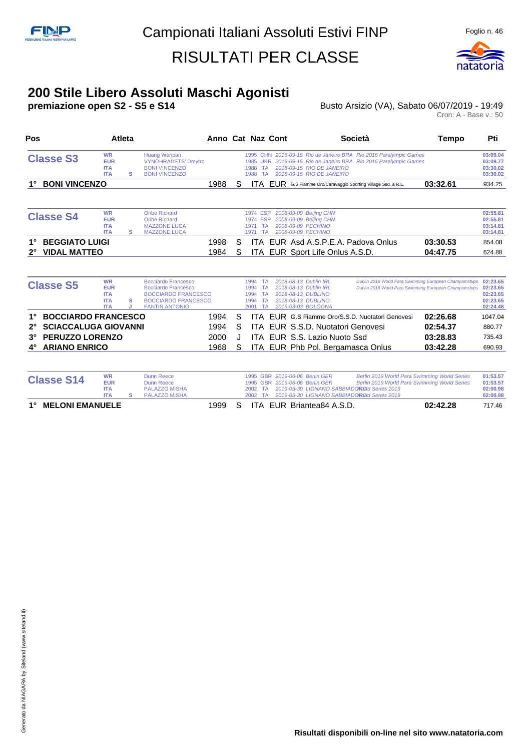# Campionati Italiani Assoluti Estivi FINP

# RISULTATI PER CLASSE

## 200 Stile Libero Assoluti Maschi Agonisti

**premiazione open S2 - S5 e S14**

Busto Arsizio (VA), Sabato 06/07/2019 - 19:49

Cron: A - Base v.: 50

| Pos | Atleta | Anno | Cat | Naz | Cont | Società | Tempo | Pti |
|---|---|---|---|---|---|---|---|---|
| **Classe S3** | | | | | | | | |
| WR | Huang Wenpan | 1995 | | CHN | | 2016-09-15 Rio de Janeiro BRA Rio 2016 Paralympic Games | | 03:09.04 |
| EUR | VYNOHRADETS' Dmytro | 1985 | | UKR | | 2016-09-15 Rio de Janeiro BRA Rio 2016 Paralympic Games | | 03:09.77 |
| ITA | BONI VINCENZO | 1988 | | ITA | | 2016-09-15 RIO DE JANEIRO | | 03:30.02 |
| ITA S | BONI VINCENZO | 1988 | | ITA | | 2016-09-15 RIO DE JANEIRO | | 03:30.02 |
| 1° | **BONI VINCENZO** | 1988 | S | ITA | EUR | G.S Fiamme Oro/Caravaggio Sporting Village Ssd. a R.L. | 03:32.61 | 934.25 |
| **Classe S4** | | | | | | | | |
| WR | Oribe Richard | 1974 | | ESP | | 2008-09-09 Beijing CHN | | 02:55.81 |
| EUR | Oribe Richard | 1974 | | ESP | | 2008-09-09 Beijing CHN | | 02:55.81 |
| ITA | MAZZONE LUCA | 1971 | | ITA | | 2008-09-09 PECHINO | | 03:14.81 |
| ITA S | MAZZONE LUCA | 1971 | | ITA | | 2008-09-09 PECHINO | | 03:14.81 |
| 1° | **BEGGIATO LUIGI** | 1998 | S | ITA | EUR | Asd A.S.P.E.A. Padova Onlus | 03:30.53 | 854.08 |
| 2° | **VIDAL MATTEO** | 1984 | S | ITA | EUR | Sport Life Onlus A.S.D. | 04:47.75 | 624.88 |
| **Classe S5** | | | | | | | | |
| WR | Bocciardo Francesco | 1994 | | ITA | | 2018-08-13 Dublin IRL Dublin 2018 World Para Swimming European Championships | | 02:23.65 |
| EUR | Bocciardo Francesco | 1994 | | ITA | | 2018-08-13 Dublin IRL Dublin 2018 World Para Swimming European Championships | | 02:23.65 |
| ITA | BOCCIARDO FRANCESCO | 1994 | | ITA | | 2018-08-13 DUBLINO | | 02:23.65 |
| ITA S | BOCCIARDO FRANCESCO | 1994 | | ITA | | 2018-08-13 DUBLINO | | 02:23.65 |
| ITA J | FANTIN ANTONIO | 2001 | | ITA | | 2019-03-03 BOLOGNA | | 02:24.48 |
| 1° | **BOCCIARDO FRANCESCO** | 1994 | S | ITA | EUR | G.S Fiamme Oro/S.S.D. Nuotatori Genovesi | 02:26.68 | 1047.04 |
| 2° | **SCIACCALUGA GIOVANNI** | 1994 | S | ITA | EUR | S.S.D. Nuotatori Genovesi | 02:54.37 | 880.77 |
| 3° | **PERUZZO LORENZO** | 2000 | J | ITA | EUR | S.S. Lazio Nuoto Ssd | 03:28.83 | 735.43 |
| 4° | **ARIANO ENRICO** | 1968 | S | ITA | EUR | Phb Pol. Bergamasca Onlus | 03:42.28 | 690.93 |
| **Classe S14** | | | | | | | | |
| WR | Dunn Reece | 1995 | | GBR | | 2019-06-06 Berlin GER Berlin 2019 World Para Swimming World Series | | 01:53.57 |
| EUR | Dunn Reece | 1995 | | GBR | | 2019-06-06 Berlin GER Berlin 2019 World Para Swimming World Series | | 01:53.57 |
| ITA | PALAZZO MISHA | 2002 | | ITA | | 2019-05-30 LIGNANO SABBIADORO World Series 2019 | | 02:00.98 |
| ITA S | PALAZZO MISHA | 2002 | | ITA | | 2019-05-30 LIGNANO SABBIADORO World Series 2019 | | 02:00.98 |
| 1° | **MELONI EMANUELE** | 1999 | S | ITA | EUR | Briantea84 A.S.D. | 02:42.28 | 717.46 |

**Risultati disponibili on-line nel sito www.natatoria.com**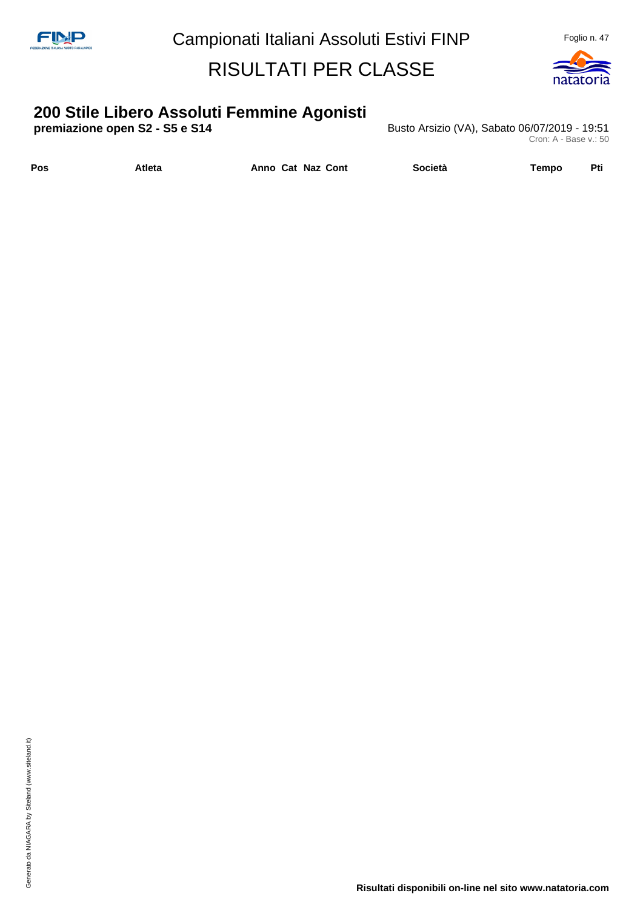## 200 Stile Libero Assoluti Femmine Agonisti

**premiazione open S2 - S5 e S14**

Busto Arsizio (VA), Sabato 06/07/2019 - 19:51

Cron: A - Base v.: 50

| Pos | Atleta | Anno | Cat | Naz | Cont | Società | Tempo | Pti |
|---|---|---|---|---|---|---|---|---|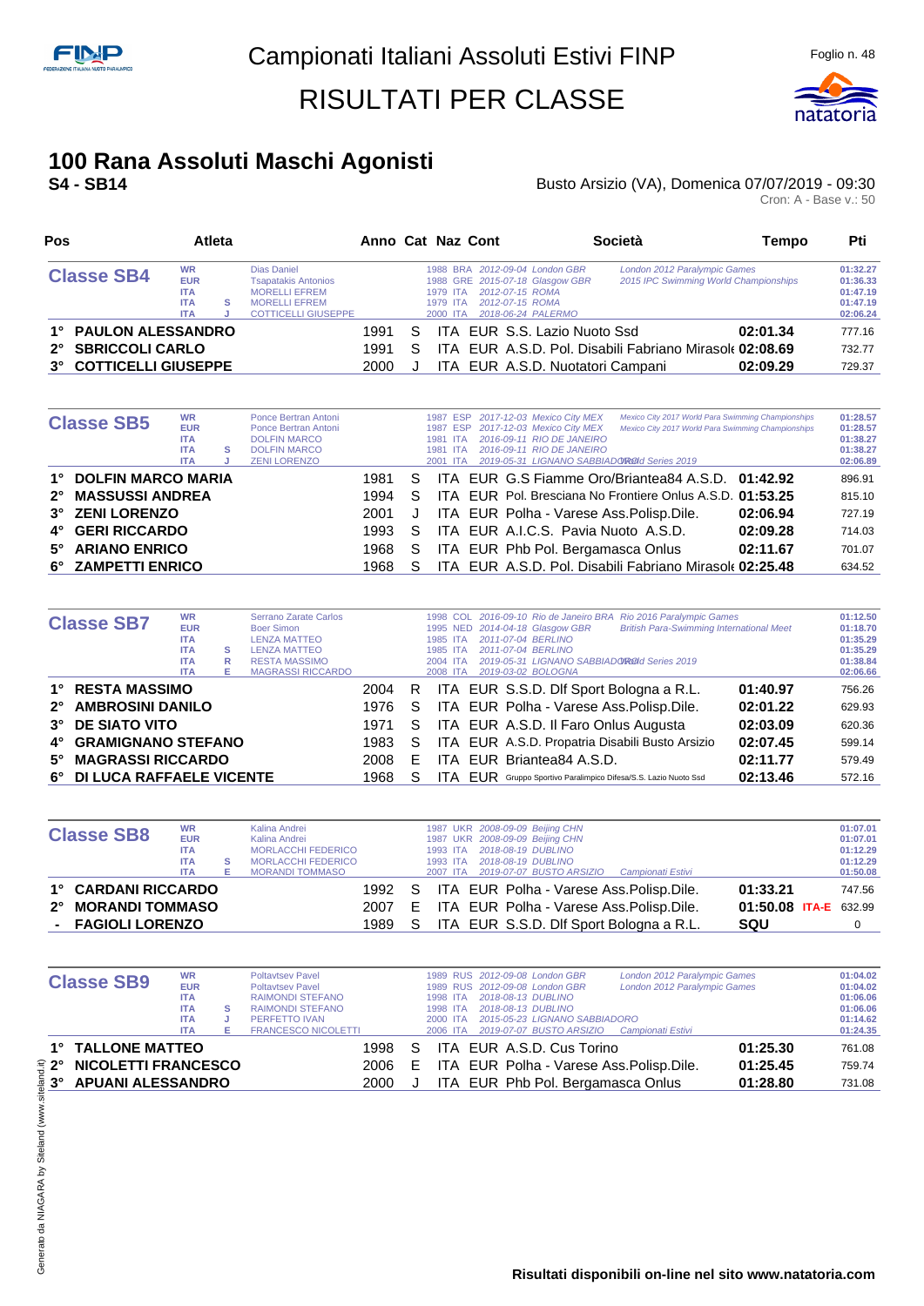# Campionati Italiani Assoluti Estivi FINP

# RISULTATI PER CLASSE

## 100 Rana Assoluti Maschi Agonisti

**S4 - SB14**

Busto Arsizio (VA), Domenica 07/07/2019 - 09:30

Cron: A - Base v.: 50

| Pos | Atleta | Anno | Cat | Naz | Cont | Società | Tempo | Pti |
|---|---|---|---|---|---|---|---|---|

### Classe SB4

| Record | | Atleta | Anno | Naz | Data | Luogo | Manifestazione | Tempo |
|---|---|---|---|---|---|---|---|---|
| WR | | Dias Daniel | 1988 | BRA | 2012-09-04 | London GBR | London 2012 Paralympic Games | 01:32.27 |
| EUR | | Tsapatakis Antonios | 1988 | GRE | 2015-07-18 | Glasgow GBR | 2015 IPC Swimming World Championships | 01:36.33 |
| ITA | | MORELLI EFREM | 1979 | ITA | 2012-07-15 | ROMA | | 01:47.19 |
| ITA | S | MORELLI EFREM | 1979 | ITA | 2012-07-15 | ROMA | | 01:47.19 |
| ITA | J | COTTICELLI GIUSEPPE | 2000 | ITA | 2018-06-24 | PALERMO | | 02:06.24 |

| Pos | Atleta | Anno | Cat | Naz | Cont | Società | Tempo | Pti |
|---|---|---|---|---|---|---|---|---|
| 1° | PAULON ALESSANDRO | 1991 | S | ITA | EUR | S.S. Lazio Nuoto Ssd | 02:01.34 | 777.16 |
| 2° | SBRICCOLI CARLO | 1991 | S | ITA | EUR | A.S.D. Pol. Disabili Fabriano Mirasole | 02:08.69 | 732.77 |
| 3° | COTTICELLI GIUSEPPE | 2000 | J | ITA | EUR | A.S.D. Nuotatori Campani | 02:09.29 | 729.37 |

### Classe SB5

| Record | | Atleta | Anno | Naz | Data | Luogo | Manifestazione | Tempo |
|---|---|---|---|---|---|---|---|---|
| WR | | Ponce Bertran Antoni | 1987 | ESP | 2017-12-03 | Mexico City MEX | Mexico City 2017 World Para Swimming Championships | 01:28.57 |
| EUR | | Ponce Bertran Antoni | 1987 | ESP | 2017-12-03 | Mexico City MEX | Mexico City 2017 World Para Swimming Championships | 01:28.57 |
| ITA | | DOLFIN MARCO | 1981 | ITA | 2016-09-11 | RIO DE JANEIRO | | 01:38.27 |
| ITA | S | DOLFIN MARCO | 1981 | ITA | 2016-09-11 | RIO DE JANEIRO | | 01:38.27 |
| ITA | J | ZENI LORENZO | 2001 | ITA | 2019-05-31 | LIGNANO SABBIADORO | World Series 2019 | 02:06.89 |

| Pos | Atleta | Anno | Cat | Naz | Cont | Società | Tempo | Pti |
|---|---|---|---|---|---|---|---|---|
| 1° | DOLFIN MARCO MARIA | 1981 | S | ITA | EUR | G.S Fiamme Oro/Briantea84 A.S.D. | 01:42.92 | 896.91 |
| 2° | MASSUSSI ANDREA | 1994 | S | ITA | EUR | Pol. Bresciana No Frontiere Onlus A.S.D. | 01:53.25 | 815.10 |
| 3° | ZENI LORENZO | 2001 | J | ITA | EUR | Polha - Varese Ass.Polisp.Dile. | 02:06.94 | 727.19 |
| 4° | GERI RICCARDO | 1993 | S | ITA | EUR | A.I.C.S. Pavia Nuoto A.S.D. | 02:09.28 | 714.03 |
| 5° | ARIANO ENRICO | 1968 | S | ITA | EUR | Phb Pol. Bergamasca Onlus | 02:11.67 | 701.07 |
| 6° | ZAMPETTI ENRICO | 1968 | S | ITA | EUR | A.S.D. Pol. Disabili Fabriano Mirasole | 02:25.48 | 634.52 |

### Classe SB7

| Record | | Atleta | Anno | Naz | Data | Luogo | Manifestazione | Tempo |
|---|---|---|---|---|---|---|---|---|
| WR | | Serrano Zarate Carlos | 1998 | COL | 2016-09-10 | Rio de Janeiro BRA | Rio 2016 Paralympic Games | 01:12.50 |
| EUR | | Boer Simon | 1995 | NED | 2014-04-18 | Glasgow GBR | British Para-Swimming International Meet | 01:18.70 |
| ITA | | LENZA MATTEO | 1985 | ITA | 2011-07-04 | BERLINO | | 01:35.29 |
| ITA | S | LENZA MATTEO | 1985 | ITA | 2011-07-04 | BERLINO | | 01:35.29 |
| ITA | R | RESTA MASSIMO | 2004 | ITA | 2019-05-31 | LIGNANO SABBIADORO | World Series 2019 | 01:38.84 |
| ITA | E | MAGRASSI RICCARDO | 2008 | ITA | 2019-03-02 | BOLOGNA | | 02:06.66 |

| Pos | Atleta | Anno | Cat | Naz | Cont | Società | Tempo | Pti |
|---|---|---|---|---|---|---|---|---|
| 1° | RESTA MASSIMO | 2004 | R | ITA | EUR | S.S.D. Dlf Sport Bologna a R.L. | 01:40.97 | 756.26 |
| 2° | AMBROSINI DANILO | 1976 | S | ITA | EUR | Polha - Varese Ass.Polisp.Dile. | 02:01.22 | 629.93 |
| 3° | DE SIATO VITO | 1971 | S | ITA | EUR | A.S.D. Il Faro Onlus Augusta | 02:03.09 | 620.36 |
| 4° | GRAMIGNANO STEFANO | 1983 | S | ITA | EUR | A.S.D. Propatria Disabili Busto Arsizio | 02:07.45 | 599.14 |
| 5° | MAGRASSI RICCARDO | 2008 | E | ITA | EUR | Briantea84 A.S.D. | 02:11.77 | 579.49 |
| 6° | DI LUCA RAFFAELE VICENTE | 1968 | S | ITA | EUR | Gruppo Sportivo Paralimpico Difesa/S.S. Lazio Nuoto Ssd | 02:13.46 | 572.16 |

### Classe SB8

| Record | | Atleta | Anno | Naz | Data | Luogo | Manifestazione | Tempo |
|---|---|---|---|---|---|---|---|---|
| WR | | Kalina Andrei | 1987 | UKR | 2008-09-09 | Beijing CHN | | 01:07.01 |
| EUR | | Kalina Andrei | 1987 | UKR | 2008-09-09 | Beijing CHN | | 01:07.01 |
| ITA | | MORLACCHI FEDERICO | 1993 | ITA | 2018-08-19 | DUBLINO | | 01:12.29 |
| ITA | S | MORLACCHI FEDERICO | 1993 | ITA | 2018-08-19 | DUBLINO | | 01:12.29 |
| ITA | E | MORANDI TOMMASO | 2007 | ITA | 2019-07-07 | BUSTO ARSIZIO | Campionati Estivi | 01:50.08 |

| Pos | Atleta | Anno | Cat | Naz | Cont | Società | Tempo | Pti |
|---|---|---|---|---|---|---|---|---|
| 1° | CARDANI RICCARDO | 1992 | S | ITA | EUR | Polha - Varese Ass.Polisp.Dile. | 01:33.21 | 747.56 |
| 2° | MORANDI TOMMASO | 2007 | E | ITA | EUR | Polha - Varese Ass.Polisp.Dile. | 01:50.08 ITA-E | 632.99 |
| - | FAGIOLI LORENZO | 1989 | S | ITA | EUR | S.S.D. Dlf Sport Bologna a R.L. | SQU | 0 |

### Classe SB9

| Record | | Atleta | Anno | Naz | Data | Luogo | Manifestazione | Tempo |
|---|---|---|---|---|---|---|---|---|
| WR | | Poltavtsev Pavel | 1989 | RUS | 2012-09-08 | London GBR | London 2012 Paralympic Games | 01:04.02 |
| EUR | | Poltavtsev Pavel | 1989 | RUS | 2012-09-08 | London GBR | London 2012 Paralympic Games | 01:04.02 |
| ITA | | RAIMONDI STEFANO | 1998 | ITA | 2018-08-13 | DUBLINO | | 01:06.06 |
| ITA | S | RAIMONDI STEFANO | 1998 | ITA | 2018-08-13 | DUBLINO | | 01:06.06 |
| ITA | J | PERFETTO IVAN | 2000 | ITA | 2015-05-23 | LIGNANO SABBIADORO | | 01:14.62 |
| ITA | E | FRANCESCO NICOLETTI | 2006 | ITA | 2019-07-07 | BUSTO ARSIZIO | Campionati Estivi | 01:24.35 |

| Pos | Atleta | Anno | Cat | Naz | Cont | Società | Tempo | Pti |
|---|---|---|---|---|---|---|---|---|
| 1° | TALLONE MATTEO | 1998 | S | ITA | EUR | A.S.D. Cus Torino | 01:25.30 | 761.08 |
| 2° | NICOLETTI FRANCESCO | 2006 | E | ITA | EUR | Polha - Varese Ass.Polisp.Dile. | 01:25.45 | 759.74 |
| 3° | APUANI ALESSANDRO | 2000 | J | ITA | EUR | Phb Pol. Bergamasca Onlus | 01:28.80 | 731.08 |

**Risultati disponibili on-line nel sito www.natatoria.com**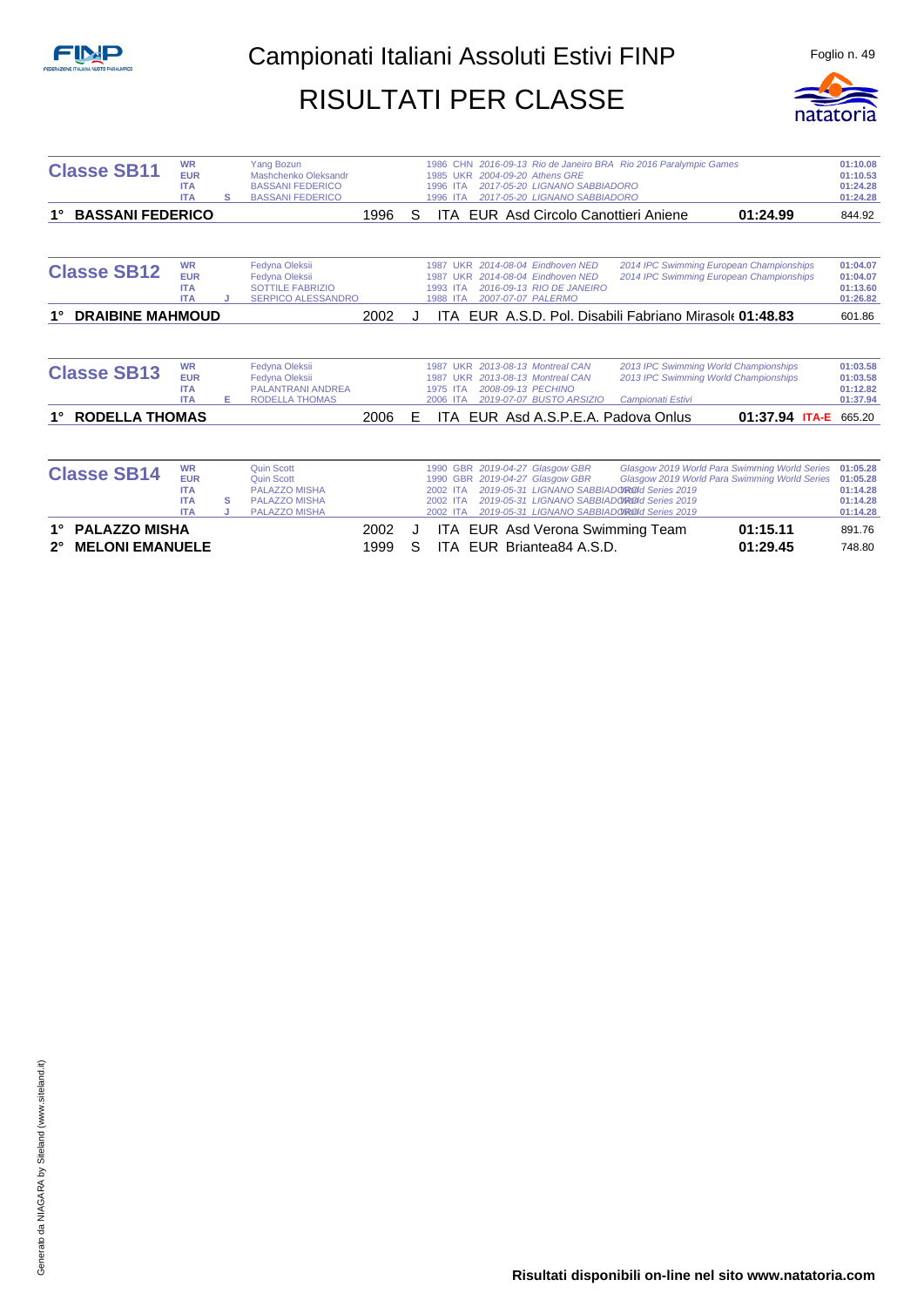# Campionati Italiani Assoluti Estivi FINP

## RISULTATI PER CLASSE

### Classe SB11

| | | | | | | | |
|---|---|---|---|---|---|---|---|
| WR | | Yang Bozun | 1986 | CHN | 2016-09-13 Rio de Janeiro BRA | Rio 2016 Paralympic Games | 01:10.08 |
| EUR | | Mashchenko Oleksandr | 1985 | UKR | 2004-09-20 Athens GRE | | 01:10.53 |
| ITA | | BASSANI FEDERICO | 1996 | ITA | 2017-05-20 LIGNANO SABBIADORO | | 01:24.28 |
| ITA | S | BASSANI FEDERICO | 1996 | ITA | 2017-05-20 LIGNANO SABBIADORO | | 01:24.28 |

| Pos. | Nome | Anno | Cat. | Naz. | | Società | Tempo | Punti |
|---|---|---|---|---|---|---|---|---|
| 1° | **BASSANI FEDERICO** | 1996 | S | ITA | EUR | Asd Circolo Canottieri Aniene | **01:24.99** | 844.92 |

### Classe SB12

| | | | | | | | |
|---|---|---|---|---|---|---|---|
| WR | | Fedyna Oleksii | 1987 | UKR | 2014-08-04 Eindhoven NED | 2014 IPC Swimming European Championships | 01:04.07 |
| EUR | | Fedyna Oleksii | 1987 | UKR | 2014-08-04 Eindhoven NED | 2014 IPC Swimming European Championships | 01:04.07 |
| ITA | | SOTTILE FABRIZIO | 1993 | ITA | 2016-09-13 RIO DE JANEIRO | | 01:13.60 |
| ITA | J | SERPICO ALESSANDRO | 1988 | ITA | 2007-07-07 PALERMO | | 01:26.82 |

| Pos. | Nome | Anno | Cat. | Naz. | | Società | Tempo | Punti |
|---|---|---|---|---|---|---|---|---|
| 1° | **DRAIBINE MAHMOUD** | 2002 | J | ITA | EUR | A.S.D. Pol. Disabili Fabriano Mirasole | **01:48.83** | 601.86 |

### Classe SB13

| | | | | | | | |
|---|---|---|---|---|---|---|---|
| WR | | Fedyna Oleksii | 1987 | UKR | 2013-08-13 Montreal CAN | 2013 IPC Swimming World Championships | 01:03.58 |
| EUR | | Fedyna Oleksii | 1987 | UKR | 2013-08-13 Montreal CAN | 2013 IPC Swimming World Championships | 01:03.58 |
| ITA | | PALANTRANI ANDREA | 1975 | ITA | 2008-09-13 PECHINO | | 01:12.82 |
| ITA | E | RODELLA THOMAS | 2006 | ITA | 2019-07-07 BUSTO ARSIZIO | Campionati Estivi | 01:37.94 |

| Pos. | Nome | Anno | Cat. | Naz. | | Società | Tempo | Punti |
|---|---|---|---|---|---|---|---|---|
| 1° | **RODELLA THOMAS** | 2006 | E | ITA | EUR | Asd A.S.P.E.A. Padova Onlus | **01:37.94** ITA-E | 665.20 |

### Classe SB14

| | | | | | | | |
|---|---|---|---|---|---|---|---|
| WR | | Quin Scott | 1990 | GBR | 2019-04-27 Glasgow GBR | Glasgow 2019 World Para Swimming World Series | 01:05.28 |
| EUR | | Quin Scott | 1990 | GBR | 2019-04-27 Glasgow GBR | Glasgow 2019 World Para Swimming World Series | 01:05.28 |
| ITA | | PALAZZO MISHA | 2002 | ITA | 2019-05-31 LIGNANO SABBIADORO | World Series 2019 | 01:14.28 |
| ITA | S | PALAZZO MISHA | 2002 | ITA | 2019-05-31 LIGNANO SABBIADORO | World Series 2019 | 01:14.28 |
| ITA | J | PALAZZO MISHA | 2002 | ITA | 2019-05-31 LIGNANO SABBIADORO | World Series 2019 | 01:14.28 |

| Pos. | Nome | Anno | Cat. | Naz. | | Società | Tempo | Punti |
|---|---|---|---|---|---|---|---|---|
| 1° | **PALAZZO MISHA** | 2002 | J | ITA | EUR | Asd Verona Swimming Team | **01:15.11** | 891.76 |
| 2° | **MELONI EMANUELE** | 1999 | S | ITA | EUR | Briantea84 A.S.D. | **01:29.45** | 748.80 |

**Risultati disponibili on-line nel sito www.natatoria.com**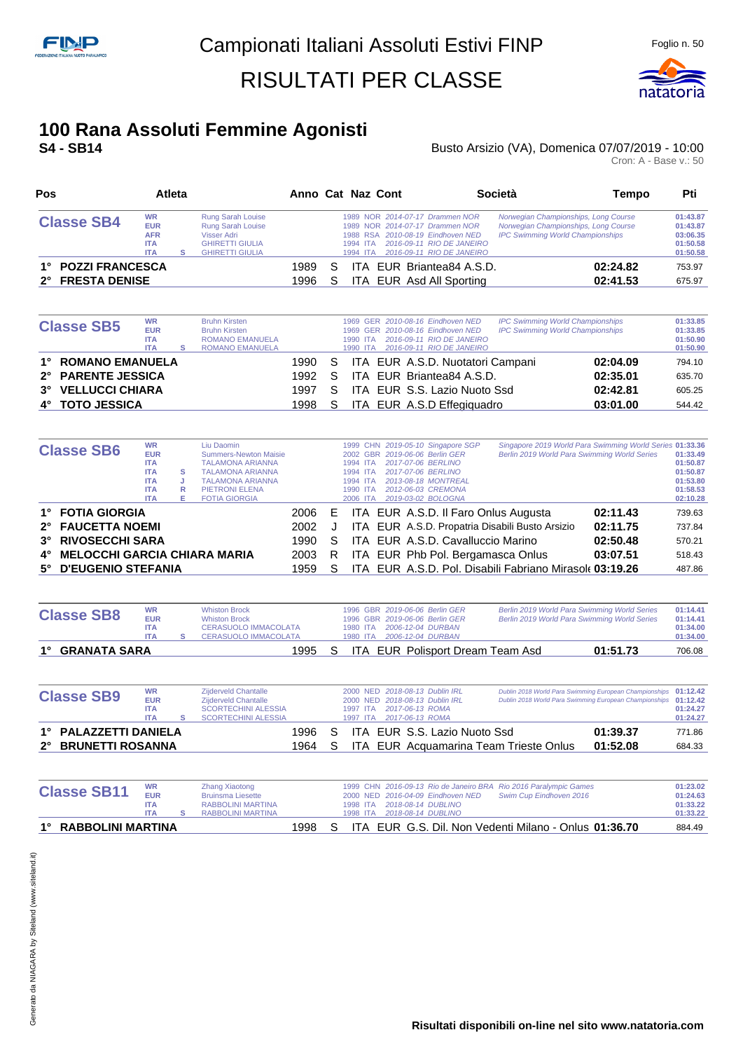# Campionati Italiani Assoluti Estivi FINP

## RISULTATI PER CLASSE

## 100 Rana Assoluti Femmine Agonisti

**S4 - SB14**

Busto Arsizio (VA), Domenica 07/07/2019 - 10:00

Cron: A - Base v.: 50

### Classe SB4

| Record | Cat | Atleta | Anno | Naz | Data | Luogo | Manifestazione | Tempo |
|---|---|---|---|---|---|---|---|---|
| WR | | Rung Sarah Louise | 1989 | NOR | 2014-07-17 | Drammen NOR | Norwegian Championships, Long Course | 01:43.87 |
| EUR | | Rung Sarah Louise | 1989 | NOR | 2014-07-17 | Drammen NOR | Norwegian Championships, Long Course | 01:43.87 |
| AFR | | Visser Adri | 1988 | RSA | 2010-08-19 | Eindhoven NED | IPC Swimming World Championships | 03:06.35 |
| ITA | | GHIRETTI GIULIA | 1994 | ITA | 2016-09-11 | RIO DE JANEIRO | | 01:50.58 |
| ITA | S | GHIRETTI GIULIA | 1994 | ITA | 2016-09-11 | RIO DE JANEIRO | | 01:50.58 |

| Pos | Atleta | Anno | Cat | Naz | Cont | Società | Tempo | Pti |
|---|---|---|---|---|---|---|---|---|
| 1° | POZZI FRANCESCA | 1989 | S | ITA | EUR | Briantea84 A.S.D. | 02:24.82 | 753.97 |
| 2° | FRESTA DENISE | 1996 | S | ITA | EUR | Asd All Sporting | 02:41.53 | 675.97 |

### Classe SB5

| Record | Cat | Atleta | Anno | Naz | Data | Luogo | Manifestazione | Tempo |
|---|---|---|---|---|---|---|---|---|
| WR | | Bruhn Kirsten | 1969 | GER | 2010-08-16 | Eindhoven NED | IPC Swimming World Championships | 01:33.85 |
| EUR | | Bruhn Kirsten | 1969 | GER | 2010-08-16 | Eindhoven NED | IPC Swimming World Championships | 01:33.85 |
| ITA | | ROMANO EMANUELA | 1990 | ITA | 2016-09-11 | RIO DE JANEIRO | | 01:50.90 |
| ITA | S | ROMANO EMANUELA | 1990 | ITA | 2016-09-11 | RIO DE JANEIRO | | 01:50.90 |

| Pos | Atleta | Anno | Cat | Naz | Cont | Società | Tempo | Pti |
|---|---|---|---|---|---|---|---|---|
| 1° | ROMANO EMANUELA | 1990 | S | ITA | EUR | A.S.D. Nuotatori Campani | 02:04.09 | 794.10 |
| 2° | PARENTE JESSICA | 1992 | S | ITA | EUR | Briantea84 A.S.D. | 02:35.01 | 635.70 |
| 3° | VELLUCCI CHIARA | 1997 | S | ITA | EUR | S.S. Lazio Nuoto Ssd | 02:42.81 | 605.25 |
| 4° | TOTO JESSICA | 1998 | S | ITA | EUR | A.S.D Effegiquadro | 03:01.00 | 544.42 |

### Classe SB6

| Record | Cat | Atleta | Anno | Naz | Data | Luogo | Manifestazione | Tempo |
|---|---|---|---|---|---|---|---|---|
| WR | | Liu Daomin | 1999 | CHN | 2019-05-10 | Singapore SGP | Singapore 2019 World Para Swimming World Series | 01:33.36 |
| EUR | | Summers-Newton Maisie | 2002 | GBR | 2019-06-06 | Berlin GER | Berlin 2019 World Para Swimming World Series | 01:33.49 |
| ITA | | TALAMONA ARIANNA | 1994 | ITA | 2017-07-06 | BERLINO | | 01:50.87 |
| ITA | S | TALAMONA ARIANNA | 1994 | ITA | 2017-07-06 | BERLINO | | 01:50.87 |
| ITA | J | TALAMONA ARIANNA | 1994 | ITA | 2013-08-18 | MONTREAL | | 01:53.80 |
| ITA | R | PIETRONI ELENA | 1990 | ITA | 2012-06-03 | CREMONA | | 01:58.53 |
| ITA | E | FOTIA GIORGIA | 2006 | ITA | 2019-03-02 | BOLOGNA | | 02:10.28 |

| Pos | Atleta | Anno | Cat | Naz | Cont | Società | Tempo | Pti |
|---|---|---|---|---|---|---|---|---|
| 1° | FOTIA GIORGIA | 2006 | E | ITA | EUR | A.S.D. Il Faro Onlus Augusta | 02:11.43 | 739.63 |
| 2° | FAUCETTA NOEMI | 2002 | J | ITA | EUR | A.S.D. Propatria Disabili Busto Arsizio | 02:11.75 | 737.84 |
| 3° | RIVOSECCHI SARA | 1990 | S | ITA | EUR | A.S.D. Cavalluccio Marino | 02:50.48 | 570.21 |
| 4° | MELOCCHI GARCIA CHIARA MARIA | 2003 | R | ITA | EUR | Phb Pol. Bergamasca Onlus | 03:07.51 | 518.43 |
| 5° | D'EUGENIO STEFANIA | 1959 | S | ITA | EUR | A.S.D. Pol. Disabili Fabriano Mirasol | 03:19.26 | 487.86 |

### Classe SB8

| Record | Cat | Atleta | Anno | Naz | Data | Luogo | Manifestazione | Tempo |
|---|---|---|---|---|---|---|---|---|
| WR | | Whiston Brock | 1996 | GBR | 2019-06-06 | Berlin GER | Berlin 2019 World Para Swimming World Series | 01:14.41 |
| EUR | | Whiston Brock | 1996 | GBR | 2019-06-06 | Berlin GER | Berlin 2019 World Para Swimming World Series | 01:14.41 |
| ITA | | CERASUOLO IMMACOLATA | 1980 | ITA | 2006-12-04 | DURBAN | | 01:34.00 |
| ITA | S | CERASUOLO IMMACOLATA | 1980 | ITA | 2006-12-04 | DURBAN | | 01:34.00 |

| Pos | Atleta | Anno | Cat | Naz | Cont | Società | Tempo | Pti |
|---|---|---|---|---|---|---|---|---|
| 1° | GRANATA SARA | 1995 | S | ITA | EUR | Polisport Dream Team Asd | 01:51.73 | 706.08 |

### Classe SB9

| Record | Cat | Atleta | Anno | Naz | Data | Luogo | Manifestazione | Tempo |
|---|---|---|---|---|---|---|---|---|
| WR | | Zijderveld Chantalle | 2000 | NED | 2018-08-13 | Dublin IRL | Dublin 2018 World Para Swimming European Championships | 01:12.42 |
| EUR | | Zijderveld Chantalle | 2000 | NED | 2018-08-13 | Dublin IRL | Dublin 2018 World Para Swimming European Championships | 01:12.42 |
| ITA | | SCORTECHINI ALESSIA | 1997 | ITA | 2017-06-13 | ROMA | | 01:24.27 |
| ITA | S | SCORTECHINI ALESSIA | 1997 | ITA | 2017-06-13 | ROMA | | 01:24.27 |

| Pos | Atleta | Anno | Cat | Naz | Cont | Società | Tempo | Pti |
|---|---|---|---|---|---|---|---|---|
| 1° | PALAZZETTI DANIELA | 1996 | S | ITA | EUR | S.S. Lazio Nuoto Ssd | 01:39.37 | 771.86 |
| 2° | BRUNETTI ROSANNA | 1964 | S | ITA | EUR | Acquamarina Team Trieste Onlus | 01:52.08 | 684.33 |

### Classe SB11

| Record | Cat | Atleta | Anno | Naz | Data | Luogo | Manifestazione | Tempo |
|---|---|---|---|---|---|---|---|---|
| WR | | Zhang Xiaotong | 1999 | CHN | 2016-09-13 | Rio de Janeiro BRA | Rio 2016 Paralympic Games | 01:23.02 |
| EUR | | Bruinsma Liesette | 2000 | NED | 2016-04-09 | Eindhoven NED | Swim Cup Eindhoven 2016 | 01:24.63 |
| ITA | | RABBOLINI MARTINA | 1998 | ITA | 2018-08-14 | DUBLINO | | 01:33.22 |
| ITA | S | RABBOLINI MARTINA | 1998 | ITA | 2018-08-14 | DUBLINO | | 01:33.22 |

| Pos | Atleta | Anno | Cat | Naz | Cont | Società | Tempo | Pti |
|---|---|---|---|---|---|---|---|---|
| 1° | RABBOLINI MARTINA | 1998 | S | ITA | EUR | G.S. Dil. Non Vedenti Milano - Onlus | 01:36.70 | 884.49 |

Risultati disponibili on-line nel sito www.natatoria.com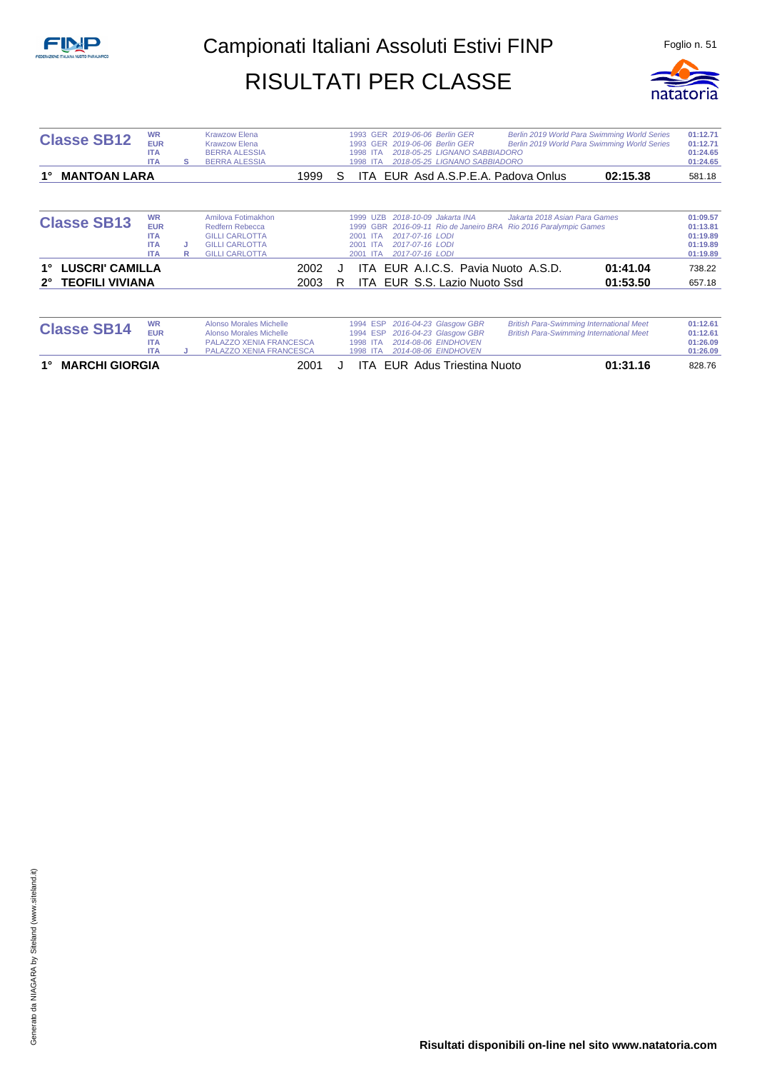# Campionati Italiani Assoluti Estivi FINP

## RISULTATI PER CLASSE

### Classe SB12

| Record | Cat. | Nome | Anno | Naz. | Data | Luogo | Manifestazione | Tempo |
|---|---|---|---|---|---|---|---|---|
| WR | | Krawzow Elena | 1993 | GER | 2019-06-06 | Berlin GER | Berlin 2019 World Para Swimming World Series | 01:12.71 |
| EUR | | Krawzow Elena | 1993 | GER | 2019-06-06 | Berlin GER | Berlin 2019 World Para Swimming World Series | 01:12.71 |
| ITA | | BERRA ALESSIA | 1998 | ITA | 2018-05-25 | LIGNANO SABBIADORO | | 01:24.65 |
| ITA | S | BERRA ALESSIA | 1998 | ITA | 2018-05-25 | LIGNANO SABBIADORO | | 01:24.65 |

| Pos. | Atleta | Anno | Cat. | Naz. | Reg. | Società | Tempo | Punti |
|---|---|---|---|---|---|---|---|---|
| 1° | **MANTOAN LARA** | 1999 | S | ITA | EUR | Asd A.S.P.E.A. Padova Onlus | **02:15.38** | 581.18 |

### Classe SB13

| Record | Cat. | Nome | Anno | Naz. | Data | Luogo | Manifestazione | Tempo |
|---|---|---|---|---|---|---|---|---|
| WR | | Amilova Fotimakhon | 1999 | UZB | 2018-10-09 | Jakarta INA | Jakarta 2018 Asian Para Games | 01:09.57 |
| EUR | | Redfern Rebecca | 1999 | GBR | 2016-09-11 | Rio de Janeiro BRA | Rio 2016 Paralympic Games | 01:13.81 |
| ITA | | GILLI CARLOTTA | 2001 | ITA | 2017-07-16 | LODI | | 01:19.89 |
| ITA | J | GILLI CARLOTTA | 2001 | ITA | 2017-07-16 | LODI | | 01:19.89 |
| ITA | R | GILLI CARLOTTA | 2001 | ITA | 2017-07-16 | LODI | | 01:19.89 |

| Pos. | Atleta | Anno | Cat. | Naz. | Reg. | Società | Tempo | Punti |
|---|---|---|---|---|---|---|---|---|
| 1° | **LUSCRI' CAMILLA** | 2002 | J | ITA | EUR | A.I.C.S. Pavia Nuoto A.S.D. | **01:41.04** | 738.22 |
| 2° | **TEOFILI VIVIANA** | 2003 | R | ITA | EUR | S.S. Lazio Nuoto Ssd | **01:53.50** | 657.18 |

### Classe SB14

| Record | Cat. | Nome | Anno | Naz. | Data | Luogo | Manifestazione | Tempo |
|---|---|---|---|---|---|---|---|---|
| WR | | Alonso Morales Michelle | 1994 | ESP | 2016-04-23 | Glasgow GBR | British Para-Swimming International Meet | 01:12.61 |
| EUR | | Alonso Morales Michelle | 1994 | ESP | 2016-04-23 | Glasgow GBR | British Para-Swimming International Meet | 01:12.61 |
| ITA | | PALAZZO XENIA FRANCESCA | 1998 | ITA | 2014-08-06 | EINDHOVEN | | 01:26.09 |
| ITA | J | PALAZZO XENIA FRANCESCA | 1998 | ITA | 2014-08-06 | EINDHOVEN | | 01:26.09 |

| Pos. | Atleta | Anno | Cat. | Naz. | Reg. | Società | Tempo | Punti |
|---|---|---|---|---|---|---|---|---|
| 1° | **MARCHI GIORGIA** | 2001 | J | ITA | EUR | Adus Triestina Nuoto | **01:31.16** | 828.76 |

**Risultati disponibili on-line nel sito www.natatoria.com**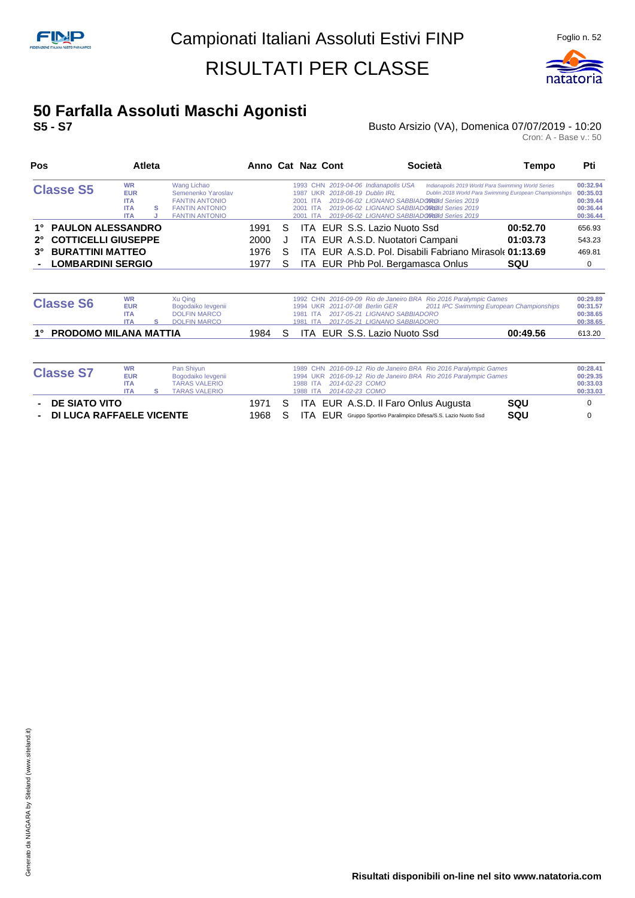Campionati Italiani Assoluti Estivi FINP

RISULTATI PER CLASSE

# 50 Farfalla Assoluti Maschi Agonisti

**S5 - S7**

Busto Arsizio (VA), Domenica 07/07/2019 - 10:20

Cron: A - Base v.: 50

| Pos | Atleta | Anno | Cat | Naz | Cont | Società | Tempo | Pti |
|---|---|---|---|---|---|---|---|---|
| **Classe S5** | WR Wang Lichao | 1993 | | CHN | | 2019-04-06 Indianapolis USA — Indianapolis 2019 World Para Swimming World Series | 00:32.94 | |
| | EUR Semenenko Yaroslav | 1987 | | UKR | | 2018-08-19 Dublin IRL — Dublin 2018 World Para Swimming European Championships | 00:35.03 | |
| | ITA FANTIN ANTONIO | 2001 | | ITA | | 2019-06-02 LIGNANO SABBIADORO — World Series 2019 | 00:39.44 | |
| | ITA S FANTIN ANTONIO | 2001 | | ITA | | 2019-06-02 LIGNANO SABBIADORO — World Series 2019 | 00:36.44 | |
| | ITA J FANTIN ANTONIO | 2001 | | ITA | | 2019-06-02 LIGNANO SABBIADORO — World Series 2019 | 00:36.44 | |
| 1° | **PAULON ALESSANDRO** | 1991 | S | ITA | EUR | S.S. Lazio Nuoto Ssd | **00:52.70** | 656.93 |
| 2° | **COTTICELLI GIUSEPPE** | 2000 | J | ITA | EUR | A.S.D. Nuotatori Campani | **01:03.73** | 543.23 |
| 3° | **BURATTINI MATTEO** | 1976 | S | ITA | EUR | A.S.D. Pol. Disabili Fabriano Mirasole | **01:13.69** | 469.81 |
| - | **LOMBARDINI SERGIO** | 1977 | S | ITA | EUR | Phb Pol. Bergamasca Onlus | **SQU** | 0 |

| Pos | Atleta | Anno | Cat | Naz | Cont | Società | Tempo | Pti |
|---|---|---|---|---|---|---|---|---|
| **Classe S6** | WR Xu Qing | 1992 | | CHN | | 2016-09-09 Rio de Janeiro BRA — Rio 2016 Paralympic Games | 00:29.89 | |
| | EUR Bogodaiko Ievgenii | 1994 | | UKR | | 2011-07-08 Berlin GER — 2011 IPC Swimming European Championships | 00:31.57 | |
| | ITA DOLFIN MARCO | 1981 | | ITA | | 2017-05-21 LIGNANO SABBIADORO | 00:38.65 | |
| | ITA S DOLFIN MARCO | 1981 | | ITA | | 2017-05-21 LIGNANO SABBIADORO | 00:38.65 | |
| 1° | **PRODOMO MILANA MATTIA** | 1984 | S | ITA | EUR | S.S. Lazio Nuoto Ssd | **00:49.56** | 613.20 |

| Pos | Atleta | Anno | Cat | Naz | Cont | Società | Tempo | Pti |
|---|---|---|---|---|---|---|---|---|
| **Classe S7** | WR Pan Shiyun | 1989 | | CHN | | 2016-09-12 Rio de Janeiro BRA — Rio 2016 Paralympic Games | 00:28.41 | |
| | EUR Bogodaiko Ievgenii | 1994 | | UKR | | 2016-09-12 Rio de Janeiro BRA — Rio 2016 Paralympic Games | 00:29.35 | |
| | ITA TARAS VALERIO | 1988 | | ITA | | 2014-02-23 COMO | 00:33.03 | |
| | ITA S TARAS VALERIO | 1988 | | ITA | | 2014-02-23 COMO | 00:33.03 | |
| - | **DE SIATO VITO** | 1971 | S | ITA | EUR | A.S.D. Il Faro Onlus Augusta | **SQU** | 0 |
| - | **DI LUCA RAFFAELE VICENTE** | 1968 | S | ITA | EUR | Gruppo Sportivo Paralimpico Difesa/S.S. Lazio Nuoto Ssd | **SQU** | 0 |

Risultati disponibili on-line nel sito www.natatoria.com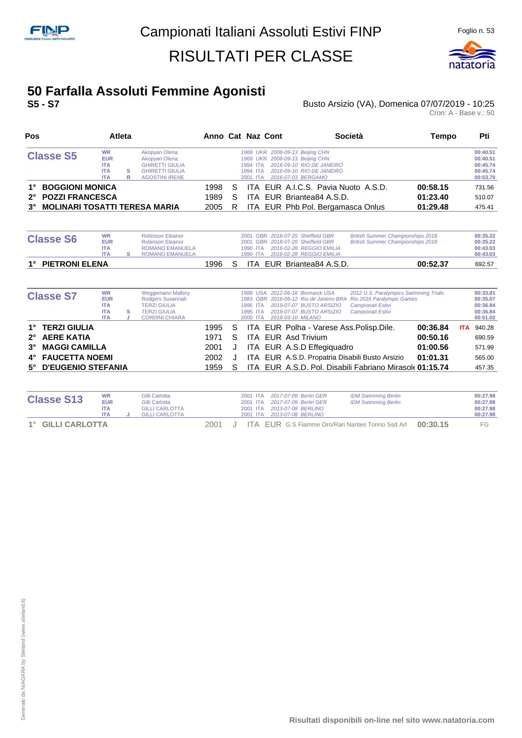# Campionati Italiani Assoluti Estivi FINP

## RISULTATI PER CLASSE

## 50 Farfalla Assoluti Femmine Agonisti

**S5 - S7**

Busto Arsizio (VA), Domenica 07/07/2019 - 10:25

Cron: A - Base v.: 50

| Pos | Atleta | Anno | Cat | Naz | Cont | Società | Tempo | | Pti |
|---|---|---|---|---|---|---|---|---|---|
| **Classe S5** | WR Akopyan Olena | 1969 | | UKR | | 2008-09-13 Beijing CHN | | | 00:40.51 |
| | EUR Akopyan Olena | 1969 | | UKR | | 2008-09-13 Beijing CHN | | | 00:40.51 |
| | ITA GHIRETTI GIULIA | 1994 | | ITA | | 2016-09-10 RIO DE JANEIRO | | | 00:45.74 |
| | ITA S GHIRETTI GIULIA | 1994 | | ITA | | 2016-09-10 RIO DE JANEIRO | | | 00:45.74 |
| | ITA R AGOSTINI IRENE | 2001 | | ITA | | 2016-07-03 BERGAMO | | | 00:53.79 |
| 1° | **BOGGIONI MONICA** | 1998 | S | ITA | EUR | A.I.C.S. Pavia Nuoto A.S.D. | **00:58.15** | | 731.56 |
| 2° | **POZZI FRANCESCA** | 1989 | S | ITA | EUR | Briantea84 A.S.D. | **01:23.40** | | 510.07 |
| 3° | **MOLINARI TOSATTI TERESA MARIA** | 2005 | R | ITA | EUR | Phb Pol. Bergamasca Onlus | **01:29.48** | | 475.41 |
| **Classe S6** | WR Robinson Eleanor | 2001 | | GBR | | 2018-07-25 Sheffield GBR — British Summer Championships 2018 | | | 00:35.22 |
| | EUR Robinson Eleanor | 2001 | | GBR | | 2018-07-25 Sheffield GBR — British Summer Championships 2018 | | | 00:35.22 |
| | ITA ROMANO EMANUELA | 1990 | | ITA | | 2016-02-28 REGGIO EMILIA | | | 00:43.03 |
| | ITA S ROMANO EMANUELA | 1990 | | ITA | | 2016-02-28 REGGIO EMILIA | | | 00:43.03 |
| 1° | **PIETRONI ELENA** | 1996 | S | ITA | EUR | Briantea84 A.S.D. | **00:52.37** | | 692.57 |
| **Classe S7** | WR Weggemann Mallory | 1989 | | USA | | 2012-06-16 Bismarck USA — 2012 U.S. Paralympics Swimming Trials | | | 00:33.81 |
| | EUR Rodgers Susannah | 1983 | | GBR | | 2016-09-12 Rio de Janeiro BRA — Rio 2016 Paralympic Games | | | 00:35.07 |
| | ITA TERZI GIULIA | 1995 | | ITA | | 2019-07-07 BUSTO ARSIZIO — Campionati Estivi | | | 00:36.84 |
| | ITA S TERZI GIULIA | 1995 | | ITA | | 2019-07-07 BUSTO ARSIZIO — Campionati Estivi | | | 00:36.84 |
| | ITA J CORDINI CHIARA | 2000 | | ITA | | 2018-03-10 MILANO | | | 00:51.02 |
| 1° | **TERZI GIULIA** | 1995 | S | ITA | EUR | Polha - Varese Ass.Polisp.Dile. | **00:36.84** | **ITA** | 940.28 |
| 2° | **AERE KATIA** | 1971 | S | ITA | EUR | Asd Trivium | **00:50.16** | | 690.59 |
| 3° | **MAGGI CAMILLA** | 2001 | J | ITA | EUR | A.S.D Effegiquadro | **01:00.56** | | 571.99 |
| 4° | **FAUCETTA NOEMI** | 2002 | J | ITA | EUR | A.S.D. Propatria Disabili Busto Arsizio | **01:01.31** | | 565.00 |
| 5° | **D'EUGENIO STEFANIA** | 1959 | S | ITA | EUR | A.S.D. Pol. Disabili Fabriano Mirasole | **01:15.74** | | 457.35 |
| **Classe S13** | WR Gilli Carlotta | 2001 | | ITA | | 2017-07-09 Berlin GER — IDM Swimming Berlin | | | 00:27.98 |
| | EUR Gilli Carlotta | 2001 | | ITA | | 2017-07-09 Berlin GER — IDM Swimming Berlin | | | 00:27.98 |
| | ITA GILLI CARLOTTA | 2001 | | ITA | | 2013-07-08 BERLINO | | | 00:27.98 |
| | ITA J GILLI CARLOTTA | 2001 | | ITA | | 2013-07-08 BERLINO | | | 00:27.98 |
| 1° | GILLI CARLOTTA | 2001 | J | ITA | EUR | G.S Fiamme Oro/Rari Nantes Torino Ssd Arl | 00:30.15 | | FG |

Risultati disponibili on-line nel sito www.natatoria.com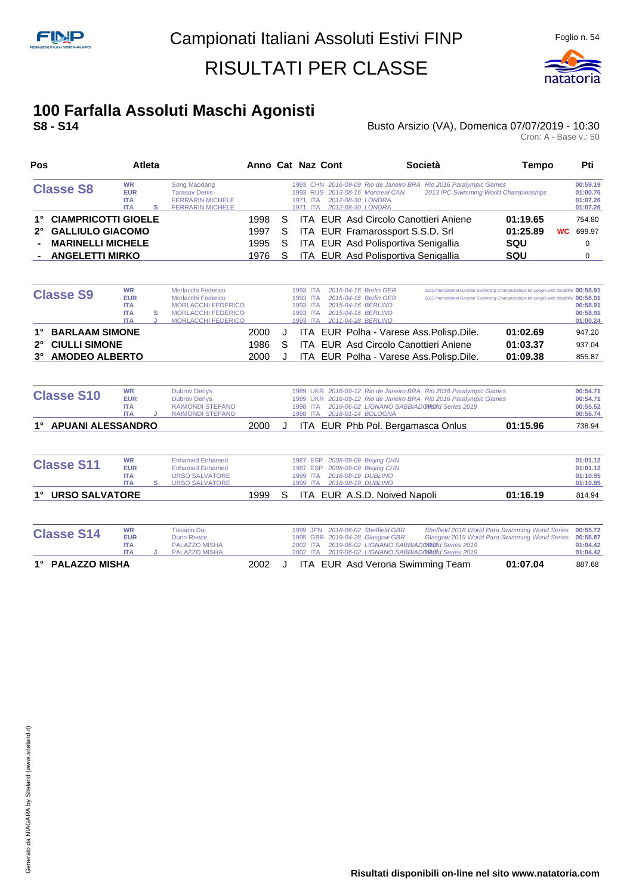# Campionati Italiani Assoluti Estivi FINP

# RISULTATI PER CLASSE

## 100 Farfalla Assoluti Maschi Agonisti

**S8 - S14**

Busto Arsizio (VA), Domenica 07/07/2019 - 10:30

Cron: A - Base v.: 50

| Pos | Atleta | Anno | Cat | Naz | Cont | Società | Tempo | | Pti |
|---|---|---|---|---|---|---|---|---|---|
| **Classe S8** | WR Song Maodang 1993 CHN 2016-09-09 Rio de Janeiro BRA Rio 2016 Paralympic Games | | | | | | | | 00:59.19 |
| | EUR Tarasov Denis 1993 RUS 2013-08-16 Montreal CAN 2013 IPC Swimming World Championships | | | | | | | | 01:00.75 |
| | ITA FERRARIN MICHELE 1971 ITA 2012-08-30 LONDRA | | | | | | | | 01:07.26 |
| | ITA S FERRARIN MICHELE 1971 ITA 2012-08-30 LONDRA | | | | | | | | 01:07.26 |
| 1° | CIAMPRICOTTI GIOELE | 1998 | S | ITA | EUR | Asd Circolo Canottieri Aniene | 01:19.65 | | 754.80 |
| 2° | GALLIULO GIACOMO | 1997 | S | ITA | EUR | Framarossport S.S.D. Srl | 01:25.89 | WC | 699.97 |
| - | MARINELLI MICHELE | 1995 | S | ITA | EUR | Asd Polisportiva Senigallia | SQU | | 0 |
| - | ANGELETTI MIRKO | 1976 | S | ITA | EUR | Asd Polisportiva Senigallia | SQU | | 0 |

| Pos | Atleta | Anno | Cat | Naz | Cont | Società | Tempo | Pti |
|---|---|---|---|---|---|---|---|---|
| **Classe S9** | WR Morlacchi Federico 1993 ITA 2015-04-16 Berlin GER 2015 International German Swimming Championships for people with disabilities | | | | | | | 00:58.91 |
| | EUR Morlacchi Federico 1993 ITA 2015-04-16 Berlin GER 2015 International German Swimming Championships for people with disabilities | | | | | | | 00:58.91 |
| | ITA MORLACCHI FEDERICO 1993 ITA 2015-04-16 BERLINO | | | | | | | 00:58.91 |
| | ITA S MORLACCHI FEDERICO 1993 ITA 2015-04-16 BERLINO | | | | | | | 00:58.91 |
| | ITA J MORLACCHI FEDERICO 1993 ITA 2011-04-28 BERLINO | | | | | | | 01:00.24 |
| 1° | BARLAAM SIMONE | 2000 | J | ITA | EUR | Polha - Varese Ass.Polisp.Dile. | 01:02.69 | 947.20 |
| 2° | CIULLI SIMONE | 1986 | S | ITA | EUR | Asd Circolo Canottieri Aniene | 01:03.37 | 937.04 |
| 3° | AMODEO ALBERTO | 2000 | J | ITA | EUR | Polha - Varese Ass.Polisp.Dile. | 01:09.38 | 855.87 |

| Pos | Atleta | Anno | Cat | Naz | Cont | Società | Tempo | Pti |
|---|---|---|---|---|---|---|---|---|
| **Classe S10** | WR Dubrov Denys 1989 UKR 2016-09-12 Rio de Janeiro BRA Rio 2016 Paralympic Games | | | | | | | 00:54.71 |
| | EUR Dubrov Denys 1989 UKR 2016-09-12 Rio de Janeiro BRA Rio 2016 Paralympic Games | | | | | | | 00:54.71 |
| | ITA RAIMONDI STEFANO 1998 ITA 2019-06-02 LIGNANO SABBIADORO World Series 2019 | | | | | | | 00:55.52 |
| | ITA J RAIMONDI STEFANO 1998 ITA 2018-01-14 BOLOGNA | | | | | | | 00:56.74 |
| 1° | APUANI ALESSANDRO | 2000 | J | ITA | EUR | Phb Pol. Bergamasca Onlus | 01:15.96 | 738.94 |

| Pos | Atleta | Anno | Cat | Naz | Cont | Società | Tempo | Pti |
|---|---|---|---|---|---|---|---|---|
| **Classe S11** | WR Enhamed Enhamed 1987 ESP 2008-09-09 Beijing CHN | | | | | | | 01:01.12 |
| | EUR Enhamed Enhamed 1987 ESP 2008-09-09 Beijing CHN | | | | | | | 01:01.12 |
| | ITA URSO SALVATORE 1999 ITA 2018-08-19 DUBLINO | | | | | | | 01:10.95 |
| | ITA S URSO SALVATORE 1999 ITA 2018-08-19 DUBLINO | | | | | | | 01:10.95 |
| 1° | URSO SALVATORE | 1999 | S | ITA | EUR | A.S.D. Noived Napoli | 01:16.19 | 814.94 |

| Pos | Atleta | Anno | Cat | Naz | Cont | Società | Tempo | Pti |
|---|---|---|---|---|---|---|---|---|
| **Classe S14** | WR Tokairin Dai 1999 JPN 2018-06-02 Sheffield GBR Sheffield 2018 World Para Swimming World Series | | | | | | | 00:55.72 |
| | EUR Dunn Reece 1995 GBR 2019-04-28 Glasgow GBR Glasgow 2019 World Para Swimming World Series | | | | | | | 00:55.87 |
| | ITA PALAZZO MISHA 2002 ITA 2019-06-02 LIGNANO SABBIADORO World Series 2019 | | | | | | | 01:04.42 |
| | ITA J PALAZZO MISHA 2002 ITA 2019-06-02 LIGNANO SABBIADORO World Series 2019 | | | | | | | 01:04.42 |
| 1° | PALAZZO MISHA | 2002 | J | ITA | EUR | Asd Verona Swimming Team | 01:07.04 | 887.68 |

Risultati disponibili on-line nel sito www.natatoria.com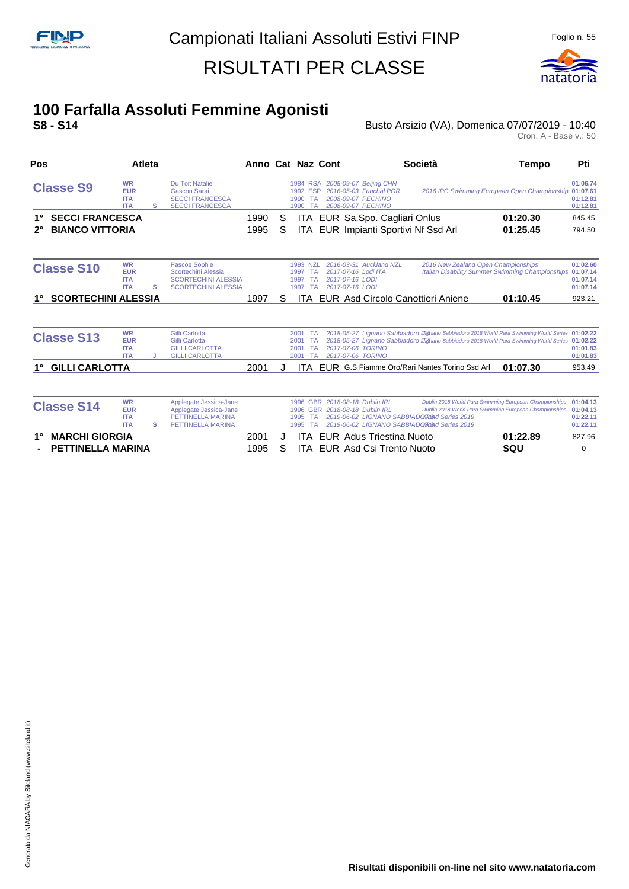Campionati Italiani Assoluti Estivi FINP

RISULTATI PER CLASSE

# 100 Farfalla Assoluti Femmine Agonisti

**S8 - S14**

Busto Arsizio (VA), Domenica 07/07/2019 - 10:40

Cron: A - Base v.: 50

| Pos | Atleta | | | Anno | Cat | Naz | Cont | Società | Tempo | Pti |
|---|---|---|---|---|---|---|---|---|---|---|
| **Classe S9** | WR | | Du Toit Natalie | 1984 | | RSA | | 2008-09-07 Beijing CHN | | 01:06.74 |
| | EUR | | Gascon Sarai | 1992 | | ESP | | 2016-05-03 Funchal POR — 2016 IPC Swimming European Open Championships | | 01:07.61 |
| | ITA | | SECCI FRANCESCA | 1990 | | ITA | | 2008-09-07 PECHINO | | 01:12.81 |
| | ITA | S | SECCI FRANCESCA | 1990 | | ITA | | 2008-09-07 PECHINO | | 01:12.81 |
| 1° | **SECCI FRANCESCA** | | | 1990 | S | ITA | EUR | Sa.Spo. Cagliari Onlus | **01:20.30** | 845.45 |
| 2° | **BIANCO VITTORIA** | | | 1995 | S | ITA | EUR | Impianti Sportivi Nf Ssd Arl | **01:25.45** | 794.50 |
| **Classe S10** | WR | | Pascoe Sophie | 1993 | | NZL | | 2016-03-31 Auckland NZL — 2016 New Zealand Open Championships | | 01:02.60 |
| | EUR | | Scortechini Alessia | 1997 | | ITA | | 2017-07-16 Lodi ITA — Italian Disability Summer Swimming Championships | | 01:07.14 |
| | ITA | | SCORTECHINI ALESSIA | 1997 | | ITA | | 2017-07-16 LODI | | 01:07.14 |
| | ITA | S | SCORTECHINI ALESSIA | 1997 | | ITA | | 2017-07-16 LODI | | 01:07.14 |
| 1° | **SCORTECHINI ALESSIA** | | | 1997 | S | ITA | EUR | Asd Circolo Canottieri Aniene | **01:10.45** | 923.21 |
| **Classe S13** | WR | | Gilli Carlotta | 2001 | | ITA | | 2018-05-27 Lignano Sabbiadoro ITA — Lignano Sabbiadoro 2018 World Para Swimming World Series | | 01:02.22 |
| | EUR | | Gilli Carlotta | 2001 | | ITA | | 2018-05-27 Lignano Sabbiadoro ITA — Lignano Sabbiadoro 2018 World Para Swimming World Series | | 01:02.22 |
| | ITA | | GILLI CARLOTTA | 2001 | | ITA | | 2017-07-06 TORINO | | 01:01.83 |
| | ITA | J | GILLI CARLOTTA | 2001 | | ITA | | 2017-07-06 TORINO | | 01:01.83 |
| 1° | **GILLI CARLOTTA** | | | 2001 | J | ITA | EUR | G.S Fiamme Oro/Rari Nantes Torino Ssd Arl | **01:07.30** | 953.49 |
| **Classe S14** | WR | | Applegate Jessica-Jane | 1996 | | GBR | | 2018-08-18 Dublin IRL — Dublin 2018 World Para Swimming European Championships | | 01:04.13 |
| | EUR | | Applegate Jessica-Jane | 1996 | | GBR | | 2018-08-18 Dublin IRL — Dublin 2018 World Para Swimming European Championships | | 01:04.13 |
| | ITA | | PETTINELLA MARINA | 1995 | | ITA | | 2019-06-02 LIGNANO SABBIADORO — World Series 2019 | | 01:22.11 |
| | ITA | S | PETTINELLA MARINA | 1995 | | ITA | | 2019-06-02 LIGNANO SABBIADORO — World Series 2019 | | 01:22.11 |
| 1° | **MARCHI GIORGIA** | | | 2001 | J | ITA | EUR | Adus Triestina Nuoto | **01:22.89** | 827.96 |
| - | **PETTINELLA MARINA** | | | 1995 | S | ITA | EUR | Asd Csi Trento Nuoto | **SQU** | 0 |

Generato da NIAGARA by Siteland (www.siteland.it)

**Risultati disponibili on-line nel sito www.natatoria.com**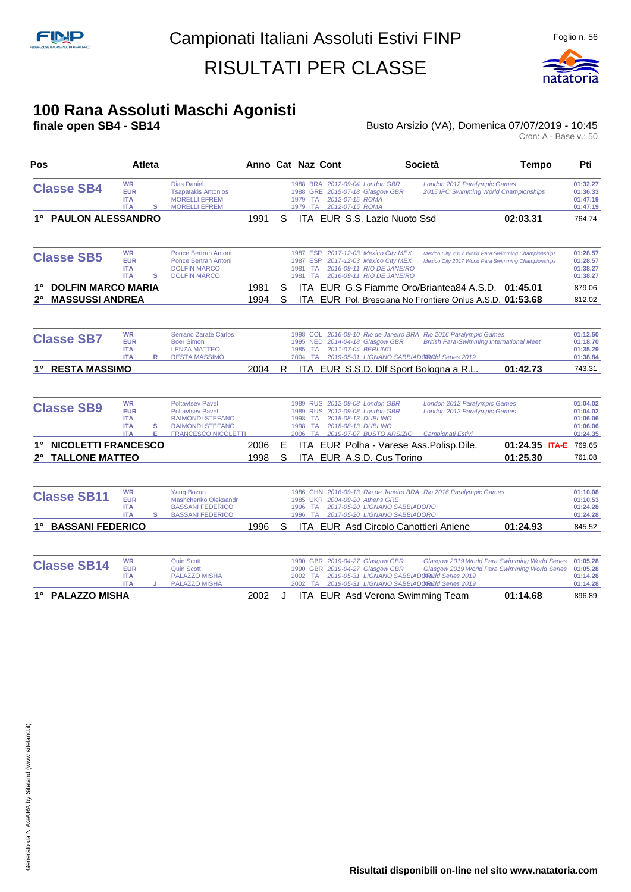# Campionati Italiani Assoluti Estivi FINP

## RISULTATI PER CLASSE

### 100 Rana Assoluti Maschi Agonisti

**finale open SB4 - SB14**

Busto Arsizio (VA), Domenica 07/07/2019 - 10:45

Cron: A - Base v.: 50

| Pos | Atleta | | | Anno | Cat | Naz | Cont | Società | Tempo | | Pti |
|---|---|---|---|---|---|---|---|---|---|---|---|
| **Classe SB4** | WR | | Dias Daniel | 1988 | | BRA | 2012-09-04 London GBR | London 2012 Paralympic Games | | | 01:32.27 |
| | EUR | | Tsapatakis Antonios | 1988 | | GRE | 2015-07-18 Glasgow GBR | 2015 IPC Swimming World Championships | | | 01:36.33 |
| | ITA | | MORELLI EFREM | 1979 | | ITA | 2012-07-15 ROMA | | | | 01:47.19 |
| | ITA | S | MORELLI EFREM | 1979 | | ITA | 2012-07-15 ROMA | | | | 01:47.19 |
| 1° | PAULON ALESSANDRO | | | 1991 | S | ITA | EUR | S.S. Lazio Nuoto Ssd | 02:03.31 | | 764.74 |
| **Classe SB5** | WR | | Ponce Bertran Antoni | 1987 | | ESP | 2017-12-03 Mexico City MEX | Mexico City 2017 World Para Swimming Championships | | | 01:28.57 |
| | EUR | | Ponce Bertran Antoni | 1987 | | ESP | 2017-12-03 Mexico City MEX | Mexico City 2017 World Para Swimming Championships | | | 01:28.57 |
| | ITA | | DOLFIN MARCO | 1981 | | ITA | 2016-09-11 RIO DE JANEIRO | | | | 01:38.27 |
| | ITA | S | DOLFIN MARCO | 1981 | | ITA | 2016-09-11 RIO DE JANEIRO | | | | 01:38.27 |
| 1° | DOLFIN MARCO MARIA | | | 1981 | S | ITA | EUR | G.S Fiamme Oro/Briantea84 A.S.D. | 01:45.01 | | 879.06 |
| 2° | MASSUSSI ANDREA | | | 1994 | S | ITA | EUR | Pol. Bresciana No Frontiere Onlus A.S.D. | 01:53.68 | | 812.02 |
| **Classe SB7** | WR | | Serrano Zarate Carlos | 1998 | | COL | 2016-09-10 Rio de Janeiro BRA | Rio 2016 Paralympic Games | | | 01:12.50 |
| | EUR | | Boer Simon | 1995 | | NED | 2014-04-18 Glasgow GBR | British Para-Swimming International Meet | | | 01:18.70 |
| | ITA | | LENZA MATTEO | 1985 | | ITA | 2011-07-04 BERLINO | | | | 01:35.29 |
| | ITA | R | RESTA MASSIMO | 2004 | | ITA | 2019-05-31 LIGNANO SABBIADORO | World Series 2019 | | | 01:38.84 |
| 1° | RESTA MASSIMO | | | 2004 | R | ITA | EUR | S.S.D. Dlf Sport Bologna a R.L. | 01:42.73 | | 743.31 |
| **Classe SB9** | WR | | Poltavtsev Pavel | 1989 | | RUS | 2012-09-08 London GBR | London 2012 Paralympic Games | | | 01:04.02 |
| | EUR | | Poltavtsev Pavel | 1989 | | RUS | 2012-09-08 London GBR | London 2012 Paralympic Games | | | 01:04.02 |
| | ITA | | RAIMONDI STEFANO | 1998 | | ITA | 2018-08-13 DUBLINO | | | | 01:06.06 |
| | ITA | S | RAIMONDI STEFANO | 1998 | | ITA | 2018-08-13 DUBLINO | | | | 01:06.06 |
| | ITA | E | FRANCESCO NICOLETTI | 2006 | | ITA | 2019-07-07 BUSTO ARSIZIO | Campionati Estivi | | | 01:24.35 |
| 1° | NICOLETTI FRANCESCO | | | 2006 | E | ITA | EUR | Polha - Varese Ass.Polisp.Dile. | 01:24.35 | ITA-E | 769.65 |
| 2° | TALLONE MATTEO | | | 1998 | S | ITA | EUR | A.S.D. Cus Torino | 01:25.30 | | 761.08 |
| **Classe SB11** | WR | | Yang Bozun | 1986 | | CHN | 2016-09-13 Rio de Janeiro BRA | Rio 2016 Paralympic Games | | | 01:10.08 |
| | EUR | | Mashchenko Oleksandr | 1985 | | UKR | 2004-09-20 Athens GRE | | | | 01:10.53 |
| | ITA | | BASSANI FEDERICO | 1996 | | ITA | 2017-05-20 LIGNANO SABBIADORO | | | | 01:24.28 |
| | ITA | S | BASSANI FEDERICO | 1996 | | ITA | 2017-05-20 LIGNANO SABBIADORO | | | | 01:24.28 |
| 1° | BASSANI FEDERICO | | | 1996 | S | ITA | EUR | Asd Circolo Canottieri Aniene | 01:24.93 | | 845.52 |
| **Classe SB14** | WR | | Quin Scott | 1990 | | GBR | 2019-04-27 Glasgow GBR | Glasgow 2019 World Para Swimming World Series | | | 01:05.28 |
| | EUR | | Quin Scott | 1990 | | GBR | 2019-04-27 Glasgow GBR | Glasgow 2019 World Para Swimming World Series | | | 01:05.28 |
| | ITA | | PALAZZO MISHA | 2002 | | ITA | 2019-05-31 LIGNANO SABBIADORO | World Series 2019 | | | 01:14.28 |
| | ITA | J | PALAZZO MISHA | 2002 | | ITA | 2019-05-31 LIGNANO SABBIADORO | World Series 2019 | | | 01:14.28 |
| 1° | PALAZZO MISHA | | | 2002 | J | ITA | EUR | Asd Verona Swimming Team | 01:14.68 | | 896.89 |

Risultati disponibili on-line nel sito www.natatoria.com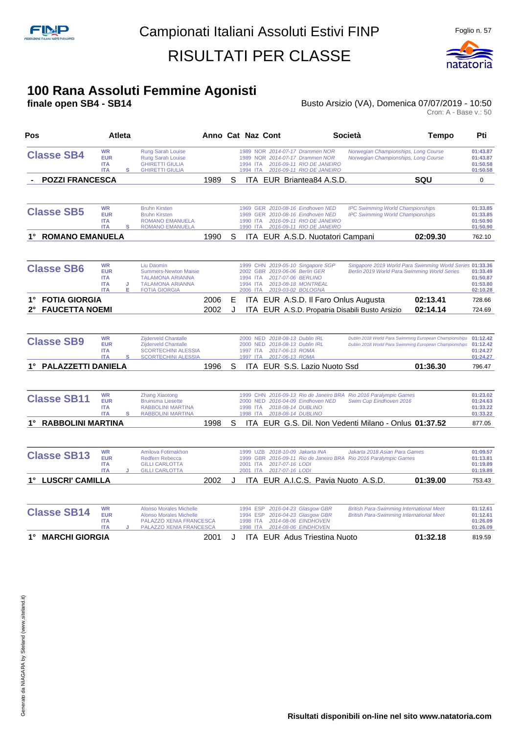# Campionati Italiani Assoluti Estivi FINP

# RISULTATI PER CLASSE

## 100 Rana Assoluti Femmine Agonisti

**finale open SB4 - SB14**

Busto Arsizio (VA), Domenica 07/07/2019 - 10:50

Cron: A - Base v.: 50

| Pos | Atleta | Anno | Cat | Naz | Cont | Società | Tempo | Pti |
|---|---|---|---|---|---|---|---|---|
| **Classe SB4** | WR Rung Sarah Louise | 1989 | | NOR | | 2014-07-17 Drammen NOR - Norwegian Championships, Long Course | 01:43.87 | |
| | EUR Rung Sarah Louise | 1989 | | NOR | | 2014-07-17 Drammen NOR - Norwegian Championships, Long Course | 01:43.87 | |
| | ITA GHIRETTI GIULIA | 1994 | | ITA | | 2016-09-11 RIO DE JANEIRO | 01:50.58 | |
| | ITA S GHIRETTI GIULIA | 1994 | | ITA | | 2016-09-11 RIO DE JANEIRO | 01:50.58 | |
| - | **POZZI FRANCESCA** | 1989 | S | ITA | EUR | Briantea84 A.S.D. | SQU | 0 |
| **Classe SB5** | WR Bruhn Kirsten | 1969 | | GER | | 2010-08-16 Eindhoven NED - IPC Swimming World Championships | 01:33.85 | |
| | EUR Bruhn Kirsten | 1969 | | GER | | 2010-08-16 Eindhoven NED - IPC Swimming World Championships | 01:33.85 | |
| | ITA ROMANO EMANUELA | 1990 | | ITA | | 2016-09-11 RIO DE JANEIRO | 01:50.90 | |
| | ITA S ROMANO EMANUELA | 1990 | | ITA | | 2016-09-11 RIO DE JANEIRO | 01:50.90 | |
| 1° | **ROMANO EMANUELA** | 1990 | S | ITA | EUR | A.S.D. Nuotatori Campani | 02:09.30 | 762.10 |
| **Classe SB6** | WR Liu Daomin | 1999 | | CHN | | 2019-05-10 Singapore SGP - Singapore 2019 World Para Swimming World Series | 01:33.36 | |
| | EUR Summers-Newton Maisie | 2002 | | GBR | | 2019-06-06 Berlin GER - Berlin 2019 World Para Swimming World Series | 01:33.49 | |
| | ITA TALAMONA ARIANNA | 1994 | | ITA | | 2017-07-06 BERLINO | 01:50.87 | |
| | ITA J TALAMONA ARIANNA | 1994 | | ITA | | 2013-08-18 MONTREAL | 01:53.80 | |
| | ITA E FOTIA GIORGIA | 2006 | | ITA | | 2019-03-02 BOLOGNA | 02:10.28 | |
| 1° | **FOTIA GIORGIA** | 2006 | E | ITA | EUR | A.S.D. Il Faro Onlus Augusta | 02:13.41 | 728.66 |
| 2° | **FAUCETTA NOEMI** | 2002 | J | ITA | EUR | A.S.D. Propatria Disabili Busto Arsizio | 02:14.14 | 724.69 |
| **Classe SB9** | WR Zijderveld Chantalle | 2000 | | NED | | 2018-08-13 Dublin IRL - Dublin 2018 World Para Swimming European Championships | 01:12.42 | |
| | EUR Zijderveld Chantalle | 2000 | | NED | | 2018-08-13 Dublin IRL - Dublin 2018 World Para Swimming European Championships | 01:12.42 | |
| | ITA SCORTECHINI ALESSIA | 1997 | | ITA | | 2017-06-13 ROMA | 01:24.27 | |
| | ITA S SCORTECHINI ALESSIA | 1997 | | ITA | | 2017-06-13 ROMA | 01:24.27 | |
| 1° | **PALAZZETTI DANIELA** | 1996 | S | ITA | EUR | S.S. Lazio Nuoto Ssd | 01:36.30 | 796.47 |
| **Classe SB11** | WR Zhang Xiaotong | 1999 | | CHN | | 2016-09-13 Rio de Janeiro BRA - Rio 2016 Paralympic Games | 01:23.02 | |
| | EUR Bruinsma Liesette | 2000 | | NED | | 2016-04-09 Eindhoven NED - Swim Cup Eindhoven 2016 | 01:24.63 | |
| | ITA RABBOLINI MARTINA | 1998 | | ITA | | 2018-08-14 DUBLINO | 01:33.22 | |
| | ITA S RABBOLINI MARTINA | 1998 | | ITA | | 2018-08-14 DUBLINO | 01:33.22 | |
| 1° | **RABBOLINI MARTINA** | 1998 | S | ITA | EUR | G.S. Dil. Non Vedenti Milano - Onlus | 01:37.52 | 877.05 |
| **Classe SB13** | WR Amilova Fotimakhon | 1999 | | UZB | | 2018-10-09 Jakarta INA - Jakarta 2018 Asian Para Games | 01:09.57 | |
| | EUR Redfern Rebecca | 1999 | | GBR | | 2016-09-11 Rio de Janeiro BRA - Rio 2016 Paralympic Games | 01:13.81 | |
| | ITA GILLI CARLOTTA | 2001 | | ITA | | 2017-07-16 LODI | 01:19.89 | |
| | ITA J GILLI CARLOTTA | 2001 | | ITA | | 2017-07-16 LODI | 01:19.89 | |
| 1° | **LUSCRI' CAMILLA** | 2002 | J | ITA | EUR | A.I.C.S. Pavia Nuoto A.S.D. | 01:39.00 | 753.43 |
| **Classe SB14** | WR Alonso Morales Michelle | 1994 | | ESP | | 2016-04-23 Glasgow GBR - British Para-Swimming International Meet | 01:12.61 | |
| | EUR Alonso Morales Michelle | 1994 | | ESP | | 2016-04-23 Glasgow GBR - British Para-Swimming International Meet | 01:12.61 | |
| | ITA PALAZZO XENIA FRANCESCA | 1998 | | ITA | | 2014-08-06 EINDHOVEN | 01:26.09 | |
| | ITA J PALAZZO XENIA FRANCESCA | 1998 | | ITA | | 2014-08-06 EINDHOVEN | 01:26.09 | |
| 1° | **MARCHI GIORGIA** | 2001 | J | ITA | EUR | Adus Triestina Nuoto | 01:32.18 | 819.59 |

**Risultati disponibili on-line nel sito www.natatoria.com**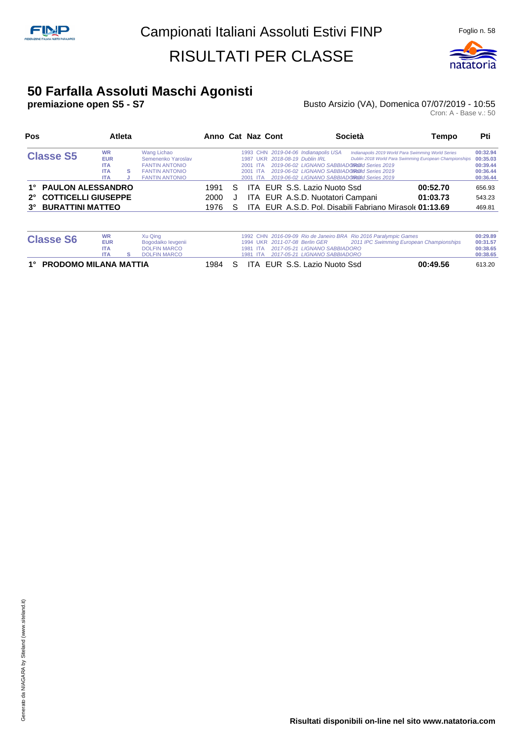# 50 Farfalla Assoluti Maschi Agonisti

**premiazione open S5 - S7**

Busto Arsizio (VA), Domenica 07/07/2019 - 10:55

Cron: A - Base v.: 50

| Pos | Atleta | Anno | Cat | Naz | Cont | Società | Tempo | Pti |
|---|---|---|---|---|---|---|---|---|
| **Classe S5** | WR Wang Lichao | 1993 | | CHN | | *2019-04-06 Indianapolis USA — Indianapolis 2019 World Para Swimming World Series* | 00:32.94 | |
| | EUR Semenenko Yaroslav | 1987 | | UKR | | *2018-08-19 Dublin IRL — Dublin 2018 World Para Swimming European Championships* | 00:35.03 | |
| | ITA FANTIN ANTONIO | 2001 | | ITA | | *2019-06-02 LIGNANO SABBIADORO World Series 2019* | 00:39.44 | |
| | ITA S FANTIN ANTONIO | 2001 | | ITA | | *2019-06-02 LIGNANO SABBIADORO World Series 2019* | 00:36.44 | |
| | ITA J FANTIN ANTONIO | 2001 | | ITA | | *2019-06-02 LIGNANO SABBIADORO World Series 2019* | 00:36.44 | |
| 1° | **PAULON ALESSANDRO** | 1991 | S | ITA | EUR | S.S. Lazio Nuoto Ssd | **00:52.70** | 656.93 |
| 2° | **COTTICELLI GIUSEPPE** | 2000 | J | ITA | EUR | A.S.D. Nuotatori Campani | **01:03.73** | 543.23 |
| 3° | **BURATTINI MATTEO** | 1976 | S | ITA | EUR | A.S.D. Pol. Disabili Fabriano Mirasole | **01:13.69** | 469.81 |

| Pos | Atleta | Anno | Cat | Naz | Cont | Società | Tempo | Pti |
|---|---|---|---|---|---|---|---|---|
| **Classe S6** | WR Xu Qing | 1992 | | CHN | | *2016-09-09 Rio de Janeiro BRA — Rio 2016 Paralympic Games* | 00:29.89 | |
| | EUR Bogodaiko Ievgenii | 1994 | | UKR | | *2011-07-08 Berlin GER — 2011 IPC Swimming European Championships* | 00:31.57 | |
| | ITA DOLFIN MARCO | 1981 | | ITA | | *2017-05-21 LIGNANO SABBIADORO* | 00:38.65 | |
| | ITA S DOLFIN MARCO | 1981 | | ITA | | *2017-05-21 LIGNANO SABBIADORO* | 00:38.65 | |
| 1° | **PRODOMO MILANA MATTIA** | 1984 | S | ITA | EUR | S.S. Lazio Nuoto Ssd | **00:49.56** | 613.20 |

**Risultati disponibili on-line nel sito www.natatoria.com**

Generato da NIAGARA by Siteland (www.siteland.it)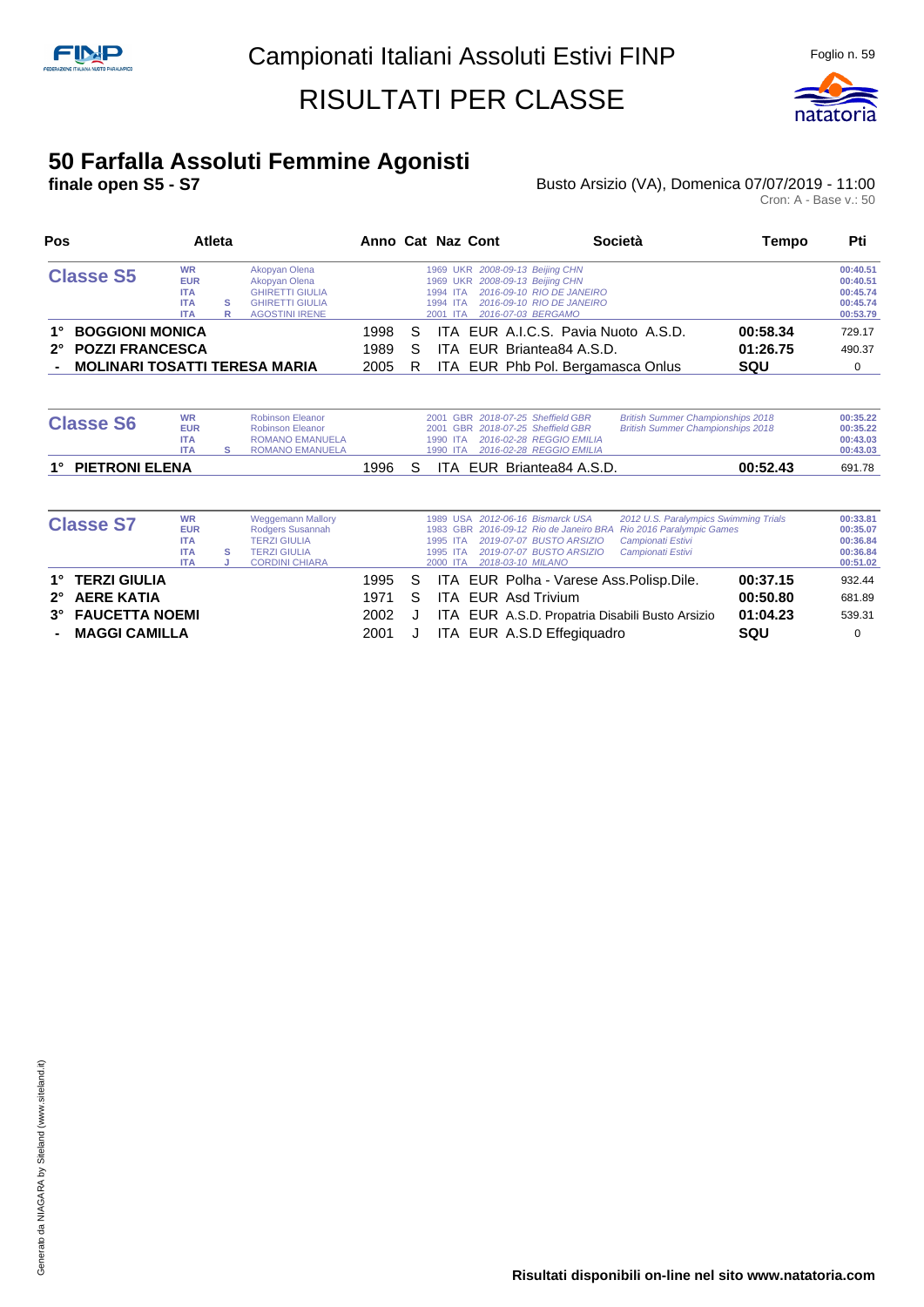# Campionati Italiani Assoluti Estivi FINP

# RISULTATI PER CLASSE

## 50 Farfalla Assoluti Femmine Agonisti

**finale open S5 - S7**

Busto Arsizio (VA), Domenica 07/07/2019 - 11:00

Cron: A - Base v.: 50

| Pos | Atleta | Anno | Cat | Naz | Cont | Società | Tempo | Pti |
|---|---|---|---|---|---|---|---|---|
| **Classe S5** | WR Akopyan Olena | 1969 | | UKR | | 2008-09-13 Beijing CHN | | 00:40.51 |
| | EUR Akopyan Olena | 1969 | | UKR | | 2008-09-13 Beijing CHN | | 00:40.51 |
| | ITA GHIRETTI GIULIA | 1994 | | ITA | | 2016-09-10 RIO DE JANEIRO | | 00:45.74 |
| | ITA S GHIRETTI GIULIA | 1994 | | ITA | | 2016-09-10 RIO DE JANEIRO | | 00:45.74 |
| | ITA R AGOSTINI IRENE | 2001 | | ITA | | 2016-07-03 BERGAMO | | 00:53.79 |
| 1° | **BOGGIONI MONICA** | 1998 | S | ITA | EUR | A.I.C.S. Pavia Nuoto A.S.D. | 00:58.34 | 729.17 |
| 2° | **POZZI FRANCESCA** | 1989 | S | ITA | EUR | Briantea84 A.S.D. | 01:26.75 | 490.37 |
| - | **MOLINARI TOSATTI TERESA MARIA** | 2005 | R | ITA | EUR | Phb Pol. Bergamasca Onlus | SQU | 0 |

| Pos | Atleta | Anno | Cat | Naz | Cont | Società | Tempo | Pti |
|---|---|---|---|---|---|---|---|---|
| **Classe S6** | WR Robinson Eleanor | 2001 | | GBR | | 2018-07-25 Sheffield GBR — British Summer Championships 2018 | | 00:35.22 |
| | EUR Robinson Eleanor | 2001 | | GBR | | 2018-07-25 Sheffield GBR — British Summer Championships 2018 | | 00:35.22 |
| | ITA ROMANO EMANUELA | 1990 | | ITA | | 2016-02-28 REGGIO EMILIA | | 00:43.03 |
| | ITA S ROMANO EMANUELA | 1990 | | ITA | | 2016-02-28 REGGIO EMILIA | | 00:43.03 |
| 1° | **PIETRONI ELENA** | 1996 | S | ITA | EUR | Briantea84 A.S.D. | 00:52.43 | 691.78 |

| Pos | Atleta | Anno | Cat | Naz | Cont | Società | Tempo | Pti |
|---|---|---|---|---|---|---|---|---|
| **Classe S7** | WR Weggemann Mallory | 1989 | | USA | | 2012-06-16 Bismarck USA — 2012 U.S. Paralympics Swimming Trials | | 00:33.81 |
| | EUR Rodgers Susannah | 1983 | | GBR | | 2016-09-12 Rio de Janeiro BRA — Rio 2016 Paralympic Games | | 00:35.07 |
| | ITA TERZI GIULIA | 1995 | | ITA | | 2019-07-07 BUSTO ARSIZIO — Campionati Estivi | | 00:36.84 |
| | ITA S TERZI GIULIA | 1995 | | ITA | | 2019-07-07 BUSTO ARSIZIO — Campionati Estivi | | 00:36.84 |
| | ITA J CORDINI CHIARA | 2000 | | ITA | | 2018-03-10 MILANO | | 00:51.02 |
| 1° | **TERZI GIULIA** | 1995 | S | ITA | EUR | Polha - Varese Ass.Polisp.Dile. | 00:37.15 | 932.44 |
| 2° | **AERE KATIA** | 1971 | S | ITA | EUR | Asd Trivium | 00:50.80 | 681.89 |
| 3° | **FAUCETTA NOEMI** | 2002 | J | ITA | EUR | A.S.D. Propatria Disabili Busto Arsizio | 01:04.23 | 539.31 |
| - | **MAGGI CAMILLA** | 2001 | J | ITA | EUR | A.S.D Effegiquadro | SQU | 0 |

**Risultati disponibili on-line nel sito www.natatoria.com**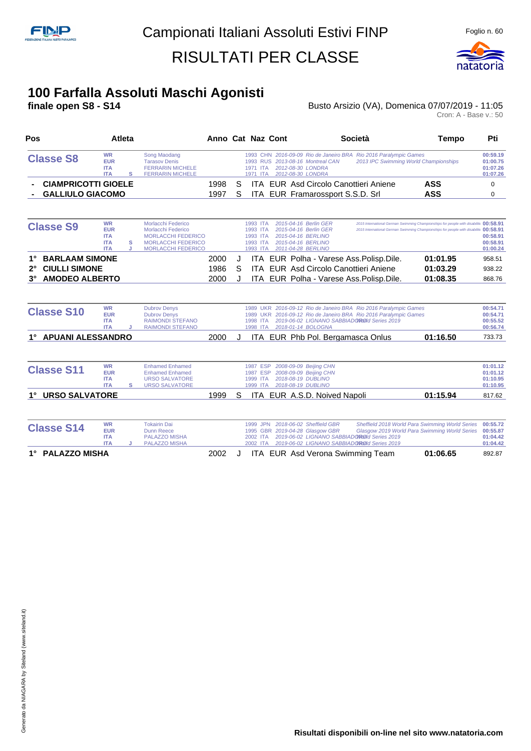# Campionati Italiani Assoluti Estivi FINP

# RISULTATI PER CLASSE

## 100 Farfalla Assoluti Maschi Agonisti

**finale open S8 - S14**

Busto Arsizio (VA), Domenica 07/07/2019 - 11:05

Cron: A - Base v.: 50

| Pos | Atleta | Anno | Cat | Naz | Cont | Società | Tempo | Pti |
|---|---|---|---|---|---|---|---|---|

### Classe S8

| Record | Cat | Atleta | Anno | Naz | Data | Luogo | Manifestazione | Tempo |
|---|---|---|---|---|---|---|---|---|
| WR | | Song Maodang | 1993 | CHN | 2016-09-09 | Rio de Janeiro BRA | Rio 2016 Paralympic Games | 00:59.19 |
| EUR | | Tarasov Denis | 1993 | RUS | 2013-08-16 | Montreal CAN | 2013 IPC Swimming World Championships | 01:00.75 |
| ITA | | FERRARIN MICHELE | 1971 | ITA | 2012-08-30 | LONDRA | | 01:07.26 |
| ITA | S | FERRARIN MICHELE | 1971 | ITA | 2012-08-30 | LONDRA | | 01:07.26 |

| Pos | Atleta | Anno | Cat | Naz | Cont | Società | Tempo | Pti |
|---|---|---|---|---|---|---|---|---|
| - | CIAMPRICOTTI GIOELE | 1998 | S | ITA | EUR | Asd Circolo Canottieri Aniene | ASS | 0 |
| - | GALLIULO GIACOMO | 1997 | S | ITA | EUR | Framarossport S.S.D. Srl | ASS | 0 |

### Classe S9

| Record | Cat | Atleta | Anno | Naz | Data | Luogo | Manifestazione | Tempo |
|---|---|---|---|---|---|---|---|---|
| WR | | Morlacchi Federico | 1993 | ITA | 2015-04-16 | Berlin GER | 2015 International German Swimming Championships for people with disabilit | 00:58.91 |
| EUR | | Morlacchi Federico | 1993 | ITA | 2015-04-16 | Berlin GER | 2015 International German Swimming Championships for people with disabilit | 00:58.91 |
| ITA | | MORLACCHI FEDERICO | 1993 | ITA | 2015-04-16 | BERLINO | | 00:58.91 |
| ITA | S | MORLACCHI FEDERICO | 1993 | ITA | 2015-04-16 | BERLINO | | 00:58.91 |
| ITA | J | MORLACCHI FEDERICO | 1993 | ITA | 2011-04-28 | BERLINO | | 01:00.24 |

| Pos | Atleta | Anno | Cat | Naz | Cont | Società | Tempo | Pti |
|---|---|---|---|---|---|---|---|---|
| 1° | BARLAAM SIMONE | 2000 | J | ITA | EUR | Polha - Varese Ass.Polisp.Dile. | 01:01.95 | 958.51 |
| 2° | CIULLI SIMONE | 1986 | S | ITA | EUR | Asd Circolo Canottieri Aniene | 01:03.29 | 938.22 |
| 3° | AMODEO ALBERTO | 2000 | J | ITA | EUR | Polha - Varese Ass.Polisp.Dile. | 01:08.35 | 868.76 |

### Classe S10

| Record | Cat | Atleta | Anno | Naz | Data | Luogo | Manifestazione | Tempo |
|---|---|---|---|---|---|---|---|---|
| WR | | Dubrov Denys | 1989 | UKR | 2016-09-12 | Rio de Janeiro BRA | Rio 2016 Paralympic Games | 00:54.71 |
| EUR | | Dubrov Denys | 1989 | UKR | 2016-09-12 | Rio de Janeiro BRA | Rio 2016 Paralympic Games | 00:54.71 |
| ITA | | RAIMONDI STEFANO | 1998 | ITA | 2019-06-02 | LIGNANO SABBIADORO | World Series 2019 | 00:55.52 |
| ITA | J | RAIMONDI STEFANO | 1998 | ITA | 2018-01-14 | BOLOGNA | | 00:56.74 |

| Pos | Atleta | Anno | Cat | Naz | Cont | Società | Tempo | Pti |
|---|---|---|---|---|---|---|---|---|
| 1° | APUANI ALESSANDRO | 2000 | J | ITA | EUR | Phb Pol. Bergamasca Onlus | 01:16.50 | 733.73 |

### Classe S11

| Record | Cat | Atleta | Anno | Naz | Data | Luogo | Manifestazione | Tempo |
|---|---|---|---|---|---|---|---|---|
| WR | | Enhamed Enhamed | 1987 | ESP | 2008-09-09 | Beijing CHN | | 01:01.12 |
| EUR | | Enhamed Enhamed | 1987 | ESP | 2008-09-09 | Beijing CHN | | 01:01.12 |
| ITA | | URSO SALVATORE | 1999 | ITA | 2018-08-19 | DUBLINO | | 01:10.95 |
| ITA | S | URSO SALVATORE | 1999 | ITA | 2018-08-19 | DUBLINO | | 01:10.95 |

| Pos | Atleta | Anno | Cat | Naz | Cont | Società | Tempo | Pti |
|---|---|---|---|---|---|---|---|---|
| 1° | URSO SALVATORE | 1999 | S | ITA | EUR | A.S.D. Noived Napoli | 01:15.94 | 817.62 |

### Classe S14

| Record | Cat | Atleta | Anno | Naz | Data | Luogo | Manifestazione | Tempo |
|---|---|---|---|---|---|---|---|---|
| WR | | Tokairin Dai | 1999 | JPN | 2018-06-02 | Sheffield GBR | Sheffield 2018 World Para Swimming World Series | 00:55.72 |
| EUR | | Dunn Reece | 1995 | GBR | 2019-04-28 | Glasgow GBR | Glasgow 2019 World Para Swimming World Series | 00:55.87 |
| ITA | | PALAZZO MISHA | 2002 | ITA | 2019-06-02 | LIGNANO SABBIADORO | World Series 2019 | 01:04.42 |
| ITA | J | PALAZZO MISHA | 2002 | ITA | 2019-06-02 | LIGNANO SABBIADORO | World Series 2019 | 01:04.42 |

| Pos | Atleta | Anno | Cat | Naz | Cont | Società | Tempo | Pti |
|---|---|---|---|---|---|---|---|---|
| 1° | PALAZZO MISHA | 2002 | J | ITA | EUR | Asd Verona Swimming Team | 01:06.65 | 892.87 |

**Risultati disponibili on-line nel sito www.natatoria.com**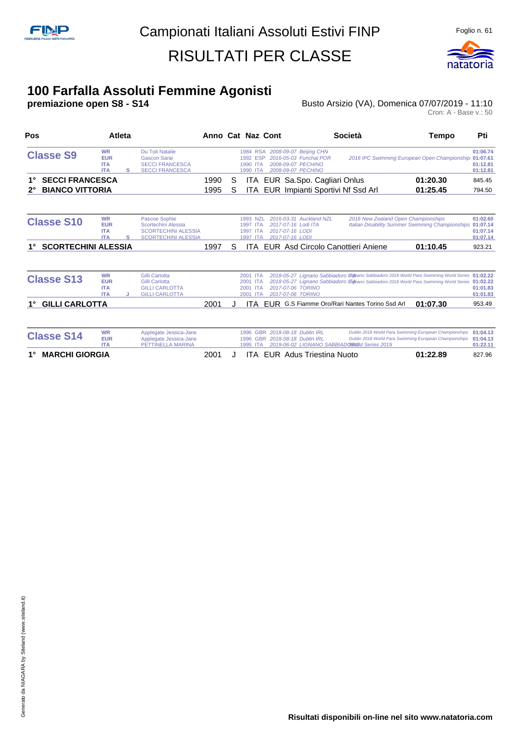# Campionati Italiani Assoluti Estivi FINP

# RISULTATI PER CLASSE

## 100 Farfalla Assoluti Femmine Agonisti

**premiazione open S8 - S14**

Busto Arsizio (VA), Domenica 07/07/2019 - 11:10

Cron: A - Base v.: 50

| Pos | Atleta | Anno | Cat | Naz | Cont | Società | Tempo | Pti |
|---|---|---|---|---|---|---|---|---|
| **Classe S9** | WR Du Toit Natalie | 1984 | | RSA | | 2008-09-07 Beijing CHN | | 01:06.74 |
| | EUR Gascon Sarai | 1992 | | ESP | | 2016-05-03 Funchal POR — 2016 IPC Swimming European Open Championships | | 01:07.61 |
| | ITA SECCI FRANCESCA | 1990 | | ITA | | 2008-09-07 PECHINO | | 01:12.81 |
| | ITA S SECCI FRANCESCA | 1990 | | ITA | | 2008-09-07 PECHINO | | 01:12.81 |
| **1°** | **SECCI FRANCESCA** | 1990 | S | ITA | EUR | Sa.Spo. Cagliari Onlus | **01:20.30** | 845.45 |
| **2°** | **BIANCO VITTORIA** | 1995 | S | ITA | EUR | Impianti Sportivi Nf Ssd Arl | **01:25.45** | 794.50 |
| **Classe S10** | WR Pascoe Sophie | 1993 | | NZL | | 2016-03-31 Auckland NZL — 2016 New Zealand Open Championships | | 01:02.60 |
| | EUR Scortechini Alessia | 1997 | | ITA | | 2017-07-16 Lodi ITA — Italian Disability Summer Swimming Championships | | 01:07.14 |
| | ITA SCORTECHINI ALESSIA | 1997 | | ITA | | 2017-07-16 LODI | | 01:07.14 |
| | ITA S SCORTECHINI ALESSIA | 1997 | | ITA | | 2017-07-16 LODI | | 01:07.14 |
| **1°** | **SCORTECHINI ALESSIA** | 1997 | S | ITA | EUR | Asd Circolo Canottieri Aniene | **01:10.45** | 923.21 |
| **Classe S13** | WR Gilli Carlotta | 2001 | | ITA | | 2018-05-27 Lignano Sabbiadoro ITA — Lignano Sabbiadoro 2018 World Para Swimming World Series | | 01:02.22 |
| | EUR Gilli Carlotta | 2001 | | ITA | | 2018-05-27 Lignano Sabbiadoro ITA — Lignano Sabbiadoro 2018 World Para Swimming World Series | | 01:02.22 |
| | ITA GILLI CARLOTTA | 2001 | | ITA | | 2017-07-06 TORINO | | 01:01.83 |
| | ITA J GILLI CARLOTTA | 2001 | | ITA | | 2017-07-06 TORINO | | 01:01.83 |
| **1°** | **GILLI CARLOTTA** | 2001 | J | ITA | EUR | G.S Fiamme Oro/Rari Nantes Torino Ssd Arl | **01:07.30** | 953.49 |
| **Classe S14** | WR Applegate Jessica-Jane | 1996 | | GBR | | 2018-08-18 Dublin IRL — Dublin 2018 World Para Swimming European Championships | | 01:04.13 |
| | EUR Applegate Jessica-Jane | 1996 | | GBR | | 2018-08-18 Dublin IRL — Dublin 2018 World Para Swimming European Championships | | 01:04.13 |
| | ITA PETTINELLA MARINA | 1995 | | ITA | | 2019-06-02 LIGNANO SABBIADORO — World Series 2019 | | 01:22.11 |
| **1°** | **MARCHI GIORGIA** | 2001 | J | ITA | EUR | Adus Triestina Nuoto | **01:22.89** | 827.96 |

Risultati disponibili on-line nel sito www.natatoria.com